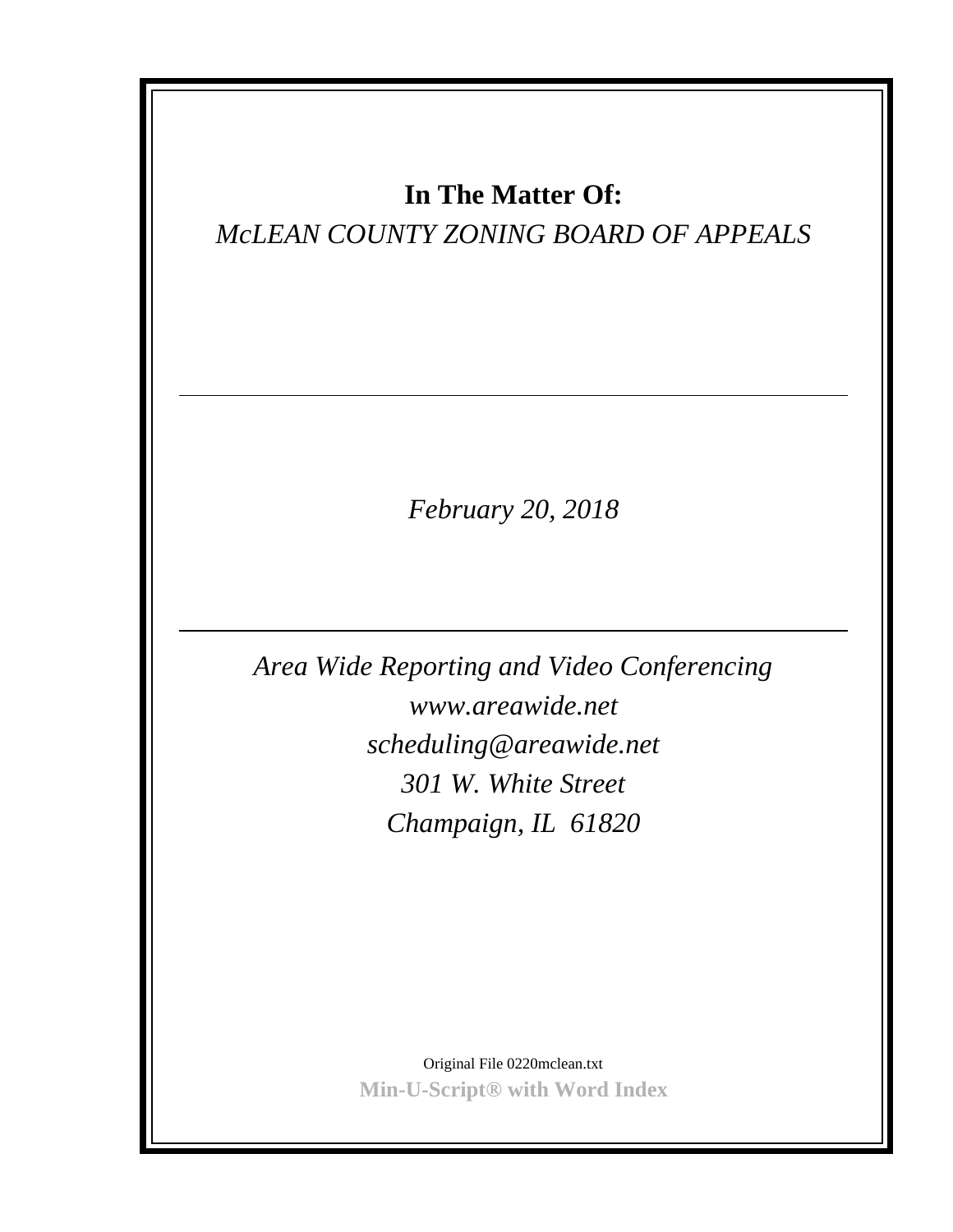**In The Matter Of:**

*McLEAN COUNTY ZONING BOARD OF APPEALS*

---

*February 20, 2018*

---

*Area Wide Reporting and Video Conferencing*

*www.areawide.net*

*scheduling@areawide.net*

*301 W. White Street*

*Champaign, IL 61820*

Original File 0220mclean.txt

**Min-U-Script® with Word Index**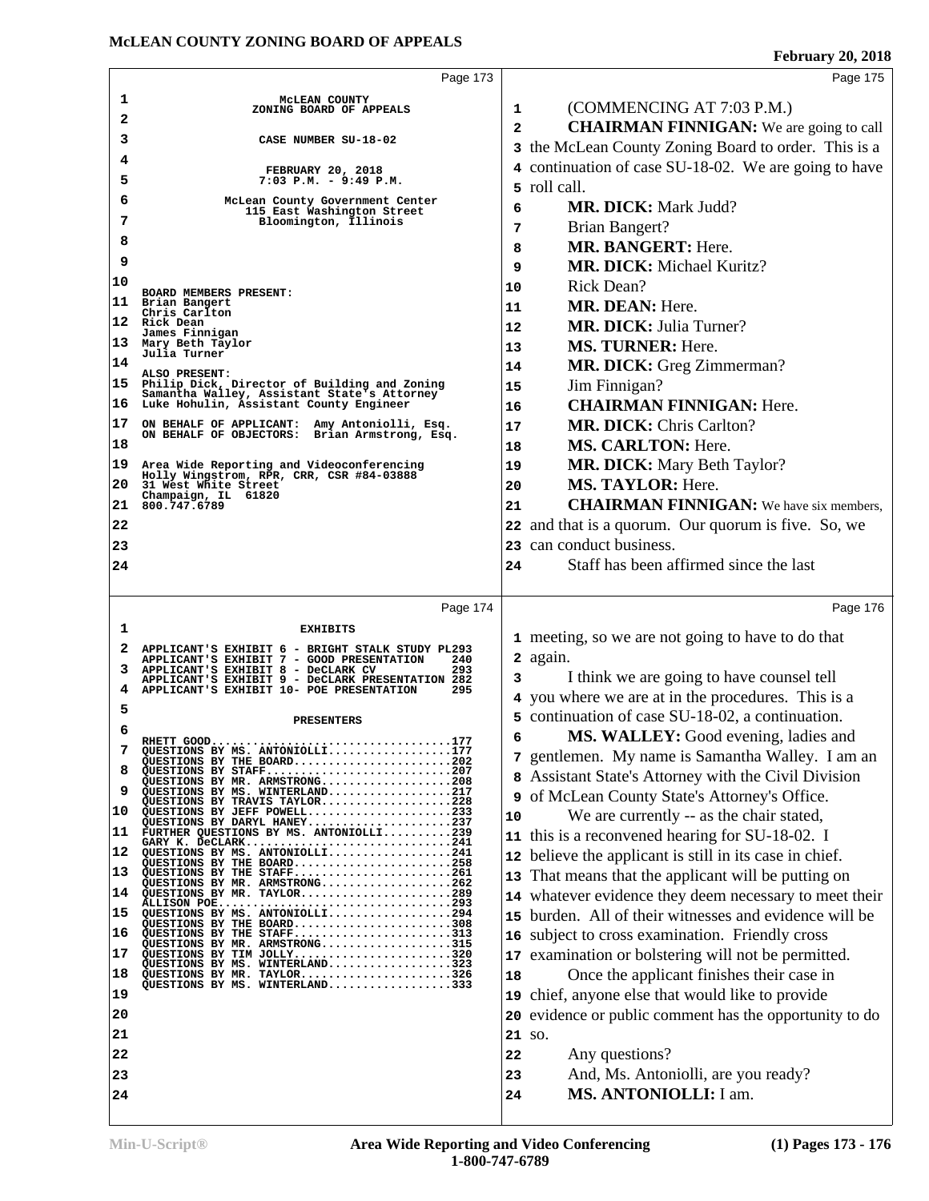McLEAN COUNTY
ZONING BOARD OF APPEALS

CASE NUMBER SU-18-02

FEBRUARY 20, 2018
7:03 P.M. - 9:49 P.M.

McLean County Government Center
115 East Washington Street
Bloomington, Illinois

BOARD MEMBERS PRESENT:
Brian Bangert
Chris Carlton
Rick Dean
James Finnigan
Mary Beth Taylor
Julia Turner

ALSO PRESENT:
Philip Dick, Director of Building and Zoning
Samantha Walley, Assistant State's Attorney
Luke Hohulin, Assistant County Engineer

ON BEHALF OF APPLICANT: Amy Antoniolli, Esq.
ON BEHALF OF OBJECTORS: Brian Armstrong, Esq.

Area Wide Reporting and Videoconferencing
Holly Wingstrom, RPR, CRR, CSR #84-03888
31 West White Street
Champaign, IL 61820
800.747.6789

EXHIBITS

| | |
|---|---|
| APPLICANT'S EXHIBIT 6 - BRIGHT STALK STUDY PL | 293 |
| APPLICANT'S EXHIBIT 7 - GOOD PRESENTATION | 240 |
| APPLICANT'S EXHIBIT 8 - DeCLARK CV | 293 |
| APPLICANT'S EXHIBIT 9 - DeCLARK PRESENTATION | 282 |
| APPLICANT'S EXHIBIT 10- POE PRESENTATION | 295 |

PRESENTERS

| | |
|---|---|
| RHETT GOOD | 177 |
| QUESTIONS BY MS. ANTONIOLLI | 177 |
| QUESTIONS BY THE BOARD | 202 |
| QUESTIONS BY STAFF | 207 |
| QUESTIONS BY MR. ARMSTRONG | 208 |
| QUESTIONS BY MS. WINTERLAND | 217 |
| QUESTIONS BY TRAVIS TAYLOR | 228 |
| QUESTIONS BY JEFF POWELL | 233 |
| QUESTIONS BY DARYL HANEY | 237 |
| FURTHER QUESTIONS BY MS. ANTONIOLLI | 239 |
| GARY K. DeCLARK | 241 |
| QUESTIONS BY MS. ANTONIOLLI | 241 |
| QUESTIONS BY THE BOARD | 258 |
| QUESTIONS BY THE STAFF | 261 |
| QUESTIONS BY MR. ARMSTRONG | 262 |
| QUESTIONS BY MR. TAYLOR | 289 |
| ALLISON POE | 293 |
| QUESTIONS BY MS. ANTONIOLLI | 294 |
| QUESTIONS BY THE BOARD | 308 |
| QUESTIONS BY THE STAFF | 313 |
| QUESTIONS BY MR. ARMSTRONG | 315 |
| QUESTIONS BY TIM JOLLY | 320 |
| QUESTIONS BY MS. WINTERLAND | 323 |
| QUESTIONS BY MR. TAYLOR | 326 |
| QUESTIONS BY MS. WINTERLAND | 333 |

(COMMENCING AT 7:03 P.M.)

**CHAIRMAN FINNIGAN:** We are going to call the McLean County Zoning Board to order. This is a continuation of case SU-18-02. We are going to have roll call.

**MR. DICK:** Mark Judd?

Brian Bangert?

**MR. BANGERT:** Here.

**MR. DICK:** Michael Kuritz?

Rick Dean?

**MR. DEAN:** Here.

**MR. DICK:** Julia Turner?

**MS. TURNER:** Here.

**MR. DICK:** Greg Zimmerman?

Jim Finnigan?

**CHAIRMAN FINNIGAN:** Here.

**MR. DICK:** Chris Carlton?

**MS. CARLTON:** Here.

**MR. DICK:** Mary Beth Taylor?

**MS. TAYLOR:** Here.

**CHAIRMAN FINNIGAN:** We have six members, and that is a quorum. Our quorum is five. So, we can conduct business.

Staff has been affirmed since the last meeting, so we are not going to have to do that again.

I think we are going to have counsel tell you where we are at in the procedures. This is a continuation of case SU-18-02, a continuation.

**MS. WALLEY:** Good evening, ladies and gentlemen. My name is Samantha Walley. I am an Assistant State's Attorney with the Civil Division of McLean County State's Attorney's Office.

We are currently -- as the chair stated, this is a reconvened hearing for SU-18-02. I believe the applicant is still in its case in chief. That means that the applicant will be putting on whatever evidence they deem necessary to meet their burden. All of their witnesses and evidence will be subject to cross examination. Friendly cross examination or bolstering will not be permitted.

Once the applicant finishes their case in chief, anyone else that would like to provide evidence or public comment has the opportunity to do so.

Any questions?

And, Ms. Antoniolli, are you ready?

**MS. ANTONIOLLI:** I am.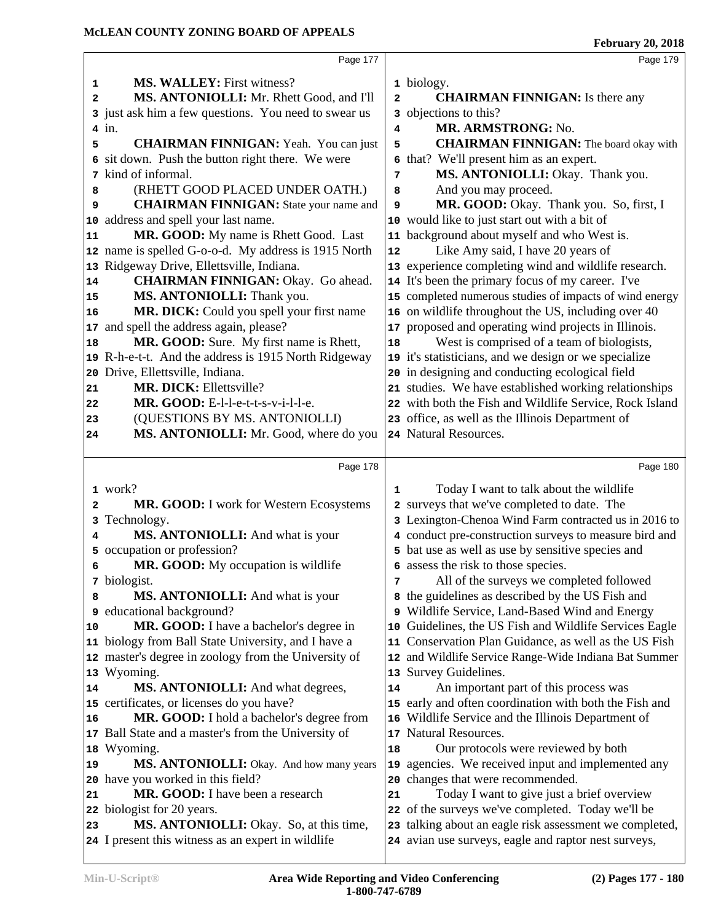MS. WALLEY: First witness?

MS. ANTONIOLLI: Mr. Rhett Good, and I'll just ask him a few questions. You need to swear us in.

CHAIRMAN FINNIGAN: Yeah. You can just sit down. Push the button right there. We were kind of informal.

(RHETT GOOD PLACED UNDER OATH.)

CHAIRMAN FINNIGAN: State your name and address and spell your last name.

MR. GOOD: My name is Rhett Good. Last name is spelled G-o-o-d. My address is 1915 North Ridgeway Drive, Ellettsville, Indiana.

CHAIRMAN FINNIGAN: Okay. Go ahead.

MS. ANTONIOLLI: Thank you.

MR. DICK: Could you spell your first name and spell the address again, please?

MR. GOOD: Sure. My first name is Rhett, R-h-e-t-t. And the address is 1915 North Ridgeway Drive, Ellettsville, Indiana.

MR. DICK: Ellettsville?

MR. GOOD: E-l-l-e-t-t-s-v-i-l-l-e.

(QUESTIONS BY MS. ANTONIOLLI)

MS. ANTONIOLLI: Mr. Good, where do you work?

MR. GOOD: I work for Western Ecosystems Technology.

MS. ANTONIOLLI: And what is your occupation or profession?

MR. GOOD: My occupation is wildlife biologist.

MS. ANTONIOLLI: And what is your educational background?

MR. GOOD: I have a bachelor's degree in biology from Ball State University, and I have a master's degree in zoology from the University of Wyoming.

MS. ANTONIOLLI: And what degrees, certificates, or licenses do you have?

MR. GOOD: I hold a bachelor's degree from Ball State and a master's from the University of Wyoming.

MS. ANTONIOLLI: Okay. And how many years have you worked in this field?

MR. GOOD: I have a research biologist for 20 years.

MS. ANTONIOLLI: Okay. So, at this time, I present this witness as an expert in wildlife biology.

CHAIRMAN FINNIGAN: Is there any objections to this?

MR. ARMSTRONG: No.

CHAIRMAN FINNIGAN: The board okay with that? We'll present him as an expert.

MS. ANTONIOLLI: Okay. Thank you.

And you may proceed.

MR. GOOD: Okay. Thank you. So, first, I would like to just start out with a bit of background about myself and who West is.

Like Amy said, I have 20 years of experience completing wind and wildlife research. It's been the primary focus of my career. I've completed numerous studies of impacts of wind energy on wildlife throughout the US, including over 40 proposed and operating wind projects in Illinois.

West is comprised of a team of biologists, it's statisticians, and we design or we specialize in designing and conducting ecological field studies. We have established working relationships with both the Fish and Wildlife Service, Rock Island office, as well as the Illinois Department of Natural Resources.

Today I want to talk about the wildlife surveys that we've completed to date. The Lexington-Chenoa Wind Farm contracted us in 2016 to conduct pre-construction surveys to measure bird and bat use as well as use by sensitive species and assess the risk to those species.

All of the surveys we completed followed the guidelines as described by the US Fish and Wildlife Service, Land-Based Wind and Energy Guidelines, the US Fish and Wildlife Services Eagle Conservation Plan Guidance, as well as the US Fish and Wildlife Service Range-Wide Indiana Bat Summer Survey Guidelines.

An important part of this process was early and often coordination with both the Fish and Wildlife Service and the Illinois Department of Natural Resources.

Our protocols were reviewed by both agencies. We received input and implemented any changes that were recommended.

Today I want to give just a brief overview of the surveys we've completed. Today we'll be talking about an eagle risk assessment we completed, avian use surveys, eagle and raptor nest surveys,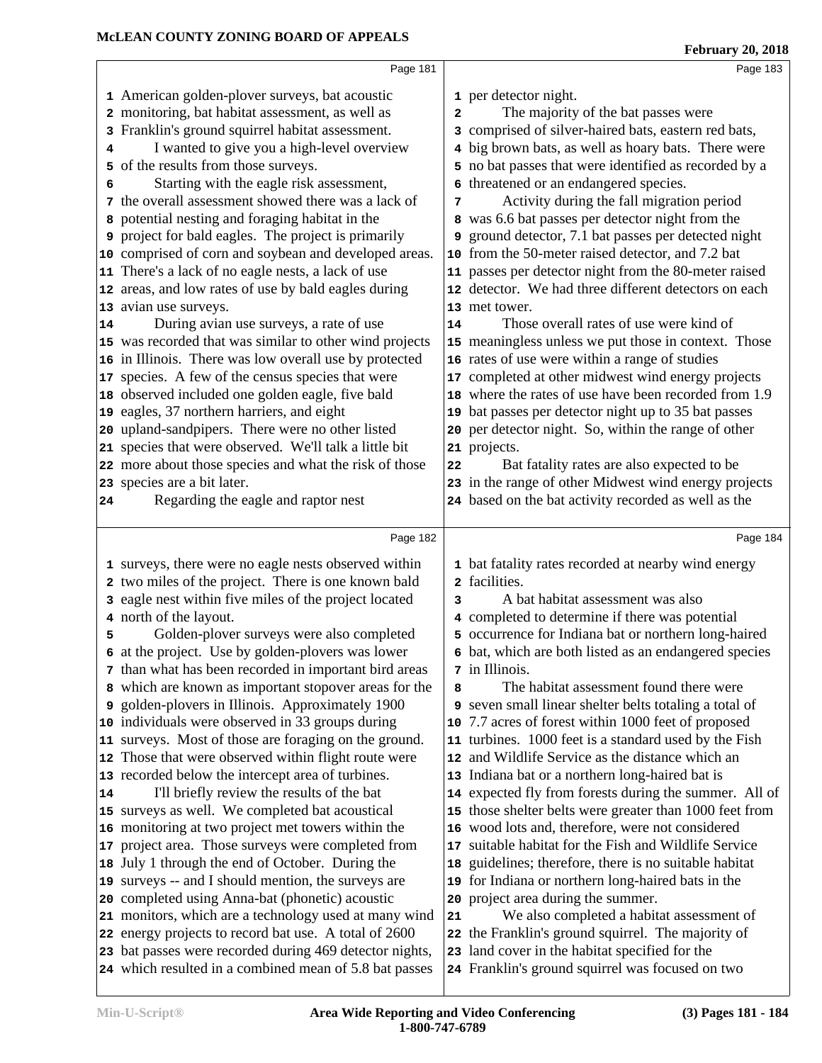Page 181

1 American golden-plover surveys, bat acoustic
2 monitoring, bat habitat assessment, as well as
3 Franklin's ground squirrel habitat assessment.
4 I wanted to give you a high-level overview
5 of the results from those surveys.
6 Starting with the eagle risk assessment,
7 the overall assessment showed there was a lack of
8 potential nesting and foraging habitat in the
9 project for bald eagles. The project is primarily
10 comprised of corn and soybean and developed areas.
11 There's a lack of no eagle nests, a lack of use
12 areas, and low rates of use by bald eagles during
13 avian use surveys.
14 During avian use surveys, a rate of use
15 was recorded that was similar to other wind projects
16 in Illinois. There was low overall use by protected
17 species. A few of the census species that were
18 observed included one golden eagle, five bald
19 eagles, 37 northern harriers, and eight
20 upland-sandpipers. There were no other listed
21 species that were observed. We'll talk a little bit
22 more about those species and what the risk of those
23 species are a bit later.
24 Regarding the eagle and raptor nest

Page 182

1 surveys, there were no eagle nests observed within
2 two miles of the project. There is one known bald
3 eagle nest within five miles of the project located
4 north of the layout.
5 Golden-plover surveys were also completed
6 at the project. Use by golden-plovers was lower
7 than what has been recorded in important bird areas
8 which are known as important stopover areas for the
9 golden-plovers in Illinois. Approximately 1900
10 individuals were observed in 33 groups during
11 surveys. Most of those are foraging on the ground.
12 Those that were observed within flight route were
13 recorded below the intercept area of turbines.
14 I'll briefly review the results of the bat
15 surveys as well. We completed bat acoustical
16 monitoring at two project met towers within the
17 project area. Those surveys were completed from
18 July 1 through the end of October. During the
19 surveys -- and I should mention, the surveys are
20 completed using Anna-bat (phonetic) acoustic
21 monitors, which are a technology used at many wind
22 energy projects to record bat use. A total of 2600
23 bat passes were recorded during 469 detector nights,
24 which resulted in a combined mean of 5.8 bat passes

Page 183

1 per detector night.
2 The majority of the bat passes were
3 comprised of silver-haired bats, eastern red bats,
4 big brown bats, as well as hoary bats. There were
5 no bat passes that were identified as recorded by a
6 threatened or an endangered species.
7 Activity during the fall migration period
8 was 6.6 bat passes per detector night from the
9 ground detector, 7.1 bat passes per detected night
10 from the 50-meter raised detector, and 7.2 bat
11 passes per detector night from the 80-meter raised
12 detector. We had three different detectors on each
13 met tower.
14 Those overall rates of use were kind of
15 meaningless unless we put those in context. Those
16 rates of use were within a range of studies
17 completed at other midwest wind energy projects
18 where the rates of use have been recorded from 1.9
19 bat passes per detector night up to 35 bat passes
20 per detector night. So, within the range of other
21 projects.
22 Bat fatality rates are also expected to be
23 in the range of other Midwest wind energy projects
24 based on the bat activity recorded as well as the

Page 184

1 bat fatality rates recorded at nearby wind energy
2 facilities.
3 A bat habitat assessment was also
4 completed to determine if there was potential
5 occurrence for Indiana bat or northern long-haired
6 bat, which are both listed as an endangered species
7 in Illinois.
8 The habitat assessment found there were
9 seven small linear shelter belts totaling a total of
10 7.7 acres of forest within 1000 feet of proposed
11 turbines. 1000 feet is a standard used by the Fish
12 and Wildlife Service as the distance which an
13 Indiana bat or a northern long-haired bat is
14 expected fly from forests during the summer. All of
15 those shelter belts were greater than 1000 feet from
16 wood lots and, therefore, were not considered
17 suitable habitat for the Fish and Wildlife Service
18 guidelines; therefore, there is no suitable habitat
19 for Indiana or northern long-haired bats in the
20 project area during the summer.
21 We also completed a habitat assessment of
22 the Franklin's ground squirrel. The majority of
23 land cover in the habitat specified for the
24 Franklin's ground squirrel was focused on two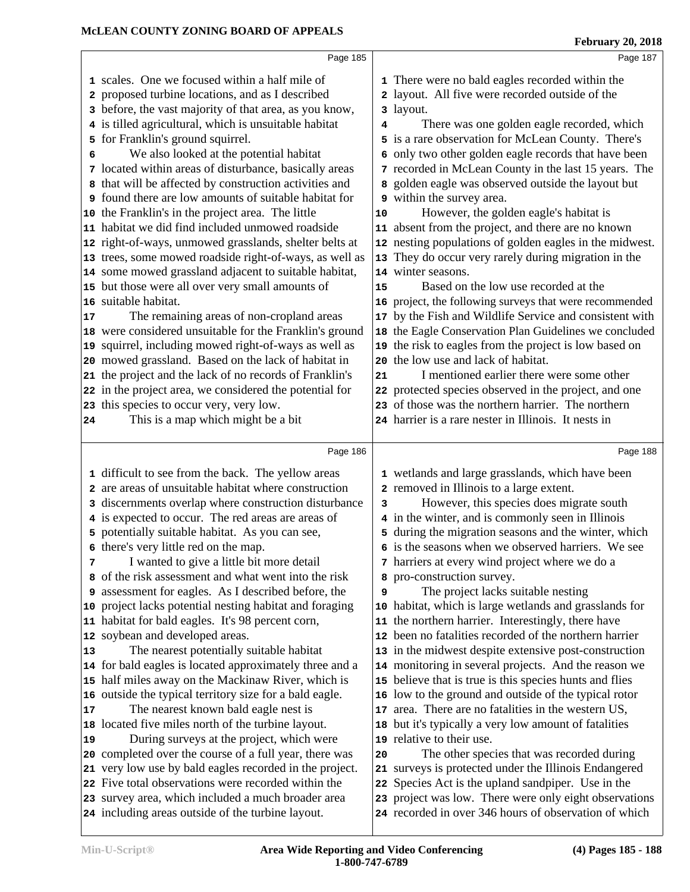Page 185

1 scales. One we focused within a half mile of
2 proposed turbine locations, and as I described
3 before, the vast majority of that area, as you know,
4 is tilled agricultural, which is unsuitable habitat
5 for Franklin's ground squirrel.
6 We also looked at the potential habitat
7 located within areas of disturbance, basically areas
8 that will be affected by construction activities and
9 found there are low amounts of suitable habitat for
10 the Franklin's in the project area. The little
11 habitat we did find included unmowed roadside
12 right-of-ways, unmowed grasslands, shelter belts at
13 trees, some mowed roadside right-of-ways, as well as
14 some mowed grassland adjacent to suitable habitat,
15 but those were all over very small amounts of
16 suitable habitat.
17 The remaining areas of non-cropland areas
18 were considered unsuitable for the Franklin's ground
19 squirrel, including mowed right-of-ways as well as
20 mowed grassland. Based on the lack of habitat in
21 the project and the lack of no records of Franklin's
22 in the project area, we considered the potential for
23 this species to occur very, very low.
24 This is a map which might be a bit

Page 186

1 difficult to see from the back. The yellow areas
2 are areas of unsuitable habitat where construction
3 discernments overlap where construction disturbance
4 is expected to occur. The red areas are areas of
5 potentially suitable habitat. As you can see,
6 there's very little red on the map.
7 I wanted to give a little bit more detail
8 of the risk assessment and what went into the risk
9 assessment for eagles. As I described before, the
10 project lacks potential nesting habitat and foraging
11 habitat for bald eagles. It's 98 percent corn,
12 soybean and developed areas.
13 The nearest potentially suitable habitat
14 for bald eagles is located approximately three and a
15 half miles away on the Mackinaw River, which is
16 outside the typical territory size for a bald eagle.
17 The nearest known bald eagle nest is
18 located five miles north of the turbine layout.
19 During surveys at the project, which were
20 completed over the course of a full year, there was
21 very low use by bald eagles recorded in the project.
22 Five total observations were recorded within the
23 survey area, which included a much broader area
24 including areas outside of the turbine layout.

Page 187

1 There were no bald eagles recorded within the
2 layout. All five were recorded outside of the
3 layout.
4 There was one golden eagle recorded, which
5 is a rare observation for McLean County. There's
6 only two other golden eagle records that have been
7 recorded in McLean County in the last 15 years. The
8 golden eagle was observed outside the layout but
9 within the survey area.
10 However, the golden eagle's habitat is
11 absent from the project, and there are no known
12 nesting populations of golden eagles in the midwest.
13 They do occur very rarely during migration in the
14 winter seasons.
15 Based on the low use recorded at the
16 project, the following surveys that were recommended
17 by the Fish and Wildlife Service and consistent with
18 the Eagle Conservation Plan Guidelines we concluded
19 the risk to eagles from the project is low based on
20 the low use and lack of habitat.
21 I mentioned earlier there were some other
22 protected species observed in the project, and one
23 of those was the northern harrier. The northern
24 harrier is a rare nester in Illinois. It nests in

Page 188

1 wetlands and large grasslands, which have been
2 removed in Illinois to a large extent.
3 However, this species does migrate south
4 in the winter, and is commonly seen in Illinois
5 during the migration seasons and the winter, which
6 is the seasons when we observed harriers. We see
7 harriers at every wind project where we do a
8 pro-construction survey.
9 The project lacks suitable nesting
10 habitat, which is large wetlands and grasslands for
11 the northern harrier. Interestingly, there have
12 been no fatalities recorded of the northern harrier
13 in the midwest despite extensive post-construction
14 monitoring in several projects. And the reason we
15 believe that is true is this species hunts and flies
16 low to the ground and outside of the typical rotor
17 area. There are no fatalities in the western US,
18 but it's typically a very low amount of fatalities
19 relative to their use.
20 The other species that was recorded during
21 surveys is protected under the Illinois Endangered
22 Species Act is the upland sandpiper. Use in the
23 project was low. There were only eight observations
24 recorded in over 346 hours of observation of which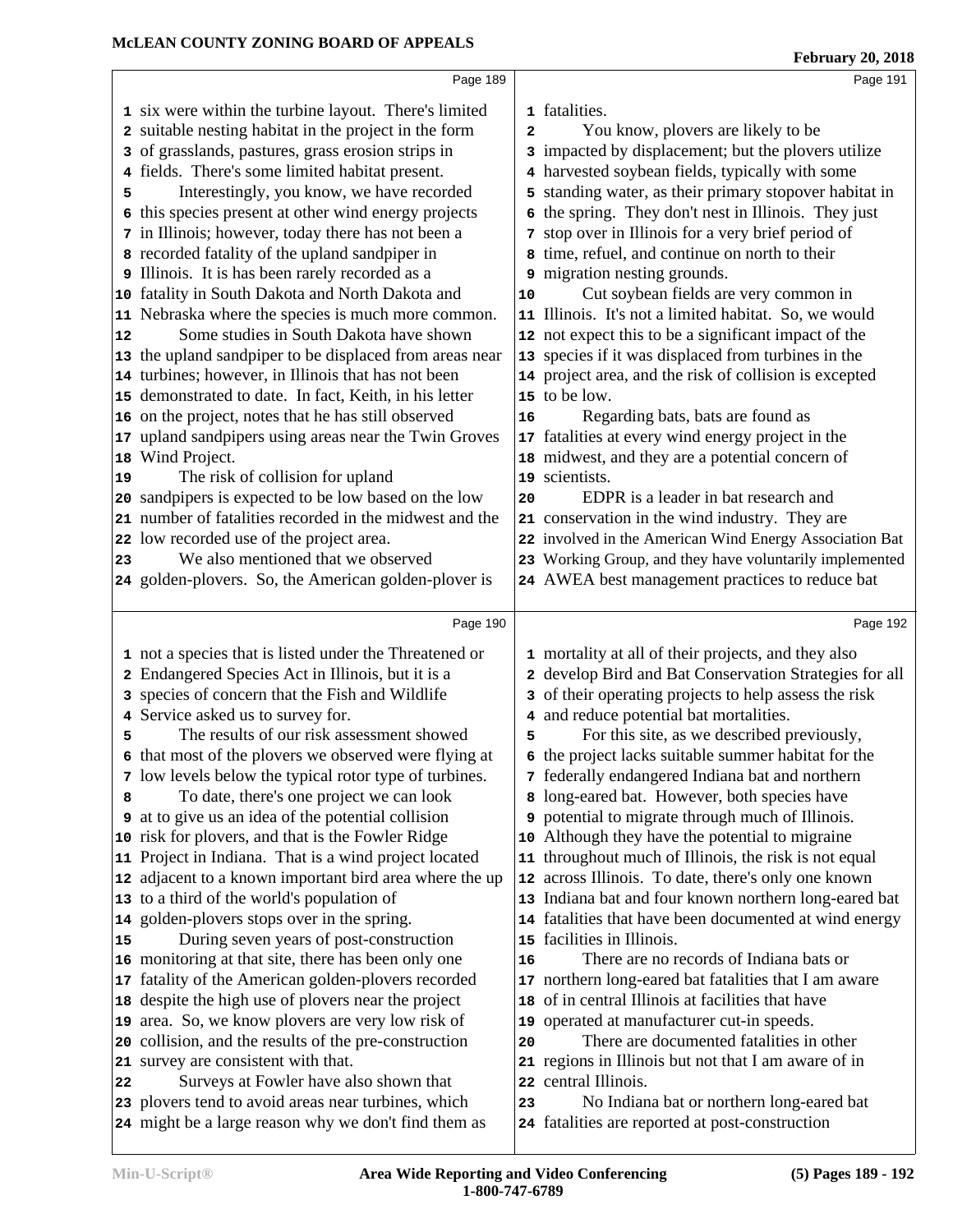Page 189

six were within the turbine layout. There's limited suitable nesting habitat in the project in the form of grasslands, pastures, grass erosion strips in fields. There's some limited habitat present.

Interestingly, you know, we have recorded this species present at other wind energy projects in Illinois; however, today there has not been a recorded fatality of the upland sandpiper in Illinois. It is has been rarely recorded as a fatality in South Dakota and North Dakota and Nebraska where the species is much more common.

Some studies in South Dakota have shown the upland sandpiper to be displaced from areas near turbines; however, in Illinois that has not been demonstrated to date. In fact, Keith, in his letter on the project, notes that he has still observed upland sandpipers using areas near the Twin Groves Wind Project.

The risk of collision for upland sandpipers is expected to be low based on the low number of fatalities recorded in the midwest and the low recorded use of the project area.

We also mentioned that we observed golden-plovers. So, the American golden-plover is

Page 190

not a species that is listed under the Threatened or Endangered Species Act in Illinois, but it is a species of concern that the Fish and Wildlife Service asked us to survey for.

The results of our risk assessment showed that most of the plovers we observed were flying at low levels below the typical rotor type of turbines.

To date, there's one project we can look at to give us an idea of the potential collision risk for plovers, and that is the Fowler Ridge Project in Indiana. That is a wind project located adjacent to a known important bird area where the up to a third of the world's population of golden-plovers stops over in the spring.

During seven years of post-construction monitoring at that site, there has been only one fatality of the American golden-plovers recorded despite the high use of plovers near the project area. So, we know plovers are very low risk of collision, and the results of the pre-construction survey are consistent with that.

Surveys at Fowler have also shown that plovers tend to avoid areas near turbines, which might be a large reason why we don't find them as

Page 191

fatalities.

You know, plovers are likely to be impacted by displacement; but the plovers utilize harvested soybean fields, typically with some standing water, as their primary stopover habitat in the spring. They don't nest in Illinois. They just stop over in Illinois for a very brief period of time, refuel, and continue on north to their migration nesting grounds.

Cut soybean fields are very common in Illinois. It's not a limited habitat. So, we would not expect this to be a significant impact of the species if it was displaced from turbines in the project area, and the risk of collision is excepted to be low.

Regarding bats, bats are found as fatalities at every wind energy project in the midwest, and they are a potential concern of scientists.

EDPR is a leader in bat research and conservation in the wind industry. They are involved in the American Wind Energy Association Bat Working Group, and they have voluntarily implemented AWEA best management practices to reduce bat

Page 192

mortality at all of their projects, and they also develop Bird and Bat Conservation Strategies for all of their operating projects to help assess the risk and reduce potential bat mortalities.

For this site, as we described previously, the project lacks suitable summer habitat for the federally endangered Indiana bat and northern long-eared bat. However, both species have potential to migrate through much of Illinois. Although they have the potential to migraine throughout much of Illinois, the risk is not equal across Illinois. To date, there's only one known Indiana bat and four known northern long-eared bat fatalities that have been documented at wind energy facilities in Illinois.

There are no records of Indiana bats or northern long-eared bat fatalities that I am aware of in central Illinois at facilities that have operated at manufacturer cut-in speeds.

There are documented fatalities in other regions in Illinois but not that I am aware of in central Illinois.

No Indiana bat or northern long-eared bat fatalities are reported at post-construction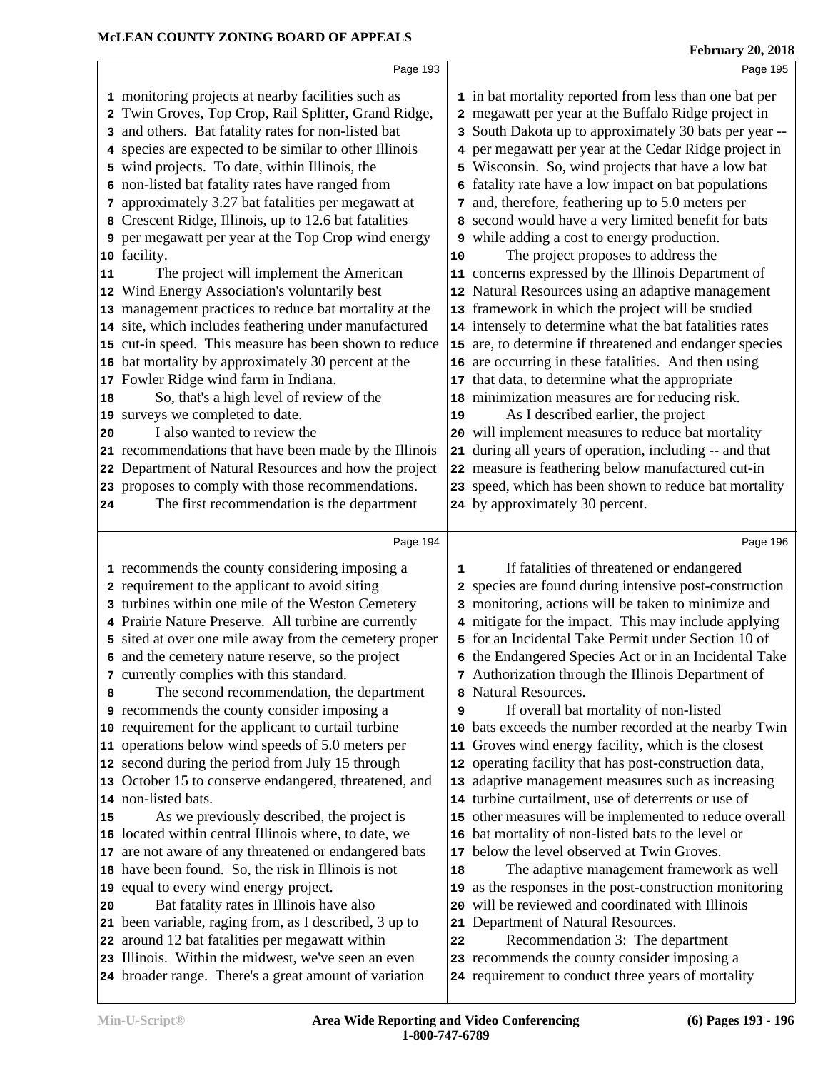Page 193

1 monitoring projects at nearby facilities such as
2 Twin Groves, Top Crop, Rail Splitter, Grand Ridge,
3 and others. Bat fatality rates for non-listed bat
4 species are expected to be similar to other Illinois
5 wind projects. To date, within Illinois, the
6 non-listed bat fatality rates have ranged from
7 approximately 3.27 bat fatalities per megawatt at
8 Crescent Ridge, Illinois, up to 12.6 bat fatalities
9 per megawatt per year at the Top Crop wind energy
10 facility.
11 The project will implement the American
12 Wind Energy Association's voluntarily best
13 management practices to reduce bat mortality at the
14 site, which includes feathering under manufactured
15 cut-in speed. This measure has been shown to reduce
16 bat mortality by approximately 30 percent at the
17 Fowler Ridge wind farm in Indiana.
18 So, that's a high level of review of the
19 surveys we completed to date.
20 I also wanted to review the
21 recommendations that have been made by the Illinois
22 Department of Natural Resources and how the project
23 proposes to comply with those recommendations.
24 The first recommendation is the department

Page 194

1 recommends the county considering imposing a
2 requirement to the applicant to avoid siting
3 turbines within one mile of the Weston Cemetery
4 Prairie Nature Preserve. All turbine are currently
5 sited at over one mile away from the cemetery proper
6 and the cemetery nature reserve, so the project
7 currently complies with this standard.
8 The second recommendation, the department
9 recommends the county consider imposing a
10 requirement for the applicant to curtail turbine
11 operations below wind speeds of 5.0 meters per
12 second during the period from July 15 through
13 October 15 to conserve endangered, threatened, and
14 non-listed bats.
15 As we previously described, the project is
16 located within central Illinois where, to date, we
17 are not aware of any threatened or endangered bats
18 have been found. So, the risk in Illinois is not
19 equal to every wind energy project.
20 Bat fatality rates in Illinois have also
21 been variable, raging from, as I described, 3 up to
22 around 12 bat fatalities per megawatt within
23 Illinois. Within the midwest, we've seen an even
24 broader range. There's a great amount of variation

Page 195

1 in bat mortality reported from less than one bat per
2 megawatt per year at the Buffalo Ridge project in
3 South Dakota up to approximately 30 bats per year --
4 per megawatt per year at the Cedar Ridge project in
5 Wisconsin. So, wind projects that have a low bat
6 fatality rate have a low impact on bat populations
7 and, therefore, feathering up to 5.0 meters per
8 second would have a very limited benefit for bats
9 while adding a cost to energy production.
10 The project proposes to address the
11 concerns expressed by the Illinois Department of
12 Natural Resources using an adaptive management
13 framework in which the project will be studied
14 intensely to determine what the bat fatalities rates
15 are, to determine if threatened and endanger species
16 are occurring in these fatalities. And then using
17 that data, to determine what the appropriate
18 minimization measures are for reducing risk.
19 As I described earlier, the project
20 will implement measures to reduce bat mortality
21 during all years of operation, including -- and that
22 measure is feathering below manufactured cut-in
23 speed, which has been shown to reduce bat mortality
24 by approximately 30 percent.

Page 196

1 If fatalities of threatened or endangered
2 species are found during intensive post-construction
3 monitoring, actions will be taken to minimize and
4 mitigate for the impact. This may include applying
5 for an Incidental Take Permit under Section 10 of
6 the Endangered Species Act or in an Incidental Take
7 Authorization through the Illinois Department of
8 Natural Resources.
9 If overall bat mortality of non-listed
10 bats exceeds the number recorded at the nearby Twin
11 Groves wind energy facility, which is the closest
12 operating facility that has post-construction data,
13 adaptive management measures such as increasing
14 turbine curtailment, use of deterrents or use of
15 other measures will be implemented to reduce overall
16 bat mortality of non-listed bats to the level or
17 below the level observed at Twin Groves.
18 The adaptive management framework as well
19 as the responses in the post-construction monitoring
20 will be reviewed and coordinated with Illinois
21 Department of Natural Resources.
22 Recommendation 3: The department
23 recommends the county consider imposing a
24 requirement to conduct three years of mortality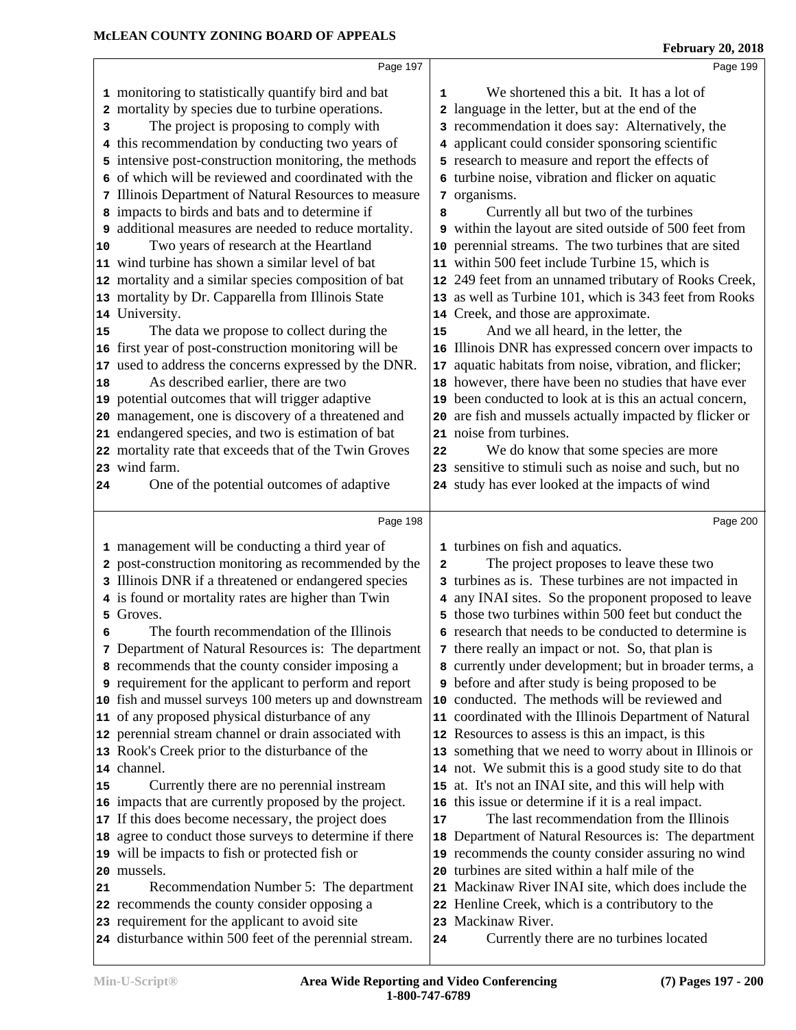monitoring to statistically quantify bird and bat mortality by species due to turbine operations.

The project is proposing to comply with this recommendation by conducting two years of intensive post-construction monitoring, the methods of which will be reviewed and coordinated with the Illinois Department of Natural Resources to measure impacts to birds and bats and to determine if additional measures are needed to reduce mortality.

Two years of research at the Heartland wind turbine has shown a similar level of bat mortality and a similar species composition of bat mortality by Dr. Capparella from Illinois State University.

The data we propose to collect during the first year of post-construction monitoring will be used to address the concerns expressed by the DNR.

As described earlier, there are two potential outcomes that will trigger adaptive management, one is discovery of a threatened and endangered species, and two is estimation of bat mortality rate that exceeds that of the Twin Groves wind farm.

One of the potential outcomes of adaptive management will be conducting a third year of post-construction monitoring as recommended by the Illinois DNR if a threatened or endangered species is found or mortality rates are higher than Twin Groves.

The fourth recommendation of the Illinois Department of Natural Resources is: The department recommends that the county consider imposing a requirement for the applicant to perform and report fish and mussel surveys 100 meters up and downstream of any proposed physical disturbance of any perennial stream channel or drain associated with Rook's Creek prior to the disturbance of the channel.

Currently there are no perennial instream impacts that are currently proposed by the project. If this does become necessary, the project does agree to conduct those surveys to determine if there will be impacts to fish or protected fish or mussels.

Recommendation Number 5: The department recommends the county consider opposing a requirement for the applicant to avoid site disturbance within 500 feet of the perennial stream.

We shortened this a bit. It has a lot of language in the letter, but at the end of the recommendation it does say: Alternatively, the applicant could consider sponsoring scientific research to measure and report the effects of turbine noise, vibration and flicker on aquatic organisms.

Currently all but two of the turbines within the layout are sited outside of 500 feet from perennial streams. The two turbines that are sited within 500 feet include Turbine 15, which is 249 feet from an unnamed tributary of Rooks Creek, as well as Turbine 101, which is 343 feet from Rooks Creek, and those are approximate.

And we all heard, in the letter, the Illinois DNR has expressed concern over impacts to aquatic habitats from noise, vibration, and flicker; however, there have been no studies that have ever been conducted to look at is this an actual concern, are fish and mussels actually impacted by flicker or noise from turbines.

We do know that some species are more sensitive to stimuli such as noise and such, but no study has ever looked at the impacts of wind turbines on fish and aquatics.

The project proposes to leave these two turbines as is. These turbines are not impacted in any INAI sites. So the proponent proposed to leave those two turbines within 500 feet but conduct the research that needs to be conducted to determine is there really an impact or not. So, that plan is currently under development; but in broader terms, a before and after study is being proposed to be conducted. The methods will be reviewed and coordinated with the Illinois Department of Natural Resources to assess is this an impact, is this something that we need to worry about in Illinois or not. We submit this is a good study site to do that at. It's not an INAI site, and this will help with this issue or determine if it is a real impact.

The last recommendation from the Illinois Department of Natural Resources is: The department recommends the county consider assuring no wind turbines are sited within a half mile of the Mackinaw River INAI site, which does include the Henline Creek, which is a contributory to the Mackinaw River.

Currently there are no turbines located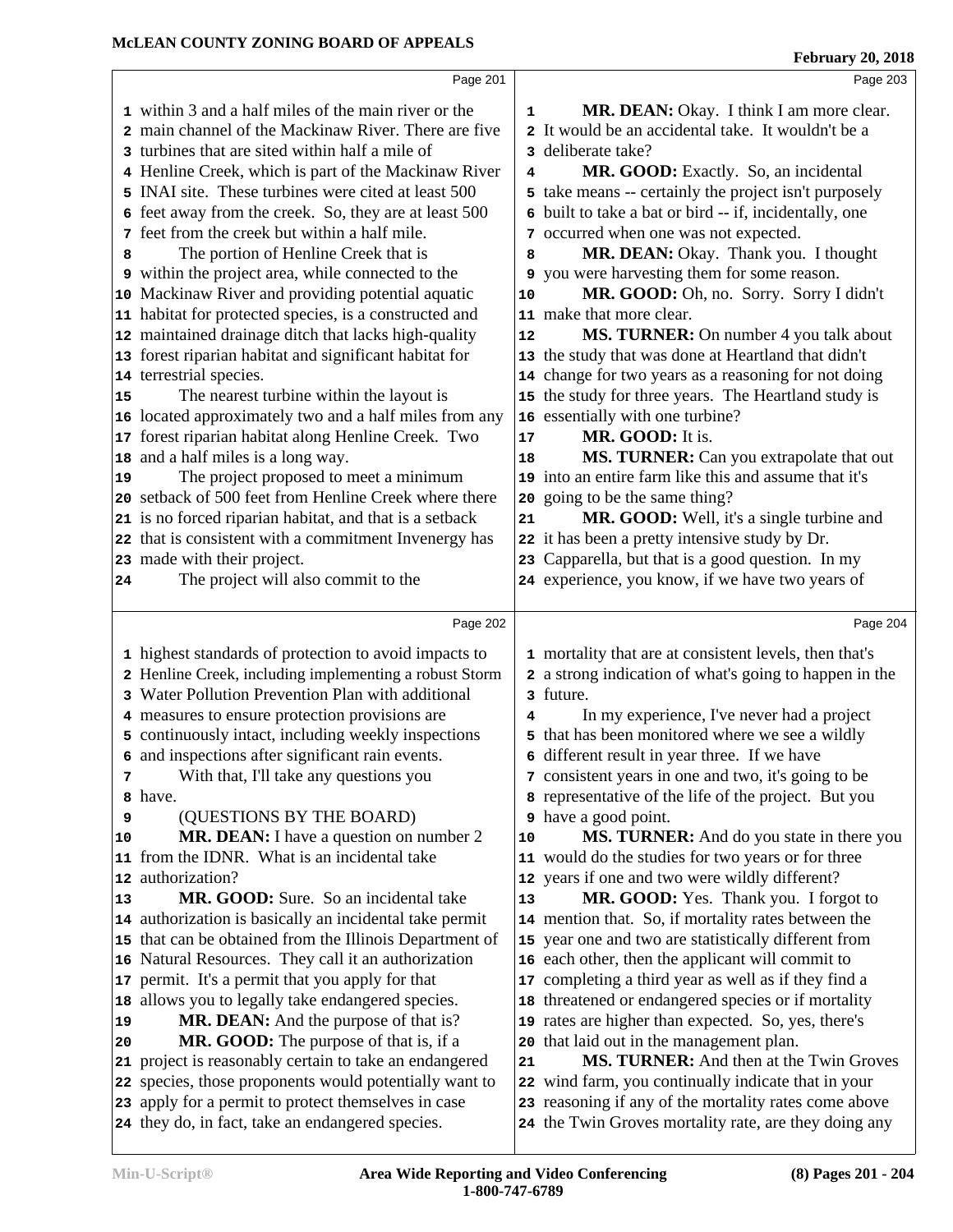within 3 and a half miles of the main river or the main channel of the Mackinaw River. There are five turbines that are sited within half a mile of Henline Creek, which is part of the Mackinaw River INAI site. These turbines were cited at least 500 feet away from the creek. So, they are at least 500 feet from the creek but within a half mile.

The portion of Henline Creek that is within the project area, while connected to the Mackinaw River and providing potential aquatic habitat for protected species, is a constructed and maintained drainage ditch that lacks high-quality forest riparian habitat and significant habitat for terrestrial species.

The nearest turbine within the layout is located approximately two and a half miles from any forest riparian habitat along Henline Creek. Two and a half miles is a long way.

The project proposed to meet a minimum setback of 500 feet from Henline Creek where there is no forced riparian habitat, and that is a setback that is consistent with a commitment Invenergy has made with their project.

The project will also commit to the highest standards of protection to avoid impacts to Henline Creek, including implementing a robust Storm Water Pollution Prevention Plan with additional measures to ensure protection provisions are continuously intact, including weekly inspections and inspections after significant rain events.

With that, I'll take any questions you have.

(QUESTIONS BY THE BOARD)

**MR. DEAN:** I have a question on number 2 from the IDNR. What is an incidental take authorization?

**MR. GOOD:** Sure. So an incidental take authorization is basically an incidental take permit that can be obtained from the Illinois Department of Natural Resources. They call it an authorization permit. It's a permit that you apply for that allows you to legally take endangered species.

**MR. DEAN:** And the purpose of that is?

**MR. GOOD:** The purpose of that is, if a project is reasonably certain to take an endangered species, those proponents would potentially want to apply for a permit to protect themselves in case they do, in fact, take an endangered species.

**MR. DEAN:** Okay. I think I am more clear. It would be an accidental take. It wouldn't be a deliberate take?

**MR. GOOD:** Exactly. So, an incidental take means -- certainly the project isn't purposely built to take a bat or bird -- if, incidentally, one occurred when one was not expected.

**MR. DEAN:** Okay. Thank you. I thought you were harvesting them for some reason.

**MR. GOOD:** Oh, no. Sorry. Sorry I didn't make that more clear.

**MS. TURNER:** On number 4 you talk about the study that was done at Heartland that didn't change for two years as a reasoning for not doing the study for three years. The Heartland study is essentially with one turbine?

**MR. GOOD:** It is.

**MS. TURNER:** Can you extrapolate that out into an entire farm like this and assume that it's going to be the same thing?

**MR. GOOD:** Well, it's a single turbine and it has been a pretty intensive study by Dr. Capparella, but that is a good question. In my experience, you know, if we have two years of mortality that are at consistent levels, then that's a strong indication of what's going to happen in the future.

In my experience, I've never had a project that has been monitored where we see a wildly different result in year three. If we have consistent years in one and two, it's going to be representative of the life of the project. But you have a good point.

**MS. TURNER:** And do you state in there you would do the studies for two years or for three years if one and two were wildly different?

**MR. GOOD:** Yes. Thank you. I forgot to mention that. So, if mortality rates between the year one and two are statistically different from each other, then the applicant will commit to completing a third year as well as if they find a threatened or endangered species or if mortality rates are higher than expected. So, yes, there's that laid out in the management plan.

**MS. TURNER:** And then at the Twin Groves wind farm, you continually indicate that in your reasoning if any of the mortality rates come above the Twin Groves mortality rate, are they doing any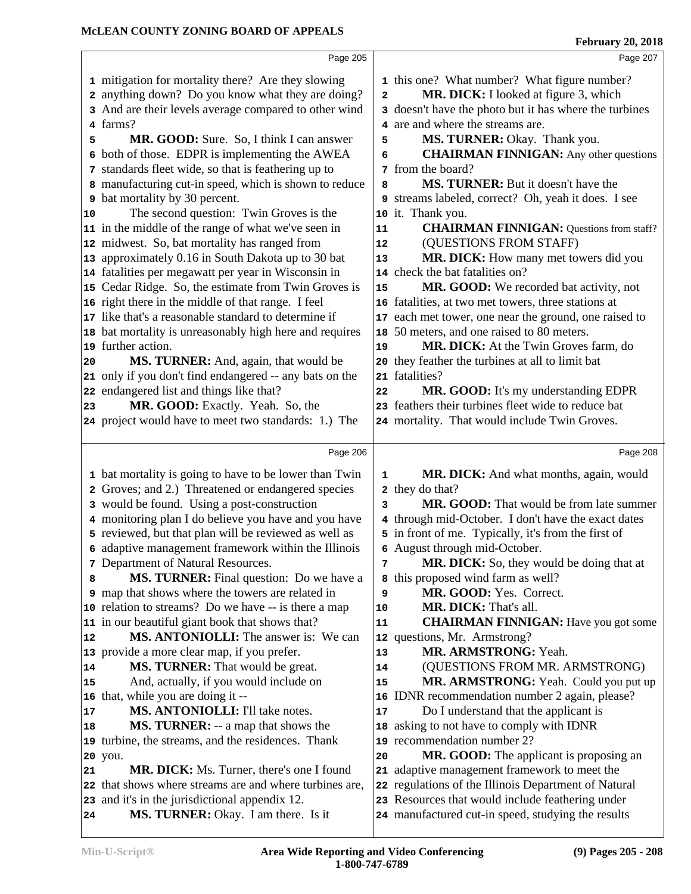**Page 205**

mitigation for mortality there? Are they slowing anything down? Do you know what they are doing? And are their levels average compared to other wind farms?

**MR. GOOD:** Sure. So, I think I can answer both of those. EDPR is implementing the AWEA standards fleet wide, so that is feathering up to manufacturing cut-in speed, which is shown to reduce bat mortality by 30 percent.

The second question: Twin Groves is the in the middle of the range of what we've seen in midwest. So, bat mortality has ranged from approximately 0.16 in South Dakota up to 30 bat fatalities per megawatt per year in Wisconsin in Cedar Ridge. So, the estimate from Twin Groves is right there in the middle of that range. I feel like that's a reasonable standard to determine if bat mortality is unreasonably high here and requires further action.

**MS. TURNER:** And, again, that would be only if you don't find endangered -- any bats on the endangered list and things like that?

**MR. GOOD:** Exactly. Yeah. So, the project would have to meet two standards: 1.) The

**Page 206**

bat mortality is going to have to be lower than Twin Groves; and 2.) Threatened or endangered species would be found. Using a post-construction monitoring plan I do believe you have and you have reviewed, but that plan will be reviewed as well as adaptive management framework within the Illinois Department of Natural Resources.

**MS. TURNER:** Final question: Do we have a map that shows where the towers are related in relation to streams? Do we have -- is there a map in our beautiful giant book that shows that?

**MS. ANTONIOLLI:** The answer is: We can provide a more clear map, if you prefer.

**MS. TURNER:** That would be great.

And, actually, if you would include on that, while you are doing it --

**MS. ANTONIOLLI:** I'll take notes.

**MS. TURNER:** -- a map that shows the turbine, the streams, and the residences. Thank you.

**MR. DICK:** Ms. Turner, there's one I found that shows where streams are and where turbines are, and it's in the jurisdictional appendix 12.

**MS. TURNER:** Okay. I am there. Is it

**Page 207**

this one? What number? What figure number?

**MR. DICK:** I looked at figure 3, which doesn't have the photo but it has where the turbines are and where the streams are.

**MS. TURNER:** Okay. Thank you.

**CHAIRMAN FINNIGAN:** Any other questions from the board?

**MS. TURNER:** But it doesn't have the streams labeled, correct? Oh, yeah it does. I see it. Thank you.

**CHAIRMAN FINNIGAN:** Questions from staff?

(QUESTIONS FROM STAFF)

**MR. DICK:** How many met towers did you check the bat fatalities on?

**MR. GOOD:** We recorded bat activity, not fatalities, at two met towers, three stations at each met tower, one near the ground, one raised to 50 meters, and one raised to 80 meters.

**MR. DICK:** At the Twin Groves farm, do they feather the turbines at all to limit bat fatalities?

**MR. GOOD:** It's my understanding EDPR feathers their turbines fleet wide to reduce bat mortality. That would include Twin Groves.

**Page 208**

**MR. DICK:** And what months, again, would they do that?

**MR. GOOD:** That would be from late summer through mid-October. I don't have the exact dates in front of me. Typically, it's from the first of August through mid-October.

**MR. DICK:** So, they would be doing that at this proposed wind farm as well?

**MR. GOOD:** Yes. Correct.

**MR. DICK:** That's all.

**CHAIRMAN FINNIGAN:** Have you got some questions, Mr. Armstrong?

**MR. ARMSTRONG:** Yeah.

(QUESTIONS FROM MR. ARMSTRONG)

**MR. ARMSTRONG:** Yeah. Could you put up IDNR recommendation number 2 again, please?

Do I understand that the applicant is asking to not have to comply with IDNR recommendation number 2?

**MR. GOOD:** The applicant is proposing an adaptive management framework to meet the regulations of the Illinois Department of Natural Resources that would include feathering under manufactured cut-in speed, studying the results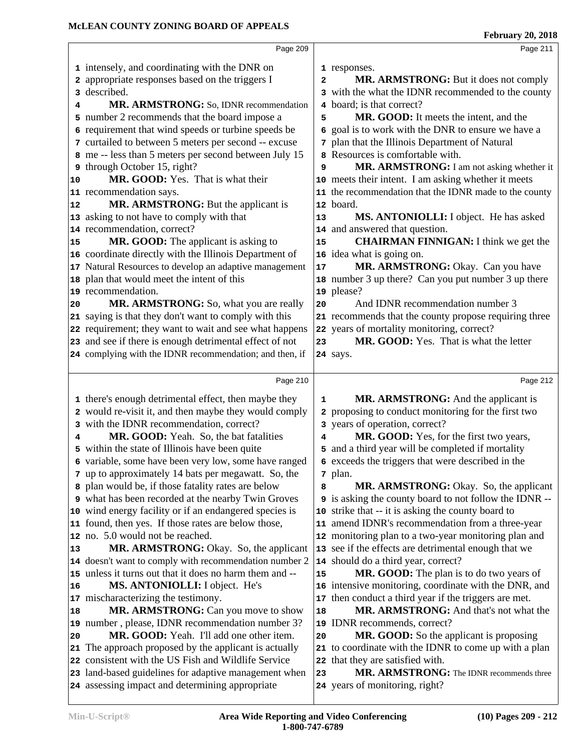Page 209

intensely, and coordinating with the DNR on appropriate responses based on the triggers I described.

**MR. ARMSTRONG:** So, IDNR recommendation number 2 recommends that the board impose a requirement that wind speeds or turbine speeds be curtailed to between 5 meters per second -- excuse me -- less than 5 meters per second between July 15 through October 15, right?

**MR. GOOD:** Yes. That is what their recommendation says.

**MR. ARMSTRONG:** But the applicant is asking to not have to comply with that recommendation, correct?

**MR. GOOD:** The applicant is asking to coordinate directly with the Illinois Department of Natural Resources to develop an adaptive management plan that would meet the intent of this recommendation.

**MR. ARMSTRONG:** So, what you are really saying is that they don't want to comply with this requirement; they want to wait and see what happens and see if there is enough detrimental effect of not complying with the IDNR recommendation; and then, if

Page 210

there's enough detrimental effect, then maybe they would re-visit it, and then maybe they would comply with the IDNR recommendation, correct?

**MR. GOOD:** Yeah. So, the bat fatalities within the state of Illinois have been quite variable, some have been very low, some have ranged up to approximately 14 bats per megawatt. So, the plan would be, if those fatality rates are below what has been recorded at the nearby Twin Groves wind energy facility or if an endangered species is found, then yes. If those rates are below those, no. 5.0 would not be reached.

**MR. ARMSTRONG:** Okay. So, the applicant doesn't want to comply with recommendation number 2 unless it turns out that it does no harm them and --

**MS. ANTONIOLLI:** I object. He's mischaracterizing the testimony.

**MR. ARMSTRONG:** Can you move to show number , please, IDNR recommendation number 3?

**MR. GOOD:** Yeah. I'll add one other item. The approach proposed by the applicant is actually consistent with the US Fish and Wildlife Service land-based guidelines for adaptive management when assessing impact and determining appropriate

Page 211

responses.

**MR. ARMSTRONG:** But it does not comply with the what the IDNR recommended to the county board; is that correct?

**MR. GOOD:** It meets the intent, and the goal is to work with the DNR to ensure we have a plan that the Illinois Department of Natural Resources is comfortable with.

**MR. ARMSTRONG:** I am not asking whether it meets their intent. I am asking whether it meets the recommendation that the IDNR made to the county board.

**MS. ANTONIOLLI:** I object. He has asked and answered that question.

**CHAIRMAN FINNIGAN:** I think we get the idea what is going on.

**MR. ARMSTRONG:** Okay. Can you have number 3 up there? Can you put number 3 up there please?

And IDNR recommendation number 3 recommends that the county propose requiring three years of mortality monitoring, correct?

**MR. GOOD:** Yes. That is what the letter says.

Page 212

**MR. ARMSTRONG:** And the applicant is proposing to conduct monitoring for the first two years of operation, correct?

**MR. GOOD:** Yes, for the first two years, and a third year will be completed if mortality exceeds the triggers that were described in the plan.

**MR. ARMSTRONG:** Okay. So, the applicant is asking the county board to not follow the IDNR -- strike that -- it is asking the county board to amend IDNR's recommendation from a three-year monitoring plan to a two-year monitoring plan and see if the effects are detrimental enough that we should do a third year, correct?

**MR. GOOD:** The plan is to do two years of intensive monitoring, coordinate with the DNR, and then conduct a third year if the triggers are met.

**MR. ARMSTRONG:** And that's not what the IDNR recommends, correct?

**MR. GOOD:** So the applicant is proposing to coordinate with the IDNR to come up with a plan that they are satisfied with.

**MR. ARMSTRONG:** The IDNR recommends three years of monitoring, right?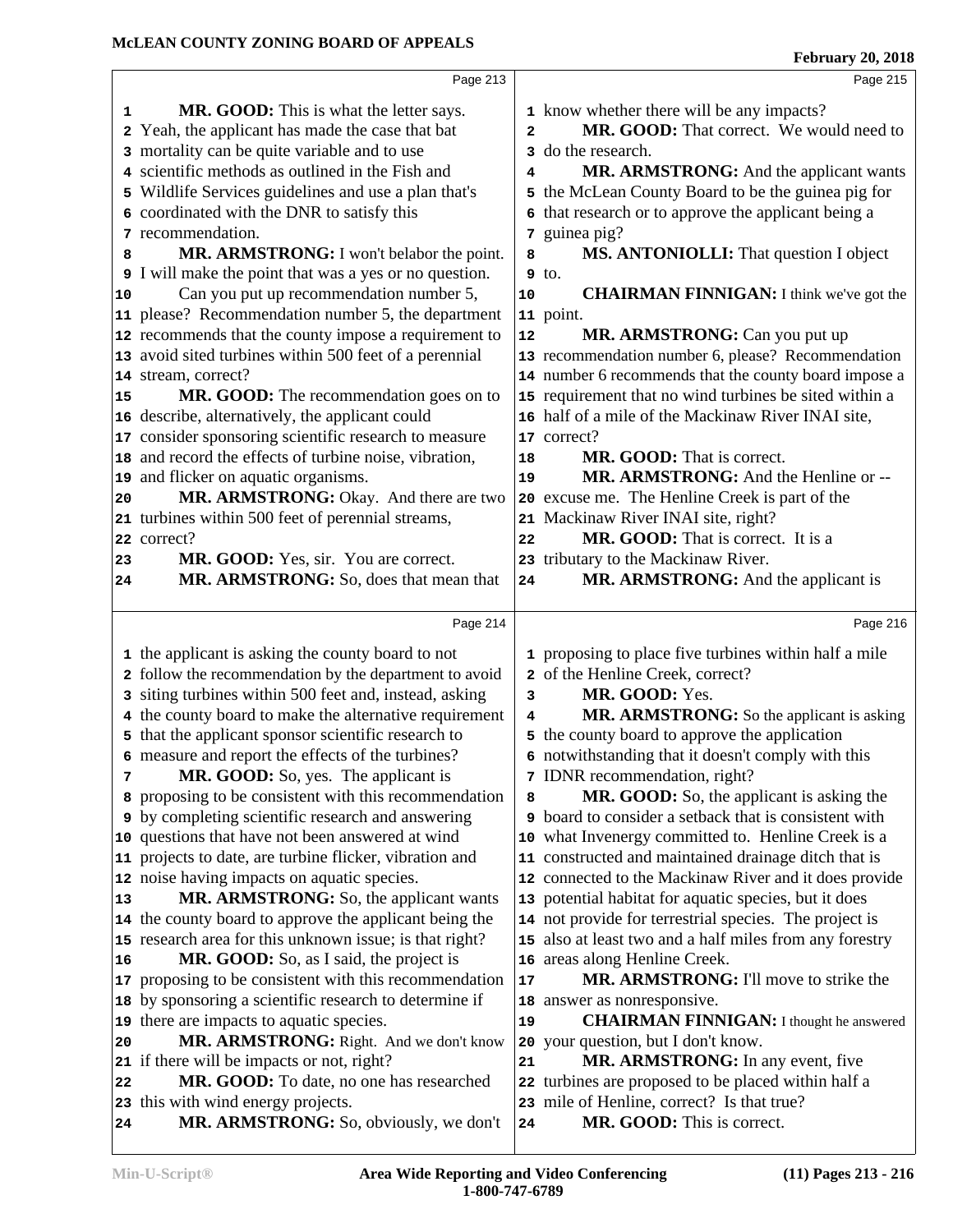Page 213

MR. GOOD: This is what the letter says. Yeah, the applicant has made the case that bat mortality can be quite variable and to use scientific methods as outlined in the Fish and Wildlife Services guidelines and use a plan that's coordinated with the DNR to satisfy this recommendation.

MR. ARMSTRONG: I won't belabor the point. I will make the point that was a yes or no question.

Can you put up recommendation number 5, please? Recommendation number 5, the department recommends that the county impose a requirement to avoid sited turbines within 500 feet of a perennial stream, correct?

MR. GOOD: The recommendation goes on to describe, alternatively, the applicant could consider sponsoring scientific research to measure and record the effects of turbine noise, vibration, and flicker on aquatic organisms.

MR. ARMSTRONG: Okay. And there are two turbines within 500 feet of perennial streams, correct?

MR. GOOD: Yes, sir. You are correct.

MR. ARMSTRONG: So, does that mean that

Page 214

the applicant is asking the county board to not follow the recommendation by the department to avoid siting turbines within 500 feet and, instead, asking the county board to make the alternative requirement that the applicant sponsor scientific research to measure and report the effects of the turbines?

MR. GOOD: So, yes. The applicant is proposing to be consistent with this recommendation by completing scientific research and answering questions that have not been answered at wind projects to date, are turbine flicker, vibration and noise having impacts on aquatic species.

MR. ARMSTRONG: So, the applicant wants the county board to approve the applicant being the research area for this unknown issue; is that right?

MR. GOOD: So, as I said, the project is proposing to be consistent with this recommendation by sponsoring a scientific research to determine if there are impacts to aquatic species.

MR. ARMSTRONG: Right. And we don't know if there will be impacts or not, right?

MR. GOOD: To date, no one has researched this with wind energy projects.

MR. ARMSTRONG: So, obviously, we don't

Page 215

know whether there will be any impacts?

MR. GOOD: That correct. We would need to do the research.

MR. ARMSTRONG: And the applicant wants the McLean County Board to be the guinea pig for that research or to approve the applicant being a guinea pig?

MS. ANTONIOLLI: That question I object to.

CHAIRMAN FINNIGAN: I think we've got the point.

MR. ARMSTRONG: Can you put up recommendation number 6, please? Recommendation number 6 recommends that the county board impose a requirement that no wind turbines be sited within a half of a mile of the Mackinaw River INAI site, correct?

MR. GOOD: That is correct.

MR. ARMSTRONG: And the Henline or -- excuse me. The Henline Creek is part of the Mackinaw River INAI site, right?

MR. GOOD: That is correct. It is a tributary to the Mackinaw River.

MR. ARMSTRONG: And the applicant is

Page 216

proposing to place five turbines within half a mile of the Henline Creek, correct?

MR. GOOD: Yes.

MR. ARMSTRONG: So the applicant is asking the county board to approve the application notwithstanding that it doesn't comply with this IDNR recommendation, right?

MR. GOOD: So, the applicant is asking the board to consider a setback that is consistent with what Invenergy committed to. Henline Creek is a constructed and maintained drainage ditch that is connected to the Mackinaw River and it does provide potential habitat for aquatic species, but it does not provide for terrestrial species. The project is also at least two and a half miles from any forestry areas along Henline Creek.

MR. ARMSTRONG: I'll move to strike the answer as nonresponsive.

CHAIRMAN FINNIGAN: I thought he answered your question, but I don't know.

MR. ARMSTRONG: In any event, five turbines are proposed to be placed within half a mile of Henline, correct? Is that true?

MR. GOOD: This is correct.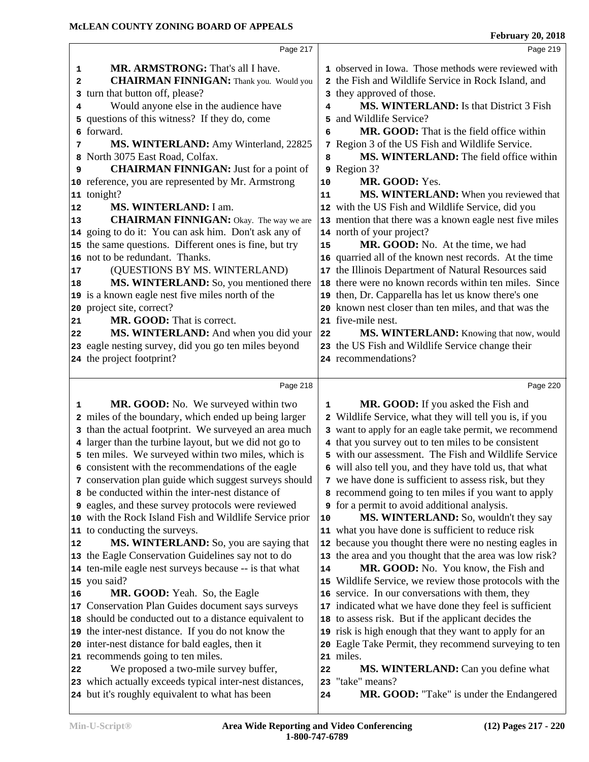**MR. ARMSTRONG:** That's all I have.

**CHAIRMAN FINNIGAN:** Thank you. Would you turn that button off, please?

Would anyone else in the audience have questions of this witness? If they do, come forward.

**MS. WINTERLAND:** Amy Winterland, 22825 North 3075 East Road, Colfax.

**CHAIRMAN FINNIGAN:** Just for a point of reference, you are represented by Mr. Armstrong tonight?

**MS. WINTERLAND:** I am.

**CHAIRMAN FINNIGAN:** Okay. The way we are going to do it: You can ask him. Don't ask any of the same questions. Different ones is fine, but try not to be redundant. Thanks.

(QUESTIONS BY MS. WINTERLAND)

**MS. WINTERLAND:** So, you mentioned there is a known eagle nest five miles north of the project site, correct?

**MR. GOOD:** That is correct.

**MS. WINTERLAND:** And when you did your eagle nesting survey, did you go ten miles beyond the project footprint?

**MR. GOOD:** No. We surveyed within two miles of the boundary, which ended up being larger than the actual footprint. We surveyed an area much larger than the turbine layout, but we did not go to ten miles. We surveyed within two miles, which is consistent with the recommendations of the eagle conservation plan guide which suggest surveys should be conducted within the inter-nest distance of eagles, and these survey protocols were reviewed with the Rock Island Fish and Wildlife Service prior to conducting the surveys.

**MS. WINTERLAND:** So, you are saying that the Eagle Conservation Guidelines say not to do ten-mile eagle nest surveys because -- is that what you said?

**MR. GOOD:** Yeah. So, the Eagle Conservation Plan Guides document says surveys should be conducted out to a distance equivalent to the inter-nest distance. If you do not know the inter-nest distance for bald eagles, then it recommends going to ten miles.

We proposed a two-mile survey buffer, which actually exceeds typical inter-nest distances, but it's roughly equivalent to what has been observed in Iowa. Those methods were reviewed with the Fish and Wildlife Service in Rock Island, and they approved of those.

**MS. WINTERLAND:** Is that District 3 Fish and Wildlife Service?

**MR. GOOD:** That is the field office within Region 3 of the US Fish and Wildlife Service.

**MS. WINTERLAND:** The field office within Region 3?

**MR. GOOD:** Yes.

**MS. WINTERLAND:** When you reviewed that with the US Fish and Wildlife Service, did you mention that there was a known eagle nest five miles north of your project?

**MR. GOOD:** No. At the time, we had quarried all of the known nest records. At the time the Illinois Department of Natural Resources said there were no known records within ten miles. Since then, Dr. Capparella has let us know there's one known nest closer than ten miles, and that was the five-mile nest.

**MS. WINTERLAND:** Knowing that now, would the US Fish and Wildlife Service change their recommendations?

**MR. GOOD:** If you asked the Fish and Wildlife Service, what they will tell you is, if you want to apply for an eagle take permit, we recommend that you survey out to ten miles to be consistent with our assessment. The Fish and Wildlife Service will also tell you, and they have told us, that what we have done is sufficient to assess risk, but they recommend going to ten miles if you want to apply for a permit to avoid additional analysis.

**MS. WINTERLAND:** So, wouldn't they say what you have done is sufficient to reduce risk because you thought there were no nesting eagles in the area and you thought that the area was low risk?

**MR. GOOD:** No. You know, the Fish and Wildlife Service, we review those protocols with the service. In our conversations with them, they indicated what we have done they feel is sufficient to assess risk. But if the applicant decides the risk is high enough that they want to apply for an Eagle Take Permit, they recommend surveying to ten miles.

**MS. WINTERLAND:** Can you define what "take" means?

**MR. GOOD:** "Take" is under the Endangered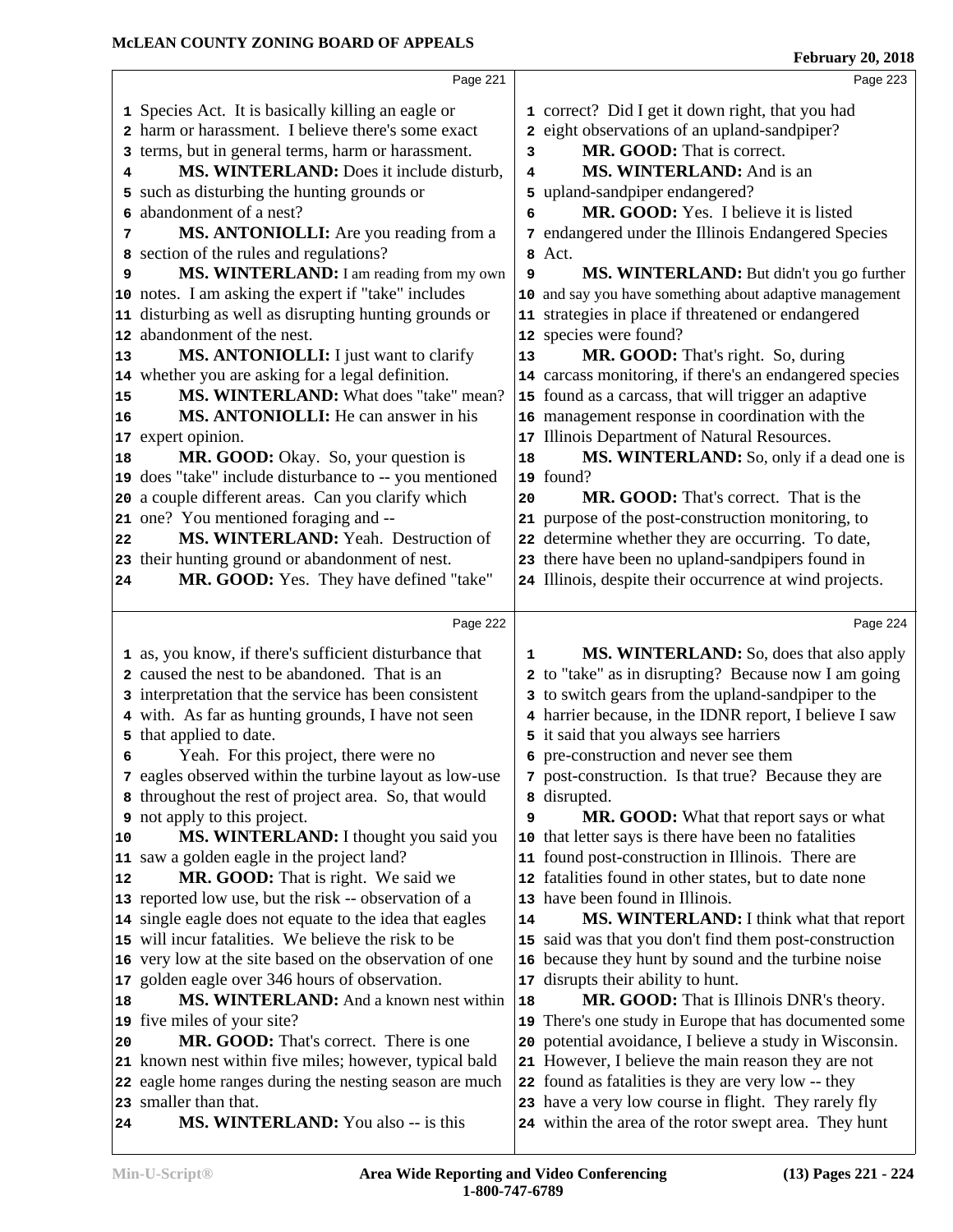Page 221

Species Act. It is basically killing an eagle or harm or harassment. I believe there's some exact terms, but in general terms, harm or harassment.

**MS. WINTERLAND:** Does it include disturb, such as disturbing the hunting grounds or abandonment of a nest?

**MS. ANTONIOLLI:** Are you reading from a section of the rules and regulations?

**MS. WINTERLAND:** I am reading from my own notes. I am asking the expert if "take" includes disturbing as well as disrupting hunting grounds or abandonment of the nest.

**MS. ANTONIOLLI:** I just want to clarify whether you are asking for a legal definition.

**MS. WINTERLAND:** What does "take" mean?

**MS. ANTONIOLLI:** He can answer in his expert opinion.

**MR. GOOD:** Okay. So, your question is does "take" include disturbance to -- you mentioned a couple different areas. Can you clarify which one? You mentioned foraging and --

**MS. WINTERLAND:** Yeah. Destruction of their hunting ground or abandonment of nest.

**MR. GOOD:** Yes. They have defined "take"

Page 222

as, you know, if there's sufficient disturbance that caused the nest to be abandoned. That is an interpretation that the service has been consistent with. As far as hunting grounds, I have not seen that applied to date.

Yeah. For this project, there were no eagles observed within the turbine layout as low-use throughout the rest of project area. So, that would not apply to this project.

**MS. WINTERLAND:** I thought you said you saw a golden eagle in the project land?

**MR. GOOD:** That is right. We said we reported low use, but the risk -- observation of a single eagle does not equate to the idea that eagles will incur fatalities. We believe the risk to be very low at the site based on the observation of one golden eagle over 346 hours of observation.

**MS. WINTERLAND:** And a known nest within five miles of your site?

**MR. GOOD:** That's correct. There is one known nest within five miles; however, typical bald eagle home ranges during the nesting season are much smaller than that.

**MS. WINTERLAND:** You also -- is this

Page 223

correct? Did I get it down right, that you had eight observations of an upland-sandpiper?

**MR. GOOD:** That is correct.

**MS. WINTERLAND:** And is an upland-sandpiper endangered?

**MR. GOOD:** Yes. I believe it is listed endangered under the Illinois Endangered Species Act.

**MS. WINTERLAND:** But didn't you go further and say you have something about adaptive management strategies in place if threatened or endangered species were found?

**MR. GOOD:** That's right. So, during carcass monitoring, if there's an endangered species found as a carcass, that will trigger an adaptive management response in coordination with the Illinois Department of Natural Resources.

**MS. WINTERLAND:** So, only if a dead one is found?

**MR. GOOD:** That's correct. That is the purpose of the post-construction monitoring, to determine whether they are occurring. To date, there have been no upland-sandpipers found in Illinois, despite their occurrence at wind projects.

Page 224

**MS. WINTERLAND:** So, does that also apply to "take" as in disrupting? Because now I am going to switch gears from the upland-sandpiper to the harrier because, in the IDNR report, I believe I saw it said that you always see harriers pre-construction and never see them post-construction. Is that true? Because they are disrupted.

**MR. GOOD:** What that report says or what that letter says is there have been no fatalities found post-construction in Illinois. There are fatalities found in other states, but to date none have been found in Illinois.

**MS. WINTERLAND:** I think what that report said was that you don't find them post-construction because they hunt by sound and the turbine noise disrupts their ability to hunt.

**MR. GOOD:** That is Illinois DNR's theory. There's one study in Europe that has documented some potential avoidance, I believe a study in Wisconsin. However, I believe the main reason they are not found as fatalities is they are very low -- they have a very low course in flight. They rarely fly within the area of the rotor swept area. They hunt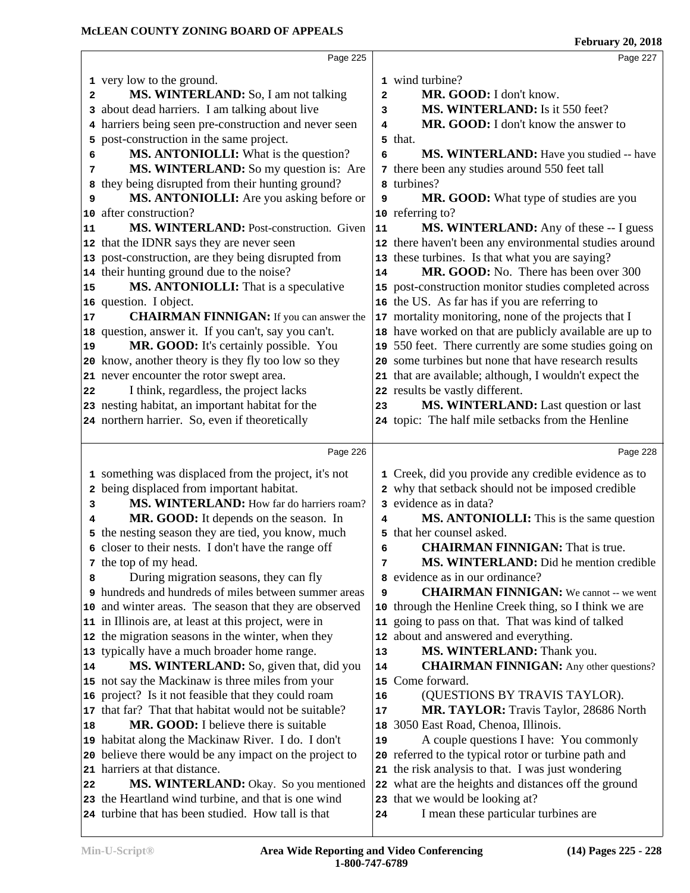very low to the ground.

**MS. WINTERLAND:** So, I am not talking about dead harriers. I am talking about live harriers being seen pre-construction and never seen post-construction in the same project.

**MS. ANTONIOLLI:** What is the question?

**MS. WINTERLAND:** So my question is: Are they being disrupted from their hunting ground?

**MS. ANTONIOLLI:** Are you asking before or after construction?

**MS. WINTERLAND:** Post-construction. Given that the IDNR says they are never seen post-construction, are they being disrupted from their hunting ground due to the noise?

**MS. ANTONIOLLI:** That is a speculative question. I object.

**CHAIRMAN FINNIGAN:** If you can answer the question, answer it. If you can't, say you can't.

**MR. GOOD:** It's certainly possible. You know, another theory is they fly too low so they never encounter the rotor swept area.

I think, regardless, the project lacks nesting habitat, an important habitat for the northern harrier. So, even if theoretically something was displaced from the project, it's not being displaced from important habitat.

**MS. WINTERLAND:** How far do harriers roam?

**MR. GOOD:** It depends on the season. In the nesting season they are tied, you know, much closer to their nests. I don't have the range off the top of my head.

During migration seasons, they can fly hundreds and hundreds of miles between summer areas and winter areas. The season that they are observed in Illinois are, at least at this project, were in the migration seasons in the winter, when they typically have a much broader home range.

**MS. WINTERLAND:** So, given that, did you not say the Mackinaw is three miles from your project? Is it not feasible that they could roam that far? That that habitat would not be suitable?

**MR. GOOD:** I believe there is suitable habitat along the Mackinaw River. I do. I don't believe there would be any impact on the project to harriers at that distance.

**MS. WINTERLAND:** Okay. So you mentioned the Heartland wind turbine, and that is one wind turbine that has been studied. How tall is that wind turbine?

**MR. GOOD:** I don't know.

**MS. WINTERLAND:** Is it 550 feet?

**MR. GOOD:** I don't know the answer to that.

**MS. WINTERLAND:** Have you studied -- have there been any studies around 550 feet tall turbines?

**MR. GOOD:** What type of studies are you referring to?

**MS. WINTERLAND:** Any of these -- I guess there haven't been any environmental studies around these turbines. Is that what you are saying?

**MR. GOOD:** No. There has been over 300 post-construction monitor studies completed across the US. As far has if you are referring to mortality monitoring, none of the projects that I have worked on that are publicly available are up to 550 feet. There currently are some studies going on some turbines but none that have research results that are available; although, I wouldn't expect the results be vastly different.

**MS. WINTERLAND:** Last question or last topic: The half mile setbacks from the Henline Creek, did you provide any credible evidence as to why that setback should not be imposed credible evidence as in data?

**MS. ANTONIOLLI:** This is the same question that her counsel asked.

**CHAIRMAN FINNIGAN:** That is true.

**MS. WINTERLAND:** Did he mention credible evidence as in our ordinance?

**CHAIRMAN FINNIGAN:** We cannot -- we went through the Henline Creek thing, so I think we are going to pass on that. That was kind of talked about and answered and everything.

**MS. WINTERLAND:** Thank you.

**CHAIRMAN FINNIGAN:** Any other questions? Come forward.

(QUESTIONS BY TRAVIS TAYLOR).

**MR. TAYLOR:** Travis Taylor, 28686 North 3050 East Road, Chenoa, Illinois.

A couple questions I have: You commonly referred to the typical rotor or turbine path and the risk analysis to that. I was just wondering what are the heights and distances off the ground that we would be looking at?

I mean these particular turbines are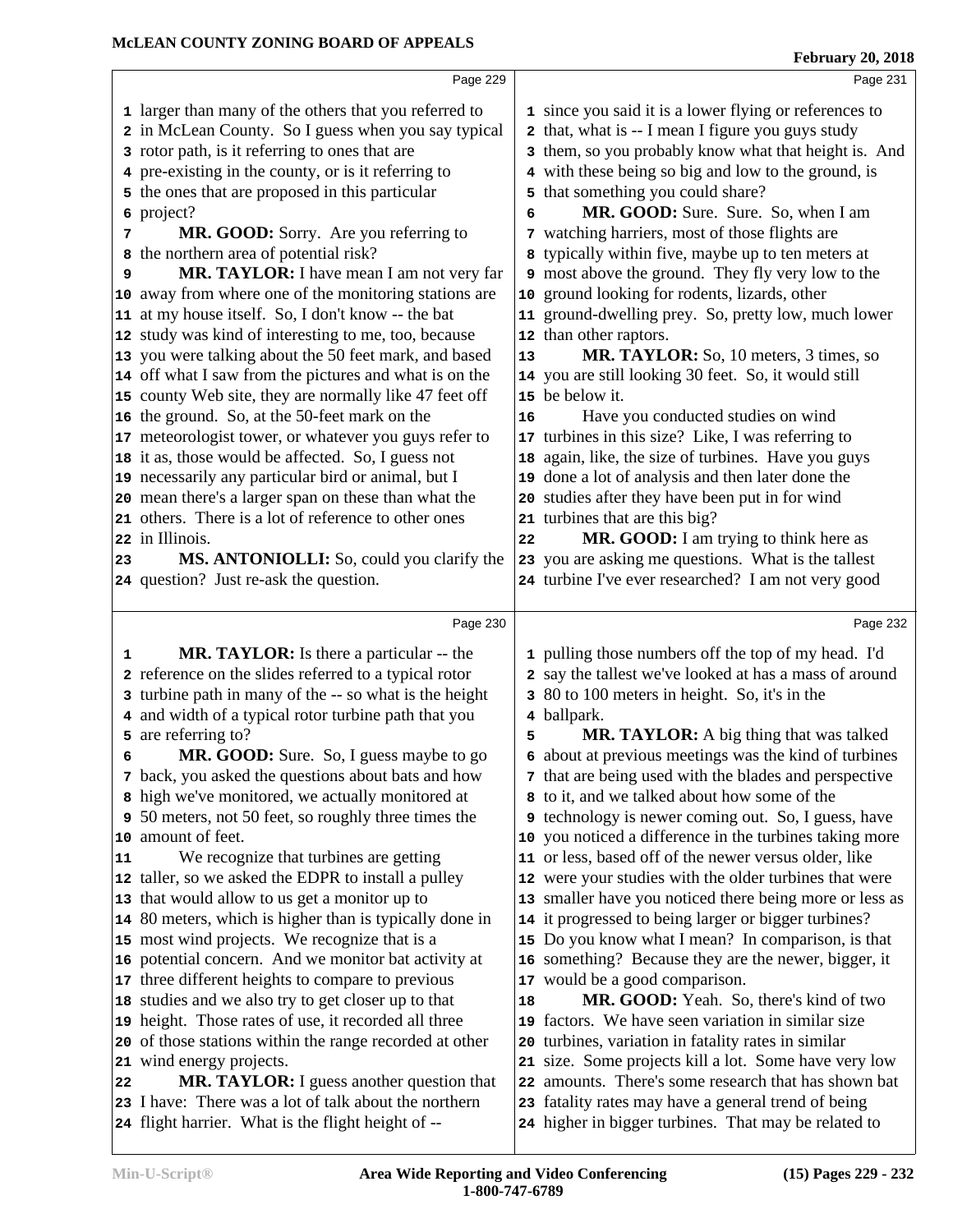larger than many of the others that you referred to in McLean County. So I guess when you say typical rotor path, is it referring to ones that are pre-existing in the county, or is it referring to the ones that are proposed in this particular project?

**MR. GOOD:** Sorry. Are you referring to the northern area of potential risk?

**MR. TAYLOR:** I have mean I am not very far away from where one of the monitoring stations are at my house itself. So, I don't know -- the bat study was kind of interesting to me, too, because you were talking about the 50 feet mark, and based off what I saw from the pictures and what is on the county Web site, they are normally like 47 feet off the ground. So, at the 50-feet mark on the meteorologist tower, or whatever you guys refer to it as, those would be affected. So, I guess not necessarily any particular bird or animal, but I mean there's a larger span on these than what the others. There is a lot of reference to other ones in Illinois.

**MS. ANTONIOLLI:** So, could you clarify the question? Just re-ask the question.

**MR. TAYLOR:** Is there a particular -- the reference on the slides referred to a typical rotor turbine path in many of the -- so what is the height and width of a typical rotor turbine path that you are referring to?

**MR. GOOD:** Sure. So, I guess maybe to go back, you asked the questions about bats and how high we've monitored, we actually monitored at 50 meters, not 50 feet, so roughly three times the amount of feet.

We recognize that turbines are getting taller, so we asked the EDPR to install a pulley that would allow to us get a monitor up to 80 meters, which is higher than is typically done in most wind projects. We recognize that is a potential concern. And we monitor bat activity at three different heights to compare to previous studies and we also try to get closer up to that height. Those rates of use, it recorded all three of those stations within the range recorded at other wind energy projects.

**MR. TAYLOR:** I guess another question that I have: There was a lot of talk about the northern flight harrier. What is the flight height of -- since you said it is a lower flying or references to that, what is -- I mean I figure you guys study them, so you probably know what that height is. And with these being so big and low to the ground, is that something you could share?

**MR. GOOD:** Sure. Sure. So, when I am watching harriers, most of those flights are typically within five, maybe up to ten meters at most above the ground. They fly very low to the ground looking for rodents, lizards, other ground-dwelling prey. So, pretty low, much lower than other raptors.

**MR. TAYLOR:** So, 10 meters, 3 times, so you are still looking 30 feet. So, it would still be below it.

Have you conducted studies on wind turbines in this size? Like, I was referring to again, like, the size of turbines. Have you guys done a lot of analysis and then later done the studies after they have been put in for wind turbines that are this big?

**MR. GOOD:** I am trying to think here as you are asking me questions. What is the tallest turbine I've ever researched? I am not very good pulling those numbers off the top of my head. I'd say the tallest we've looked at has a mass of around 80 to 100 meters in height. So, it's in the ballpark.

**MR. TAYLOR:** A big thing that was talked about at previous meetings was the kind of turbines that are being used with the blades and perspective to it, and we talked about how some of the technology is newer coming out. So, I guess, have you noticed a difference in the turbines taking more or less, based off of the newer versus older, like were your studies with the older turbines that were smaller have you noticed there being more or less as it progressed to being larger or bigger turbines? Do you know what I mean? In comparison, is that something? Because they are the newer, bigger, it would be a good comparison.

**MR. GOOD:** Yeah. So, there's kind of two factors. We have seen variation in similar size turbines, variation in fatality rates in similar size. Some projects kill a lot. Some have very low amounts. There's some research that has shown bat fatality rates may have a general trend of being higher in bigger turbines. That may be related to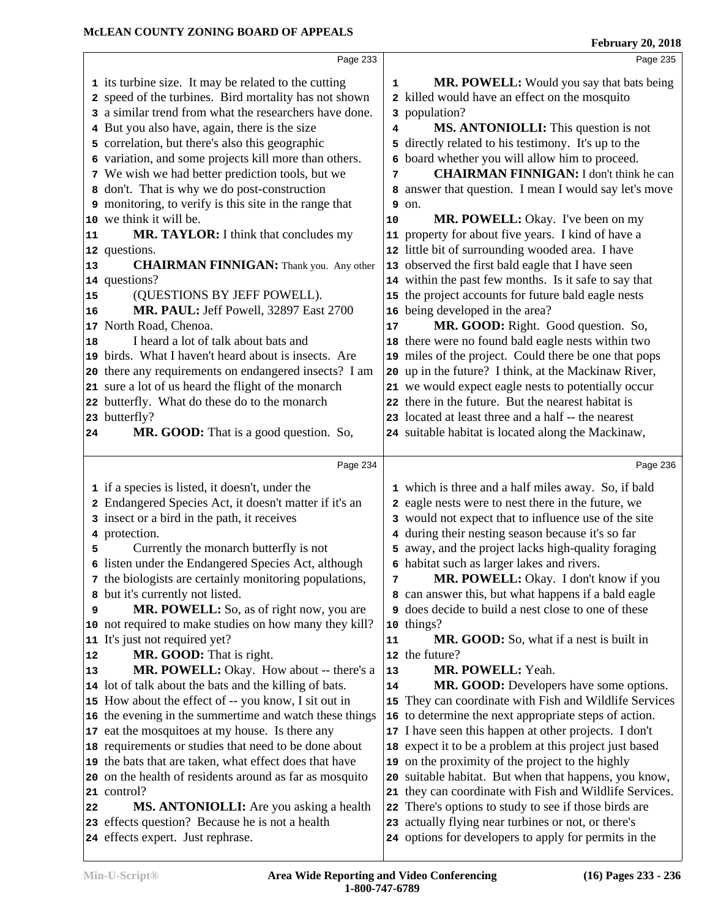its turbine size. It may be related to the cutting speed of the turbines. Bird mortality has not shown a similar trend from what the researchers have done. But you also have, again, there is the size correlation, but there's also this geographic variation, and some projects kill more than others. We wish we had better prediction tools, but we don't. That is why we do post-construction monitoring, to verify is this site in the range that we think it will be.

**MR. TAYLOR:** I think that concludes my questions.

**CHAIRMAN FINNIGAN:** Thank you. Any other questions?

(QUESTIONS BY JEFF POWELL).

**MR. PAUL:** Jeff Powell, 32897 East 2700 North Road, Chenoa.

I heard a lot of talk about bats and birds. What I haven't heard about is insects. Are there any requirements on endangered insects? I am sure a lot of us heard the flight of the monarch butterfly. What do these do to the monarch butterfly?

**MR. GOOD:** That is a good question. So, if a species is listed, it doesn't, under the Endangered Species Act, it doesn't matter if it's an insect or a bird in the path, it receives protection.

Currently the monarch butterfly is not listen under the Endangered Species Act, although the biologists are certainly monitoring populations, but it's currently not listed.

**MR. POWELL:** So, as of right now, you are not required to make studies on how many they kill? It's just not required yet?

**MR. GOOD:** That is right.

**MR. POWELL:** Okay. How about -- there's a lot of talk about the bats and the killing of bats. How about the effect of -- you know, I sit out in the evening in the summertime and watch these things eat the mosquitoes at my house. Is there any requirements or studies that need to be done about the bats that are taken, what effect does that have on the health of residents around as far as mosquito control?

**MS. ANTONIOLLI:** Are you asking a health effects question? Because he is not a health effects expert. Just rephrase.

**MR. POWELL:** Would you say that bats being killed would have an effect on the mosquito population?

**MS. ANTONIOLLI:** This question is not directly related to his testimony. It's up to the board whether you will allow him to proceed.

**CHAIRMAN FINNIGAN:** I don't think he can answer that question. I mean I would say let's move on.

**MR. POWELL:** Okay. I've been on my property for about five years. I kind of have a little bit of surrounding wooded area. I have observed the first bald eagle that I have seen within the past few months. Is it safe to say that the project accounts for future bald eagle nests being developed in the area?

**MR. GOOD:** Right. Good question. So, there were no found bald eagle nests within two miles of the project. Could there be one that pops up in the future? I think, at the Mackinaw River, we would expect eagle nests to potentially occur there in the future. But the nearest habitat is located at least three and a half -- the nearest suitable habitat is located along the Mackinaw, which is three and a half miles away. So, if bald eagle nests were to nest there in the future, we would not expect that to influence use of the site during their nesting season because it's so far away, and the project lacks high-quality foraging habitat such as larger lakes and rivers.

**MR. POWELL:** Okay. I don't know if you can answer this, but what happens if a bald eagle does decide to build a nest close to one of these things?

**MR. GOOD:** So, what if a nest is built in the future?

**MR. POWELL:** Yeah.

**MR. GOOD:** Developers have some options. They can coordinate with Fish and Wildlife Services to determine the next appropriate steps of action. I have seen this happen at other projects. I don't expect it to be a problem at this project just based on the proximity of the project to the highly suitable habitat. But when that happens, you know, they can coordinate with Fish and Wildlife Services. There's options to study to see if those birds are actually flying near turbines or not, or there's options for developers to apply for permits in the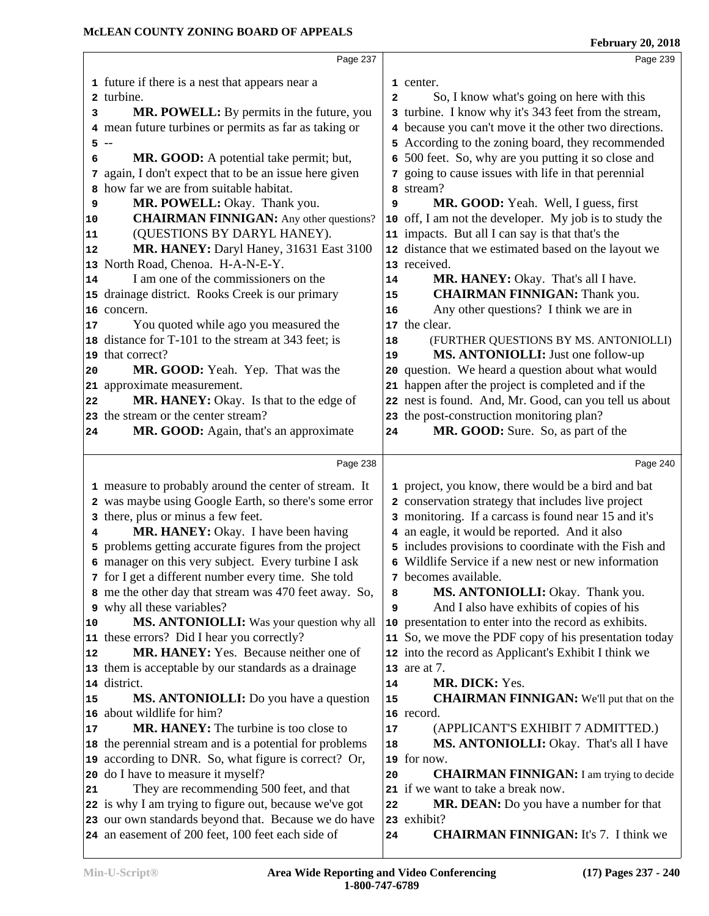future if there is a nest that appears near a turbine.

**MR. POWELL:** By permits in the future, you mean future turbines or permits as far as taking or --

**MR. GOOD:** A potential take permit; but, again, I don't expect that to be an issue here given how far we are from suitable habitat.

**MR. POWELL:** Okay. Thank you.

**CHAIRMAN FINNIGAN:** Any other questions?

(QUESTIONS BY DARYL HANEY).

**MR. HANEY:** Daryl Haney, 31631 East 3100 North Road, Chenoa. H-A-N-E-Y.

I am one of the commissioners on the drainage district. Rooks Creek is our primary concern.

You quoted while ago you measured the distance for T-101 to the stream at 343 feet; is that correct?

**MR. GOOD:** Yeah. Yep. That was the approximate measurement.

**MR. HANEY:** Okay. Is that to the edge of the stream or the center stream?

**MR. GOOD:** Again, that's an approximate measure to probably around the center of stream. It was maybe using Google Earth, so there's some error there, plus or minus a few feet.

**MR. HANEY:** Okay. I have been having problems getting accurate figures from the project manager on this very subject. Every turbine I ask for I get a different number every time. She told me the other day that stream was 470 feet away. So, why all these variables?

**MS. ANTONIOLLI:** Was your question why all these errors? Did I hear you correctly?

**MR. HANEY:** Yes. Because neither one of them is acceptable by our standards as a drainage district.

**MS. ANTONIOLLI:** Do you have a question about wildlife for him?

**MR. HANEY:** The turbine is too close to the perennial stream and is a potential for problems according to DNR. So, what figure is correct? Or, do I have to measure it myself?

They are recommending 500 feet, and that is why I am trying to figure out, because we've got our own standards beyond that. Because we do have an easement of 200 feet, 100 feet each side of center.

So, I know what's going on here with this turbine. I know why it's 343 feet from the stream, because you can't move it the other two directions. According to the zoning board, they recommended 500 feet. So, why are you putting it so close and going to cause issues with life in that perennial stream?

**MR. GOOD:** Yeah. Well, I guess, first off, I am not the developer. My job is to study the impacts. But all I can say is that that's the distance that we estimated based on the layout we received.

**MR. HANEY:** Okay. That's all I have.

**CHAIRMAN FINNIGAN:** Thank you.

Any other questions? I think we are in the clear.

(FURTHER QUESTIONS BY MS. ANTONIOLLI)

**MS. ANTONIOLLI:** Just one follow-up question. We heard a question about what would happen after the project is completed and if the nest is found. And, Mr. Good, can you tell us about the post-construction monitoring plan?

**MR. GOOD:** Sure. So, as part of the project, you know, there would be a bird and bat conservation strategy that includes live project monitoring. If a carcass is found near 15 and it's an eagle, it would be reported. And it also includes provisions to coordinate with the Fish and Wildlife Service if a new nest or new information becomes available.

**MS. ANTONIOLLI:** Okay. Thank you.

And I also have exhibits of copies of his presentation to enter into the record as exhibits. So, we move the PDF copy of his presentation today into the record as Applicant's Exhibit I think we are at 7.

**MR. DICK:** Yes.

**CHAIRMAN FINNIGAN:** We'll put that on the record.

(APPLICANT'S EXHIBIT 7 ADMITTED.)

**MS. ANTONIOLLI:** Okay. That's all I have for now.

**CHAIRMAN FINNIGAN:** I am trying to decide if we want to take a break now.

**MR. DEAN:** Do you have a number for that exhibit?

**CHAIRMAN FINNIGAN:** It's 7. I think we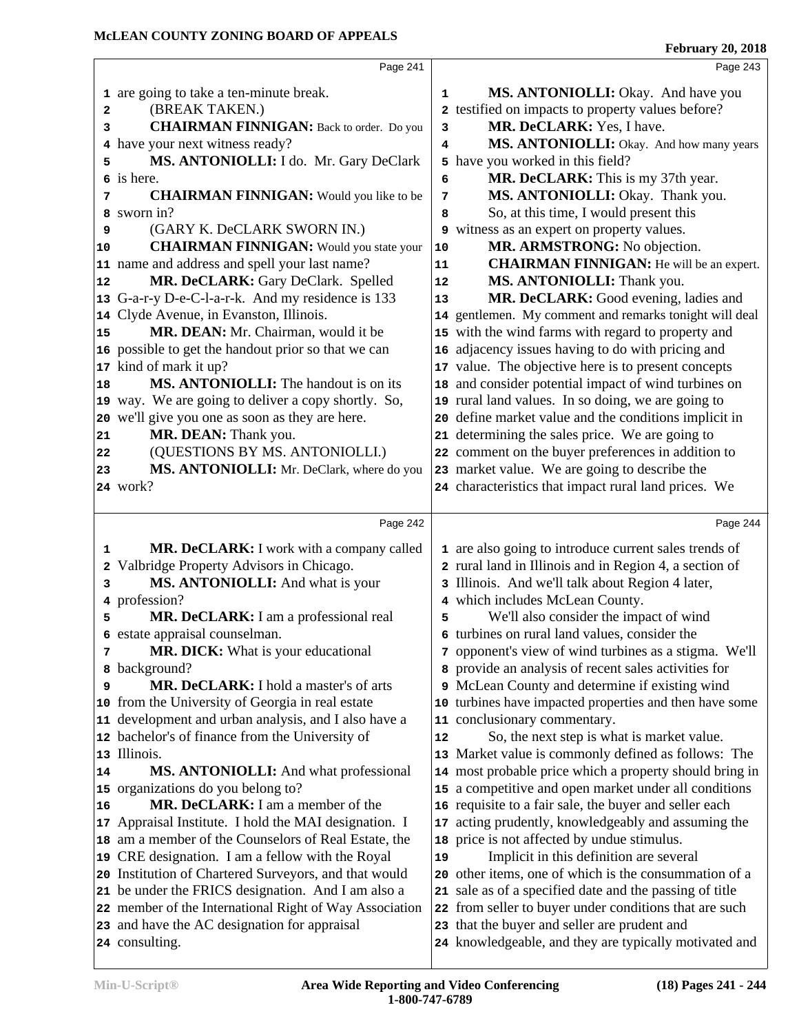Page 241

are going to take a ten-minute break.

(BREAK TAKEN.)

**CHAIRMAN FINNIGAN:** Back to order. Do you have your next witness ready?

**MS. ANTONIOLLI:** I do. Mr. Gary DeClark is here.

**CHAIRMAN FINNIGAN:** Would you like to be sworn in?

(GARY K. DeCLARK SWORN IN.)

**CHAIRMAN FINNIGAN:** Would you state your name and address and spell your last name?

**MR. DeCLARK:** Gary DeClark. Spelled G-a-r-y D-e-C-l-a-r-k. And my residence is 133 Clyde Avenue, in Evanston, Illinois.

**MR. DEAN:** Mr. Chairman, would it be possible to get the handout prior so that we can kind of mark it up?

**MS. ANTONIOLLI:** The handout is on its way. We are going to deliver a copy shortly. So, we'll give you one as soon as they are here.

**MR. DEAN:** Thank you.

(QUESTIONS BY MS. ANTONIOLLI.)

**MS. ANTONIOLLI:** Mr. DeClark, where do you work?

Page 242

**MR. DeCLARK:** I work with a company called Valbridge Property Advisors in Chicago.

**MS. ANTONIOLLI:** And what is your profession?

**MR. DeCLARK:** I am a professional real estate appraisal counselman.

**MR. DICK:** What is your educational background?

**MR. DeCLARK:** I hold a master's of arts from the University of Georgia in real estate development and urban analysis, and I also have a bachelor's of finance from the University of Illinois.

**MS. ANTONIOLLI:** And what professional organizations do you belong to?

**MR. DeCLARK:** I am a member of the Appraisal Institute. I hold the MAI designation. I am a member of the Counselors of Real Estate, the CRE designation. I am a fellow with the Royal Institution of Chartered Surveyors, and that would be under the FRICS designation. And I am also a member of the International Right of Way Association and have the AC designation for appraisal consulting.

Page 243

**MS. ANTONIOLLI:** Okay. And have you testified on impacts to property values before?

**MR. DeCLARK:** Yes, I have.

**MS. ANTONIOLLI:** Okay. And how many years have you worked in this field?

**MR. DeCLARK:** This is my 37th year.

**MS. ANTONIOLLI:** Okay. Thank you.

So, at this time, I would present this witness as an expert on property values.

**MR. ARMSTRONG:** No objection.

**CHAIRMAN FINNIGAN:** He will be an expert.

**MS. ANTONIOLLI:** Thank you.

**MR. DeCLARK:** Good evening, ladies and gentlemen. My comment and remarks tonight will deal with the wind farms with regard to property and adjacency issues having to do with pricing and value. The objective here is to present concepts and consider potential impact of wind turbines on rural land values. In so doing, we are going to define market value and the conditions implicit in determining the sales price. We are going to comment on the buyer preferences in addition to market value. We are going to describe the characteristics that impact rural land prices. We

Page 244

are also going to introduce current sales trends of rural land in Illinois and in Region 4, a section of Illinois. And we'll talk about Region 4 later, which includes McLean County.

We'll also consider the impact of wind turbines on rural land values, consider the opponent's view of wind turbines as a stigma. We'll provide an analysis of recent sales activities for McLean County and determine if existing wind turbines have impacted properties and then have some conclusionary commentary.

So, the next step is what is market value. Market value is commonly defined as follows: The most probable price which a property should bring in a competitive and open market under all conditions requisite to a fair sale, the buyer and seller each acting prudently, knowledgeably and assuming the price is not affected by undue stimulus.

Implicit in this definition are several other items, one of which is the consummation of a sale as of a specified date and the passing of title from seller to buyer under conditions that are such that the buyer and seller are prudent and knowledgeable, and they are typically motivated and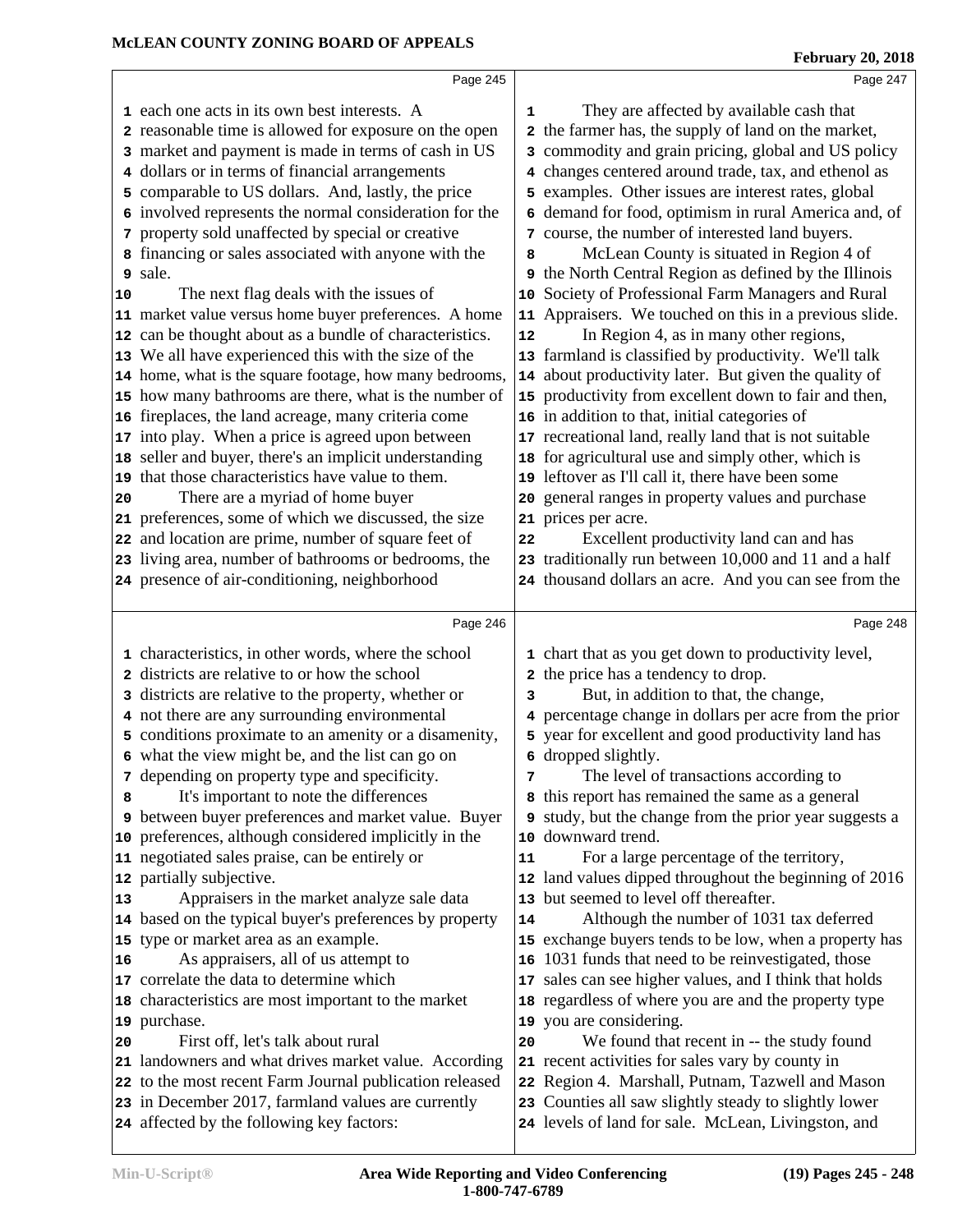Page 245

each one acts in its own best interests. A reasonable time is allowed for exposure on the open market and payment is made in terms of cash in US dollars or in terms of financial arrangements comparable to US dollars. And, lastly, the price involved represents the normal consideration for the property sold unaffected by special or creative financing or sales associated with anyone with the sale.

The next flag deals with the issues of market value versus home buyer preferences. A home can be thought about as a bundle of characteristics. We all have experienced this with the size of the home, what is the square footage, how many bedrooms, how many bathrooms are there, what is the number of fireplaces, the land acreage, many criteria come into play. When a price is agreed upon between seller and buyer, there's an implicit understanding that those characteristics have value to them.

There are a myriad of home buyer preferences, some of which we discussed, the size and location are prime, number of square feet of living area, number of bathrooms or bedrooms, the presence of air-conditioning, neighborhood

Page 246

characteristics, in other words, where the school districts are relative to or how the school districts are relative to the property, whether or not there are any surrounding environmental conditions proximate to an amenity or a disamenity, what the view might be, and the list can go on depending on property type and specificity.

It's important to note the differences between buyer preferences and market value. Buyer preferences, although considered implicitly in the negotiated sales praise, can be entirely or partially subjective.

Appraisers in the market analyze sale data based on the typical buyer's preferences by property type or market area as an example.

As appraisers, all of us attempt to correlate the data to determine which characteristics are most important to the market purchase.

First off, let's talk about rural landowners and what drives market value. According to the most recent Farm Journal publication released in December 2017, farmland values are currently affected by the following key factors:

Page 247

They are affected by available cash that the farmer has, the supply of land on the market, commodity and grain pricing, global and US policy changes centered around trade, tax, and ethenol as examples. Other issues are interest rates, global demand for food, optimism in rural America and, of course, the number of interested land buyers.

McLean County is situated in Region 4 of the North Central Region as defined by the Illinois Society of Professional Farm Managers and Rural Appraisers. We touched on this in a previous slide.

In Region 4, as in many other regions, farmland is classified by productivity. We'll talk about productivity later. But given the quality of productivity from excellent down to fair and then, in addition to that, initial categories of recreational land, really land that is not suitable for agricultural use and simply other, which is leftover as I'll call it, there have been some general ranges in property values and purchase prices per acre.

Excellent productivity land can and has traditionally run between 10,000 and 11 and a half thousand dollars an acre. And you can see from the

Page 248

chart that as you get down to productivity level, the price has a tendency to drop.

But, in addition to that, the change, percentage change in dollars per acre from the prior year for excellent and good productivity land has dropped slightly.

The level of transactions according to this report has remained the same as a general study, but the change from the prior year suggests a downward trend.

For a large percentage of the territory, land values dipped throughout the beginning of 2016 but seemed to level off thereafter.

Although the number of 1031 tax deferred exchange buyers tends to be low, when a property has 1031 funds that need to be reinvestigated, those sales can see higher values, and I think that holds regardless of where you are and the property type you are considering.

We found that recent in -- the study found recent activities for sales vary by county in Region 4. Marshall, Putnam, Tazwell and Mason Counties all saw slightly steady to slightly lower levels of land for sale. McLean, Livingston, and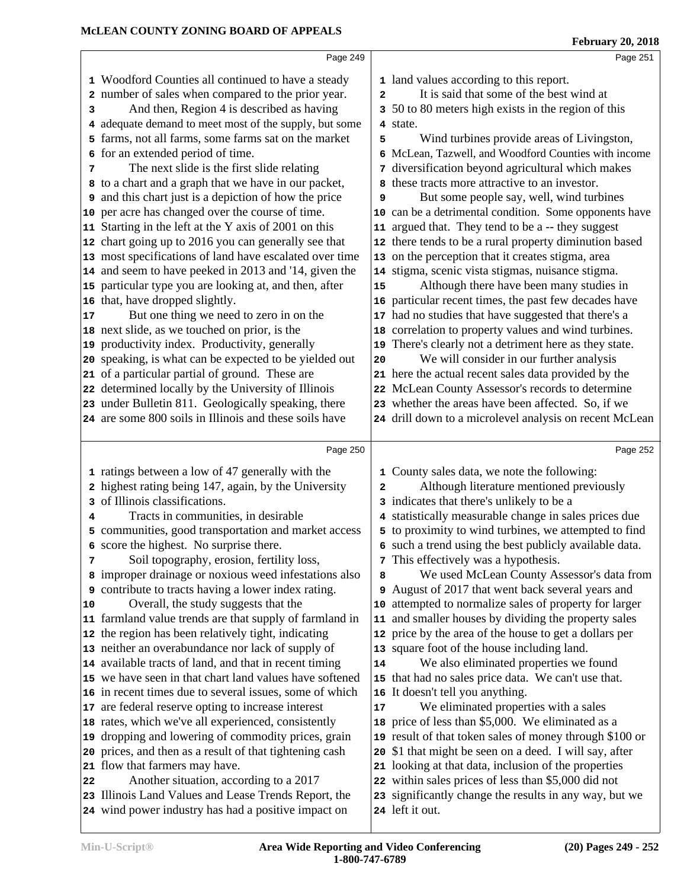Page 249

1 Woodford Counties all continued to have a steady
2 number of sales when compared to the prior year.
3 And then, Region 4 is described as having
4 adequate demand to meet most of the supply, but some
5 farms, not all farms, some farms sat on the market
6 for an extended period of time.
7 The next slide is the first slide relating
8 to a chart and a graph that we have in our packet,
9 and this chart just is a depiction of how the price
10 per acre has changed over the course of time.
11 Starting in the left at the Y axis of 2001 on this
12 chart going up to 2016 you can generally see that
13 most specifications of land have escalated over time
14 and seem to have peeked in 2013 and '14, given the
15 particular type you are looking at, and then, after
16 that, have dropped slightly.
17 But one thing we need to zero in on the
18 next slide, as we touched on prior, is the
19 productivity index. Productivity, generally
20 speaking, is what can be expected to be yielded out
21 of a particular partial of ground. These are
22 determined locally by the University of Illinois
23 under Bulletin 811. Geologically speaking, there
24 are some 800 soils in Illinois and these soils have

Page 250

1 ratings between a low of 47 generally with the
2 highest rating being 147, again, by the University
3 of Illinois classifications.
4 Tracts in communities, in desirable
5 communities, good transportation and market access
6 score the highest. No surprise there.
7 Soil topography, erosion, fertility loss,
8 improper drainage or noxious weed infestations also
9 contribute to tracts having a lower index rating.
10 Overall, the study suggests that the
11 farmland value trends are that supply of farmland in
12 the region has been relatively tight, indicating
13 neither an overabundance nor lack of supply of
14 available tracts of land, and that in recent timing
15 we have seen in that chart land values have softened
16 in recent times due to several issues, some of which
17 are federal reserve opting to increase interest
18 rates, which we've all experienced, consistently
19 dropping and lowering of commodity prices, grain
20 prices, and then as a result of that tightening cash
21 flow that farmers may have.
22 Another situation, according to a 2017
23 Illinois Land Values and Lease Trends Report, the
24 wind power industry has had a positive impact on

Page 251

1 land values according to this report.
2 It is said that some of the best wind at
3 50 to 80 meters high exists in the region of this
4 state.
5 Wind turbines provide areas of Livingston,
6 McLean, Tazwell, and Woodford Counties with income
7 diversification beyond agricultural which makes
8 these tracts more attractive to an investor.
9 But some people say, well, wind turbines
10 can be a detrimental condition. Some opponents have
11 argued that. They tend to be a -- they suggest
12 there tends to be a rural property diminution based
13 on the perception that it creates stigma, area
14 stigma, scenic vista stigmas, nuisance stigma.
15 Although there have been many studies in
16 particular recent times, the past few decades have
17 had no studies that have suggested that there's a
18 correlation to property values and wind turbines.
19 There's clearly not a detriment here as they state.
20 We will consider in our further analysis
21 here the actual recent sales data provided by the
22 McLean County Assessor's records to determine
23 whether the areas have been affected. So, if we
24 drill down to a microlevel analysis on recent McLean

Page 252

1 County sales data, we note the following:
2 Although literature mentioned previously
3 indicates that there's unlikely to be a
4 statistically measurable change in sales prices due
5 to proximity to wind turbines, we attempted to find
6 such a trend using the best publicly available data.
7 This effectively was a hypothesis.
8 We used McLean County Assessor's data from
9 August of 2017 that went back several years and
10 attempted to normalize sales of property for larger
11 and smaller houses by dividing the property sales
12 price by the area of the house to get a dollars per
13 square foot of the house including land.
14 We also eliminated properties we found
15 that had no sales price data. We can't use that.
16 It doesn't tell you anything.
17 We eliminated properties with a sales
18 price of less than $5,000. We eliminated as a
19 result of that token sales of money through $100 or
20 $1 that might be seen on a deed. I will say, after
21 looking at that data, inclusion of the properties
22 within sales prices of less than $5,000 did not
23 significantly change the results in any way, but we
24 left it out.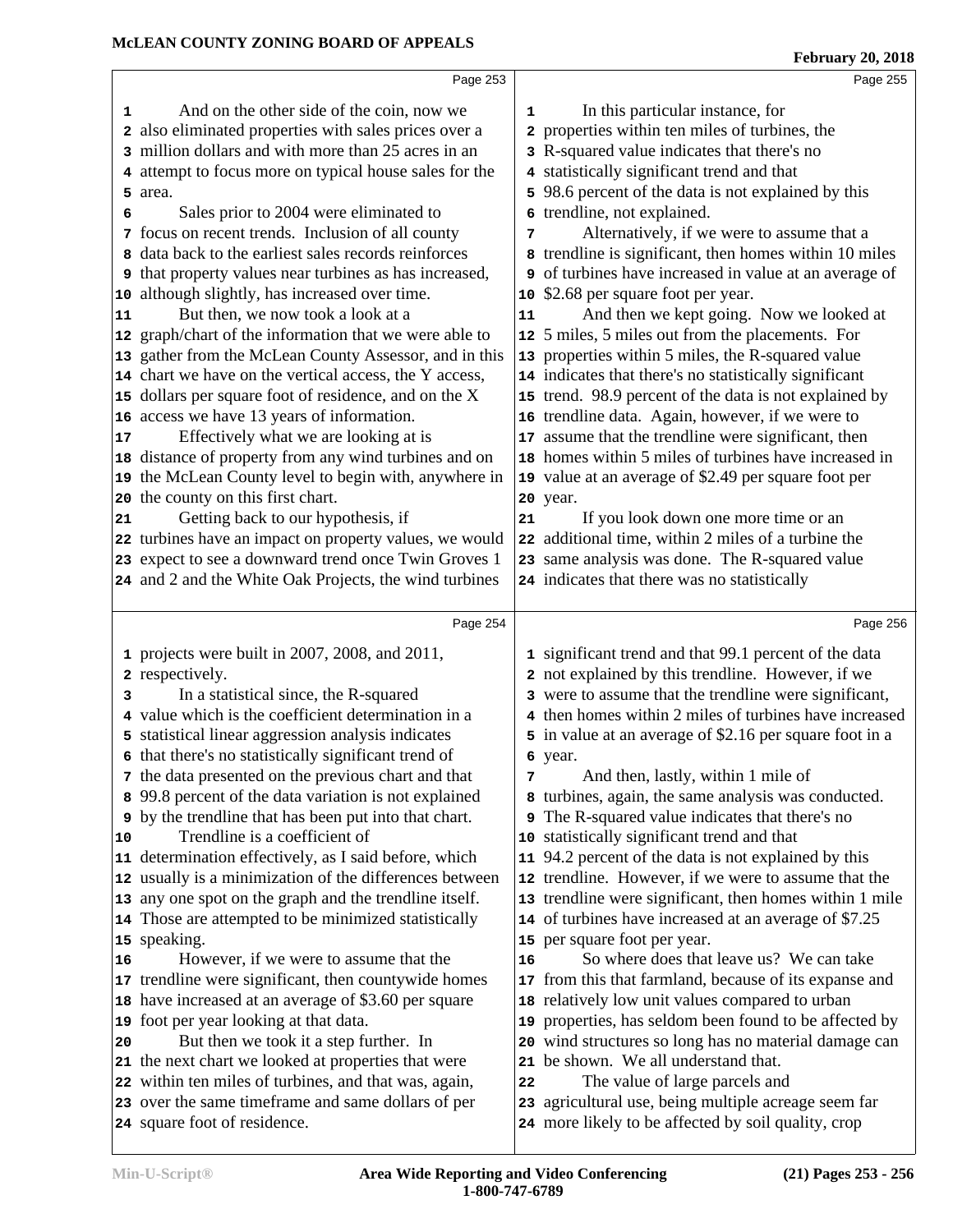And on the other side of the coin, now we also eliminated properties with sales prices over a million dollars and with more than 25 acres in an attempt to focus more on typical house sales for the area.

Sales prior to 2004 were eliminated to focus on recent trends. Inclusion of all county data back to the earliest sales records reinforces that property values near turbines as has increased, although slightly, has increased over time.

But then, we now took a look at a graph/chart of the information that we were able to gather from the McLean County Assessor, and in this chart we have on the vertical access, the Y access, dollars per square foot of residence, and on the X access we have 13 years of information.

Effectively what we are looking at is distance of property from any wind turbines and on the McLean County level to begin with, anywhere in the county on this first chart.

Getting back to our hypothesis, if turbines have an impact on property values, we would expect to see a downward trend once Twin Groves 1 and 2 and the White Oak Projects, the wind turbines projects were built in 2007, 2008, and 2011, respectively.

In a statistical since, the R-squared value which is the coefficient determination in a statistical linear aggression analysis indicates that there's no statistically significant trend of the data presented on the previous chart and that 99.8 percent of the data variation is not explained by the trendline that has been put into that chart.

Trendline is a coefficient of determination effectively, as I said before, which usually is a minimization of the differences between any one spot on the graph and the trendline itself. Those are attempted to be minimized statistically speaking.

However, if we were to assume that the trendline were significant, then countywide homes have increased at an average of $3.60 per square foot per year looking at that data.

But then we took it a step further. In the next chart we looked at properties that were within ten miles of turbines, and that was, again, over the same timeframe and same dollars of per square foot of residence.

In this particular instance, for properties within ten miles of turbines, the R-squared value indicates that there's no statistically significant trend and that 98.6 percent of the data is not explained by this trendline, not explained.

Alternatively, if we were to assume that a trendline is significant, then homes within 10 miles of turbines have increased in value at an average of $2.68 per square foot per year.

And then we kept going. Now we looked at 5 miles, 5 miles out from the placements. For properties within 5 miles, the R-squared value indicates that there's no statistically significant trend. 98.9 percent of the data is not explained by trendline data. Again, however, if we were to assume that the trendline were significant, then homes within 5 miles of turbines have increased in value at an average of $2.49 per square foot per year.

If you look down one more time or an additional time, within 2 miles of a turbine the same analysis was done. The R-squared value indicates that there was no statistically significant trend and that 99.1 percent of the data not explained by this trendline. However, if we were to assume that the trendline were significant, then homes within 2 miles of turbines have increased in value at an average of $2.16 per square foot in a year.

And then, lastly, within 1 mile of turbines, again, the same analysis was conducted. The R-squared value indicates that there's no statistically significant trend and that 94.2 percent of the data is not explained by this trendline. However, if we were to assume that the trendline were significant, then homes within 1 mile of turbines have increased at an average of $7.25 per square foot per year.

So where does that leave us? We can take from this that farmland, because of its expanse and relatively low unit values compared to urban properties, has seldom been found to be affected by wind structures so long has no material damage can be shown. We all understand that.

The value of large parcels and agricultural use, being multiple acreage seem far more likely to be affected by soil quality, crop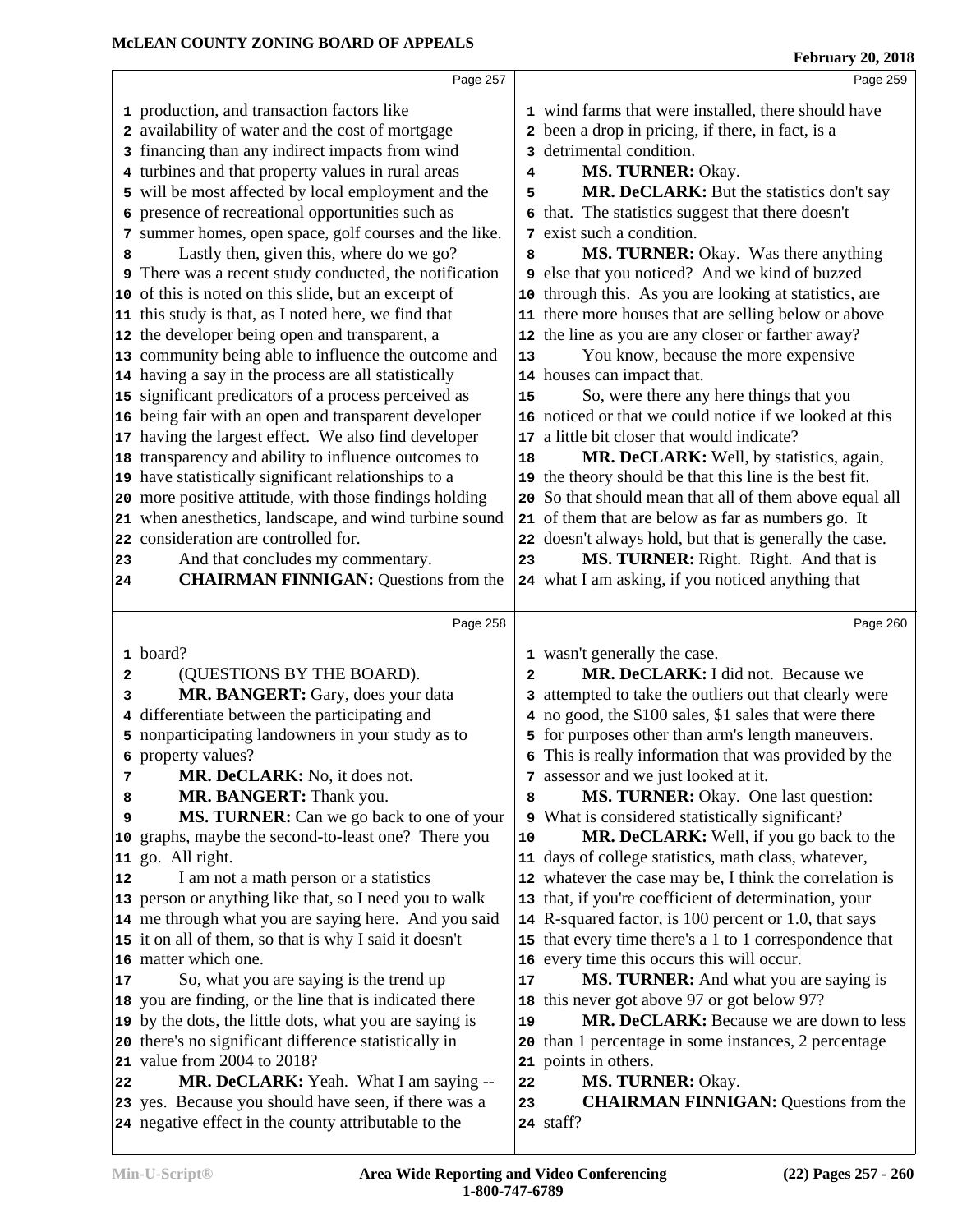Page 257

production, and transaction factors like availability of water and the cost of mortgage financing than any indirect impacts from wind turbines and that property values in rural areas will be most affected by local employment and the presence of recreational opportunities such as summer homes, open space, golf courses and the like.

Lastly then, given this, where do we go? There was a recent study conducted, the notification of this is noted on this slide, but an excerpt of this study is that, as I noted here, we find that the developer being open and transparent, a community being able to influence the outcome and having a say in the process are all statistically significant predicators of a process perceived as being fair with an open and transparent developer having the largest effect. We also find developer transparency and ability to influence outcomes to have statistically significant relationships to a more positive attitude, with those findings holding when anesthetics, landscape, and wind turbine sound consideration are controlled for.

And that concludes my commentary.

**CHAIRMAN FINNIGAN:** Questions from the

Page 258

board?

(QUESTIONS BY THE BOARD).

**MR. BANGERT:** Gary, does your data differentiate between the participating and nonparticipating landowners in your study as to property values?

**MR. DeCLARK:** No, it does not.

**MR. BANGERT:** Thank you.

**MS. TURNER:** Can we go back to one of your graphs, maybe the second-to-least one? There you go. All right.

I am not a math person or a statistics person or anything like that, so I need you to walk me through what you are saying here. And you said it on all of them, so that is why I said it doesn't matter which one.

So, what you are saying is the trend up you are finding, or the line that is indicated there by the dots, the little dots, what you are saying is there's no significant difference statistically in value from 2004 to 2018?

**MR. DeCLARK:** Yeah. What I am saying -- yes. Because you should have seen, if there was a negative effect in the county attributable to the

Page 259

wind farms that were installed, there should have been a drop in pricing, if there, in fact, is a detrimental condition.

**MS. TURNER:** Okay.

**MR. DeCLARK:** But the statistics don't say that. The statistics suggest that there doesn't exist such a condition.

**MS. TURNER:** Okay. Was there anything else that you noticed? And we kind of buzzed through this. As you are looking at statistics, are there more houses that are selling below or above the line as you are any closer or farther away?

You know, because the more expensive houses can impact that.

So, were there any here things that you noticed or that we could notice if we looked at this a little bit closer that would indicate?

**MR. DeCLARK:** Well, by statistics, again, the theory should be that this line is the best fit. So that should mean that all of them above equal all of them that are below as far as numbers go. It doesn't always hold, but that is generally the case.

**MS. TURNER:** Right. Right. And that is what I am asking, if you noticed anything that

Page 260

wasn't generally the case.

**MR. DeCLARK:** I did not. Because we attempted to take the outliers out that clearly were no good, the $100 sales, $1 sales that were there for purposes other than arm's length maneuvers. This is really information that was provided by the assessor and we just looked at it.

**MS. TURNER:** Okay. One last question: What is considered statistically significant?

**MR. DeCLARK:** Well, if you go back to the days of college statistics, math class, whatever, whatever the case may be, I think the correlation is that, if you're coefficient of determination, your R-squared factor, is 100 percent or 1.0, that says that every time there's a 1 to 1 correspondence that every time this occurs this will occur.

**MS. TURNER:** And what you are saying is this never got above 97 or got below 97?

**MR. DeCLARK:** Because we are down to less than 1 percentage in some instances, 2 percentage points in others.

**MS. TURNER:** Okay.

**CHAIRMAN FINNIGAN:** Questions from the staff?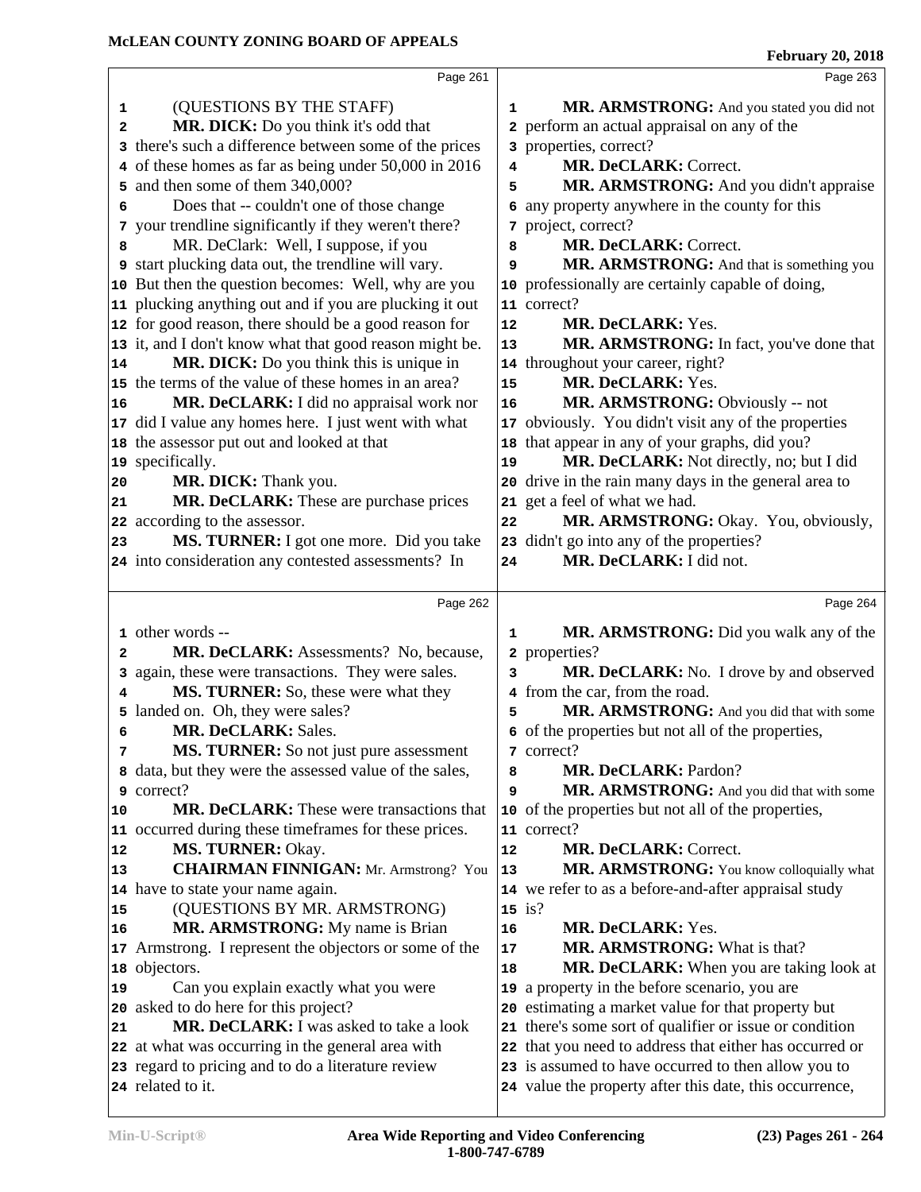Page 261

(QUESTIONS BY THE STAFF)

**MR. DICK:** Do you think it's odd that there's such a difference between some of the prices of these homes as far as being under 50,000 in 2016 and then some of them 340,000?

Does that -- couldn't one of those change your trendline significantly if they weren't there?

MR. DeClark: Well, I suppose, if you start plucking data out, the trendline will vary. But then the question becomes: Well, why are you plucking anything out and if you are plucking it out for good reason, there should be a good reason for it, and I don't know what that good reason might be.

**MR. DICK:** Do you think this is unique in the terms of the value of these homes in an area?

**MR. DeCLARK:** I did no appraisal work nor did I value any homes here. I just went with what the assessor put out and looked at that specifically.

**MR. DICK:** Thank you.

**MR. DeCLARK:** These are purchase prices according to the assessor.

**MS. TURNER:** I got one more. Did you take into consideration any contested assessments? In

Page 262

other words --

**MR. DeCLARK:** Assessments? No, because, again, these were transactions. They were sales.

**MS. TURNER:** So, these were what they landed on. Oh, they were sales?

**MR. DeCLARK:** Sales.

**MS. TURNER:** So not just pure assessment data, but they were the assessed value of the sales, correct?

**MR. DeCLARK:** These were transactions that occurred during these timeframes for these prices.

**MS. TURNER:** Okay.

**CHAIRMAN FINNIGAN:** Mr. Armstrong? You have to state your name again.

(QUESTIONS BY MR. ARMSTRONG)

**MR. ARMSTRONG:** My name is Brian Armstrong. I represent the objectors or some of the objectors.

Can you explain exactly what you were asked to do here for this project?

**MR. DeCLARK:** I was asked to take a look at what was occurring in the general area with regard to pricing and to do a literature review related to it.

Page 263

**MR. ARMSTRONG:** And you stated you did not perform an actual appraisal on any of the properties, correct?

**MR. DeCLARK:** Correct.

**MR. ARMSTRONG:** And you didn't appraise any property anywhere in the county for this project, correct?

**MR. DeCLARK:** Correct.

**MR. ARMSTRONG:** And that is something you professionally are certainly capable of doing, correct?

**MR. DeCLARK:** Yes.

**MR. ARMSTRONG:** In fact, you've done that throughout your career, right?

**MR. DeCLARK:** Yes.

**MR. ARMSTRONG:** Obviously -- not obviously. You didn't visit any of the properties that appear in any of your graphs, did you?

**MR. DeCLARK:** Not directly, no; but I did drive in the rain many days in the general area to get a feel of what we had.

**MR. ARMSTRONG:** Okay. You, obviously, didn't go into any of the properties?

**MR. DeCLARK:** I did not.

Page 264

**MR. ARMSTRONG:** Did you walk any of the properties?

**MR. DeCLARK:** No. I drove by and observed from the car, from the road.

**MR. ARMSTRONG:** And you did that with some of the properties but not all of the properties, correct?

**MR. DeCLARK:** Pardon?

**MR. ARMSTRONG:** And you did that with some of the properties but not all of the properties, correct?

**MR. DeCLARK:** Correct.

**MR. ARMSTRONG:** You know colloquially what we refer to as a before-and-after appraisal study is?

**MR. DeCLARK:** Yes.

**MR. ARMSTRONG:** What is that?

**MR. DeCLARK:** When you are taking look at a property in the before scenario, you are estimating a market value for that property but there's some sort of qualifier or issue or condition that you need to address that either has occurred or is assumed to have occurred to then allow you to value the property after this date, this occurrence,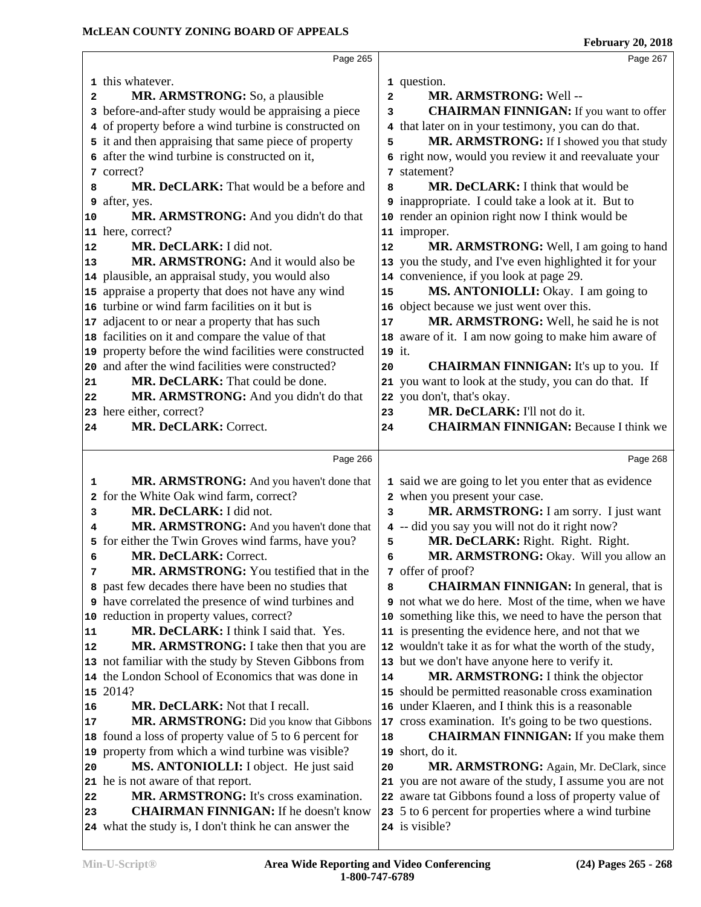**Page 265**

this whatever.

**MR. ARMSTRONG:** So, a plausible before-and-after study would be appraising a piece of property before a wind turbine is constructed on it and then appraising that same piece of property after the wind turbine is constructed on it, correct?

**MR. DeCLARK:** That would be a before and after, yes.

**MR. ARMSTRONG:** And you didn't do that here, correct?

**MR. DeCLARK:** I did not.

**MR. ARMSTRONG:** And it would also be plausible, an appraisal study, you would also appraise a property that does not have any wind turbine or wind farm facilities on it but is adjacent to or near a property that has such facilities on it and compare the value of that property before the wind facilities were constructed and after the wind facilities were constructed?

**MR. DeCLARK:** That could be done.

**MR. ARMSTRONG:** And you didn't do that here either, correct?

**MR. DeCLARK:** Correct.

**Page 266**

**MR. ARMSTRONG:** And you haven't done that for the White Oak wind farm, correct?

**MR. DeCLARK:** I did not.

**MR. ARMSTRONG:** And you haven't done that for either the Twin Groves wind farms, have you?

**MR. DeCLARK:** Correct.

**MR. ARMSTRONG:** You testified that in the past few decades there have been no studies that have correlated the presence of wind turbines and reduction in property values, correct?

**MR. DeCLARK:** I think I said that. Yes.

**MR. ARMSTRONG:** I take then that you are not familiar with the study by Steven Gibbons from the London School of Economics that was done in 2014?

**MR. DeCLARK:** Not that I recall.

**MR. ARMSTRONG:** Did you know that Gibbons found a loss of property value of 5 to 6 percent for property from which a wind turbine was visible?

**MS. ANTONIOLLI:** I object. He just said he is not aware of that report.

**MR. ARMSTRONG:** It's cross examination.

**CHAIRMAN FINNIGAN:** If he doesn't know what the study is, I don't think he can answer the

**Page 267**

question.

**MR. ARMSTRONG:** Well --

**CHAIRMAN FINNIGAN:** If you want to offer that later on in your testimony, you can do that.

**MR. ARMSTRONG:** If I showed you that study right now, would you review it and reevaluate your statement?

**MR. DeCLARK:** I think that would be inappropriate. I could take a look at it. But to render an opinion right now I think would be improper.

**MR. ARMSTRONG:** Well, I am going to hand you the study, and I've even highlighted it for your convenience, if you look at page 29.

**MS. ANTONIOLLI:** Okay. I am going to object because we just went over this.

**MR. ARMSTRONG:** Well, he said he is not aware of it. I am now going to make him aware of it.

**CHAIRMAN FINNIGAN:** It's up to you. If you want to look at the study, you can do that. If you don't, that's okay.

**MR. DeCLARK:** I'll not do it.

**CHAIRMAN FINNIGAN:** Because I think we

**Page 268**

said we are going to let you enter that as evidence when you present your case.

**MR. ARMSTRONG:** I am sorry. I just want -- did you say you will not do it right now?

**MR. DeCLARK:** Right. Right. Right.

**MR. ARMSTRONG:** Okay. Will you allow an offer of proof?

**CHAIRMAN FINNIGAN:** In general, that is not what we do here. Most of the time, when we have something like this, we need to have the person that is presenting the evidence here, and not that we wouldn't take it as for what the worth of the study, but we don't have anyone here to verify it.

**MR. ARMSTRONG:** I think the objector should be permitted reasonable cross examination under Klaeren, and I think this is a reasonable cross examination. It's going to be two questions.

**CHAIRMAN FINNIGAN:** If you make them short, do it.

**MR. ARMSTRONG:** Again, Mr. DeClark, since you are not aware of the study, I assume you are not aware tat Gibbons found a loss of property value of 5 to 6 percent for properties where a wind turbine is visible?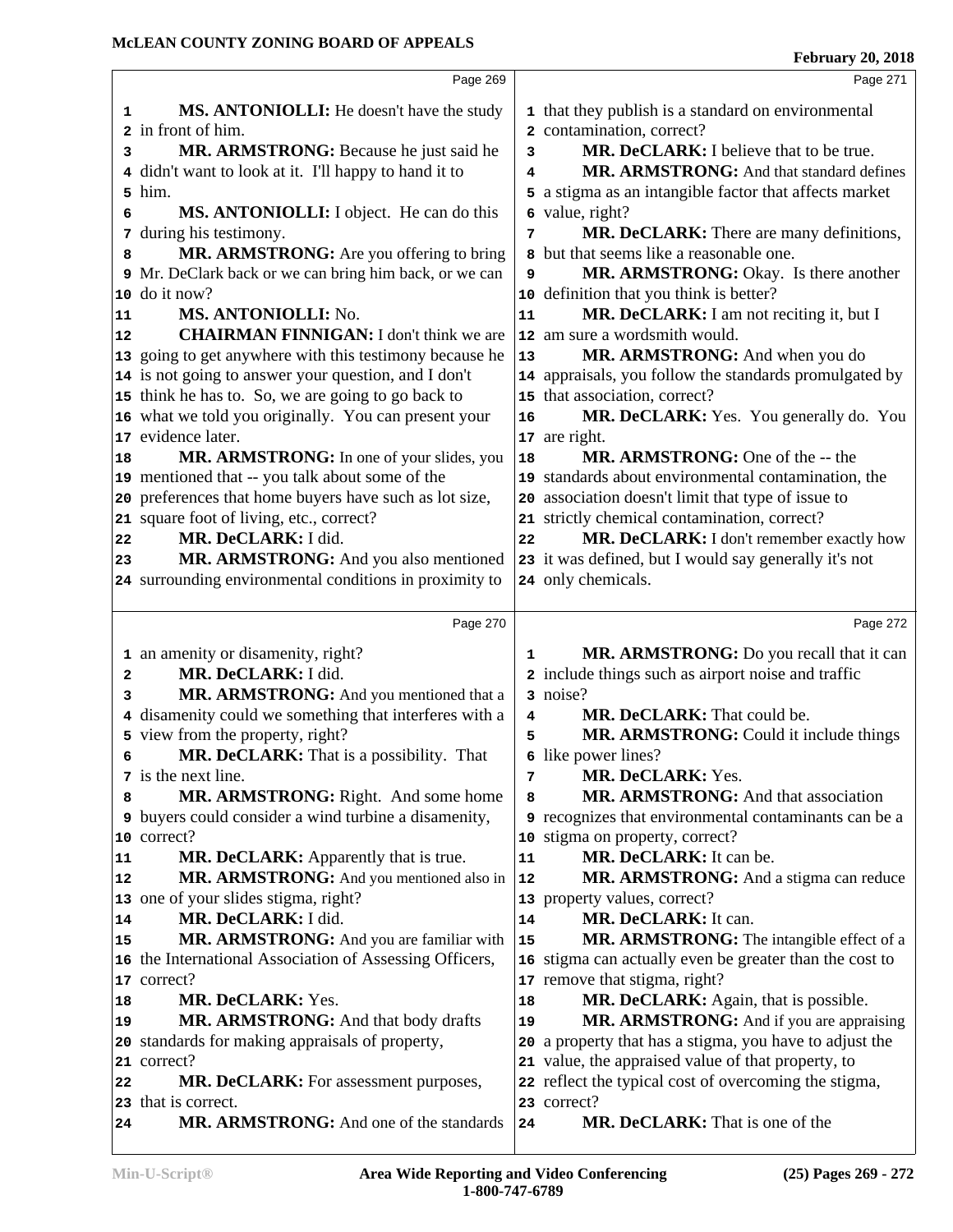**MS. ANTONIOLLI:** He doesn't have the study in front of him.

**MR. ARMSTRONG:** Because he just said he didn't want to look at it. I'll happy to hand it to him.

**MS. ANTONIOLLI:** I object. He can do this during his testimony.

**MR. ARMSTRONG:** Are you offering to bring Mr. DeClark back or we can bring him back, or we can do it now?

**MS. ANTONIOLLI:** No.

**CHAIRMAN FINNIGAN:** I don't think we are going to get anywhere with this testimony because he is not going to answer your question, and I don't think he has to. So, we are going to go back to what we told you originally. You can present your evidence later.

**MR. ARMSTRONG:** In one of your slides, you mentioned that -- you talk about some of the preferences that home buyers have such as lot size, square foot of living, etc., correct?

**MR. DeCLARK:** I did.

**MR. ARMSTRONG:** And you also mentioned surrounding environmental conditions in proximity to an amenity or disamenity, right?

**MR. DeCLARK:** I did.

**MR. ARMSTRONG:** And you mentioned that a disamenity could we something that interferes with a view from the property, right?

**MR. DeCLARK:** That is a possibility. That is the next line.

**MR. ARMSTRONG:** Right. And some home buyers could consider a wind turbine a disamenity, correct?

**MR. DeCLARK:** Apparently that is true.

**MR. ARMSTRONG:** And you mentioned also in one of your slides stigma, right?

**MR. DeCLARK:** I did.

**MR. ARMSTRONG:** And you are familiar with the International Association of Assessing Officers, correct?

**MR. DeCLARK:** Yes.

**MR. ARMSTRONG:** And that body drafts standards for making appraisals of property, correct?

**MR. DeCLARK:** For assessment purposes, that is correct.

**MR. ARMSTRONG:** And one of the standards that they publish is a standard on environmental contamination, correct?

**MR. DeCLARK:** I believe that to be true.

**MR. ARMSTRONG:** And that standard defines a stigma as an intangible factor that affects market value, right?

**MR. DeCLARK:** There are many definitions, but that seems like a reasonable one.

**MR. ARMSTRONG:** Okay. Is there another definition that you think is better?

**MR. DeCLARK:** I am not reciting it, but I am sure a wordsmith would.

**MR. ARMSTRONG:** And when you do appraisals, you follow the standards promulgated by that association, correct?

**MR. DeCLARK:** Yes. You generally do. You are right.

**MR. ARMSTRONG:** One of the -- the standards about environmental contamination, the association doesn't limit that type of issue to strictly chemical contamination, correct?

**MR. DeCLARK:** I don't remember exactly how it was defined, but I would say generally it's not only chemicals.

**MR. ARMSTRONG:** Do you recall that it can include things such as airport noise and traffic noise?

**MR. DeCLARK:** That could be.

**MR. ARMSTRONG:** Could it include things like power lines?

**MR. DeCLARK:** Yes.

**MR. ARMSTRONG:** And that association recognizes that environmental contaminants can be a stigma on property, correct?

**MR. DeCLARK:** It can be.

**MR. ARMSTRONG:** And a stigma can reduce property values, correct?

**MR. DeCLARK:** It can.

**MR. ARMSTRONG:** The intangible effect of a stigma can actually even be greater than the cost to remove that stigma, right?

**MR. DeCLARK:** Again, that is possible.

**MR. ARMSTRONG:** And if you are appraising a property that has a stigma, you have to adjust the value, the appraised value of that property, to reflect the typical cost of overcoming the stigma, correct?

**MR. DeCLARK:** That is one of the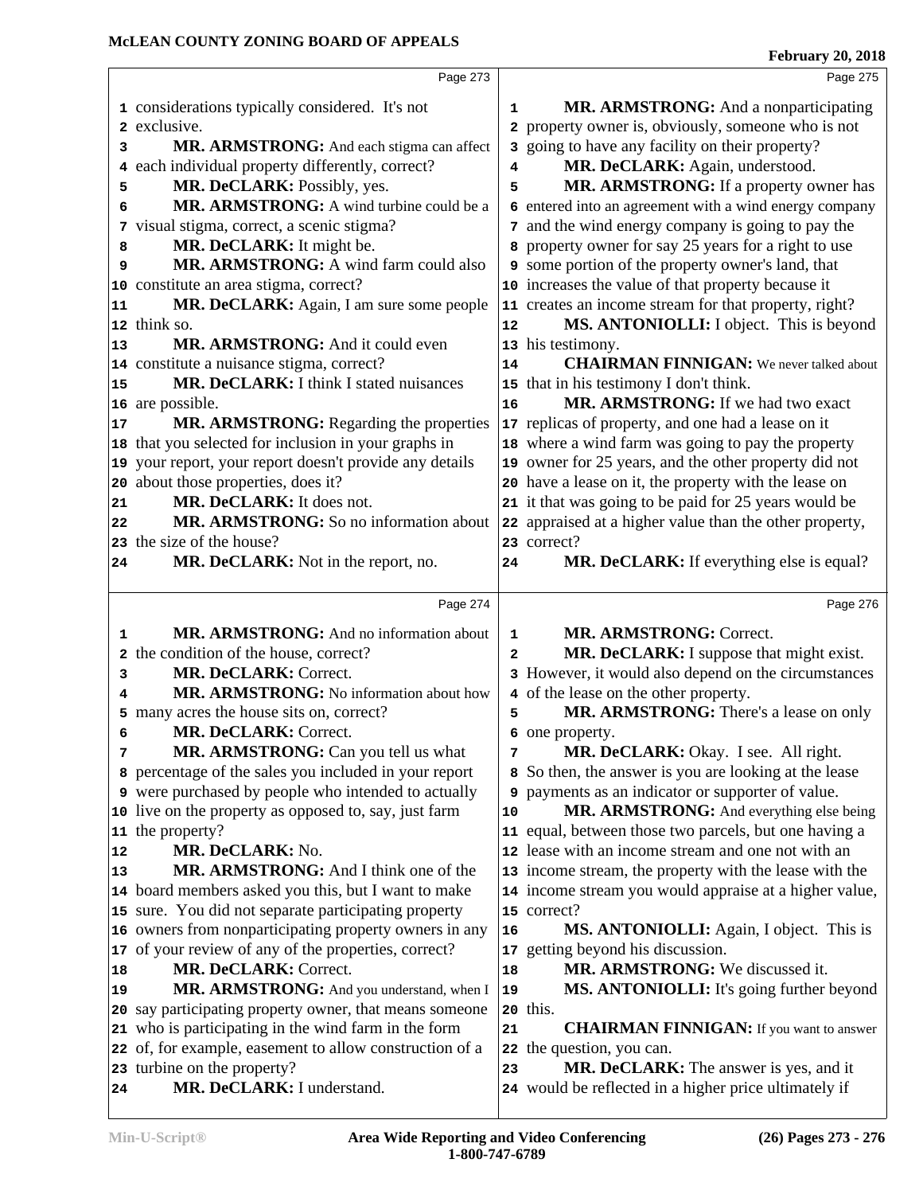Page 273

1 considerations typically considered. It's not
2 exclusive.
3 **MR. ARMSTRONG:** And each stigma can affect
4 each individual property differently, correct?
5 **MR. DeCLARK:** Possibly, yes.
6 **MR. ARMSTRONG:** A wind turbine could be a
7 visual stigma, correct, a scenic stigma?
8 **MR. DeCLARK:** It might be.
9 **MR. ARMSTRONG:** A wind farm could also
10 constitute an area stigma, correct?
11 **MR. DeCLARK:** Again, I am sure some people
12 think so.
13 **MR. ARMSTRONG:** And it could even
14 constitute a nuisance stigma, correct?
15 **MR. DeCLARK:** I think I stated nuisances
16 are possible.
17 **MR. ARMSTRONG:** Regarding the properties
18 that you selected for inclusion in your graphs in
19 your report, your report doesn't provide any details
20 about those properties, does it?
21 **MR. DeCLARK:** It does not.
22 **MR. ARMSTRONG:** So no information about
23 the size of the house?
24 **MR. DeCLARK:** Not in the report, no.

Page 274

1 **MR. ARMSTRONG:** And no information about
2 the condition of the house, correct?
3 **MR. DeCLARK:** Correct.
4 **MR. ARMSTRONG:** No information about how
5 many acres the house sits on, correct?
6 **MR. DeCLARK:** Correct.
7 **MR. ARMSTRONG:** Can you tell us what
8 percentage of the sales you included in your report
9 were purchased by people who intended to actually
10 live on the property as opposed to, say, just farm
11 the property?
12 **MR. DeCLARK:** No.
13 **MR. ARMSTRONG:** And I think one of the
14 board members asked you this, but I want to make
15 sure. You did not separate participating property
16 owners from nonparticipating property owners in any
17 of your review of any of the properties, correct?
18 **MR. DeCLARK:** Correct.
19 **MR. ARMSTRONG:** And you understand, when I
20 say participating property owner, that means someone
21 who is participating in the wind farm in the form
22 of, for example, easement to allow construction of a
23 turbine on the property?
24 **MR. DeCLARK:** I understand.

Page 275

1 **MR. ARMSTRONG:** And a nonparticipating
2 property owner is, obviously, someone who is not
3 going to have any facility on their property?
4 **MR. DeCLARK:** Again, understood.
5 **MR. ARMSTRONG:** If a property owner has
6 entered into an agreement with a wind energy company
7 and the wind energy company is going to pay the
8 property owner for say 25 years for a right to use
9 some portion of the property owner's land, that
10 increases the value of that property because it
11 creates an income stream for that property, right?
12 **MS. ANTONIOLLI:** I object. This is beyond
13 his testimony.
14 **CHAIRMAN FINNIGAN:** We never talked about
15 that in his testimony I don't think.
16 **MR. ARMSTRONG:** If we had two exact
17 replicas of property, and one had a lease on it
18 where a wind farm was going to pay the property
19 owner for 25 years, and the other property did not
20 have a lease on it, the property with the lease on
21 it that was going to be paid for 25 years would be
22 appraised at a higher value than the other property,
23 correct?
24 **MR. DeCLARK:** If everything else is equal?

Page 276

1 **MR. ARMSTRONG:** Correct.
2 **MR. DeCLARK:** I suppose that might exist.
3 However, it would also depend on the circumstances
4 of the lease on the other property.
5 **MR. ARMSTRONG:** There's a lease on only
6 one property.
7 **MR. DeCLARK:** Okay. I see. All right.
8 So then, the answer is you are looking at the lease
9 payments as an indicator or supporter of value.
10 **MR. ARMSTRONG:** And everything else being
11 equal, between those two parcels, but one having a
12 lease with an income stream and one not with an
13 income stream, the property with the lease with the
14 income stream you would appraise at a higher value,
15 correct?
16 **MS. ANTONIOLLI:** Again, I object. This is
17 getting beyond his discussion.
18 **MR. ARMSTRONG:** We discussed it.
19 **MS. ANTONIOLLI:** It's going further beyond
20 this.
21 **CHAIRMAN FINNIGAN:** If you want to answer
22 the question, you can.
23 **MR. DeCLARK:** The answer is yes, and it
24 would be reflected in a higher price ultimately if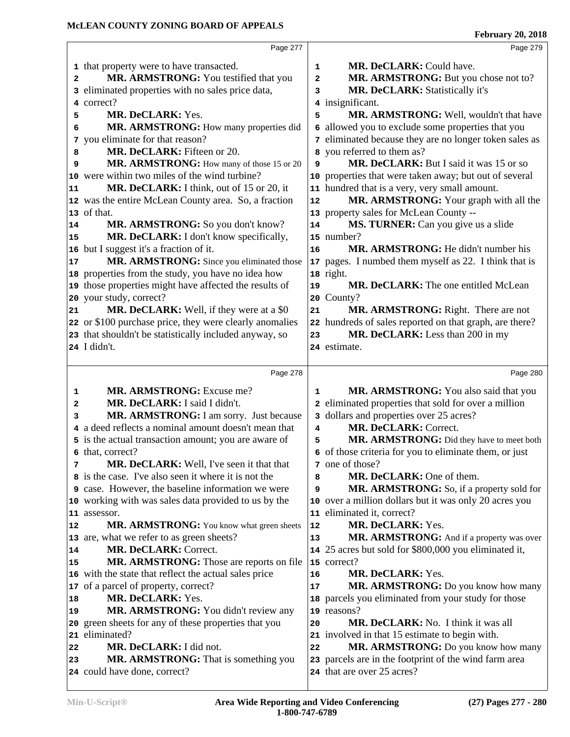Page 277

1 that property were to have transacted.
2 **MR. ARMSTRONG:** You testified that you
3 eliminated properties with no sales price data,
4 correct?
5 **MR. DeCLARK:** Yes.
6 **MR. ARMSTRONG:** How many properties did
7 you eliminate for that reason?
8 **MR. DeCLARK:** Fifteen or 20.
9 **MR. ARMSTRONG:** How many of those 15 or 20
10 were within two miles of the wind turbine?
11 **MR. DeCLARK:** I think, out of 15 or 20, it
12 was the entire McLean County area. So, a fraction
13 of that.
14 **MR. ARMSTRONG:** So you don't know?
15 **MR. DeCLARK:** I don't know specifically,
16 but I suggest it's a fraction of it.
17 **MR. ARMSTRONG:** Since you eliminated those
18 properties from the study, you have no idea how
19 those properties might have affected the results of
20 your study, correct?
21 **MR. DeCLARK:** Well, if they were at a $0
22 or $100 purchase price, they were clearly anomalies
23 that shouldn't be statistically included anyway, so
24 I didn't.

Page 278

1 **MR. ARMSTRONG:** Excuse me?
2 **MR. DeCLARK:** I said I didn't.
3 **MR. ARMSTRONG:** I am sorry. Just because
4 a deed reflects a nominal amount doesn't mean that
5 is the actual transaction amount; you are aware of
6 that, correct?
7 **MR. DeCLARK:** Well, I've seen it that that
8 is the case. I've also seen it where it is not the
9 case. However, the baseline information we were
10 working with was sales data provided to us by the
11 assessor.
12 **MR. ARMSTRONG:** You know what green sheets
13 are, what we refer to as green sheets?
14 **MR. DeCLARK:** Correct.
15 **MR. ARMSTRONG:** Those are reports on file
16 with the state that reflect the actual sales price
17 of a parcel of property, correct?
18 **MR. DeCLARK:** Yes.
19 **MR. ARMSTRONG:** You didn't review any
20 green sheets for any of these properties that you
21 eliminated?
22 **MR. DeCLARK:** I did not.
23 **MR. ARMSTRONG:** That is something you
24 could have done, correct?

Page 279

1 **MR. DeCLARK:** Could have.
2 **MR. ARMSTRONG:** But you chose not to?
3 **MR. DeCLARK:** Statistically it's
4 insignificant.
5 **MR. ARMSTRONG:** Well, wouldn't that have
6 allowed you to exclude some properties that you
7 eliminated because they are no longer token sales as
8 you referred to them as?
9 **MR. DeCLARK:** But I said it was 15 or so
10 properties that were taken away; but out of several
11 hundred that is a very, very small amount.
12 **MR. ARMSTRONG:** Your graph with all the
13 property sales for McLean County --
14 **MS. TURNER:** Can you give us a slide
15 number?
16 **MR. ARMSTRONG:** He didn't number his
17 pages. I numbed them myself as 22. I think that is
18 right.
19 **MR. DeCLARK:** The one entitled McLean
20 County?
21 **MR. ARMSTRONG:** Right. There are not
22 hundreds of sales reported on that graph, are there?
23 **MR. DeCLARK:** Less than 200 in my
24 estimate.

Page 280

1 **MR. ARMSTRONG:** You also said that you
2 eliminated properties that sold for over a million
3 dollars and properties over 25 acres?
4 **MR. DeCLARK:** Correct.
5 **MR. ARMSTRONG:** Did they have to meet both
6 of those criteria for you to eliminate them, or just
7 one of those?
8 **MR. DeCLARK:** One of them.
9 **MR. ARMSTRONG:** So, if a property sold for
10 over a million dollars but it was only 20 acres you
11 eliminated it, correct?
12 **MR. DeCLARK:** Yes.
13 **MR. ARMSTRONG:** And if a property was over
14 25 acres but sold for $800,000 you eliminated it,
15 correct?
16 **MR. DeCLARK:** Yes.
17 **MR. ARMSTRONG:** Do you know how many
18 parcels you eliminated from your study for those
19 reasons?
20 **MR. DeCLARK:** No. I think it was all
21 involved in that 15 estimate to begin with.
22 **MR. ARMSTRONG:** Do you know how many
23 parcels are in the footprint of the wind farm area
24 that are over 25 acres?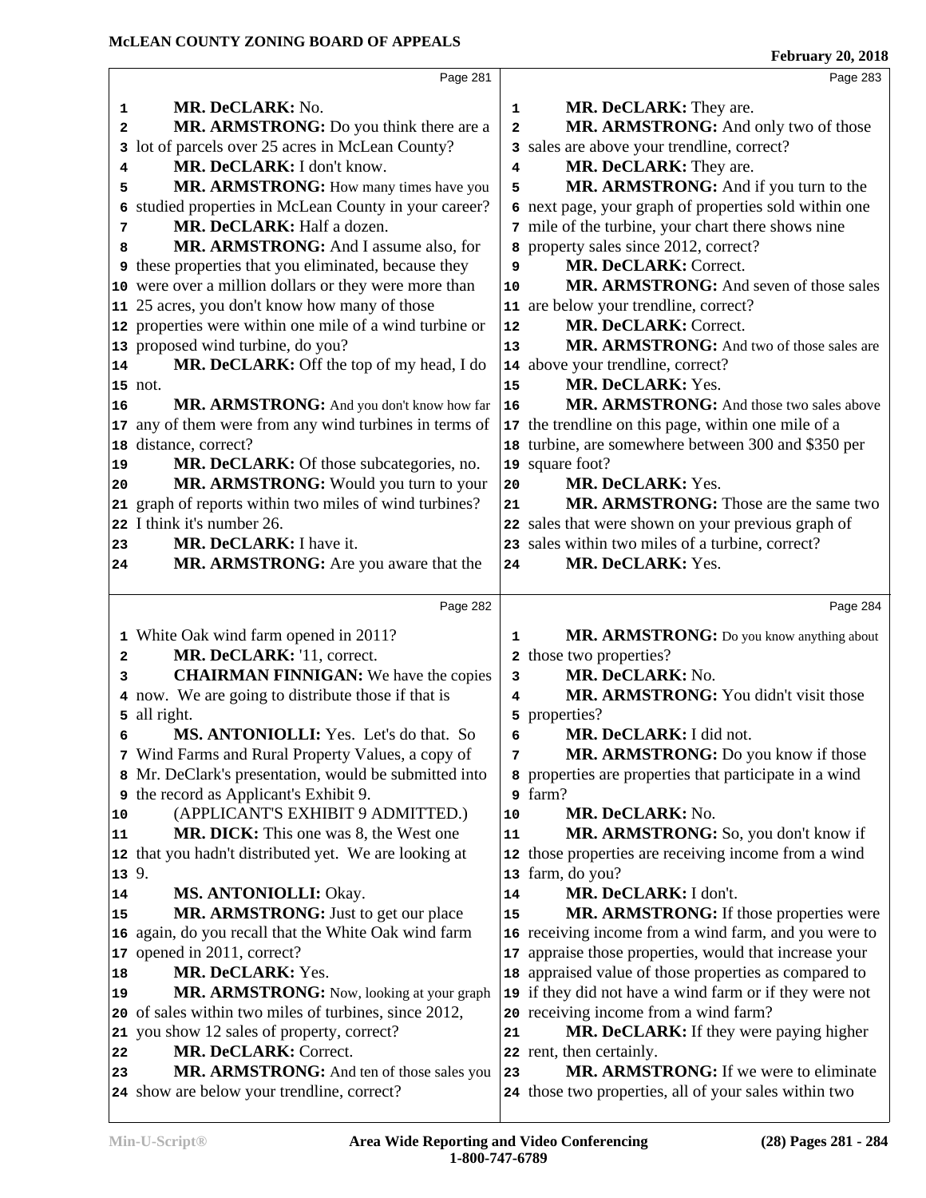MR. DeCLARK: No.

MR. ARMSTRONG: Do you think there are a lot of parcels over 25 acres in McLean County?

MR. DeCLARK: I don't know.

MR. ARMSTRONG: How many times have you studied properties in McLean County in your career?

MR. DeCLARK: Half a dozen.

MR. ARMSTRONG: And I assume also, for these properties that you eliminated, because they were over a million dollars or they were more than 25 acres, you don't know how many of those properties were within one mile of a wind turbine or proposed wind turbine, do you?

MR. DeCLARK: Off the top of my head, I do not.

MR. ARMSTRONG: And you don't know how far any of them were from any wind turbines in terms of distance, correct?

MR. DeCLARK: Of those subcategories, no.

MR. ARMSTRONG: Would you turn to your graph of reports within two miles of wind turbines? I think it's number 26.

MR. DeCLARK: I have it.

MR. ARMSTRONG: Are you aware that the White Oak wind farm opened in 2011?

MR. DeCLARK: '11, correct.

CHAIRMAN FINNIGAN: We have the copies now. We are going to distribute those if that is all right.

MS. ANTONIOLLI: Yes. Let's do that. So Wind Farms and Rural Property Values, a copy of Mr. DeClark's presentation, would be submitted into the record as Applicant's Exhibit 9.

(APPLICANT'S EXHIBIT 9 ADMITTED.)

MR. DICK: This one was 8, the West one that you hadn't distributed yet. We are looking at 9.

MS. ANTONIOLLI: Okay.

MR. ARMSTRONG: Just to get our place again, do you recall that the White Oak wind farm opened in 2011, correct?

MR. DeCLARK: Yes.

MR. ARMSTRONG: Now, looking at your graph of sales within two miles of turbines, since 2012, you show 12 sales of property, correct?

MR. DeCLARK: Correct.

MR. ARMSTRONG: And ten of those sales you show are below your trendline, correct?

MR. DeCLARK: They are.

MR. ARMSTRONG: And only two of those sales are above your trendline, correct?

MR. DeCLARK: They are.

MR. ARMSTRONG: And if you turn to the next page, your graph of properties sold within one mile of the turbine, your chart there shows nine property sales since 2012, correct?

MR. DeCLARK: Correct.

MR. ARMSTRONG: And seven of those sales are below your trendline, correct?

MR. DeCLARK: Correct.

MR. ARMSTRONG: And two of those sales are above your trendline, correct?

MR. DeCLARK: Yes.

MR. ARMSTRONG: And those two sales above the trendline on this page, within one mile of a turbine, are somewhere between 300 and $350 per square foot?

MR. DeCLARK: Yes.

MR. ARMSTRONG: Those are the same two sales that were shown on your previous graph of sales within two miles of a turbine, correct?

MR. DeCLARK: Yes.

MR. ARMSTRONG: Do you know anything about those two properties?

MR. DeCLARK: No.

MR. ARMSTRONG: You didn't visit those properties?

MR. DeCLARK: I did not.

MR. ARMSTRONG: Do you know if those properties are properties that participate in a wind farm?

MR. DeCLARK: No.

MR. ARMSTRONG: So, you don't know if those properties are receiving income from a wind farm, do you?

MR. DeCLARK: I don't.

MR. ARMSTRONG: If those properties were receiving income from a wind farm, and you were to appraise those properties, would that increase your appraised value of those properties as compared to if they did not have a wind farm or if they were not receiving income from a wind farm?

MR. DeCLARK: If they were paying higher rent, then certainly.

MR. ARMSTRONG: If we were to eliminate those two properties, all of your sales within two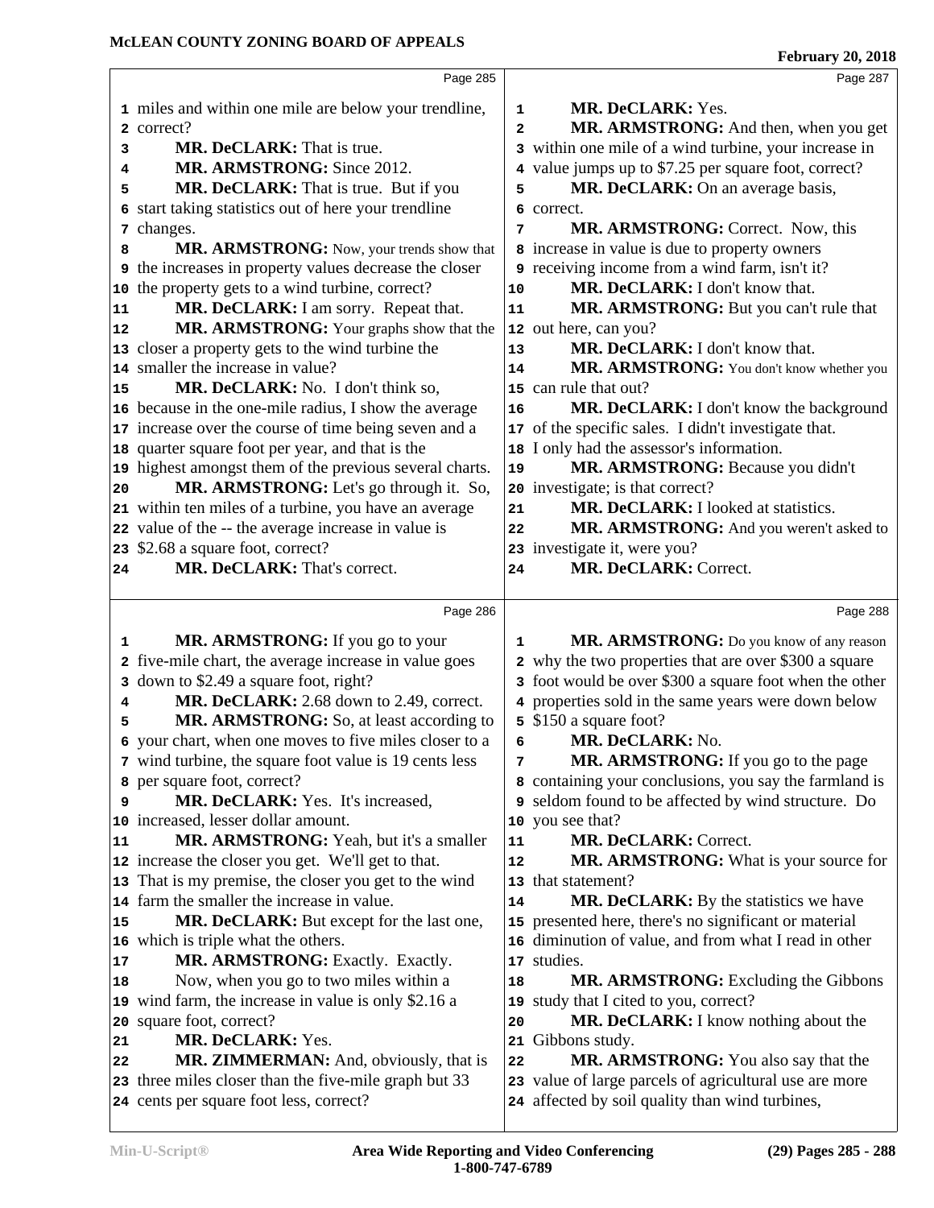Page 285

1 miles and within one mile are below your trendline,
2 correct?
3 **MR. DeCLARK:** That is true.
4 **MR. ARMSTRONG:** Since 2012.
5 **MR. DeCLARK:** That is true. But if you
6 start taking statistics out of here your trendline
7 changes.
8 **MR. ARMSTRONG:** Now, your trends show that
9 the increases in property values decrease the closer
10 the property gets to a wind turbine, correct?
11 **MR. DeCLARK:** I am sorry. Repeat that.
12 **MR. ARMSTRONG:** Your graphs show that the
13 closer a property gets to the wind turbine the
14 smaller the increase in value?
15 **MR. DeCLARK:** No. I don't think so,
16 because in the one-mile radius, I show the average
17 increase over the course of time being seven and a
18 quarter square foot per year, and that is the
19 highest amongst them of the previous several charts.
20 **MR. ARMSTRONG:** Let's go through it. So,
21 within ten miles of a turbine, you have an average
22 value of the -- the average increase in value is
23 $2.68 a square foot, correct?
24 **MR. DeCLARK:** That's correct.

Page 286

1 **MR. ARMSTRONG:** If you go to your
2 five-mile chart, the average increase in value goes
3 down to $2.49 a square foot, right?
4 **MR. DeCLARK:** 2.68 down to 2.49, correct.
5 **MR. ARMSTRONG:** So, at least according to
6 your chart, when one moves to five miles closer to a
7 wind turbine, the square foot value is 19 cents less
8 per square foot, correct?
9 **MR. DeCLARK:** Yes. It's increased,
10 increased, lesser dollar amount.
11 **MR. ARMSTRONG:** Yeah, but it's a smaller
12 increase the closer you get. We'll get to that.
13 That is my premise, the closer you get to the wind
14 farm the smaller the increase in value.
15 **MR. DeCLARK:** But except for the last one,
16 which is triple what the others.
17 **MR. ARMSTRONG:** Exactly. Exactly.
18 Now, when you go to two miles within a
19 wind farm, the increase in value is only $2.16 a
20 square foot, correct?
21 **MR. DeCLARK:** Yes.
22 **MR. ZIMMERMAN:** And, obviously, that is
23 three miles closer than the five-mile graph but 33
24 cents per square foot less, correct?

Page 287

1 **MR. DeCLARK:** Yes.
2 **MR. ARMSTRONG:** And then, when you get
3 within one mile of a wind turbine, your increase in
4 value jumps up to $7.25 per square foot, correct?
5 **MR. DeCLARK:** On an average basis,
6 correct.
7 **MR. ARMSTRONG:** Correct. Now, this
8 increase in value is due to property owners
9 receiving income from a wind farm, isn't it?
10 **MR. DeCLARK:** I don't know that.
11 **MR. ARMSTRONG:** But you can't rule that
12 out here, can you?
13 **MR. DeCLARK:** I don't know that.
14 **MR. ARMSTRONG:** You don't know whether you
15 can rule that out?
16 **MR. DeCLARK:** I don't know the background
17 of the specific sales. I didn't investigate that.
18 I only had the assessor's information.
19 **MR. ARMSTRONG:** Because you didn't
20 investigate; is that correct?
21 **MR. DeCLARK:** I looked at statistics.
22 **MR. ARMSTRONG:** And you weren't asked to
23 investigate it, were you?
24 **MR. DeCLARK:** Correct.

Page 288

1 **MR. ARMSTRONG:** Do you know of any reason
2 why the two properties that are over $300 a square
3 foot would be over $300 a square foot when the other
4 properties sold in the same years were down below
5 $150 a square foot?
6 **MR. DeCLARK:** No.
7 **MR. ARMSTRONG:** If you go to the page
8 containing your conclusions, you say the farmland is
9 seldom found to be affected by wind structure. Do
10 you see that?
11 **MR. DeCLARK:** Correct.
12 **MR. ARMSTRONG:** What is your source for
13 that statement?
14 **MR. DeCLARK:** By the statistics we have
15 presented here, there's no significant or material
16 diminution of value, and from what I read in other
17 studies.
18 **MR. ARMSTRONG:** Excluding the Gibbons
19 study that I cited to you, correct?
20 **MR. DeCLARK:** I know nothing about the
21 Gibbons study.
22 **MR. ARMSTRONG:** You also say that the
23 value of large parcels of agricultural use are more
24 affected by soil quality than wind turbines,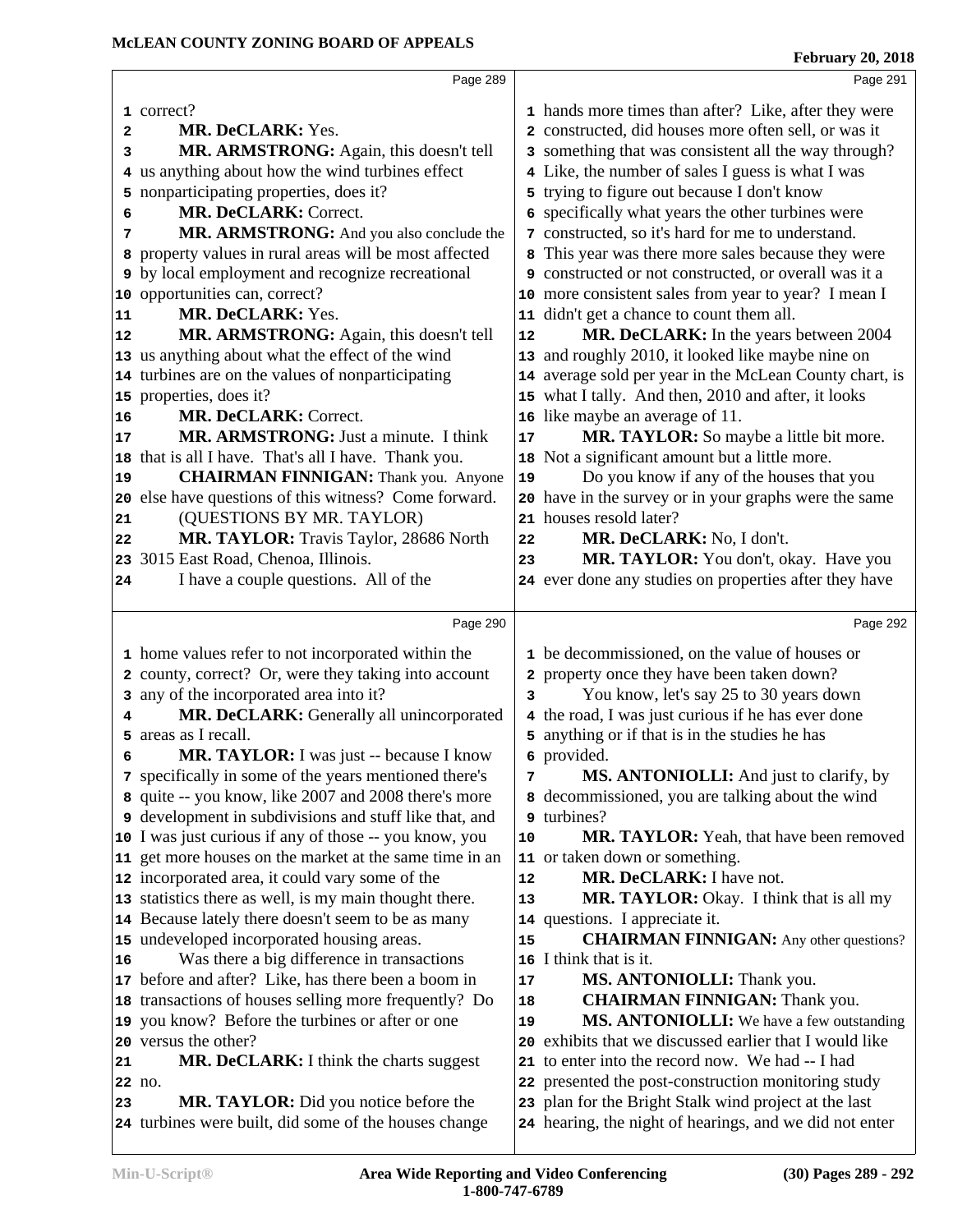Page 289

correct?

**MR. DeCLARK:** Yes.

**MR. ARMSTRONG:** Again, this doesn't tell us anything about how the wind turbines effect nonparticipating properties, does it?

**MR. DeCLARK:** Correct.

**MR. ARMSTRONG:** And you also conclude the property values in rural areas will be most affected by local employment and recognize recreational opportunities can, correct?

**MR. DeCLARK:** Yes.

**MR. ARMSTRONG:** Again, this doesn't tell us anything about what the effect of the wind turbines are on the values of nonparticipating properties, does it?

**MR. DeCLARK:** Correct.

**MR. ARMSTRONG:** Just a minute. I think that is all I have. That's all I have. Thank you.

**CHAIRMAN FINNIGAN:** Thank you. Anyone else have questions of this witness? Come forward.

(QUESTIONS BY MR. TAYLOR)

**MR. TAYLOR:** Travis Taylor, 28686 North 3015 East Road, Chenoa, Illinois.

I have a couple questions. All of the

Page 290

home values refer to not incorporated within the county, correct? Or, were they taking into account any of the incorporated area into it?

**MR. DeCLARK:** Generally all unincorporated areas as I recall.

**MR. TAYLOR:** I was just -- because I know specifically in some of the years mentioned there's quite -- you know, like 2007 and 2008 there's more development in subdivisions and stuff like that, and I was just curious if any of those -- you know, you get more houses on the market at the same time in an incorporated area, it could vary some of the statistics there as well, is my main thought there. Because lately there doesn't seem to be as many undeveloped incorporated housing areas.

Was there a big difference in transactions before and after? Like, has there been a boom in transactions of houses selling more frequently? Do you know? Before the turbines or after or one versus the other?

**MR. DeCLARK:** I think the charts suggest no.

**MR. TAYLOR:** Did you notice before the turbines were built, did some of the houses change

Page 291

hands more times than after? Like, after they were constructed, did houses more often sell, or was it something that was consistent all the way through? Like, the number of sales I guess is what I was trying to figure out because I don't know specifically what years the other turbines were constructed, so it's hard for me to understand. This year was there more sales because they were constructed or not constructed, or overall was it a more consistent sales from year to year? I mean I didn't get a chance to count them all.

**MR. DeCLARK:** In the years between 2004 and roughly 2010, it looked like maybe nine on average sold per year in the McLean County chart, is what I tally. And then, 2010 and after, it looks like maybe an average of 11.

**MR. TAYLOR:** So maybe a little bit more. Not a significant amount but a little more.

Do you know if any of the houses that you have in the survey or in your graphs were the same houses resold later?

**MR. DeCLARK:** No, I don't.

**MR. TAYLOR:** You don't, okay. Have you ever done any studies on properties after they have

Page 292

be decommissioned, on the value of houses or property once they have been taken down?

You know, let's say 25 to 30 years down the road, I was just curious if he has ever done anything or if that is in the studies he has provided.

**MS. ANTONIOLLI:** And just to clarify, by decommissioned, you are talking about the wind turbines?

**MR. TAYLOR:** Yeah, that have been removed or taken down or something.

**MR. DeCLARK:** I have not.

**MR. TAYLOR:** Okay. I think that is all my questions. I appreciate it.

**CHAIRMAN FINNIGAN:** Any other questions? I think that is it.

**MS. ANTONIOLLI:** Thank you.

**CHAIRMAN FINNIGAN:** Thank you.

**MS. ANTONIOLLI:** We have a few outstanding exhibits that we discussed earlier that I would like to enter into the record now. We had -- I had presented the post-construction monitoring study plan for the Bright Stalk wind project at the last hearing, the night of hearings, and we did not enter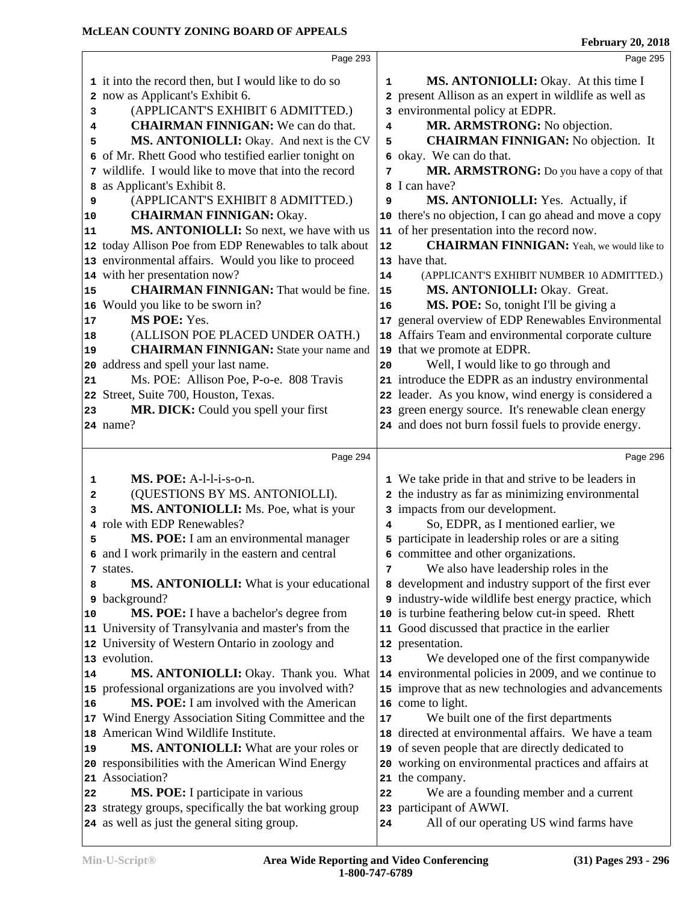Page 293

1 it into the record then, but I would like to do so
2 now as Applicant's Exhibit 6.
3 (APPLICANT'S EXHIBIT 6 ADMITTED.)
4 **CHAIRMAN FINNIGAN:** We can do that.
5 **MS. ANTONIOLLI:** Okay. And next is the CV
6 of Mr. Rhett Good who testified earlier tonight on
7 wildlife. I would like to move that into the record
8 as Applicant's Exhibit 8.
9 (APPLICANT'S EXHIBIT 8 ADMITTED.)
10 **CHAIRMAN FINNIGAN:** Okay.
11 **MS. ANTONIOLLI:** So next, we have with us
12 today Allison Poe from EDP Renewables to talk about
13 environmental affairs. Would you like to proceed
14 with her presentation now?
15 **CHAIRMAN FINNIGAN:** That would be fine.
16 Would you like to be sworn in?
17 **MS POE:** Yes.
18 (ALLISON POE PLACED UNDER OATH.)
19 **CHAIRMAN FINNIGAN:** State your name and
20 address and spell your last name.
21 Ms. POE: Allison Poe, P-o-e. 808 Travis
22 Street, Suite 700, Houston, Texas.
23 **MR. DICK:** Could you spell your first
24 name?

Page 294

1 **MS. POE:** A-l-l-i-s-o-n.
2 (QUESTIONS BY MS. ANTONIOLLI).
3 **MS. ANTONIOLLI:** Ms. Poe, what is your
4 role with EDP Renewables?
5 **MS. POE:** I am an environmental manager
6 and I work primarily in the eastern and central
7 states.
8 **MS. ANTONIOLLI:** What is your educational
9 background?
10 **MS. POE:** I have a bachelor's degree from
11 University of Transylvania and master's from the
12 University of Western Ontario in zoology and
13 evolution.
14 **MS. ANTONIOLLI:** Okay. Thank you. What
15 professional organizations are you involved with?
16 **MS. POE:** I am involved with the American
17 Wind Energy Association Siting Committee and the
18 American Wind Wildlife Institute.
19 **MS. ANTONIOLLI:** What are your roles or
20 responsibilities with the American Wind Energy
21 Association?
22 **MS. POE:** I participate in various
23 strategy groups, specifically the bat working group
24 as well as just the general siting group.

Page 295

1 **MS. ANTONIOLLI:** Okay. At this time I
2 present Allison as an expert in wildlife as well as
3 environmental policy at EDPR.
4 **MR. ARMSTRONG:** No objection.
5 **CHAIRMAN FINNIGAN:** No objection. It
6 okay. We can do that.
7 **MR. ARMSTRONG:** Do you have a copy of that
8 I can have?
9 **MS. ANTONIOLLI:** Yes. Actually, if
10 there's no objection, I can go ahead and move a copy
11 of her presentation into the record now.
12 **CHAIRMAN FINNIGAN:** Yeah, we would like to
13 have that.
14 (APPLICANT'S EXHIBIT NUMBER 10 ADMITTED.)
15 **MS. ANTONIOLLI:** Okay. Great.
16 **MS. POE:** So, tonight I'll be giving a
17 general overview of EDP Renewables Environmental
18 Affairs Team and environmental corporate culture
19 that we promote at EDPR.
20 Well, I would like to go through and
21 introduce the EDPR as an industry environmental
22 leader. As you know, wind energy is considered a
23 green energy source. It's renewable clean energy
24 and does not burn fossil fuels to provide energy.

Page 296

1 We take pride in that and strive to be leaders in
2 the industry as far as minimizing environmental
3 impacts from our development.
4 So, EDPR, as I mentioned earlier, we
5 participate in leadership roles or are a siting
6 committee and other organizations.
7 We also have leadership roles in the
8 development and industry support of the first ever
9 industry-wide wildlife best energy practice, which
10 is turbine feathering below cut-in speed. Rhett
11 Good discussed that practice in the earlier
12 presentation.
13 We developed one of the first companywide
14 environmental policies in 2009, and we continue to
15 improve that as new technologies and advancements
16 come to light.
17 We built one of the first departments
18 directed at environmental affairs. We have a team
19 of seven people that are directly dedicated to
20 working on environmental practices and affairs at
21 the company.
22 We are a founding member and a current
23 participant of AWWI.
24 All of our operating US wind farms have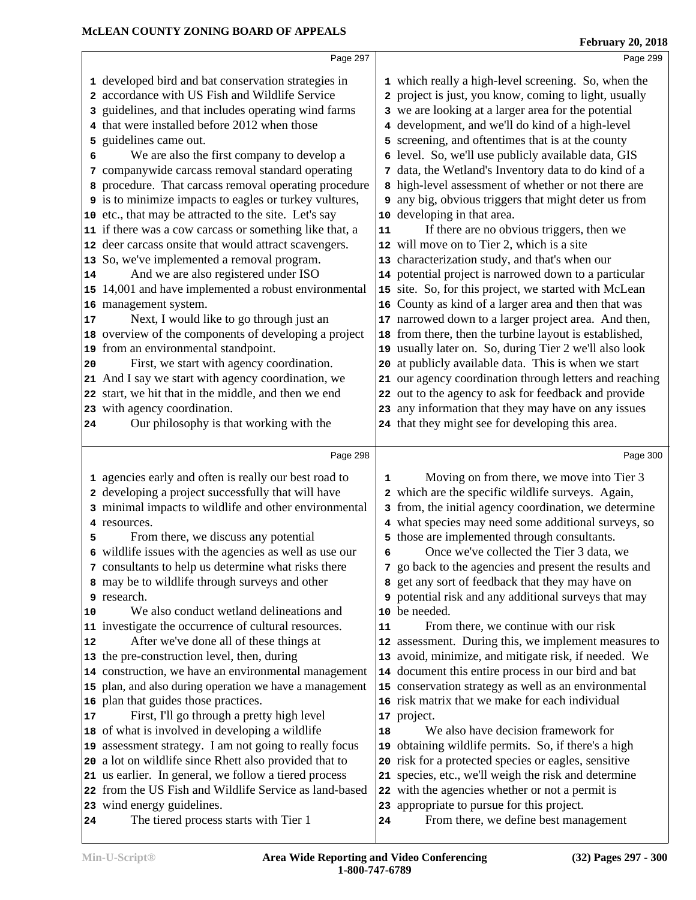Page 297

developed bird and bat conservation strategies in accordance with US Fish and Wildlife Service guidelines, and that includes operating wind farms that were installed before 2012 when those guidelines came out.

We are also the first company to develop a companywide carcass removal standard operating procedure. That carcass removal operating procedure is to minimize impacts to eagles or turkey vultures, etc., that may be attracted to the site. Let's say if there was a cow carcass or something like that, a deer carcass onsite that would attract scavengers. So, we've implemented a removal program.

And we are also registered under ISO 14,001 and have implemented a robust environmental management system.

Next, I would like to go through just an overview of the components of developing a project from an environmental standpoint.

First, we start with agency coordination. And I say we start with agency coordination, we start, we hit that in the middle, and then we end with agency coordination.

Our philosophy is that working with the

Page 298

agencies early and often is really our best road to developing a project successfully that will have minimal impacts to wildlife and other environmental resources.

From there, we discuss any potential wildlife issues with the agencies as well as use our consultants to help us determine what risks there may be to wildlife through surveys and other research.

We also conduct wetland delineations and investigate the occurrence of cultural resources.

After we've done all of these things at the pre-construction level, then, during construction, we have an environmental management plan, and also during operation we have a management plan that guides those practices.

First, I'll go through a pretty high level of what is involved in developing a wildlife assessment strategy. I am not going to really focus a lot on wildlife since Rhett also provided that to us earlier. In general, we follow a tiered process from the US Fish and Wildlife Service as land-based wind energy guidelines.

The tiered process starts with Tier 1

Page 299

which really a high-level screening. So, when the project is just, you know, coming to light, usually we are looking at a larger area for the potential development, and we'll do kind of a high-level screening, and oftentimes that is at the county level. So, we'll use publicly available data, GIS data, the Wetland's Inventory data to do kind of a high-level assessment of whether or not there are any big, obvious triggers that might deter us from developing in that area.

If there are no obvious triggers, then we will move on to Tier 2, which is a site characterization study, and that's when our potential project is narrowed down to a particular site. So, for this project, we started with McLean County as kind of a larger area and then that was narrowed down to a larger project area. And then, from there, then the turbine layout is established, usually later on. So, during Tier 2 we'll also look at publicly available data. This is when we start our agency coordination through letters and reaching out to the agency to ask for feedback and provide any information that they may have on any issues that they might see for developing this area.

Page 300

Moving on from there, we move into Tier 3 which are the specific wildlife surveys. Again, from, the initial agency coordination, we determine what species may need some additional surveys, so those are implemented through consultants.

Once we've collected the Tier 3 data, we go back to the agencies and present the results and get any sort of feedback that they may have on potential risk and any additional surveys that may be needed.

From there, we continue with our risk assessment. During this, we implement measures to avoid, minimize, and mitigate risk, if needed. We document this entire process in our bird and bat conservation strategy as well as an environmental risk matrix that we make for each individual project.

We also have decision framework for obtaining wildlife permits. So, if there's a high risk for a protected species or eagles, sensitive species, etc., we'll weigh the risk and determine with the agencies whether or not a permit is appropriate to pursue for this project.

From there, we define best management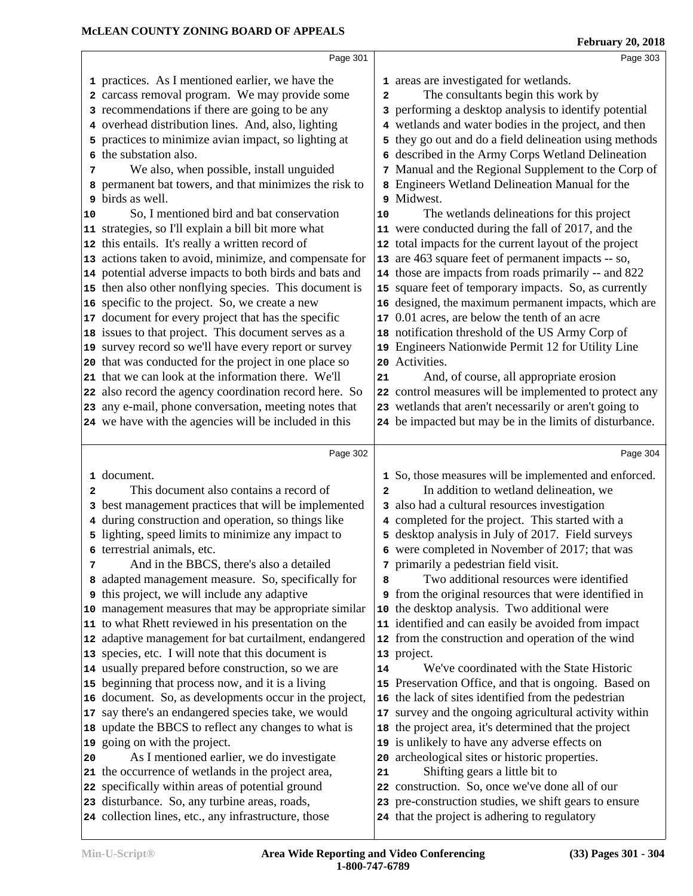practices. As I mentioned earlier, we have the carcass removal program. We may provide some recommendations if there are going to be any overhead distribution lines. And, also, lighting practices to minimize avian impact, so lighting at the substation also.

We also, when possible, install unguided permanent bat towers, and that minimizes the risk to birds as well.

So, I mentioned bird and bat conservation strategies, so I'll explain a bill bit more what this entails. It's really a written record of actions taken to avoid, minimize, and compensate for potential adverse impacts to both birds and bats and then also other nonflying species. This document is specific to the project. So, we create a new document for every project that has the specific issues to that project. This document serves as a survey record so we'll have every report or survey that was conducted for the project in one place so that we can look at the information there. We'll also record the agency coordination record here. So any e-mail, phone conversation, meeting notes that we have with the agencies will be included in this document.

This document also contains a record of best management practices that will be implemented during construction and operation, so things like lighting, speed limits to minimize any impact to terrestrial animals, etc.

And in the BBCS, there's also a detailed adapted management measure. So, specifically for this project, we will include any adaptive management measures that may be appropriate similar to what Rhett reviewed in his presentation on the adaptive management for bat curtailment, endangered species, etc. I will note that this document is usually prepared before construction, so we are beginning that process now, and it is a living document. So, as developments occur in the project, say there's an endangered species take, we would update the BBCS to reflect any changes to what is going on with the project.

As I mentioned earlier, we do investigate the occurrence of wetlands in the project area, specifically within areas of potential ground disturbance. So, any turbine areas, roads, collection lines, etc., any infrastructure, those areas are investigated for wetlands.

The consultants begin this work by performing a desktop analysis to identify potential wetlands and water bodies in the project, and then they go out and do a field delineation using methods described in the Army Corps Wetland Delineation Manual and the Regional Supplement to the Corp of Engineers Wetland Delineation Manual for the Midwest.

The wetlands delineations for this project were conducted during the fall of 2017, and the total impacts for the current layout of the project are 463 square feet of permanent impacts -- so, those are impacts from roads primarily -- and 822 square feet of temporary impacts. So, as currently designed, the maximum permanent impacts, which are 0.01 acres, are below the tenth of an acre notification threshold of the US Army Corp of Engineers Nationwide Permit 12 for Utility Line Activities.

And, of course, all appropriate erosion control measures will be implemented to protect any wetlands that aren't necessarily or aren't going to be impacted but may be in the limits of disturbance. So, those measures will be implemented and enforced.

In addition to wetland delineation, we also had a cultural resources investigation completed for the project. This started with a desktop analysis in July of 2017. Field surveys were completed in November of 2017; that was primarily a pedestrian field visit.

Two additional resources were identified from the original resources that were identified in the desktop analysis. Two additional were identified and can easily be avoided from impact from the construction and operation of the wind project.

We've coordinated with the State Historic Preservation Office, and that is ongoing. Based on the lack of sites identified from the pedestrian survey and the ongoing agricultural activity within the project area, it's determined that the project is unlikely to have any adverse effects on archeological sites or historic properties.

Shifting gears a little bit to construction. So, once we've done all of our pre-construction studies, we shift gears to ensure that the project is adhering to regulatory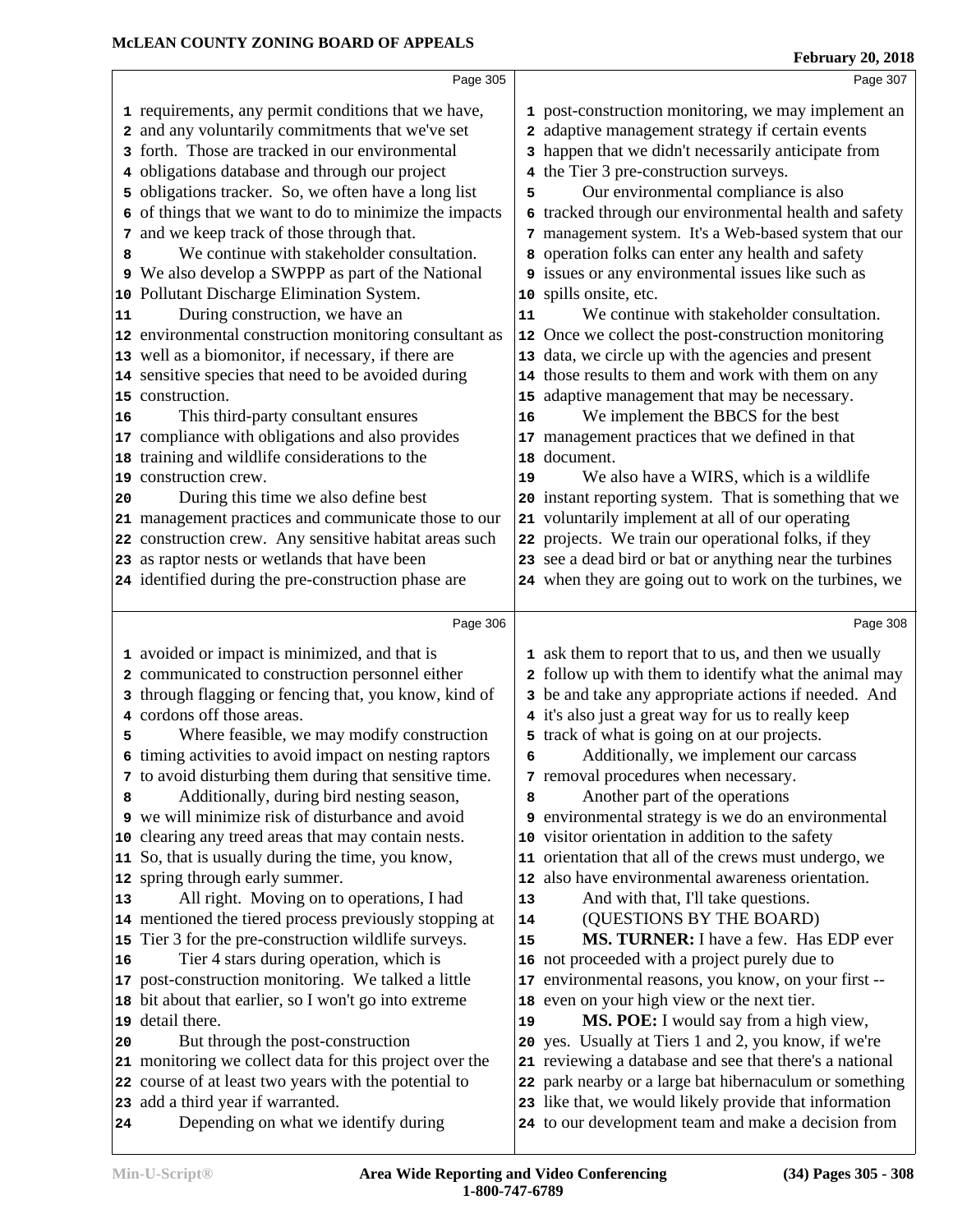requirements, any permit conditions that we have, and any voluntarily commitments that we've set forth. Those are tracked in our environmental obligations database and through our project obligations tracker. So, we often have a long list of things that we want to do to minimize the impacts and we keep track of those through that.

We continue with stakeholder consultation. We also develop a SWPPP as part of the National Pollutant Discharge Elimination System.

During construction, we have an environmental construction monitoring consultant as well as a biomonitor, if necessary, if there are sensitive species that need to be avoided during construction.

This third-party consultant ensures compliance with obligations and also provides training and wildlife considerations to the construction crew.

During this time we also define best management practices and communicate those to our construction crew. Any sensitive habitat areas such as raptor nests or wetlands that have been identified during the pre-construction phase are avoided or impact is minimized, and that is communicated to construction personnel either through flagging or fencing that, you know, kind of cordons off those areas.

Where feasible, we may modify construction timing activities to avoid impact on nesting raptors to avoid disturbing them during that sensitive time.

Additionally, during bird nesting season, we will minimize risk of disturbance and avoid clearing any treed areas that may contain nests. So, that is usually during the time, you know, spring through early summer.

All right. Moving on to operations, I had mentioned the tiered process previously stopping at Tier 3 for the pre-construction wildlife surveys.

Tier 4 stars during operation, which is post-construction monitoring. We talked a little bit about that earlier, so I won't go into extreme detail there.

But through the post-construction monitoring we collect data for this project over the course of at least two years with the potential to add a third year if warranted.

Depending on what we identify during post-construction monitoring, we may implement an adaptive management strategy if certain events happen that we didn't necessarily anticipate from the Tier 3 pre-construction surveys.

Our environmental compliance is also tracked through our environmental health and safety management system. It's a Web-based system that our operation folks can enter any health and safety issues or any environmental issues like such as spills onsite, etc.

We continue with stakeholder consultation. Once we collect the post-construction monitoring data, we circle up with the agencies and present those results to them and work with them on any adaptive management that may be necessary.

We implement the BBCS for the best management practices that we defined in that document.

We also have a WIRS, which is a wildlife instant reporting system. That is something that we voluntarily implement at all of our operating projects. We train our operational folks, if they see a dead bird or bat or anything near the turbines when they are going out to work on the turbines, we ask them to report that to us, and then we usually follow up with them to identify what the animal may be and take any appropriate actions if needed. And it's also just a great way for us to really keep track of what is going on at our projects.

Additionally, we implement our carcass removal procedures when necessary.

Another part of the operations environmental strategy is we do an environmental visitor orientation in addition to the safety orientation that all of the crews must undergo, we also have environmental awareness orientation.

And with that, I'll take questions.

(QUESTIONS BY THE BOARD)

**MS. TURNER:** I have a few. Has EDP ever not proceeded with a project purely due to environmental reasons, you know, on your first -- even on your high view or the next tier.

**MS. POE:** I would say from a high view, yes. Usually at Tiers 1 and 2, you know, if we're reviewing a database and see that there's a national park nearby or a large bat hibernaculum or something like that, we would likely provide that information to our development team and make a decision from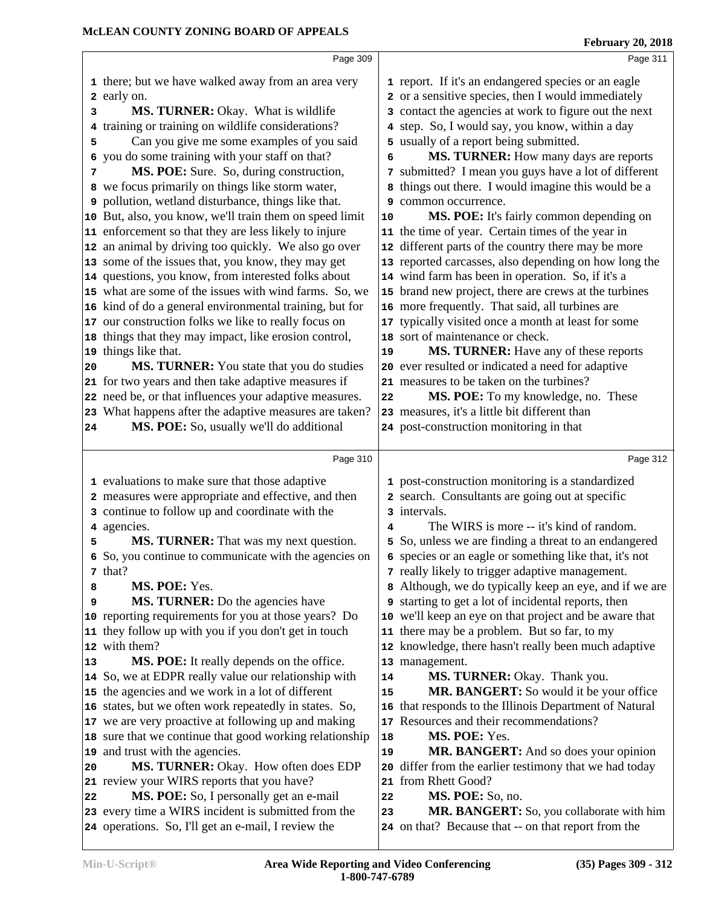there; but we have walked away from an area very early on.

**MS. TURNER:** Okay. What is wildlife training or training on wildlife considerations?

Can you give me some examples of you said you do some training with your staff on that?

**MS. POE:** Sure. So, during construction, we focus primarily on things like storm water, pollution, wetland disturbance, things like that. But, also, you know, we'll train them on speed limit enforcement so that they are less likely to injure an animal by driving too quickly. We also go over some of the issues that, you know, they may get questions, you know, from interested folks about what are some of the issues with wind farms. So, we kind of do a general environmental training, but for our construction folks we like to really focus on things that they may impact, like erosion control, things like that.

**MS. TURNER:** You state that you do studies for two years and then take adaptive measures if need be, or that influences your adaptive measures. What happens after the adaptive measures are taken?

**MS. POE:** So, usually we'll do additional evaluations to make sure that those adaptive measures were appropriate and effective, and then continue to follow up and coordinate with the agencies.

**MS. TURNER:** That was my next question. So, you continue to communicate with the agencies on that?

**MS. POE:** Yes.

**MS. TURNER:** Do the agencies have reporting requirements for you at those years? Do they follow up with you if you don't get in touch with them?

**MS. POE:** It really depends on the office. So, we at EDPR really value our relationship with the agencies and we work in a lot of different states, but we often work repeatedly in states. So, we are very proactive at following up and making sure that we continue that good working relationship and trust with the agencies.

**MS. TURNER:** Okay. How often does EDP review your WIRS reports that you have?

**MS. POE:** So, I personally get an e-mail every time a WIRS incident is submitted from the operations. So, I'll get an e-mail, I review the report. If it's an endangered species or an eagle or a sensitive species, then I would immediately contact the agencies at work to figure out the next step. So, I would say, you know, within a day usually of a report being submitted.

**MS. TURNER:** How many days are reports submitted? I mean you guys have a lot of different things out there. I would imagine this would be a common occurrence.

**MS. POE:** It's fairly common depending on the time of year. Certain times of the year in different parts of the country there may be more reported carcasses, also depending on how long the wind farm has been in operation. So, if it's a brand new project, there are crews at the turbines more frequently. That said, all turbines are typically visited once a month at least for some sort of maintenance or check.

**MS. TURNER:** Have any of these reports ever resulted or indicated a need for adaptive measures to be taken on the turbines?

**MS. POE:** To my knowledge, no. These measures, it's a little bit different than post-construction monitoring in that post-construction monitoring is a standardized search. Consultants are going out at specific intervals.

The WIRS is more -- it's kind of random. So, unless we are finding a threat to an endangered species or an eagle or something like that, it's not really likely to trigger adaptive management. Although, we do typically keep an eye, and if we are starting to get a lot of incidental reports, then we'll keep an eye on that project and be aware that there may be a problem. But so far, to my knowledge, there hasn't really been much adaptive management.

**MS. TURNER:** Okay. Thank you.

**MR. BANGERT:** So would it be your office that responds to the Illinois Department of Natural Resources and their recommendations?

**MS. POE:** Yes.

**MR. BANGERT:** And so does your opinion differ from the earlier testimony that we had today from Rhett Good?

**MS. POE:** So, no.

**MR. BANGERT:** So, you collaborate with him on that? Because that -- on that report from the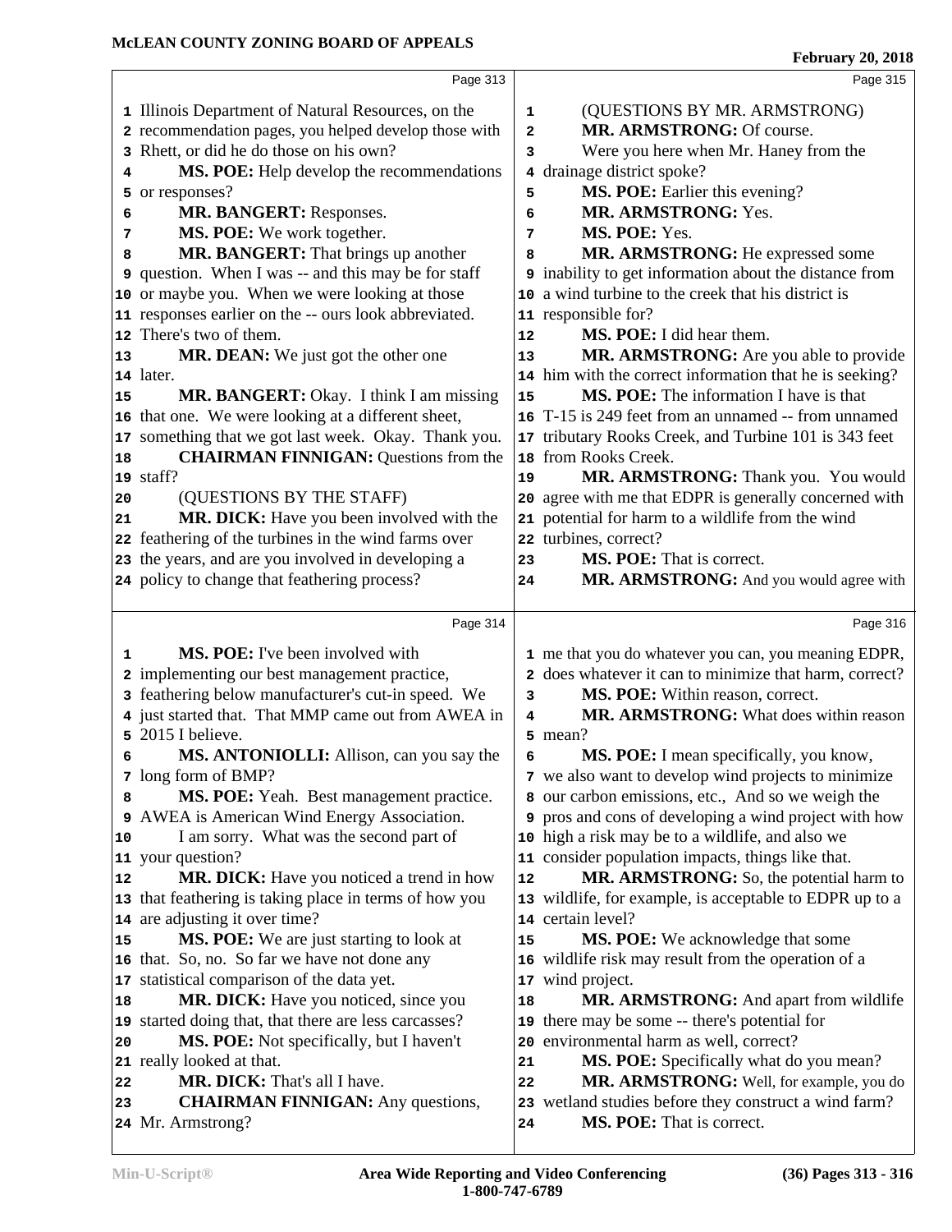Illinois Department of Natural Resources, on the recommendation pages, you helped develop those with Rhett, or did he do those on his own?

**MS. POE:** Help develop the recommendations or responses?

**MR. BANGERT:** Responses.

**MS. POE:** We work together.

**MR. BANGERT:** That brings up another question. When I was -- and this may be for staff or maybe you. When we were looking at those responses earlier on the -- ours look abbreviated. There's two of them.

**MR. DEAN:** We just got the other one later.

**MR. BANGERT:** Okay. I think I am missing that one. We were looking at a different sheet, something that we got last week. Okay. Thank you.

**CHAIRMAN FINNIGAN:** Questions from the staff?

(QUESTIONS BY THE STAFF)

**MR. DICK:** Have you been involved with the feathering of the turbines in the wind farms over the years, and are you involved in developing a policy to change that feathering process?

**MS. POE:** I've been involved with implementing our best management practice, feathering below manufacturer's cut-in speed. We just started that. That MMP came out from AWEA in 2015 I believe.

**MS. ANTONIOLLI:** Allison, can you say the long form of BMP?

**MS. POE:** Yeah. Best management practice. AWEA is American Wind Energy Association.

I am sorry. What was the second part of your question?

**MR. DICK:** Have you noticed a trend in how that feathering is taking place in terms of how you are adjusting it over time?

**MS. POE:** We are just starting to look at that. So, no. So far we have not done any statistical comparison of the data yet.

**MR. DICK:** Have you noticed, since you started doing that, that there are less carcasses?

**MS. POE:** Not specifically, but I haven't really looked at that.

**MR. DICK:** That's all I have.

**CHAIRMAN FINNIGAN:** Any questions, Mr. Armstrong?

(QUESTIONS BY MR. ARMSTRONG)

**MR. ARMSTRONG:** Of course.

Were you here when Mr. Haney from the drainage district spoke?

**MS. POE:** Earlier this evening?

**MR. ARMSTRONG:** Yes.

**MS. POE:** Yes.

**MR. ARMSTRONG:** He expressed some inability to get information about the distance from a wind turbine to the creek that his district is responsible for?

**MS. POE:** I did hear them.

**MR. ARMSTRONG:** Are you able to provide him with the correct information that he is seeking?

**MS. POE:** The information I have is that T-15 is 249 feet from an unnamed -- from unnamed tributary Rooks Creek, and Turbine 101 is 343 feet from Rooks Creek.

**MR. ARMSTRONG:** Thank you. You would agree with me that EDPR is generally concerned with potential for harm to a wildlife from the wind turbines, correct?

**MS. POE:** That is correct.

**MR. ARMSTRONG:** And you would agree with me that you do whatever you can, you meaning EDPR, does whatever it can to minimize that harm, correct?

**MS. POE:** Within reason, correct.

**MR. ARMSTRONG:** What does within reason mean?

**MS. POE:** I mean specifically, you know, we also want to develop wind projects to minimize our carbon emissions, etc., And so we weigh the pros and cons of developing a wind project with how high a risk may be to a wildlife, and also we consider population impacts, things like that.

**MR. ARMSTRONG:** So, the potential harm to wildlife, for example, is acceptable to EDPR up to a certain level?

**MS. POE:** We acknowledge that some wildlife risk may result from the operation of a wind project.

**MR. ARMSTRONG:** And apart from wildlife there may be some -- there's potential for environmental harm as well, correct?

**MS. POE:** Specifically what do you mean?

**MR. ARMSTRONG:** Well, for example, you do wetland studies before they construct a wind farm?

**MS. POE:** That is correct.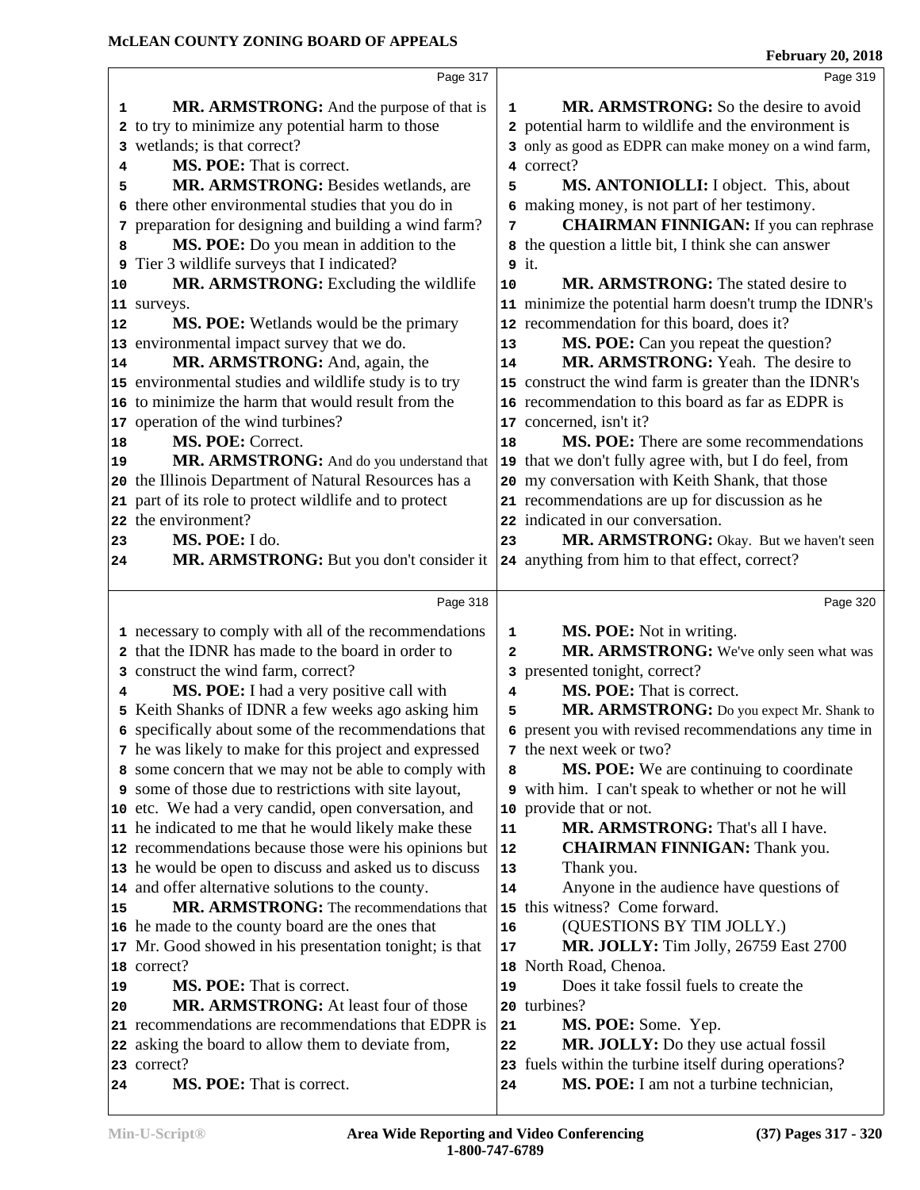MR. ARMSTRONG: And the purpose of that is to try to minimize any potential harm to those wetlands; is that correct?

MS. POE: That is correct.

MR. ARMSTRONG: Besides wetlands, are there other environmental studies that you do in preparation for designing and building a wind farm?

MS. POE: Do you mean in addition to the Tier 3 wildlife surveys that I indicated?

MR. ARMSTRONG: Excluding the wildlife surveys.

MS. POE: Wetlands would be the primary environmental impact survey that we do.

MR. ARMSTRONG: And, again, the environmental studies and wildlife study is to try to minimize the harm that would result from the operation of the wind turbines?

MS. POE: Correct.

MR. ARMSTRONG: And do you understand that the Illinois Department of Natural Resources has a part of its role to protect wildlife and to protect the environment?

MS. POE: I do.

MR. ARMSTRONG: But you don't consider it necessary to comply with all of the recommendations that the IDNR has made to the board in order to construct the wind farm, correct?

MS. POE: I had a very positive call with Keith Shanks of IDNR a few weeks ago asking him specifically about some of the recommendations that he was likely to make for this project and expressed some concern that we may not be able to comply with some of those due to restrictions with site layout, etc. We had a very candid, open conversation, and he indicated to me that he would likely make these recommendations because those were his opinions but he would be open to discuss and asked us to discuss and offer alternative solutions to the county.

MR. ARMSTRONG: The recommendations that he made to the county board are the ones that Mr. Good showed in his presentation tonight; is that correct?

MS. POE: That is correct.

MR. ARMSTRONG: At least four of those recommendations are recommendations that EDPR is asking the board to allow them to deviate from, correct?

MS. POE: That is correct.

MR. ARMSTRONG: So the desire to avoid potential harm to wildlife and the environment is only as good as EDPR can make money on a wind farm, correct?

MS. ANTONIOLLI: I object. This, about making money, is not part of her testimony.

CHAIRMAN FINNIGAN: If you can rephrase the question a little bit, I think she can answer it.

MR. ARMSTRONG: The stated desire to minimize the potential harm doesn't trump the IDNR's recommendation for this board, does it?

MS. POE: Can you repeat the question?

MR. ARMSTRONG: Yeah. The desire to construct the wind farm is greater than the IDNR's recommendation to this board as far as EDPR is concerned, isn't it?

MS. POE: There are some recommendations that we don't fully agree with, but I do feel, from my conversation with Keith Shank, that those recommendations are up for discussion as he indicated in our conversation.

MR. ARMSTRONG: Okay. But we haven't seen anything from him to that effect, correct?

MS. POE: Not in writing.

MR. ARMSTRONG: We've only seen what was presented tonight, correct?

MS. POE: That is correct.

MR. ARMSTRONG: Do you expect Mr. Shank to present you with revised recommendations any time in the next week or two?

MS. POE: We are continuing to coordinate with him. I can't speak to whether or not he will provide that or not.

MR. ARMSTRONG: That's all I have.

CHAIRMAN FINNIGAN: Thank you.

Thank you.

Anyone in the audience have questions of this witness? Come forward.

(QUESTIONS BY TIM JOLLY.)

MR. JOLLY: Tim Jolly, 26759 East 2700 North Road, Chenoa.

Does it take fossil fuels to create the turbines?

MS. POE: Some. Yep.

MR. JOLLY: Do they use actual fossil fuels within the turbine itself during operations?

MS. POE: I am not a turbine technician,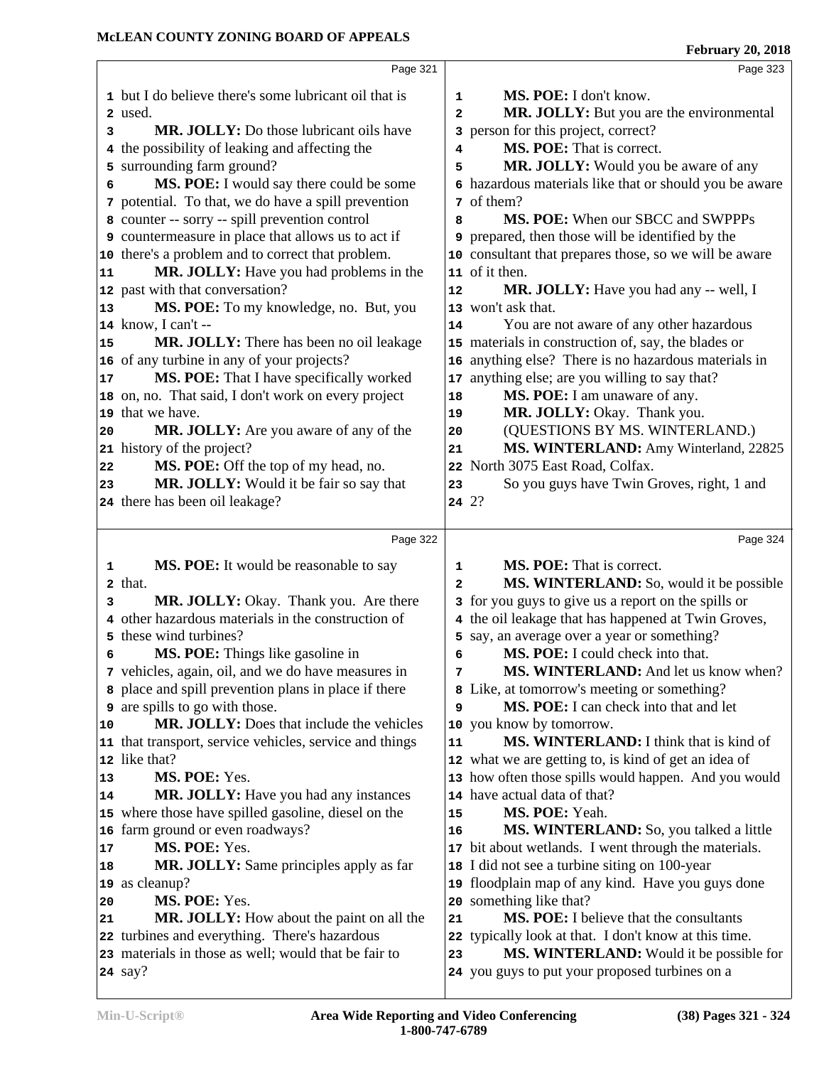Page 321

but I do believe there's some lubricant oil that is used.

**MR. JOLLY:** Do those lubricant oils have the possibility of leaking and affecting the surrounding farm ground?

**MS. POE:** I would say there could be some potential. To that, we do have a spill prevention counter -- sorry -- spill prevention control countermeasure in place that allows us to act if there's a problem and to correct that problem.

**MR. JOLLY:** Have you had problems in the past with that conversation?

**MS. POE:** To my knowledge, no. But, you know, I can't --

**MR. JOLLY:** There has been no oil leakage of any turbine in any of your projects?

**MS. POE:** That I have specifically worked on, no. That said, I don't work on every project that we have.

**MR. JOLLY:** Are you aware of any of the history of the project?

**MS. POE:** Off the top of my head, no.

**MR. JOLLY:** Would it be fair so say that there has been oil leakage?

Page 322

**MS. POE:** It would be reasonable to say that.

**MR. JOLLY:** Okay. Thank you. Are there other hazardous materials in the construction of these wind turbines?

**MS. POE:** Things like gasoline in vehicles, again, oil, and we do have measures in place and spill prevention plans in place if there are spills to go with those.

**MR. JOLLY:** Does that include the vehicles that transport, service vehicles, service and things like that?

**MS. POE:** Yes.

**MR. JOLLY:** Have you had any instances where those have spilled gasoline, diesel on the farm ground or even roadways?

**MS. POE:** Yes.

**MR. JOLLY:** Same principles apply as far as cleanup?

**MS. POE:** Yes.

**MR. JOLLY:** How about the paint on all the turbines and everything. There's hazardous materials in those as well; would that be fair to say?

Page 323

**MS. POE:** I don't know.

**MR. JOLLY:** But you are the environmental person for this project, correct?

**MS. POE:** That is correct.

**MR. JOLLY:** Would you be aware of any hazardous materials like that or should you be aware of them?

**MS. POE:** When our SBCC and SWPPPs prepared, then those will be identified by the consultant that prepares those, so we will be aware of it then.

**MR. JOLLY:** Have you had any -- well, I won't ask that.

You are not aware of any other hazardous materials in construction of, say, the blades or anything else? There is no hazardous materials in anything else; are you willing to say that?

**MS. POE:** I am unaware of any.

**MR. JOLLY:** Okay. Thank you.

(QUESTIONS BY MS. WINTERLAND.)

**MS. WINTERLAND:** Amy Winterland, 22825 North 3075 East Road, Colfax.

So you guys have Twin Groves, right, 1 and 2?

Page 324

**MS. POE:** That is correct.

**MS. WINTERLAND:** So, would it be possible for you guys to give us a report on the spills or the oil leakage that has happened at Twin Groves, say, an average over a year or something?

**MS. POE:** I could check into that.

**MS. WINTERLAND:** And let us know when? Like, at tomorrow's meeting or something?

**MS. POE:** I can check into that and let you know by tomorrow.

**MS. WINTERLAND:** I think that is kind of what we are getting to, is kind of get an idea of how often those spills would happen. And you would have actual data of that?

**MS. POE:** Yeah.

**MS. WINTERLAND:** So, you talked a little bit about wetlands. I went through the materials. I did not see a turbine siting on 100-year floodplain map of any kind. Have you guys done something like that?

**MS. POE:** I believe that the consultants typically look at that. I don't know at this time.

**MS. WINTERLAND:** Would it be possible for you guys to put your proposed turbines on a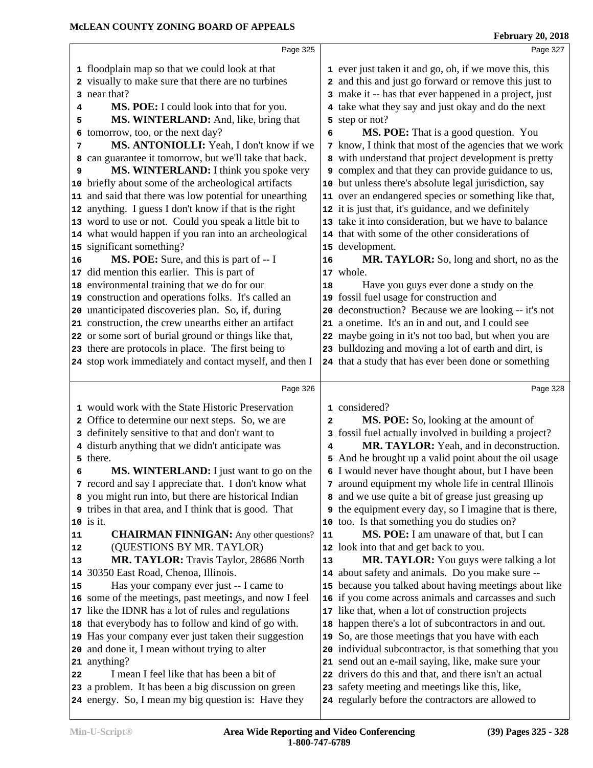floodplain map so that we could look at that visually to make sure that there are no turbines near that?

**MS. POE:** I could look into that for you.

**MS. WINTERLAND:** And, like, bring that tomorrow, too, or the next day?

**MS. ANTONIOLLI:** Yeah, I don't know if we can guarantee it tomorrow, but we'll take that back.

**MS. WINTERLAND:** I think you spoke very briefly about some of the archeological artifacts and said that there was low potential for unearthing anything. I guess I don't know if that is the right word to use or not. Could you speak a little bit to what would happen if you ran into an archeological significant something?

**MS. POE:** Sure, and this is part of -- I did mention this earlier. This is part of environmental training that we do for our construction and operations folks. It's called an unanticipated discoveries plan. So, if, during construction, the crew unearths either an artifact or some sort of burial ground or things like that, there are protocols in place. The first being to stop work immediately and contact myself, and then I would work with the State Historic Preservation Office to determine our next steps. So, we are definitely sensitive to that and don't want to disturb anything that we didn't anticipate was there.

**MS. WINTERLAND:** I just want to go on the record and say I appreciate that. I don't know what you might run into, but there are historical Indian tribes in that area, and I think that is good. That is it.

**CHAIRMAN FINNIGAN:** Any other questions?

(QUESTIONS BY MR. TAYLOR)

**MR. TAYLOR:** Travis Taylor, 28686 North 30350 East Road, Chenoa, Illinois.

Has your company ever just -- I came to some of the meetings, past meetings, and now I feel like the IDNR has a lot of rules and regulations that everybody has to follow and kind of go with. Has your company ever just taken their suggestion and done it, I mean without trying to alter anything?

I mean I feel like that has been a bit of a problem. It has been a big discussion on green energy. So, I mean my big question is: Have they ever just taken it and go, oh, if we move this, this and this and just go forward or remove this just to make it -- has that ever happened in a project, just take what they say and just okay and do the next step or not?

**MS. POE:** That is a good question. You know, I think that most of the agencies that we work with understand that project development is pretty complex and that they can provide guidance to us, but unless there's absolute legal jurisdiction, say over an endangered species or something like that, it is just that, it's guidance, and we definitely take it into consideration, but we have to balance that with some of the other considerations of development.

**MR. TAYLOR:** So, long and short, no as the whole.

Have you guys ever done a study on the fossil fuel usage for construction and deconstruction? Because we are looking -- it's not a onetime. It's an in and out, and I could see maybe going in it's not too bad, but when you are bulldozing and moving a lot of earth and dirt, is that a study that has ever been done or something considered?

**MS. POE:** So, looking at the amount of fossil fuel actually involved in building a project?

**MR. TAYLOR:** Yeah, and in deconstruction. And he brought up a valid point about the oil usage I would never have thought about, but I have been around equipment my whole life in central Illinois and we use quite a bit of grease just greasing up the equipment every day, so I imagine that is there, too. Is that something you do studies on?

**MS. POE:** I am unaware of that, but I can look into that and get back to you.

**MR. TAYLOR:** You guys were talking a lot about safety and animals. Do you make sure -- because you talked about having meetings about like if you come across animals and carcasses and such like that, when a lot of construction projects happen there's a lot of subcontractors in and out. So, are those meetings that you have with each individual subcontractor, is that something that you send out an e-mail saying, like, make sure your drivers do this and that, and there isn't an actual safety meeting and meetings like this, like, regularly before the contractors are allowed to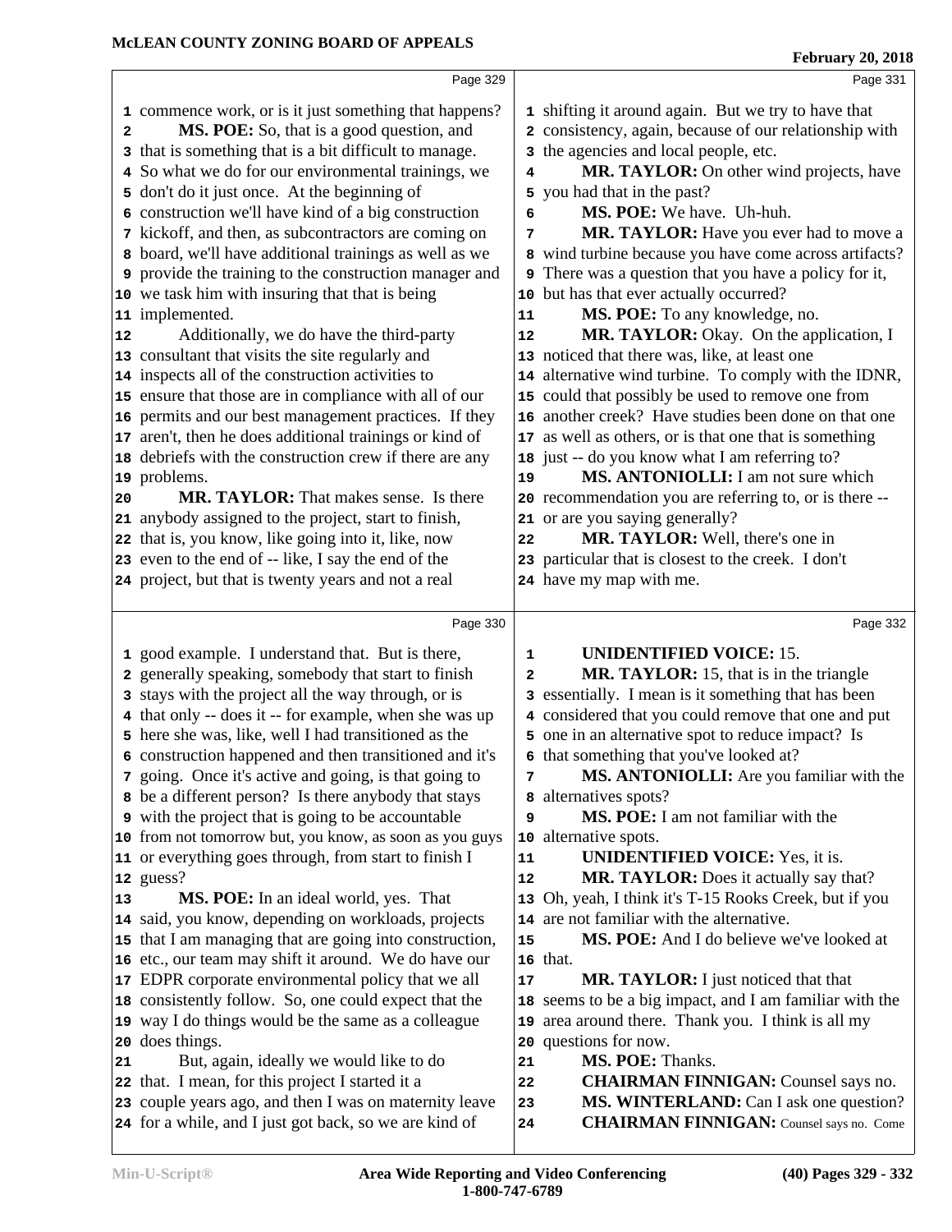commence work, or is it just something that happens?

**MS. POE:** So, that is a good question, and that is something that is a bit difficult to manage. So what we do for our environmental trainings, we don't do it just once. At the beginning of construction we'll have kind of a big construction kickoff, and then, as subcontractors are coming on board, we'll have additional trainings as well as we provide the training to the construction manager and we task him with insuring that that is being implemented.

Additionally, we do have the third-party consultant that visits the site regularly and inspects all of the construction activities to ensure that those are in compliance with all of our permits and our best management practices. If they aren't, then he does additional trainings or kind of debriefs with the construction crew if there are any problems.

**MR. TAYLOR:** That makes sense. Is there anybody assigned to the project, start to finish, that is, you know, like going into it, like, now even to the end of -- like, I say the end of the project, but that is twenty years and not a real good example. I understand that. But is there, generally speaking, somebody that start to finish stays with the project all the way through, or is that only -- does it -- for example, when she was up here she was, like, well I had transitioned as the construction happened and then transitioned and it's going. Once it's active and going, is that going to be a different person? Is there anybody that stays with the project that is going to be accountable from not tomorrow but, you know, as soon as you guys or everything goes through, from start to finish I guess?

**MS. POE:** In an ideal world, yes. That said, you know, depending on workloads, projects that I am managing that are going into construction, etc., our team may shift it around. We do have our EDPR corporate environmental policy that we all consistently follow. So, one could expect that the way I do things would be the same as a colleague does things.

But, again, ideally we would like to do that. I mean, for this project I started it a couple years ago, and then I was on maternity leave for a while, and I just got back, so we are kind of shifting it around again. But we try to have that consistency, again, because of our relationship with the agencies and local people, etc.

**MR. TAYLOR:** On other wind projects, have you had that in the past?

**MS. POE:** We have. Uh-huh.

**MR. TAYLOR:** Have you ever had to move a wind turbine because you have come across artifacts? There was a question that you have a policy for it, but has that ever actually occurred?

**MS. POE:** To any knowledge, no.

**MR. TAYLOR:** Okay. On the application, I noticed that there was, like, at least one alternative wind turbine. To comply with the IDNR, could that possibly be used to remove one from another creek? Have studies been done on that one as well as others, or is that one that is something just -- do you know what I am referring to?

**MS. ANTONIOLLI:** I am not sure which recommendation you are referring to, or is there -- or are you saying generally?

**MR. TAYLOR:** Well, there's one in particular that is closest to the creek. I don't have my map with me.

**UNIDENTIFIED VOICE:** 15.

**MR. TAYLOR:** 15, that is in the triangle essentially. I mean is it something that has been considered that you could remove that one and put one in an alternative spot to reduce impact? Is that something that you've looked at?

**MS. ANTONIOLLI:** Are you familiar with the alternatives spots?

**MS. POE:** I am not familiar with the alternative spots.

**UNIDENTIFIED VOICE:** Yes, it is.

**MR. TAYLOR:** Does it actually say that? Oh, yeah, I think it's T-15 Rooks Creek, but if you are not familiar with the alternative.

**MS. POE:** And I do believe we've looked at that.

**MR. TAYLOR:** I just noticed that that seems to be a big impact, and I am familiar with the area around there. Thank you. I think is all my questions for now.

**MS. POE:** Thanks.

**CHAIRMAN FINNIGAN:** Counsel says no.

**MS. WINTERLAND:** Can I ask one question?

**CHAIRMAN FINNIGAN:** Counsel says no. Come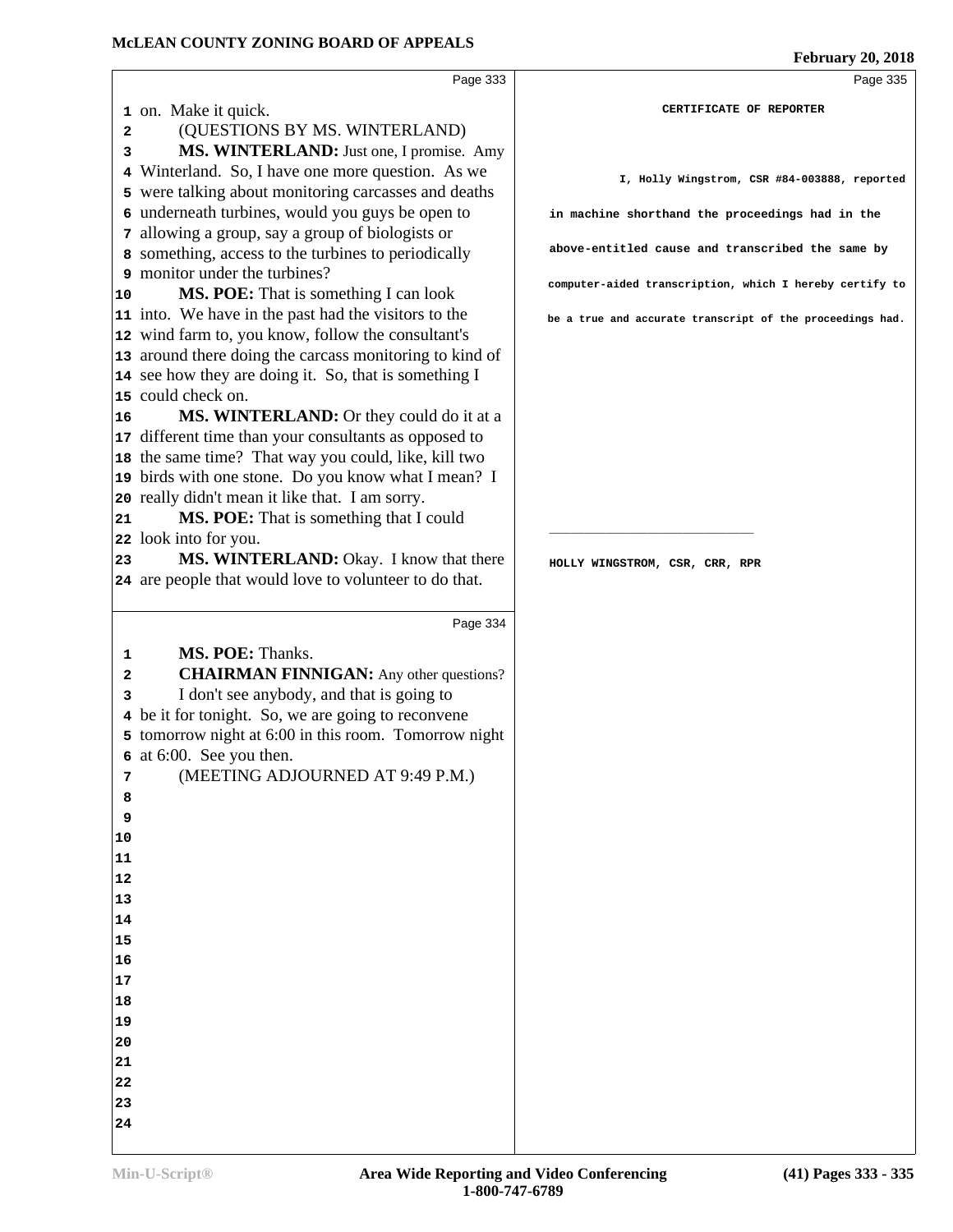on. Make it quick.

(QUESTIONS BY MS. WINTERLAND)

**MS. WINTERLAND:** Just one, I promise. Amy Winterland. So, I have one more question. As we were talking about monitoring carcasses and deaths underneath turbines, would you guys be open to allowing a group, say a group of biologists or something, access to the turbines to periodically monitor under the turbines?

**MS. POE:** That is something I can look into. We have in the past had the visitors to the wind farm to, you know, follow the consultant's around there doing the carcass monitoring to kind of see how they are doing it. So, that is something I could check on.

**MS. WINTERLAND:** Or they could do it at a different time than your consultants as opposed to the same time? That way you could, like, kill two birds with one stone. Do you know what I mean? I really didn't mean it like that. I am sorry.

**MS. POE:** That is something that I could look into for you.

**MS. WINTERLAND:** Okay. I know that there are people that would love to volunteer to do that.

**MS. POE:** Thanks.

**CHAIRMAN FINNIGAN:** Any other questions?

I don't see anybody, and that is going to be it for tonight. So, we are going to reconvene tomorrow night at 6:00 in this room. Tomorrow night at 6:00. See you then.

(MEETING ADJOURNED AT 9:49 P.M.)

**CERTIFICATE OF REPORTER**

I, Holly Wingstrom, CSR #84-003888, reported in machine shorthand the proceedings had in the above-entitled cause and transcribed the same by computer-aided transcription, which I hereby certify to be a true and accurate transcript of the proceedings had.

\_\_\_\_\_\_\_\_\_\_\_\_\_\_\_\_\_\_\_\_\_\_\_\_\_\_\_

HOLLY WINGSTROM, CSR, CRR, RPR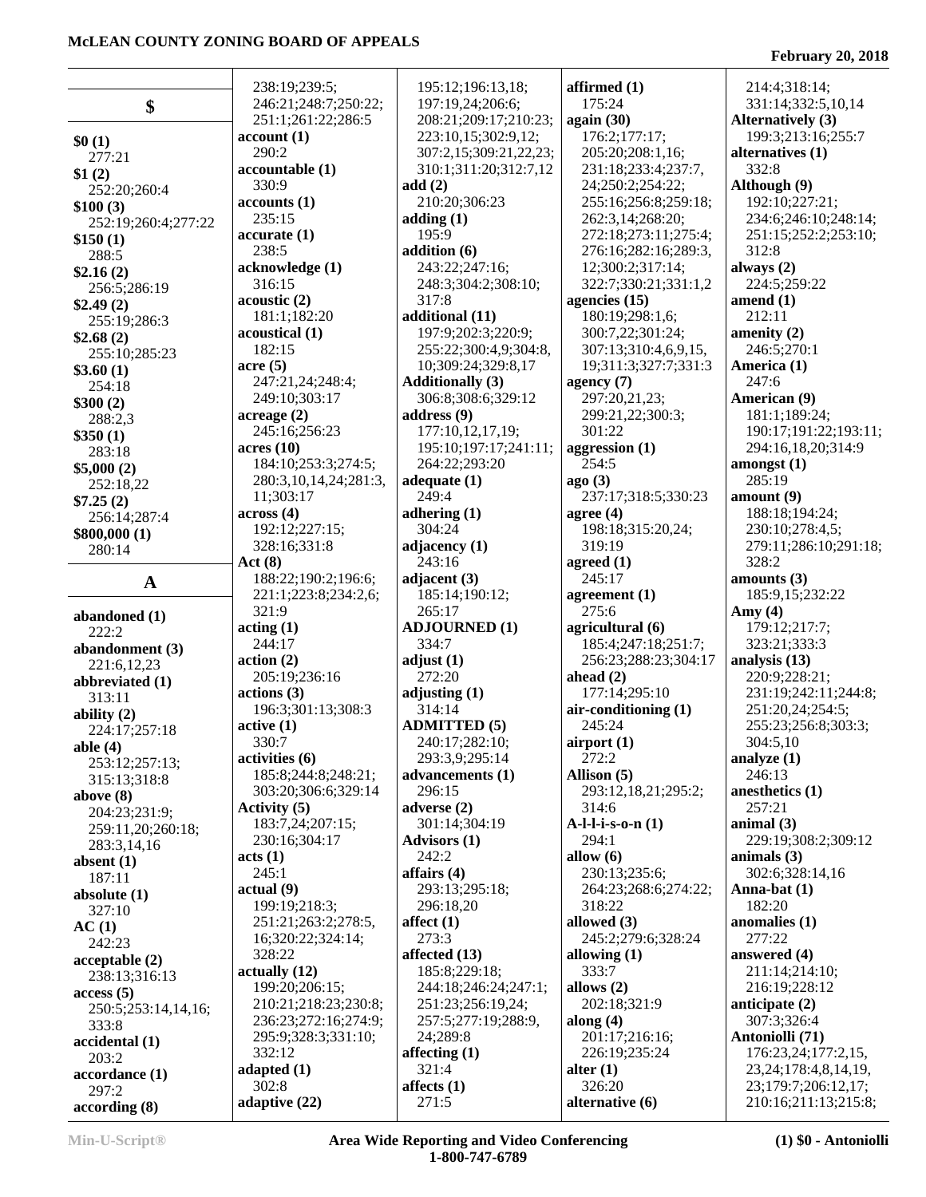## $

**$0 (1)**
277:21
**$1 (2)**
252:20;260:4
**$100 (3)**
252:19;260:4;277:22
**$150 (1)**
288:5
**$2.16 (2)**
256:5;286:19
**$2.49 (2)**
255:19;286:3
**$2.68 (2)**
255:10;285:23
**$3.60 (1)**
254:18
**$300 (2)**
288:2,3
**$350 (1)**
283:18
**$5,000 (2)**
252:18,22
**$7.25 (2)**
256:14;287:4
**$800,000 (1)**
280:14

## A

**abandoned (1)**
222:2
**abandonment (3)**
221:6,12,23
**abbreviated (1)**
313:11
**ability (2)**
224:17;257:18
**able (4)**
253:12;257:13;315:13;318:8
**above (8)**
204:23;231:9;259:11,20;260:18;283:3,14,16
**absent (1)**
187:11
**absolute (1)**
327:10
**AC (1)**
242:23
**acceptable (2)**
238:13;316:13
**access (5)**
250:5;253:14,14,16;333:8
**accidental (1)**
203:2
**accordance (1)**
297:2
**according (8)**
238:19;239:5;246:21;248:7;250:22;251:1;261:22;286:5
**account (1)**
290:2
**accountable (1)**
330:9
**accounts (1)**
235:15
**accurate (1)**
238:5
**acknowledge (1)**
316:15
**acoustic (2)**
181:1;182:20
**acoustical (1)**
182:15
**acre (5)**
247:21,24;248:4;249:10;303:17
**acreage (2)**
245:16;256:23
**acres (10)**
184:10;253:3;274:5;280:3,10,14,24;281:3,11;303:17
**across (4)**
192:12;227:15;328:16;331:8
**Act (8)**
188:22;190:2;196:6;221:1;223:8;234:2,6;321:9
**acting (1)**
244:17
**action (2)**
205:19;236:16
**actions (3)**
196:3;301:13;308:3
**active (1)**
330:7
**activities (6)**
185:8;244:8;248:21;303:20;306:6;329:14
**Activity (5)**
183:7,24;207:15;230:16;304:17
**acts (1)**
245:1
**actual (9)**
199:19;218:3;251:21;263:2;278:5,16;320:22;324:14;328:22
**actually (12)**
199:20;206:15;210:21;218:23;230:8;236:23;272:16;274:9;295:9;328:3;331:10;332:12
**adapted (1)**
302:8
**adaptive (22)**
195:12;196:13,18;197:19,24;206:6;208:21;209:17;210:23;223:10,15;302:9,12;307:2,15;309:21,22,23;310:1;311:20;312:7,12
**add (2)**
210:20;306:23
**adding (1)**
195:9
**addition (6)**
243:22;247:16;248:3;304:2;308:10;317:8
**additional (11)**
197:9;202:3;220:9;255:22;300:4,9;304:8,10;309:24;329:8,17
**Additionally (3)**
306:8;308:6;329:12
**address (9)**
177:10,12,17,19;195:10;197:17;241:11;264:22;293:20
**adequate (1)**
249:4
**adhering (1)**
304:24
**adjacency (1)**
243:16
**adjacent (3)**
185:14;190:12;265:17
**ADJOURNED (1)**
334:7
**adjust (1)**
272:20
**adjusting (1)**
314:14
**ADMITTED (5)**
240:17;282:10;293:3,9;295:14
**advancements (1)**
296:15
**adverse (2)**
301:14;304:19
**Advisors (1)**
242:2
**affairs (4)**
293:13;295:18;296:18,20
**affect (1)**
273:3
**affected (13)**
185:8;229:18;244:18;246:24;247:1;251:23;256:19,24;257:5;277:19;288:9,24;289:8
**affecting (1)**
321:4
**affects (1)**
271:5
**affirmed (1)**
175:24
**again (30)**
176:2;177:17;205:20;208:1,16;231:18;233:4;237:7,24;250:2;254:22;255:16;256:8;259:18;262:3,14;268:20;272:18;273:11;275:4;276:16;282:16;289:3,12;300:2;317:14;322:7;330:21;331:1,2
**agencies (15)**
180:19;298:1,6;300:7,22;301:24;307:13;310:4,6,9,15,19;311:3;327:7;331:3
**agency (7)**
297:20,21,23;299:21,22;300:3;301:22
**aggression (1)**
254:5
**ago (3)**
237:17;318:5;330:23
**agree (4)**
198:18;315:20,24;319:19
**agreed (1)**
245:17
**agreement (1)**
275:6
**agricultural (6)**
185:4;247:18;251:7;256:23;288:23;304:17
**ahead (2)**
177:14;295:10
**air-conditioning (1)**
245:24
**airport (1)**
272:2
**Allison (5)**
293:12,18,21;295:2;314:6
**A-l-l-i-s-o-n (1)**
294:1
**allow (6)**
230:13;235:6;264:23;268:6;274:22;318:22
**allowed (3)**
245:2;279:6;328:24
**allowing (1)**
333:7
**allows (2)**
202:18;321:9
**along (4)**
201:17;216:16;226:19;235:24
**alter (1)**
326:20
**alternative (6)**
214:4;318:14;331:14;332:5,10,14
**Alternatively (3)**
199:3;213:16;255:7
**alternatives (1)**
332:8
**Although (9)**
192:10;227:21;234:6;246:10;248:14;251:15;252:2;253:10;312:8
**always (2)**
224:5;259:22
**amend (1)**
212:11
**amenity (2)**
246:5;270:1
**America (1)**
247:6
**American (9)**
181:1;189:24;190:17;191:22;193:11;294:16,18,20;314:9
**amongst (1)**
285:19
**amount (9)**
188:18;194:24;230:10;278:4,5;279:11;286:10;291:18;328:2
**amounts (3)**
185:9,15;232:22
**Amy (4)**
179:12;217:7;323:21;333:3
**analysis (13)**
220:9;228:21;231:19;242:11;244:8;251:20,24;254:5;255:23;256:8;303:3;304:5,10
**analyze (1)**
246:13
**anesthetics (1)**
257:21
**animal (3)**
229:19;308:2;309:12
**animals (3)**
302:6;328:14,16
**Anna-bat (1)**
182:20
**anomalies (1)**
277:22
**answered (4)**
211:14;214:10;216:19;228:12
**anticipate (2)**
307:3;326:4
**Antoniolli (71)**
176:23,24;177:2,15,23,24;178:4,8,14,19,23;179:7;206:12,17;210:16;211:13;215:8;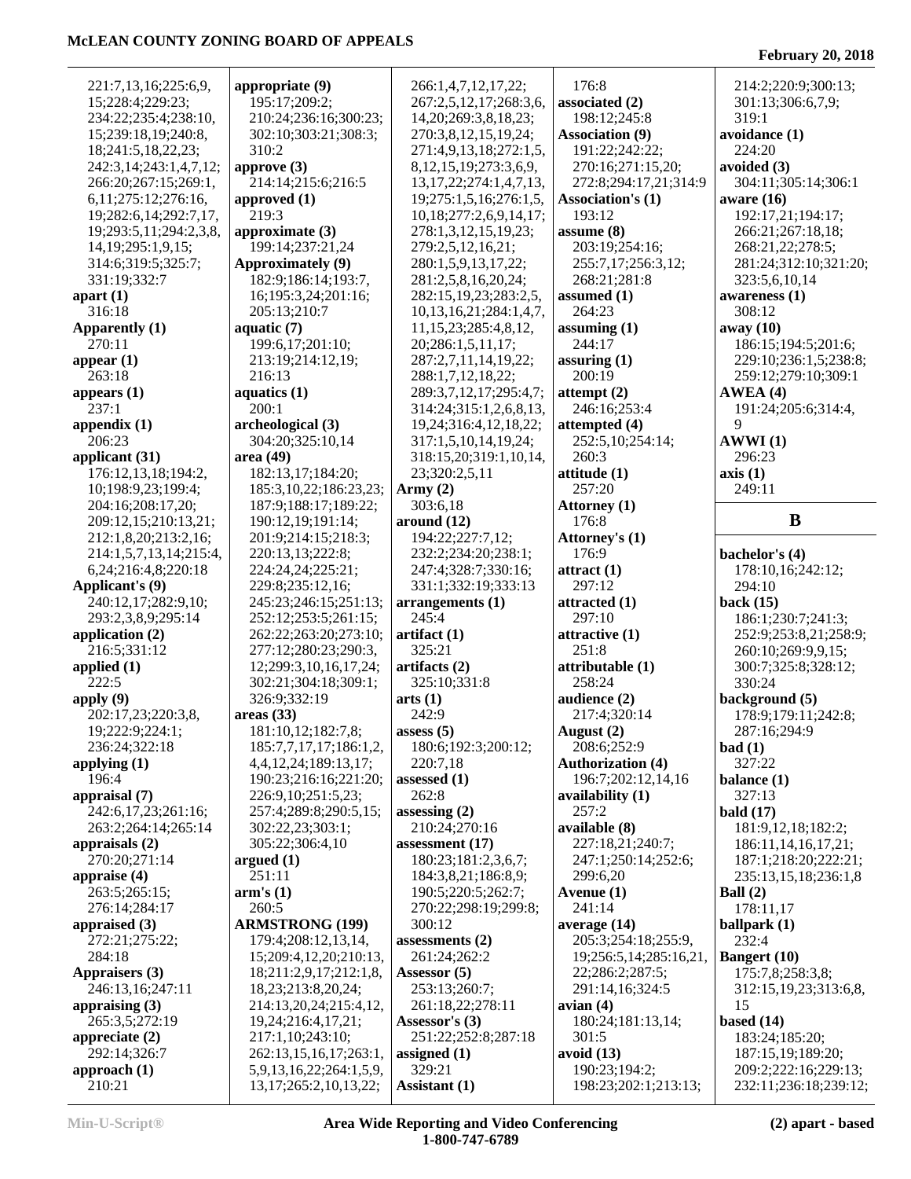221:7,13,16;225:6,9, 15;228:4;229:23; 234:22;235:4;238:10, 15;239:18,19;240:8, 18;241:5,18,22,23; 242:3,14;243:1,4,7,12; 266:20;267:15;269:1, 6,11;275:12;276:16, 19;282:6,14;292:7,17, 19;293:5,11;294:2,3,8, 14,19;295:1,9,15; 314:6;319:5;325:7; 331:19;332:7

**apart (1)**
316:18

**Apparently (1)**
270:11

**appear (1)**
263:18

**appears (1)**
237:1

**appendix (1)**
206:23

**applicant (31)**
176:12,13,18;194:2, 10;198:9,23;199:4; 204:16;208:17,20; 209:12,15;210:13,21; 212:1,8,20;213:2,16; 214:1,5,7,13,14;215:4, 6,24;216:4,8;220:18

**Applicant's (9)**
240:12,17;282:9,10; 293:2,3,8,9;295:14

**application (2)**
216:5;331:12

**applied (1)**
222:5

**apply (9)**
202:17,23;220:3,8, 19;222:9;224:1; 236:24;322:18

**applying (1)**
196:4

**appraisal (7)**
242:6,17,23;261:16; 263:2;264:14;265:14

**appraisals (2)**
270:20;271:14

**appraise (4)**
263:5;265:15; 276:14;284:17

**appraised (3)**
272:21;275:22; 284:18

**Appraisers (3)**
246:13,16;247:11

**appraising (3)**
265:3,5;272:19

**appreciate (2)**
292:14;326:7

**approach (1)**
210:21

**appropriate (9)**
195:17;209:2; 210:24;236:16;300:23; 302:10;303:21;308:3; 310:2

**approve (3)**
214:14;215:6;216:5

**approved (1)**
219:3

**approximate (3)**
199:14;237:21,24

**Approximately (9)**
182:9;186:14;193:7, 16;195:3,24;201:16; 205:13;210:7

**aquatic (7)**
199:6,17;201:10; 213:19;214:12,19; 216:13

**aquatics (1)**
200:1

**archeological (3)**
304:20;325:10,14

**area (49)**
182:13,17;184:20; 185:3,10,22;186:23,23; 187:9;188:17;189:22; 190:12,19;191:14; 201:9;214:15;218:3; 220:13,13;222:8; 224:24,24;225:21; 229:8;235:12,16; 245:23;246:15;251:13; 252:12;253:5;261:15; 262:22;263:20;273:10; 277:12;280:23;290:3, 12;299:3,10,16,17,24; 302:21;304:18;309:1; 326:9;332:19

**areas (33)**
181:10,12;182:7,8; 185:7,7,17,17;186:1,2, 4,4,12,24;189:13,17; 190:23;216:16;221:20; 226:9,10;251:5,23; 257:4;289:8;290:5,15; 302:22,23;303:1; 305:22;306:4,10

**argued (1)**
251:11

**arm's (1)**
260:5

**ARMSTRONG (199)**
179:4;208:12,13,14, 15;209:4,12,20;210:13, 18;211:2,9,17;212:1,8, 18,23;213:8,20,24; 214:13,20,24;215:4,12, 19,24;216:4,17,21; 217:1,10;243:10; 262:13,15,16,17;263:1, 5,9,13,16,22;264:1,5,9, 13,17;265:2,10,13,22; 266:1,4,7,12,17,22; 267:2,5,12,17;268:3,6, 14,20;269:3,8,18,23; 270:3,8,12,15,19,24; 271:4,9,13,18;272:1,5, 8,12,15,19;273:3,6,9, 13,17,22;274:1,4,7,13, 19;275:1,5,16;276:1,5, 10,18;277:2,6,9,14,17; 278:1,3,12,15,19,23; 279:2,5,12,16,21; 280:1,5,9,13,17,22; 281:2,5,8,16,20,24; 282:15,19,23;283:2,5, 10,13,16,21;284:1,4,7, 11,15,23;285:4,8,12, 20;286:1,5,11,17; 287:2,7,11,14,19,22; 288:1,7,12,18,22; 289:3,7,12,17;295:4,7; 314:24;315:1,2,6,8,13, 19,24;316:4,12,18,22; 317:1,5,10,14,19,24; 318:15,20;319:1,10,14, 23;320:2,5,11

**Army (2)**
303:6,18

**around (12)**
194:22;227:7,12; 232:2;234:20;238:1; 247:4;328:7;330:16; 331:1;332:19;333:13

**arrangements (1)**
245:4

**artifact (1)**
325:21

**artifacts (2)**
325:10;331:8

**arts (1)**
242:9

**assess (5)**
180:6;192:3;200:12; 220:7,18

**assessed (1)**
262:8

**assessing (2)**
210:24;270:16

**assessment (17)**
180:23;181:2,3,6,7; 184:3,8,21;186:8,9; 190:5;220:5;262:7; 270:22;298:19;299:8; 300:12

**assessments (2)**
261:24;262:2

**Assessor (5)**
253:13;260:7; 261:18,22;278:11

**Assessor's (3)**
251:22;252:8;287:18

**assigned (1)**
329:21

**Assistant (1)**
176:8

**associated (2)**
198:12;245:8

**Association (9)**
191:22;242:22; 270:16;271:15,20; 272:8;294:17,21;314:9

**Association's (1)**
193:12

**assume (8)**
203:19;254:16; 255:7,17;256:3,12; 268:21;281:8

**assumed (1)**
264:23

**assuming (1)**
244:17

**assuring (1)**
200:19

**attempt (2)**
246:16;253:4

**attempted (4)**
252:5,10;254:14; 260:3

**attitude (1)**
257:20

**Attorney (1)**
176:8

**Attorney's (1)**
176:9

**attract (1)**
297:12

**attracted (1)**
297:10

**attractive (1)**
251:8

**attributable (1)**
258:24

**audience (2)**
217:4;320:14

**August (2)**
208:6;252:9

**Authorization (4)**
196:7;202:12,14,16

**availability (1)**
257:2

**available (8)**
227:18,21;240:7; 247:1;250:14;252:6; 299:6,20

**Avenue (1)**
241:14

**average (14)**
205:3;254:18;255:9, 19;256:5,14;285:16,21, 22;286:2;287:5; 291:14,16;324:5

**avian (4)**
180:24;181:13,14; 301:5

**avoid (13)**
190:23;194:2; 198:23;202:1;213:13; 214:2;220:9;300:13; 301:13;306:6,7,9; 319:1

**avoidance (1)**
224:20

**avoided (3)**
304:11;305:14;306:1

**aware (16)**
192:17,21;194:17; 266:21;267:18,18; 268:21,22;278:5; 281:24;312:10;321:20; 323:5,6,10,14

**awareness (1)**
308:12

**away (10)**
186:15;194:5;201:6; 229:10;236:1,5;238:8; 259:12;279:10;309:1

**AWEA (4)**
191:24;205:6;314:4, 9

**AWWI (1)**
296:23

**axis (1)**
249:11

## B

**bachelor's (4)**
178:10,16;242:12; 294:10

**back (15)**
186:1;230:7;241:3; 252:9;253:8,21;258:9; 260:10;269:9,9,15; 300:7;325:8;328:12; 330:24

**background (5)**
178:9;179:11;242:8; 287:16;294:9

**bad (1)**
327:22

**balance (1)**
327:13

**bald (17)**
181:9,12,18;182:2; 186:11,14,16,17,21; 187:1;218:20;222:21; 235:13,15,18;236:1,8

**Ball (2)**
178:11,17

**ballpark (1)**
232:4

**Bangert (10)**
175:7,8;258:3,8; 312:15,19,23;313:6,8, 15

**based (14)**
183:24;185:20; 187:15,19;189:20; 209:2;222:16;229:13; 232:11;236:18;239:12;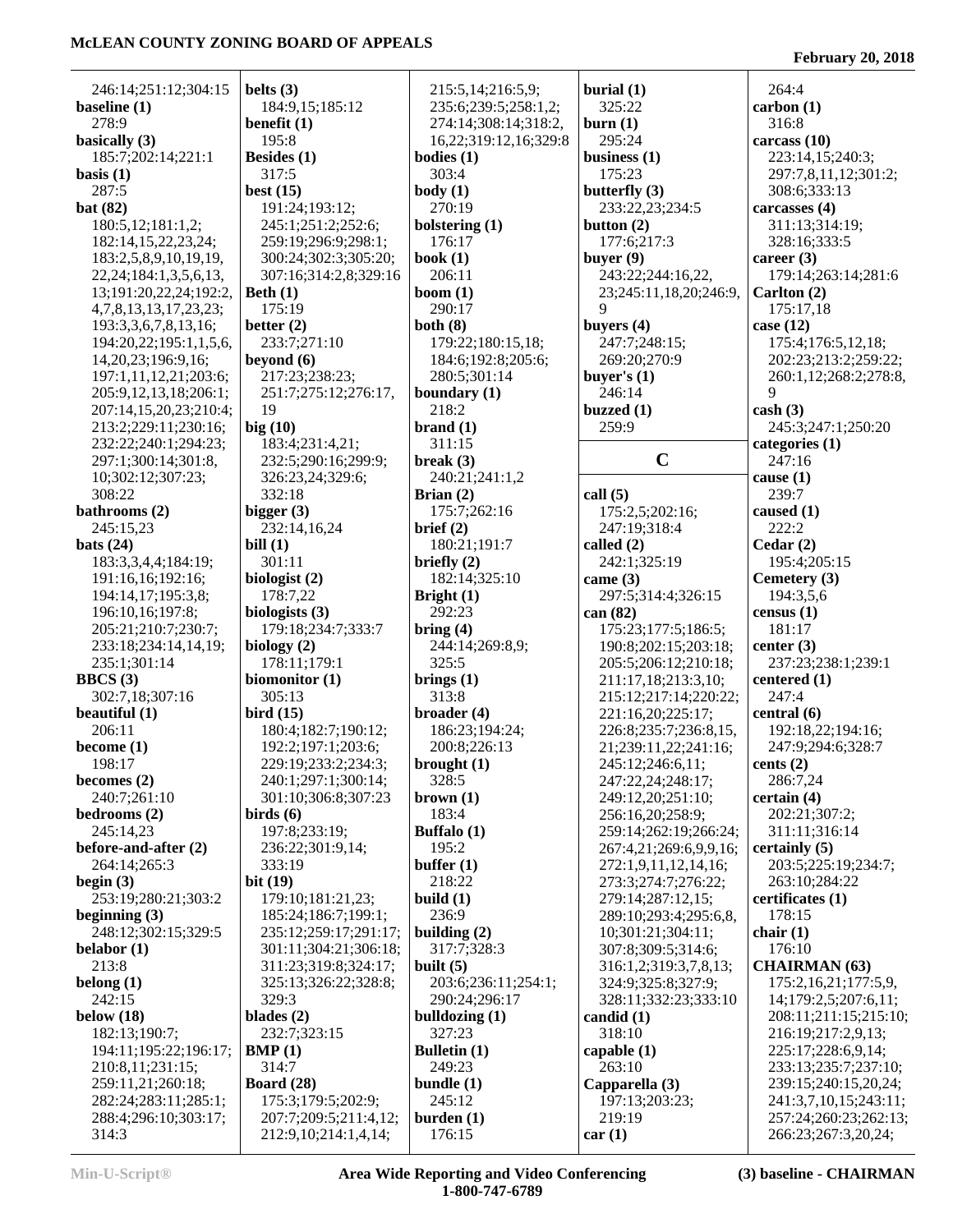246:14;251:12;304:15
**baseline (1)**
278:9
**basically (3)**
185:7;202:14;221:1
**basis (1)**
287:5
**bat (82)**
180:5,12;181:1,2;
182:14,15,22,23,24;
183:2,5,8,9,10,19,19,
22,24;184:1,3,5,6,13,
13;191:20,22,24;192:2,
4,7,8,13,13,17,23,23;
193:3,3,6,7,8,13,16;
194:20,22;195:1,1,5,6,
14,20,23;196:9,16;
197:1,11,12,21;203:6;
205:9,12,13,18;206:1;
207:14,15,20,23;210:4;
213:2;229:11;230:16;
232:22;240:1;294:23;
297:1;300:14;301:8,
10;302:12;307:23;
308:22
**bathrooms (2)**
245:15,23
**bats (24)**
183:3,3,4,4;184:19;
191:16,16;192:16;
194:14,17;195:3,8;
196:10,16;197:8;
205:21;210:7;230:7;
233:18;234:14,14,19;
235:1;301:14
**BBCS (3)**
302:7,18;307:16
**beautiful (1)**
206:11
**become (1)**
198:17
**becomes (2)**
240:7;261:10
**bedrooms (2)**
245:14,23
**before-and-after (2)**
264:14;265:3
**begin (3)**
253:19;280:21;303:2
**beginning (3)**
248:12;302:15;329:5
**belabor (1)**
213:8
**belong (1)**
242:15
**below (18)**
182:13;190:7;
194:11;195:22;196:17;
210:8,11;231:15;
259:11,21;260:18;
282:24;283:11;285:1;
288:4;296:10;303:17;
314:3
**belts (3)**
184:9,15;185:12
**benefit (1)**
195:8
**Besides (1)**
317:5
**best (15)**
191:24;193:12;
245:1;251:2;252:6;
259:19;296:9;298:1;
300:24;302:3;305:20;
307:16;314:2,8;329:16
**Beth (1)**
175:19
**better (2)**
233:7;271:10
**beyond (6)**
217:23;238:23;
251:7;275:12;276:17,
19
**big (10)**
183:4;231:4,21;
232:5;290:16;299:9;
326:23,24;329:6;
332:18
**bigger (3)**
232:14,16,24
**bill (1)**
301:11
**biologist (2)**
178:7,22
**biologists (3)**
179:18;234:7;333:7
**biology (2)**
178:11;179:1
**biomonitor (1)**
305:13
**bird (15)**
180:4;182:7;190:12;
192:2;197:1;203:6;
229:19;233:2;234:3;
240:1;297:1;300:14;
301:10;306:8;307:23
**birds (6)**
197:8;233:19;
236:22;301:9,14;
333:19
**bit (19)**
179:10;181:21,23;
185:24;186:7;199:1;
235:12;259:17;291:17;
301:11;304:21;306:18;
311:23;319:8;324:17;
325:13;326:22;328:8;
329:3
**blades (2)**
232:7;323:15
**BMP (1)**
314:7
**Board (28)**
175:3;179:5;202:9;
207:7;209:5;211:4,12;
212:9,10;214:1,4,14;
215:5,14;216:5,9;
235:6;239:5;258:1,2;
274:14;308:14;318:2,
16,22;319:12,16;329:8
**bodies (1)**
303:4
**body (1)**
270:19
**bolstering (1)**
176:17
**book (1)**
206:11
**boom (1)**
290:17
**both (8)**
179:22;180:15,18;
184:6;192:8;205:6;
280:5;301:14
**boundary (1)**
218:2
**brand (1)**
311:15
**break (3)**
240:21;241:1,2
**Brian (2)**
175:7;262:16
**brief (2)**
180:21;191:7
**briefly (2)**
182:14;325:10
**Bright (1)**
292:23
**bring (4)**
244:14;269:8,9;
325:5
**brings (1)**
313:8
**broader (4)**
186:23;194:24;
200:8;226:13
**brought (1)**
328:5
**brown (1)**
183:4
**Buffalo (1)**
195:2
**buffer (1)**
218:22
**build (1)**
236:9
**building (2)**
317:7;328:3
**built (5)**
203:6;236:11;254:1;
290:24;296:17
**bulldozing (1)**
327:23
**Bulletin (1)**
249:23
**bundle (1)**
245:12
**burden (1)**
176:15
**burial (1)**
325:22
**burn (1)**
295:24
**business (1)**
175:23
**butterfly (3)**
233:22,23;234:5
**button (2)**
177:6;217:3
**buyer (9)**
243:22;244:16,22,
23;245:11,18,20;246:9,
9
**buyers (4)**
247:7;248:15;
269:20;270:9
**buyer's (1)**
246:14
**buzzed (1)**
259:9

## C

**call (5)**
175:2,5;202:16;
247:19;318:4
**called (2)**
242:1;325:19
**came (3)**
297:5;314:4;326:15
**can (82)**
175:23;177:5;186:5;
190:8;202:15;203:18;
205:5;206:12;210:18;
211:17,18;213:3,10;
215:12;217:14;220:22;
221:16,20;225:17;
226:8;235:7;236:8,15,
21;239:11,22;241:16;
245:12;246:6,11;
247:22,24;248:17;
249:12,20;251:10;
256:16,20;258:9;
259:14;262:19;266:24;
267:4,21;269:6,9,9,16;
272:1,9,11,12,14,16;
273:3;274:7;276:22;
279:14;287:12,15;
289:10;293:4;295:6,8,
10;301:21;304:11;
307:8;309:5;314:6;
316:1,2;319:3,7,8,13;
324:9;325:8;327:9;
328:11;332:23;333:10
**candid (1)**
318:10
**capable (1)**
263:10
**Capparella (3)**
197:13;203:23;
219:19
**car (1)**
264:4
**carbon (1)**
316:8
**carcass (10)**
223:14,15;240:3;
297:7,8,11,12;301:2;
308:6;333:13
**carcasses (4)**
311:13;314:19;
328:16;333:5
**career (3)**
179:14;263:14;281:6
**Carlton (2)**
175:17,18
**case (12)**
175:4;176:5,12,18;
202:23;213:2;259:22;
260:1,12;268:2;278:8,
9
**cash (3)**
245:3;247:1;250:20
**categories (1)**
247:16
**cause (1)**
239:7
**caused (1)**
222:2
**Cedar (2)**
195:4;205:15
**Cemetery (3)**
194:3,5,6
**census (1)**
181:17
**center (3)**
237:23;238:1;239:1
**centered (1)**
247:4
**central (6)**
192:18,22;194:16;
247:9;294:6;328:7
**cents (2)**
286:7,24
**certain (4)**
202:21;307:2;
311:11;316:14
**certainly (5)**
203:5;225:19;234:7;
263:10;284:22
**certificates (1)**
178:15
**chair (1)**
176:10
**CHAIRMAN (63)**
175:2,16,21;177:5,9,
14;179:2,5;207:6,11;
208:11;211:15;215:10;
216:19;217:2,9,13;
225:17;228:6,9,14;
233:13;235:7;237:10;
239:15;240:15,20,24;
241:3,7,10,15;243:11;
257:24;260:23;262:13;
266:23;267:3,20,24;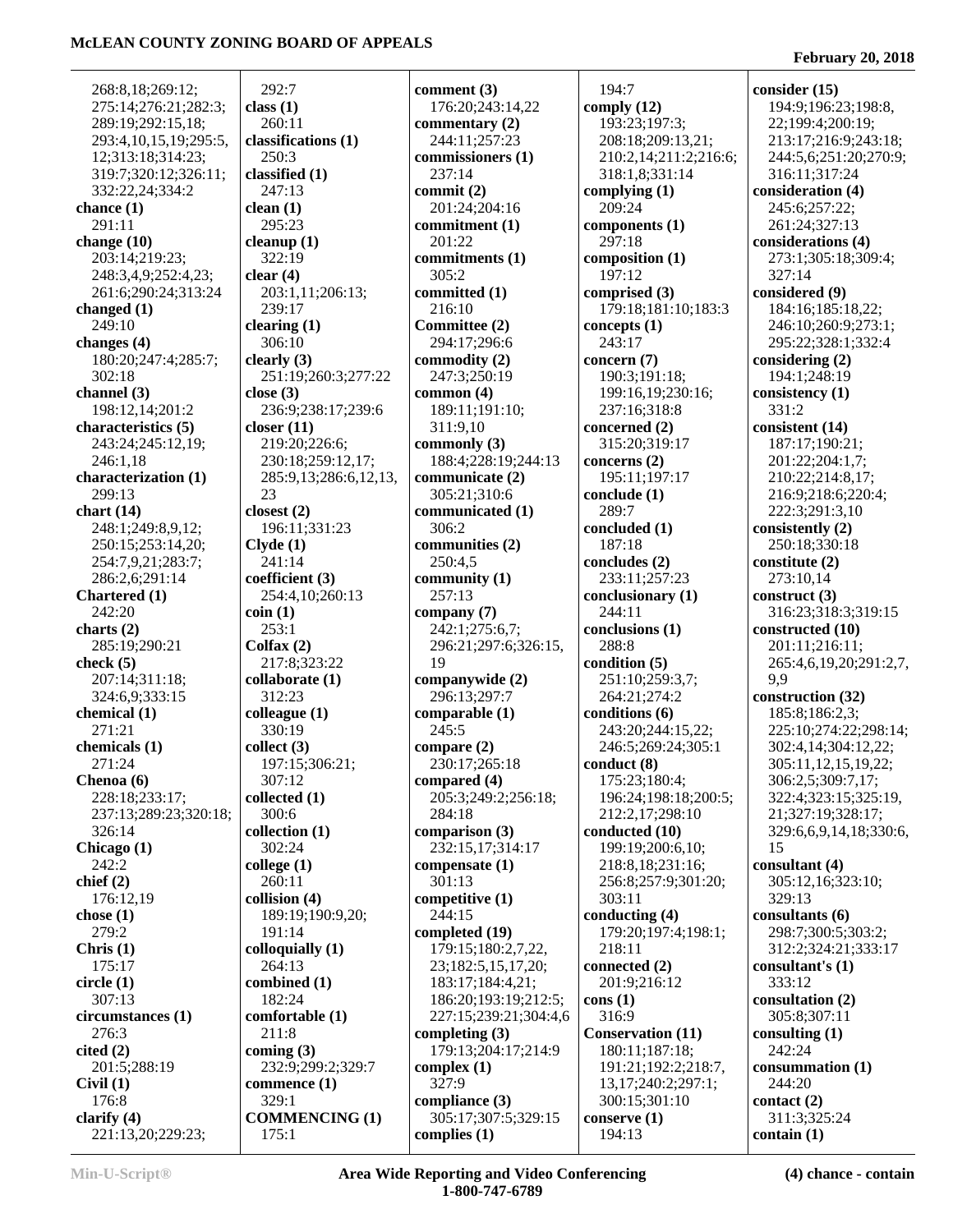268:8,18;269:12;
275:14;276:21;282:3;
289:19;292:15,18;
293:4,10,15,19;295:5,
12;313:18;314:23;
319:7;320:12;326:11;
332:22,24;334:2
**chance (1)**
291:11
**change (10)**
203:14;219:23;
248:3,4,9;252:4,23;
261:6;290:24;313:24
**changed (1)**
249:10
**changes (4)**
180:20;247:4;285:7;
302:18
**channel (3)**
198:12,14;201:2
**characteristics (5)**
243:24;245:12,19;
246:1,18
**characterization (1)**
299:13
**chart (14)**
248:1;249:8,9,12;
250:15;253:14,20;
254:7,9,21;283:7;
286:2,6;291:14
**Chartered (1)**
242:20
**charts (2)**
285:19;290:21
**check (5)**
207:14;311:18;
324:6,9;333:15
**chemical (1)**
271:21
**chemicals (1)**
271:24
**Chenoa (6)**
228:18;233:17;
237:13;289:23;320:18;
326:14
**Chicago (1)**
242:2
**chief (2)**
176:12,19
**chose (1)**
279:2
**Chris (1)**
175:17
**circle (1)**
307:13
**circumstances (1)**
276:3
**cited (2)**
201:5;288:19
**Civil (1)**
176:8
**clarify (4)**
221:13,20;229:23;
292:7
**class (1)**
260:11
**classifications (1)**
250:3
**classified (1)**
247:13
**clean (1)**
295:23
**cleanup (1)**
322:19
**clear (4)**
203:1,11;206:13;
239:17
**clearing (1)**
306:10
**clearly (3)**
251:19;260:3;277:22
**close (3)**
236:9;238:17;239:6
**closer (11)**
219:20;226:6;
230:18;259:12,17;
285:9,13;286:6,12,13,
23
**closest (2)**
196:11;331:23
**Clyde (1)**
241:14
**coefficient (3)**
254:4,10;260:13
**coin (1)**
253:1
**Colfax (2)**
217:8;323:22
**collaborate (1)**
312:23
**colleague (1)**
330:19
**collect (3)**
197:15;306:21;
307:12
**collected (1)**
300:6
**collection (1)**
302:24
**college (1)**
260:11
**collision (4)**
189:19;190:9,20;
191:14
**colloquially (1)**
264:13
**combined (1)**
182:24
**comfortable (1)**
211:8
**coming (3)**
232:9;299:2;329:7
**commence (1)**
329:1
**COMMENCING (1)**
175:1
**comment (3)**
176:20;243:14,22
**commentary (2)**
244:11;257:23
**commissioners (1)**
237:14
**commit (2)**
201:24;204:16
**commitment (1)**
201:22
**commitments (1)**
305:2
**committed (1)**
216:10
**Committee (2)**
294:17;296:6
**commodity (2)**
247:3;250:19
**common (4)**
189:11;191:10;
311:9,10
**commonly (3)**
188:4;228:19;244:13
**communicate (2)**
305:21;310:6
**communicated (1)**
306:2
**communities (2)**
250:4,5
**community (1)**
257:13
**company (7)**
242:1;275:6,7;
296:21;297:6;326:15,
19
**companywide (2)**
296:13;297:7
**comparable (1)**
245:5
**compare (2)**
230:17;265:18
**compared (4)**
205:3;249:2;256:18;
284:18
**comparison (3)**
232:15,17;314:17
**compensate (1)**
301:13
**competitive (1)**
244:15
**completed (19)**
179:15;180:2,7,22,
23;182:5,15,17,20;
183:17;184:4,21;
186:20;193:19;212:5;
227:15;239:21;304:4,6
**completing (3)**
179:13;204:17;214:9
**complex (1)**
327:9
**compliance (3)**
305:17;307:5;329:15
**complies (1)**
194:7
**comply (12)**
193:23;197:3;
208:18;209:13,21;
210:2,14;211:2;216:6;
318:1,8;331:14
**complying (1)**
209:24
**components (1)**
297:18
**composition (1)**
197:12
**comprised (3)**
179:18;181:10;183:3
**concepts (1)**
243:17
**concern (7)**
190:3;191:18;
199:16,19;230:16;
237:16;318:8
**concerned (2)**
315:20;319:17
**concerns (2)**
195:11;197:17
**conclude (1)**
289:7
**concluded (1)**
187:18
**concludes (2)**
233:11;257:23
**conclusionary (1)**
244:11
**conclusions (1)**
288:8
**condition (5)**
251:10;259:3,7;
264:21;274:2
**conditions (6)**
243:20;244:15,22;
246:5;269:24;305:1
**conduct (8)**
175:23;180:4;
196:24;198:18;200:5;
212:2,17;298:10
**conducted (10)**
199:19;200:6,10;
218:8,18;231:16;
256:8;257:9;301:20;
303:11
**conducting (4)**
179:20;197:4;198:1;
218:11
**connected (2)**
201:9;216:12
**cons (1)**
316:9
**Conservation (11)**
180:11;187:18;
191:21;192:2;218:7,
13,17;240:2;297:1;
300:15;301:10
**conserve (1)**
194:13
**consider (15)**
194:9;196:23;198:8,
22;199:4;200:19;
213:17;216:9;243:18;
244:5,6;251:20;270:9;
316:11;317:24
**consideration (4)**
245:6;257:22;
261:24;327:13
**considerations (4)**
273:1;305:18;309:4;
327:14
**considered (9)**
184:16;185:18,22;
246:10;260:9;273:1;
295:22;328:1;332:4
**considering (2)**
194:1;248:19
**consistency (1)**
331:2
**consistent (14)**
187:17;190:21;
201:22;204:1,7;
210:22;214:8,17;
216:9;218:6;220:4;
222:3;291:3,10
**consistently (2)**
250:18;330:18
**constitute (2)**
273:10,14
**construct (3)**
316:23;318:3;319:15
**constructed (10)**
201:11;216:11;
265:4,6,19,20;291:2,7,
9,9
**construction (32)**
185:8;186:2,3;
225:10;274:22;298:14;
302:4,14;304:12,22;
305:11,12,15,19,22;
306:2,5;309:7,17;
322:4;323:15;325:19,
21;327:19;328:17;
329:6,6,9,14,18;330:6,
15
**consultant (4)**
305:12,16;323:10;
329:13
**consultants (6)**
298:7;300:5;303:2;
312:2;324:21;333:17
**consultant's (1)**
333:12
**consultation (2)**
305:8;307:11
**consulting (1)**
242:24
**consummation (1)**
244:20
**contact (2)**
311:3;325:24
**contain (1)**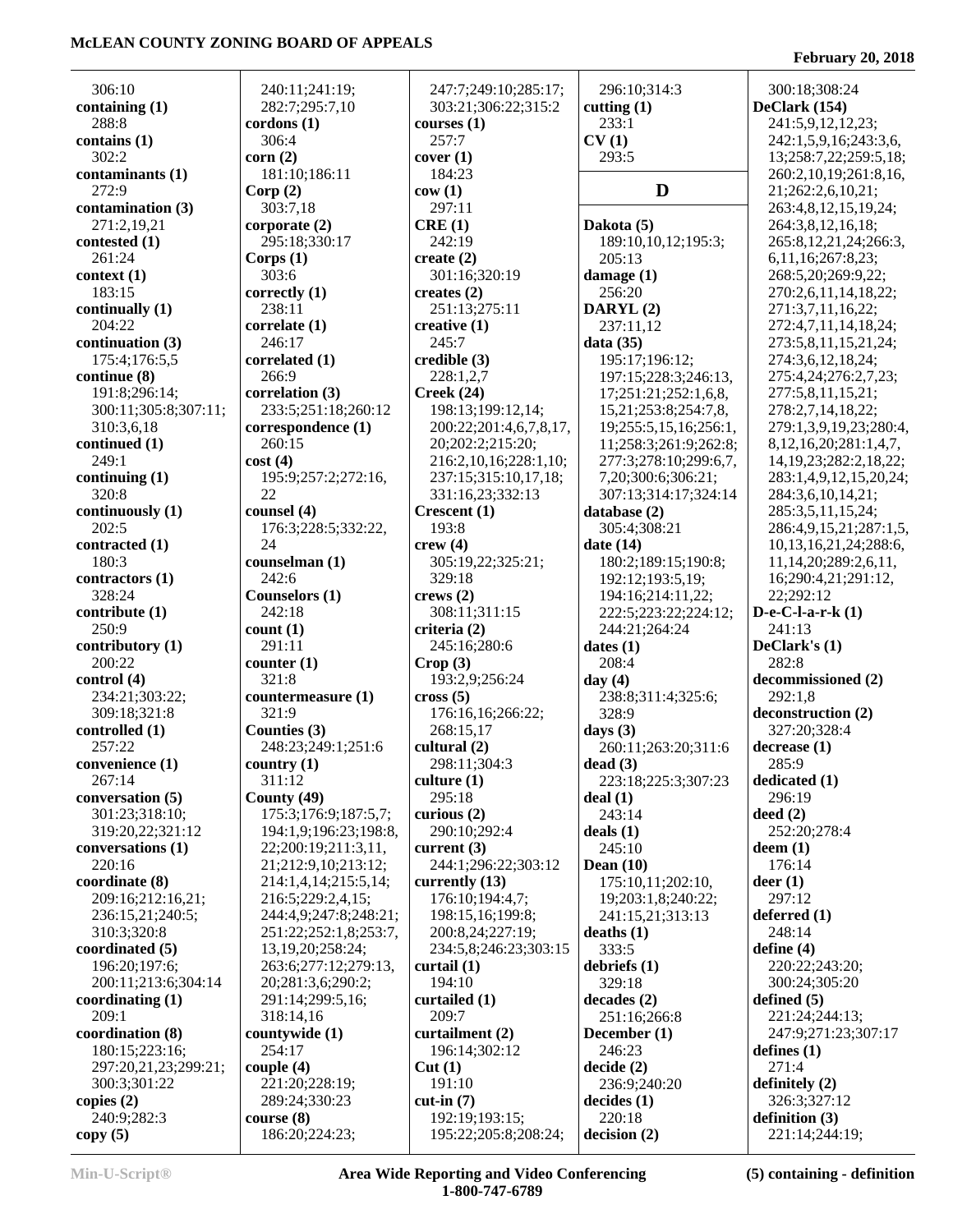306:10
**containing (1)**
288:8
**contains (1)**
302:2
**contaminants (1)**
272:9
**contamination (3)**
271:2,19,21
**contested (1)**
261:24
**context (1)**
183:15
**continually (1)**
204:22
**continuation (3)**
175:4;176:5,5
**continue (8)**
191:8;296:14;
300:11;305:8;307:11;
310:3,6,18
**continued (1)**
249:1
**continuing (1)**
320:8
**continuously (1)**
202:5
**contracted (1)**
180:3
**contractors (1)**
328:24
**contribute (1)**
250:9
**contributory (1)**
200:22
**control (4)**
234:21;303:22;
309:18;321:8
**controlled (1)**
257:22
**convenience (1)**
267:14
**conversation (5)**
301:23;318:10;
319:20,22;321:12
**conversations (1)**
220:16
**coordinate (8)**
209:16;212:16,21;
236:15,21;240:5;
310:3;320:8
**coordinated (5)**
196:20;197:6;
200:11;213:6;304:14
**coordinating (1)**
209:1
**coordination (8)**
180:15;223:16;
297:20,21,23;299:21;
300:3;301:22
**copies (2)**
240:9;282:3
**copy (5)**
240:11;241:19;
282:7;295:7,10
**cordons (1)**
306:4
**corn (2)**
181:10;186:11
**Corp (2)**
303:7,18
**corporate (2)**
295:18;330:17
**Corps (1)**
303:6
**correctly (1)**
238:11
**correlate (1)**
246:17
**correlated (1)**
266:9
**correlation (3)**
233:5;251:18;260:12
**correspondence (1)**
260:15
**cost (4)**
195:9;257:2;272:16,
22
**counsel (4)**
176:3;228:5;332:22,
24
**counselman (1)**
242:6
**Counselors (1)**
242:18
**count (1)**
291:11
**counter (1)**
321:8
**countermeasure (1)**
321:9
**Counties (3)**
248:23;249:1;251:6
**country (1)**
311:12
**County (49)**
175:3;176:9;187:5,7;
194:1,9;196:23;198:8,
22;200:19;211:3,11,
21;212:9,10;213:12;
214:1,4,14;215:5,14;
216:5;229:2,4,15;
244:4,9;247:8;248:21;
251:22;252:1,8;253:7,
13,19,20;258:24;
263:6;277:12;279:13,
20;281:3,6;290:2;
291:14;299:5,16;
318:14,16
**countywide (1)**
254:17
**couple (4)**
221:20;228:19;
289:24;330:23
**course (8)**
186:20;224:23;
247:7;249:10;285:17;
303:21;306:22;315:2
**courses (1)**
257:7
**cover (1)**
184:23
**cow (1)**
297:11
**CRE (1)**
242:19
**create (2)**
301:16;320:19
**creates (2)**
251:13;275:11
**creative (1)**
245:7
**credible (3)**
228:1,2,7
**Creek (24)**
198:13;199:12,14;
200:22;201:4,6,7,8,17,
20;202:2;215:20;
216:2,10,16;228:1,10;
237:15;315:10,17,18;
331:16,23;332:13
**Crescent (1)**
193:8
**crew (4)**
305:19,22;325:21;
329:18
**crews (2)**
308:11;311:15
**criteria (2)**
245:16;280:6
**Crop (3)**
193:2,9;256:24
**cross (5)**
176:16,16;266:22;
268:15,17
**cultural (2)**
298:11;304:3
**culture (1)**
295:18
**curious (2)**
290:10;292:4
**current (3)**
244:1;296:22;303:12
**currently (13)**
176:10;194:4,7;
198:15,16;199:8;
200:8,24;227:19;
234:5,8;246:23;303:15
**curtail (1)**
194:10
**curtailed (1)**
209:7
**curtailment (2)**
196:14;302:12
**Cut (1)**
191:10
**cut-in (7)**
192:19;193:15;
195:22;205:8;208:24;
296:10;314:3
**cutting (1)**
233:1
**CV (1)**
293:5

## D

**Dakota (5)**
189:10,10,12;195:3;
205:13
**damage (1)**
256:20
**DARYL (2)**
237:11,12
**data (35)**
195:17;196:12;
197:15;228:3;246:13,
17;251:21;252:1,6,8,
15,21;253:8;254:7,8,
19;255:5,15,16;256:1,
11;258:3;261:9;262:8;
277:3;278:10;299:6,7,
7,20;300:6;306:21;
307:13;314:17;324:14
**database (2)**
305:4;308:21
**date (14)**
180:2;189:15;190:8;
192:12;193:5,19;
194:16;214:11,22;
222:5;223:22;224:12;
244:21;264:24
**dates (1)**
208:4
**day (4)**
238:8;311:4;325:6;
328:9
**days (3)**
260:11;263:20;311:6
**dead (3)**
223:18;225:3;307:23
**deal (1)**
243:14
**deals (1)**
245:10
**Dean (10)**
175:10,11;202:10,
19;203:1,8;240:22;
241:15,21;313:13
**deaths (1)**
333:5
**debriefs (1)**
329:18
**decades (2)**
251:16;266:8
**December (1)**
246:23
**decide (2)**
236:9;240:20
**decides (1)**
220:18
**decision (2)**
300:18;308:24
**DeClark (154)**
241:5,9,12,12,23;
242:1,5,9,16;243:3,6,
13;258:7,22;259:5,18;
260:2,10,19;261:8,16,
21;262:2,6,10,21;
263:4,8,12,15,19,24;
264:3,8,12,16,18;
265:8,12,21,24;266:3,
6,11,16;267:8,23;
268:5,20;269:9,22;
270:2,6,11,14,18,22;
271:3,7,11,16,22;
272:4,7,11,14,18,24;
273:5,8,11,15,21,24;
274:3,6,12,18,24;
275:4,24;276:2,7,23;
277:5,8,11,15,21;
278:2,7,14,18,22;
279:1,3,9,19,23;280:4,
8,12,16,20;281:1,4,7,
14,19,23;282:2,18,22;
283:1,4,9,12,15,20,24;
284:3,6,10,14,21;
285:3,5,11,15,24;
286:4,9,15,21;287:1,5,
10,13,16,21,24;288:6,
11,14,20;289:2,6,11,
16;290:4,21;291:12,
22;292:12
**D-e-C-l-a-r-k (1)**
241:13
**DeClark's (1)**
282:8
**decommissioned (2)**
292:1,8
**deconstruction (2)**
327:20;328:4
**decrease (1)**
285:9
**dedicated (1)**
296:19
**deed (2)**
252:20;278:4
**deem (1)**
176:14
**deer (1)**
297:12
**deferred (1)**
248:14
**define (4)**
220:22;243:20;
300:24;305:20
**defined (5)**
221:24;244:13;
247:9;271:23;307:17
**defines (1)**
271:4
**definitely (2)**
326:3;327:12
**definition (3)**
221:14;244:19;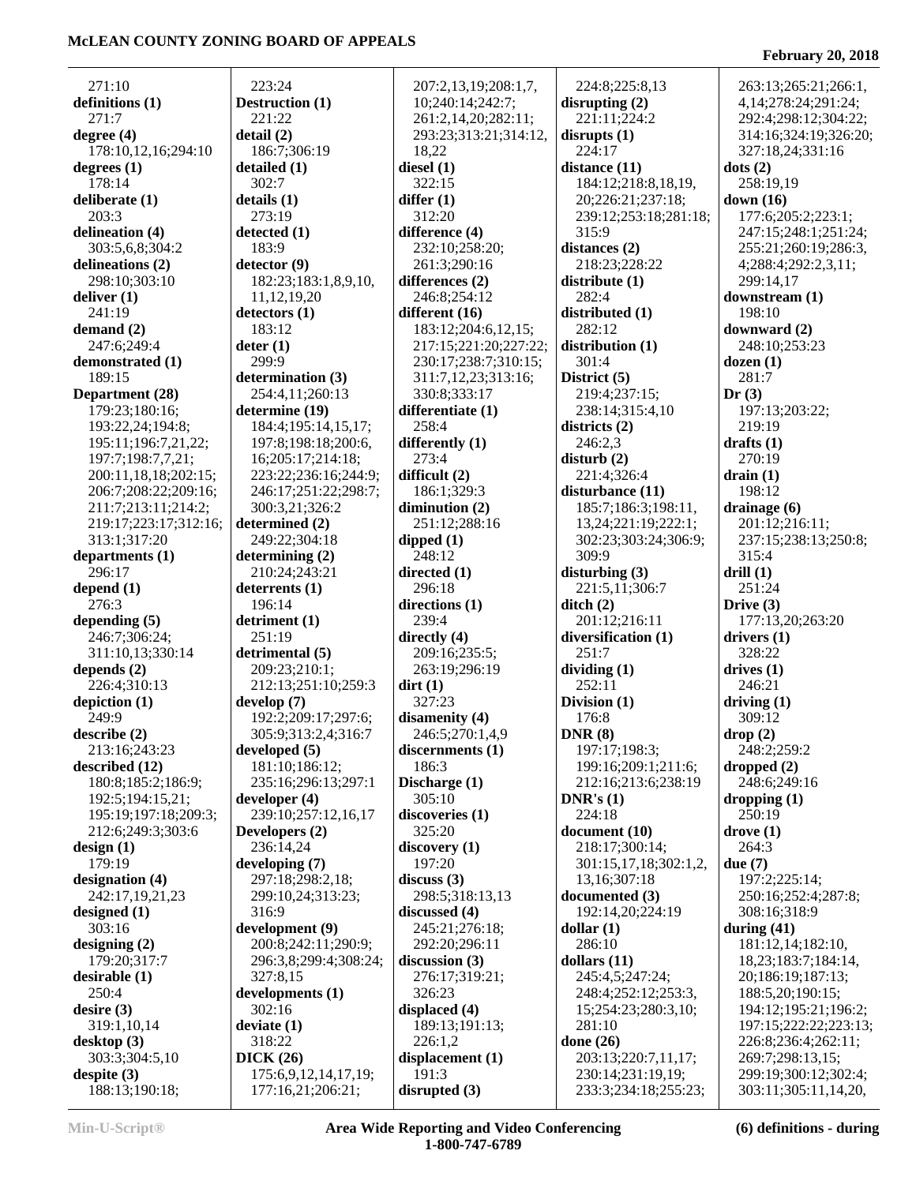271:10
**definitions (1)**
271:7
**degree (4)**
178:10,12,16;294:10
**degrees (1)**
178:14
**deliberate (1)**
203:3
**delineation (4)**
303:5,6,8;304:2
**delineations (2)**
298:10;303:10
**deliver (1)**
241:19
**demand (2)**
247:6;249:4
**demonstrated (1)**
189:15
**Department (28)**
179:23;180:16;
193:22,24;194:8;
195:11;196:7,21,22;
197:7;198:7,7,21;
200:11,18,18;202:15;
206:7;208:22;209:16;
211:7;213:11;214:2;
219:17;223:17;312:16;
313:1;317:20
**departments (1)**
296:17
**depend (1)**
276:3
**depending (5)**
246:7;306:24;
311:10,13;330:14
**depends (2)**
226:4;310:13
**depiction (1)**
249:9
**describe (2)**
213:16;243:23
**described (12)**
180:8;185:2;186:9;
192:5;194:15,21;
195:19;197:18;209:3;
212:6;249:3;303:6
**design (1)**
179:19
**designation (4)**
242:17,19,21,23
**designed (1)**
303:16
**designing (2)**
179:20;317:7
**desirable (1)**
250:4
**desire (3)**
319:1,10,14
**desktop (3)**
303:3;304:5,10
**despite (3)**
188:13;190:18;
223:24
**Destruction (1)**
221:22
**detail (2)**
186:7;306:19
**detailed (1)**
302:7
**details (1)**
273:19
**detected (1)**
183:9
**detector (9)**
182:23;183:1,8,9,10,
11,12,19,20
**detectors (1)**
183:12
**deter (1)**
299:9
**determination (3)**
254:4,11;260:13
**determine (19)**
184:4;195:14,15,17;
197:8;198:18;200:6,
16;205:17;214:18;
223:22;236:16;244:9;
246:17;251:22;298:7;
300:3,21;326:2
**determined (2)**
249:22;304:18
**determining (2)**
210:24;243:21
**deterrents (1)**
196:14
**detriment (1)**
251:19
**detrimental (5)**
209:23;210:1;
212:13;251:10;259:3
**develop (7)**
192:2;209:17;297:6;
305:9;313:2,4;316:7
**developed (5)**
181:10;186:12;
235:16;296:13;297:1
**developer (4)**
239:10;257:12,16,17
**Developers (2)**
236:14,24
**developing (7)**
297:18;298:2,18;
299:10,24;313:23;
316:9
**development (9)**
200:8;242:11;290:9;
296:3,8;299:4;308:24;
327:8,15
**developments (1)**
302:16
**deviate (1)**
318:22
**DICK (26)**
175:6,9,12,14,17,19;
177:16,21;206:21;
207:2,13,19;208:1,7,
10;240:14;242:7;
261:2,14,20;282:11;
293:23;313:21;314:12,
18,22
**diesel (1)**
322:15
**differ (1)**
312:20
**difference (4)**
232:10;258:20;
261:3;290:16
**differences (2)**
246:8;254:12
**different (16)**
183:12;204:6,12,15;
217:15;221:20;227:22;
230:17;238:7;310:15;
311:7,12,23;313:16;
330:8;333:17
**differentiate (1)**
258:4
**differently (1)**
273:4
**difficult (2)**
186:1;329:3
**diminution (2)**
251:12;288:16
**dipped (1)**
248:12
**directed (1)**
296:18
**directions (1)**
239:4
**directly (4)**
209:16;235:5;
263:19;296:19
**dirt (1)**
327:23
**disamenity (4)**
246:5;270:1,4,9
**discernments (1)**
186:3
**Discharge (1)**
305:10
**discoveries (1)**
325:20
**discovery (1)**
197:20
**discuss (3)**
298:5;318:13,13
**discussed (4)**
245:21;276:18;
292:20;296:11
**discussion (3)**
276:17;319:21;
326:23
**displaced (4)**
189:13;191:13;
226:1,2
**displacement (1)**
191:3
**disrupted (3)**
224:8;225:8,13
**disrupting (2)**
221:11;224:2
**disrupts (1)**
224:17
**distance (11)**
184:12;218:8,18,19,
20;226:21;237:18;
239:12;253:18;281:18;
315:9
**distances (2)**
218:23;228:22
**distribute (1)**
282:4
**distributed (1)**
282:12
**distribution (1)**
301:4
**District (5)**
219:4;237:15;
238:14;315:4,10
**districts (2)**
246:2,3
**disturb (2)**
221:4;326:4
**disturbance (11)**
185:7;186:3;198:11,
13,24;221:19;222:1;
302:23;303:24;306:9;
309:9
**disturbing (3)**
221:5,11;306:7
**ditch (2)**
201:12;216:11
**diversification (1)**
251:7
**dividing (1)**
252:11
**Division (1)**
176:8
**DNR (8)**
197:17;198:3;
199:16;209:1;211:6;
212:16;213:6;238:19
**DNR's (1)**
224:18
**document (10)**
218:17;300:14;
301:15,17,18;302:1,2,
13,16;307:18
**documented (3)**
192:14,20;224:19
**dollar (1)**
286:10
**dollars (11)**
245:4,5;247:24;
248:4;252:12;253:3,
15;254:23;280:3,10;
281:10
**done (26)**
203:13;220:7,11,17;
230:14;231:19,19;
233:3;234:18;255:23;
263:13;265:21;266:1,
4,14;278:24;291:24;
292:4;298:12;304:22;
314:16;324:19;326:20;
327:18,24;331:16
**dots (2)**
258:19,19
**down (16)**
177:6;205:2;223:1;
247:15;248:1;251:24;
255:21;260:19;286:3,
4;288:4;292:2,3,11;
299:14,17
**downstream (1)**
198:10
**downward (2)**
248:10;253:23
**dozen (1)**
281:7
**Dr (3)**
197:13;203:22;
219:19
**drafts (1)**
270:19
**drain (1)**
198:12
**drainage (6)**
201:12;216:11;
237:15;238:13;250:8;
315:4
**drill (1)**
251:24
**Drive (3)**
177:13,20;263:20
**drivers (1)**
328:22
**drives (1)**
246:21
**driving (1)**
309:12
**drop (2)**
248:2;259:2
**dropped (2)**
248:6;249:16
**dropping (1)**
250:19
**drove (1)**
264:3
**due (7)**
197:2;225:14;
250:16;252:4;287:8;
308:16;318:9
**during (41)**
181:12,14;182:10,
18,23;183:7;184:14,
20;186:19;187:13;
188:5,20;190:15;
194:12;195:21;196:2;
197:15;222:22;223:13;
226:8;236:4;262:11;
269:7;298:13,15;
299:19;300:12;302:4;
303:11;305:11,14,20,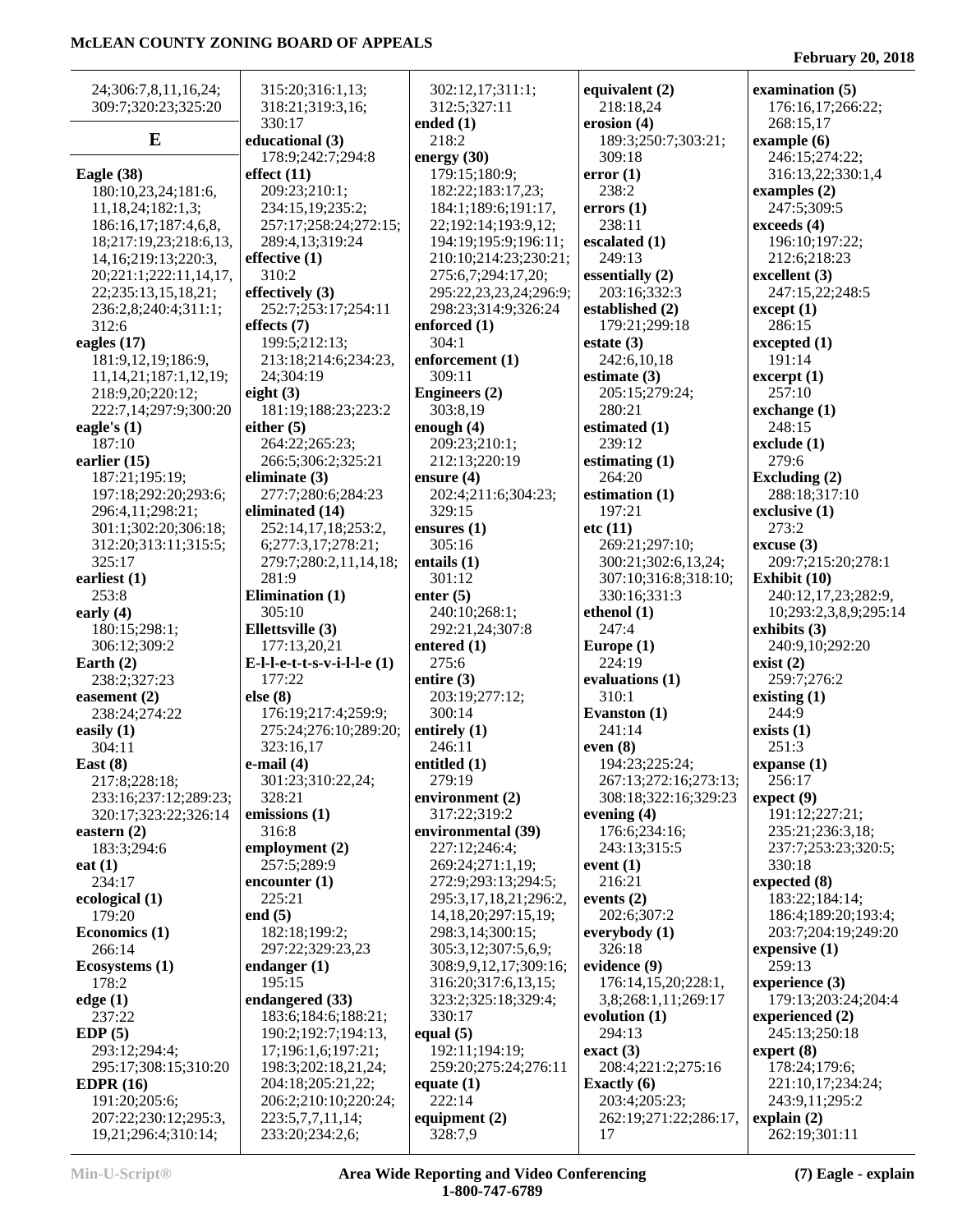24;306:7,8,11,16,24;
309:7;320:23;325:20

## E

**Eagle (38)**
180:10,23,24;181:6,
11,18,24;182:1,3;
186:16,17;187:4,6,8,
18;217:19,23;218:6,13,
14,16;219:13;220:3,
20;221:1;222:11,14,17,
22;235:13,15,18,21;
236:2,8;240:4;311:1;
312:6

**eagles (17)**
181:9,12,19;186:9,
11,14,21;187:1,12,19;
218:9,20;220:12;
222:7,14;297:9;300:20

**eagle's (1)**
187:10

**earlier (15)**
187:21;195:19;
197:18;292:20;293:6;
296:4,11;298:21;
301:1;302:20;306:18;
312:20;313:11;315:5;
325:17

**earliest (1)**
253:8

**early (4)**
180:15;298:1;
306:12;309:2

**Earth (2)**
238:2;327:23

**easement (2)**
238:24;274:22

**easily (1)**
304:11

**East (8)**
217:8;228:18;
233:16;237:12;289:23;
320:17;323:22;326:14

**eastern (2)**
183:3;294:6

**eat (1)**
234:17

**ecological (1)**
179:20

**Economics (1)**
266:14

**Ecosystems (1)**
178:2

**edge (1)**
237:22

**EDP (5)**
293:12;294:4;
295:17;308:15;310:20

**EDPR (16)**
191:20;205:6;
207:22;230:12;295:3,
19,21;296:4;310:14;
315:20;316:1,13;
318:21;319:3,16;
330:17

**educational (3)**
178:9;242:7;294:8

**effect (11)**
209:23;210:1;
234:15,19;235:2;
257:17;258:24;272:15;
289:4,13;319:24

**effective (1)**
310:2

**effectively (3)**
252:7;253:17;254:11

**effects (7)**
199:5;212:13;
213:18;214:6;234:23,
24;304:19

**eight (3)**
181:19;188:23;223:2

**either (5)**
264:22;265:23;
266:5;306:2;325:21

**eliminate (3)**
277:7;280:6;284:23

**eliminated (14)**
252:14,17,18;253:2,
6;277:3,17;278:21;
279:7;280:2,11,14,18;
281:9

**Elimination (1)**
305:10

**Ellettsville (3)**
177:13,20,21

**E-l-l-e-t-t-s-v-i-l-l-e (1)**
177:22

**else (8)**
176:19;217:4;259:9;
275:24;276:10;289:20;
323:16,17

**e-mail (4)**
301:23;310:22,24;
328:21

**emissions (1)**
316:8

**employment (2)**
257:5;289:9

**encounter (1)**
225:21

**end (5)**
182:18;199:2;
297:22;329:23,23

**endanger (1)**
195:15

**endangered (33)**
183:6;184:6;188:21;
190:2;192:7;194:13,
17;196:1,6;197:21;
198:3;202:18,21,24;
204:18;205:21,22;
206:2;210:10;220:24;
223:5,7,7,11,14;
233:20;234:2,6;
302:12,17;311:1;
312:5;327:11

**ended (1)**
218:2

**energy (30)**
179:15;180:9;
182:22;183:17,23;
184:1;189:6;191:17,
22;192:14;193:9,12;
194:19;195:9;196:11;
210:10;214:23;230:21;
275:6,7;294:17,20;
295:22,23,23,24;296:9;
298:23;314:9;326:24

**enforced (1)**
304:1

**enforcement (1)**
309:11

**Engineers (2)**
303:8,19

**enough (4)**
209:23;210:1;
212:13;220:19

**ensure (4)**
202:4;211:6;304:23;
329:15

**ensures (1)**
305:16

**entails (1)**
301:12

**enter (5)**
240:10;268:1;
292:21,24;307:8

**entered (1)**
275:6

**entire (3)**
203:19;277:12;
300:14

**entirely (1)**
246:11

**entitled (1)**
279:19

**environment (2)**
317:22;319:2

**environmental (39)**
227:12;246:4;
269:24;271:1,19;
272:9;293:13;294:5;
295:3,17,18,21;296:2,
14,18,20;297:15,19;
298:3,14;300:15;
305:3,12;307:5,6,9;
308:9,9,12,17;309:16;
316:20;317:6,13,15;
323:2;325:18;329:4;
330:17

**equal (5)**
192:11;194:19;
259:20;275:24;276:11

**equate (1)**
222:14

**equipment (2)**
328:7,9

**equivalent (2)**
218:18,24

**erosion (4)**
189:3;250:7;303:21;
309:18

**error (1)**
238:2

**errors (1)**
238:11

**escalated (1)**
249:13

**essentially (2)**
203:16;332:3

**established (2)**
179:21;299:18

**estate (3)**
242:6,10,18

**estimate (3)**
205:15;279:24;
280:21

**estimated (1)**
239:12

**estimating (1)**
264:20

**estimation (1)**
197:21

**etc (11)**
269:21;297:10;
300:21;302:6,13,24;
307:10;316:8;318:10;
330:16;331:3

**ethenol (1)**
247:4

**Europe (1)**
224:19

**evaluations (1)**
310:1

**Evanston (1)**
241:14

**even (8)**
194:23;225:24;
267:13;272:16;273:13;
308:18;322:16;329:23

**evening (4)**
176:6;234:16;
243:13;315:5

**event (1)**
216:21

**events (2)**
202:6;307:2

**everybody (1)**
326:18

**evidence (9)**
176:14,15,20;228:1,
3,8;268:1,11;269:17

**evolution (1)**
294:13

**exact (3)**
208:4;221:2;275:16

**Exactly (6)**
203:4;205:23;
262:19;271:22;286:17,
17

**examination (5)**
176:16,17;266:22;
268:15,17

**example (6)**
246:15;274:22;
316:13,22;330:1,4

**examples (2)**
247:5;309:5

**exceeds (4)**
196:10;197:22;
212:6;218:23

**excellent (3)**
247:15,22;248:5

**except (1)**
286:15

**excepted (1)**
191:14

**excerpt (1)**
257:10

**exchange (1)**
248:15

**exclude (1)**
279:6

**Excluding (2)**
288:18;317:10

**exclusive (1)**
273:2

**excuse (3)**
209:7;215:20;278:1

**Exhibit (10)**
240:12,17,23;282:9,
10;293:2,3,8,9;295:14

**exhibits (3)**
240:9,10;292:20

**exist (2)**
259:7;276:2

**existing (1)**
244:9

**exists (1)**
251:3

**expanse (1)**
256:17

**expect (9)**
191:12;227:21;
235:21;236:3,18;
237:7;253:23;320:5;
330:18

**expected (8)**
183:22;184:14;
186:4;189:20;193:4;
203:7;204:19;249:20

**expensive (1)**
259:13

**experience (3)**
179:13;203:24;204:4

**experienced (2)**
245:13;250:18

**expert (8)**
178:24;179:6;
221:10,17;234:24;
243:9,11;295:2

**explain (2)**
262:19;301:11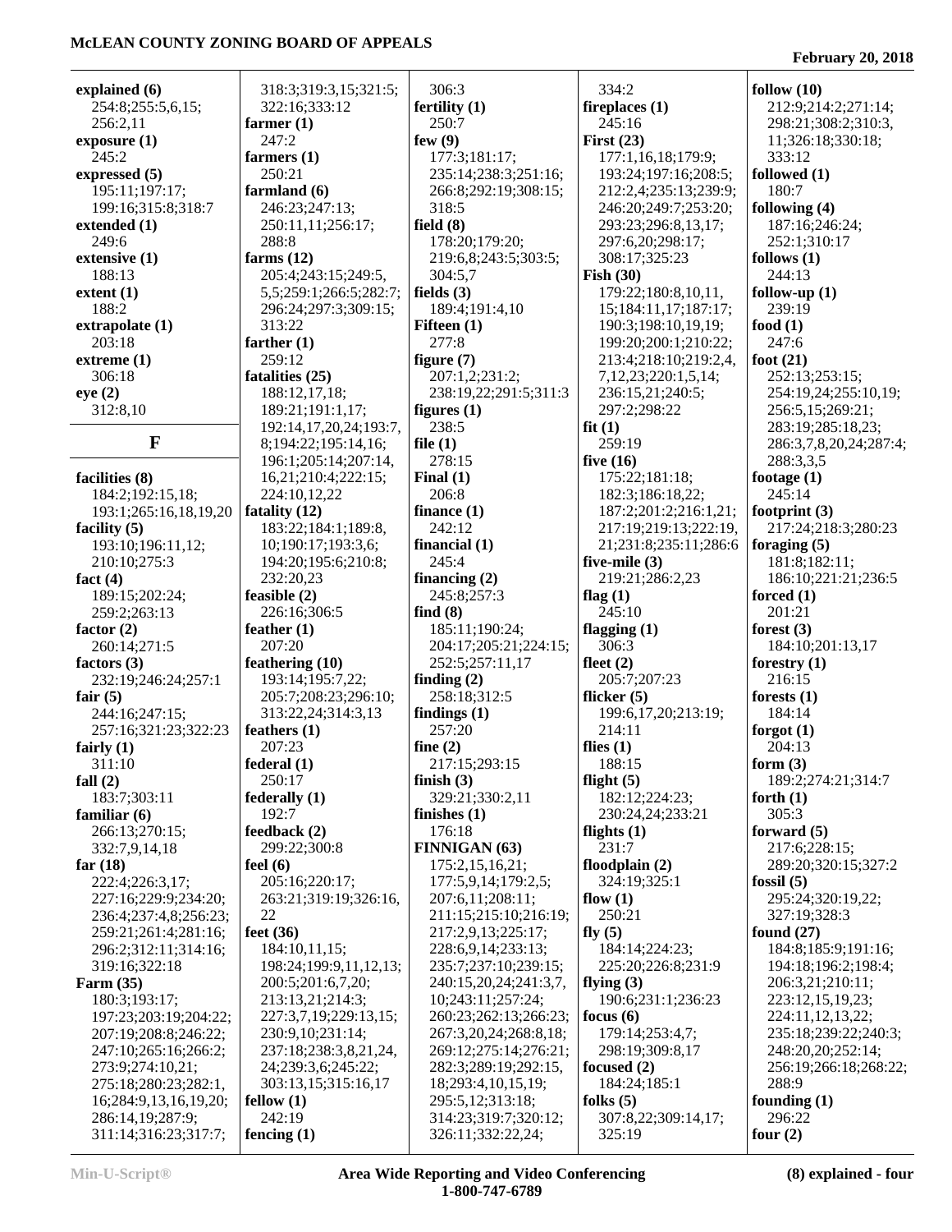**explained (6)**
254:8;255:5,6,15;
256:2,11
**exposure (1)**
245:2
**expressed (5)**
195:11;197:17;
199:16;315:8;318:7
**extended (1)**
249:6
**extensive (1)**
188:13
**extent (1)**
188:2
**extrapolate (1)**
203:18
**extreme (1)**
306:18
**eye (2)**
312:8,10

## F

**facilities (8)**
184:2;192:15,18;
193:1;265:16,18,19,20
**facility (5)**
193:10;196:11,12;
210:10;275:3
**fact (4)**
189:15;202:24;
259:2;263:13
**factor (2)**
260:14;271:5
**factors (3)**
232:19;246:24;257:1
**fair (5)**
244:16;247:15;
257:16;321:23;322:23
**fairly (1)**
311:10
**fall (2)**
183:7;303:11
**familiar (6)**
266:13;270:15;
332:7,9,14,18
**far (18)**
222:4;226:3,17;
227:16;229:9;234:20;
236:4;237:4,8;256:23;
259:21;261:4;281:16;
296:2;312:11;314:16;
319:16;322:18
**Farm (35)**
180:3;193:17;
197:23;203:19;204:22;
207:19;208:8;246:22;
247:10;265:16;266:2;
273:9;274:10,21;
275:18;280:23;282:1,
16;284:9,13,16,19,20;
286:14,19;287:9;
311:14;316:23;317:7;
318:3;319:3,15;321:5;
322:16;333:12
**farmer (1)**
247:2
**farmers (1)**
250:21
**farmland (6)**
246:23;247:13;
250:11,11;256:17;
288:8
**farms (12)**
205:4;243:15;249:5,
5,5;259:1;266:5;282:7;
296:24;297:3;309:15;
313:22
**farther (1)**
259:12
**fatalities (25)**
188:12,17,18;
189:21;191:1,17;
192:14,17,20,24;193:7,
8;194:22;195:14,16;
196:1;205:14;207:14,
16,21;210:4;222:15;
224:10,12,22
**fatality (12)**
183:22;184:1;189:8,
10;190:17;193:3,6;
194:20;195:6;210:8;
232:20,23
**feasible (2)**
226:16;306:5
**feather (1)**
207:20
**feathering (10)**
193:14;195:7,22;
205:7;208:23;296:10;
313:22,24;314:3,13
**feathers (1)**
207:23
**federal (1)**
250:17
**federally (1)**
192:7
**feedback (2)**
299:22;300:8
**feel (6)**
205:16;220:17;
263:21;319:19;326:16,
22
**feet (36)**
184:10,11,15;
198:24;199:9,11,12,13;
200:5;201:6,7,20;
213:13,21;214:3;
227:3,7,19;229:13,15;
230:9,10;231:14;
237:18;238:3,8,21,24,
24;239:3,6;245:22;
303:13,15;315:16,17
**fellow (1)**
242:19
**fencing (1)**
306:3
**fertility (1)**
250:7
**few (9)**
177:3;181:17;
235:14;238:3;251:16;
266:8;292:19;308:15;
318:5
**field (8)**
178:20;179:20;
219:6,8;243:5;303:5;
304:5,7
**fields (3)**
189:4;191:4,10
**Fifteen (1)**
277:8
**figure (7)**
207:1,2;231:2;
238:19,22;291:5;311:3
**figures (1)**
238:5
**file (1)**
278:15
**Final (1)**
206:8
**finance (1)**
242:12
**financial (1)**
245:4
**financing (2)**
245:8;257:3
**find (8)**
185:11;190:24;
204:17;205:21;224:15;
252:5;257:11,17
**finding (2)**
258:18;312:5
**findings (1)**
257:20
**fine (2)**
217:15;293:15
**finish (3)**
329:21;330:2,11
**finishes (1)**
176:18
**FINNIGAN (63)**
175:2,15,16,21;
177:5,9,14;179:2,5;
207:6,11;208:11;
211:15;215:10;216:19;
217:2,9,13;225:17;
228:6,9,14;233:13;
235:7;237:10;239:15;
240:15,20,24;241:3,7,
10;243:11;257:24;
260:23;262:13;266:23;
267:3,20,24;268:8,18;
269:12;275:14;276:21;
282:3;289:19;292:15,
18;293:4,10,15,19;
295:5,12;313:18;
314:23;319:7;320:12;
326:11;332:22,24;
334:2
**fireplaces (1)**
245:16
**First (23)**
177:1,16,18;179:9;
193:24;197:16;208:5;
212:2,4;235:13;239:9;
246:20;249:7;253:20;
293:23;296:8,13,17;
297:6,20;298:17;
308:17;325:23
**Fish (30)**
179:22;180:8,10,11,
15;184:11,17;187:17;
190:3;198:10,19,19;
199:20;200:1;210:22;
213:4;218:10;219:2,4,
7,12,23;220:1,5,14;
236:15,21;240:5;
297:2;298:22
**fit (1)**
259:19
**five (16)**
175:22;181:18;
182:3;186:18,22;
187:2;201:2;216:1,21;
217:19;219:13;222:19,
21;231:8;235:11;286:6
**five-mile (3)**
219:21;286:2,23
**flag (1)**
245:10
**flagging (1)**
306:3
**fleet (2)**
205:7;207:23
**flicker (5)**
199:6,17,20;213:19;
214:11
**flies (1)**
188:15
**flight (5)**
182:12;224:23;
230:24,24;233:21
**flights (1)**
231:7
**floodplain (2)**
324:19;325:1
**flow (1)**
250:21
**fly (5)**
184:14;224:23;
225:20;226:8;231:9
**flying (3)**
190:6;231:1;236:23
**focus (6)**
179:14;253:4,7;
298:19;309:8,17
**focused (2)**
184:24;185:1
**folks (5)**
307:8,22;309:14,17;
325:19
**follow (10)**
212:9;214:2;271:14;
298:21;308:2;310:3,
11;326:18;330:18;
333:12
**followed (1)**
180:7
**following (4)**
187:16;246:24;
252:1;310:17
**follows (1)**
244:13
**follow-up (1)**
239:19
**food (1)**
247:6
**foot (21)**
252:13;253:15;
254:19,24;255:10,19;
256:5,15;269:21;
283:19;285:18,23;
286:3,7,8,20,24;287:4;
288:3,3,5
**footage (1)**
245:14
**footprint (3)**
217:24;218:3;280:23
**foraging (5)**
181:8;182:11;
186:10;221:21;236:5
**forced (1)**
201:21
**forest (3)**
184:10;201:13,17
**forestry (1)**
216:15
**forests (1)**
184:14
**forgot (1)**
204:13
**form (3)**
189:2;274:21;314:7
**forth (1)**
305:3
**forward (5)**
217:6;228:15;
289:20;320:15;327:2
**fossil (5)**
295:24;320:19,22;
327:19;328:3
**found (27)**
184:8;185:9;191:16;
194:18;196:2;198:4;
206:3,21;210:11;
223:12,15,19,23;
224:11,12,13,22;
235:18;239:22;240:3;
248:20,20;252:14;
256:19;266:18;268:22;
288:9
**founding (1)**
296:22
**four (2)**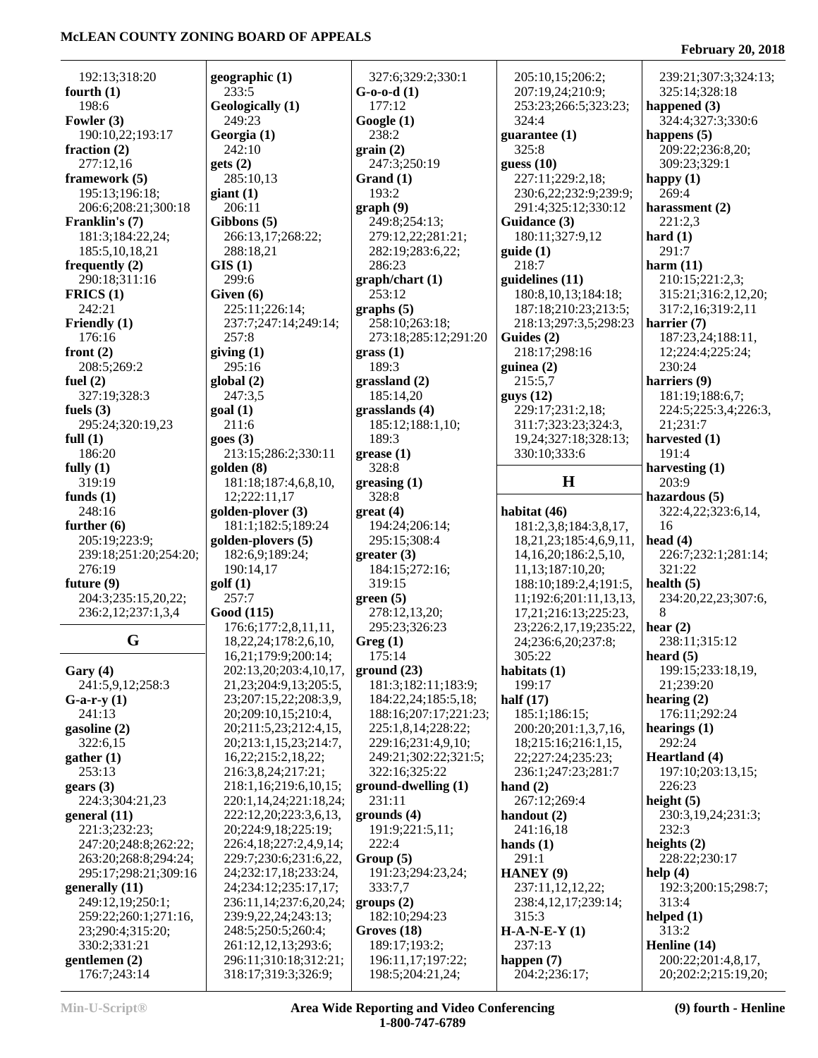192:13;318:20
**fourth (1)**
198:6
**Fowler (3)**
190:10,22;193:17
**fraction (2)**
277:12,16
**framework (5)**
195:13;196:18;
206:6;208:21;300:18
**Franklin's (7)**
181:3;184:22,24;
185:5,10,18,21
**frequently (2)**
290:18;311:16
**FRICS (1)**
242:21
**Friendly (1)**
176:16
**front (2)**
208:5;269:2
**fuel (2)**
327:19;328:3
**fuels (3)**
295:24;320:19,23
**full (1)**
186:20
**fully (1)**
319:19
**funds (1)**
248:16
**further (6)**
205:19;223:9;
239:18;251:20;254:20;
276:19
**future (9)**
204:3;235:15,20,22;
236:2,12;237:1,3,4

## G

**Gary (4)**
241:5,9,12;258:3
**G-a-r-y (1)**
241:13
**gasoline (2)**
322:6,15
**gather (1)**
253:13
**gears (3)**
224:3;304:21,23
**general (11)**
221:3;232:23;
247:20;248:8;262:22;
263:20;268:8;294:24;
295:17;298:21;309:16
**generally (11)**
249:12,19;250:1;
259:22;260:1;271:16,
23;290:4;315:20;
330:2;331:21
**gentlemen (2)**
176:7;243:14
**geographic (1)**
233:5
**Geologically (1)**
249:23
**Georgia (1)**
242:10
**gets (2)**
285:10,13
**giant (1)**
206:11
**Gibbons (5)**
266:13,17;268:22;
288:18,21
**GIS (1)**
299:6
**Given (6)**
225:11;226:14;
237:7;247:14;249:14;
257:8
**giving (1)**
295:16
**global (2)**
247:3,5
**goal (1)**
211:6
**goes (3)**
213:15;286:2;330:11
**golden (8)**
181:18;187:4,6,8,10,
12;222:11,17
**golden-plover (3)**
181:1;182:5;189:24
**golden-plovers (5)**
182:6,9;189:24;
190:14,17
**golf (1)**
257:7
**Good (115)**
176:6;177:2,8,11,11,
18,22,24;178:2,6,10,
16,21;179:9;200:14;
202:13,20;203:4,10,17,
21,23;204:9,13;205:5,
23;207:15,22;208:3,9,
20;209:10,15;210:4,
20;211:5,23;212:4,15,
20;213:1,15,23;214:7,
16,22;215:2,18,22;
216:3,8,24;217:21;
218:1,16;219:6,10,15;
220:1,14,24;221:18,24;
222:12,20;223:3,6,13,
20;224:9,18;225:19;
226:4,18;227:2,4,9,14;
229:7;230:6;231:6,22,
24;232:17,18;233:24,
24;234:12;235:17,17;
236:11,14;237:6,20,24;
239:9,22,24;243:13;
248:5;250:5;260:4;
261:12,12,13;293:6;
296:11;310:18;312:21;
318:17;319:3;326:9;
327:6;329:2;330:1
**G-o-o-d (1)**
177:12
**Google (1)**
238:2
**grain (2)**
247:3;250:19
**Grand (1)**
193:2
**graph (9)**
249:8;254:13;
279:12,22;281:21;
282:19;283:6,22;
286:23
**graph/chart (1)**
253:12
**graphs (5)**
258:10;263:18;
273:18;285:12;291:20
**grass (1)**
189:3
**grassland (2)**
185:14,20
**grasslands (4)**
185:12;188:1,10;
189:3
**grease (1)**
328:8
**greasing (1)**
328:8
**great (4)**
194:24;206:14;
295:15;308:4
**greater (3)**
184:15;272:16;
319:15
**green (5)**
278:12,13,20;
295:23;326:23
**Greg (1)**
175:14
**ground (23)**
181:3;182:11;183:9;
184:22,24;185:5,18;
188:16;207:17;221:23;
225:1,8,14;228:22;
229:16;231:4,9,10;
249:21;302:22;321:5;
322:16;325:22
**ground-dwelling (1)**
231:11
**grounds (4)**
191:9;221:5,11;
222:4
**Group (5)**
191:23;294:23,24;
333:7,7
**groups (2)**
182:10;294:23
**Groves (18)**
189:17;193:2;
196:11,17;197:22;
198:5;204:21,24;
205:10,15;206:2;
207:19,24;210:9;
253:23;266:5;323:23;
324:4
**guarantee (1)**
325:8
**guess (10)**
227:11;229:2,18;
230:6,22;232:9;239:9;
291:4;325:12;330:12
**Guidance (3)**
180:11;327:9,12
**guide (1)**
218:7
**guidelines (11)**
180:8,10,13;184:18;
187:18;210:23;213:5;
218:13;297:3,5;298:23
**Guides (2)**
218:17;298:16
**guinea (2)**
215:5,7
**guys (12)**
229:17;231:2,18;
311:7;323:23;324:3,
19,24;327:18;328:13;
330:10;333:6

## H

**habitat (46)**
181:2,3,8;184:3,8,17,
18,21,23;185:4,6,9,11,
14,16,20;186:2,5,10,
11,13;187:10,20;
188:10;189:2,4;191:5,
11;192:6;201:11,13,13,
17,21;216:13;225:23,
23;226:2,17,19;235:22,
24;236:6,20;237:8;
305:22
**habitats (1)**
199:17
**half (17)**
185:1;186:15;
200:20;201:1,3,7,16,
18;215:16;216:1,15,
22;227:24;235:23;
236:1;247:23;281:7
**hand (2)**
267:12;269:4
**handout (2)**
241:16,18
**hands (1)**
291:1
**HANEY (9)**
237:11,12,12,22;
238:4,12,17;239:14;
315:3
**H-A-N-E-Y (1)**
237:13
**happen (7)**
204:2;236:17;
239:21;307:3;324:13;
325:14;328:18
**happened (3)**
324:4;327:3;330:6
**happens (5)**
209:22;236:8,20;
309:23;329:1
**happy (1)**
269:4
**harassment (2)**
221:2,3
**hard (1)**
291:7
**harm (11)**
210:15;221:2,3;
315:21;316:2,12,20;
317:2,16;319:2,11
**harrier (7)**
187:23,24;188:11,
12;224:4;225:24;
230:24
**harriers (9)**
181:19;188:6,7;
224:5;225:3,4;226:3,
21;231:7
**harvested (1)**
191:4
**harvesting (1)**
203:9
**hazardous (5)**
322:4,22;323:6,14,
16
**head (4)**
226:7;232:1;281:14;
321:22
**health (5)**
234:20,22,23;307:6,
8
**hear (2)**
238:11;315:12
**heard (5)**
199:15;233:18,19,
21;239:20
**hearing (2)**
176:11;292:24
**hearings (1)**
292:24
**Heartland (4)**
197:10;203:13,15;
226:23
**height (5)**
230:3,19,24;231:3;
232:3
**heights (2)**
228:22;230:17
**help (4)**
192:3;200:15;298:7;
313:4
**helped (1)**
313:2
**Henline (14)**
200:22;201:4,8,17,
20;202:2;215:19,20;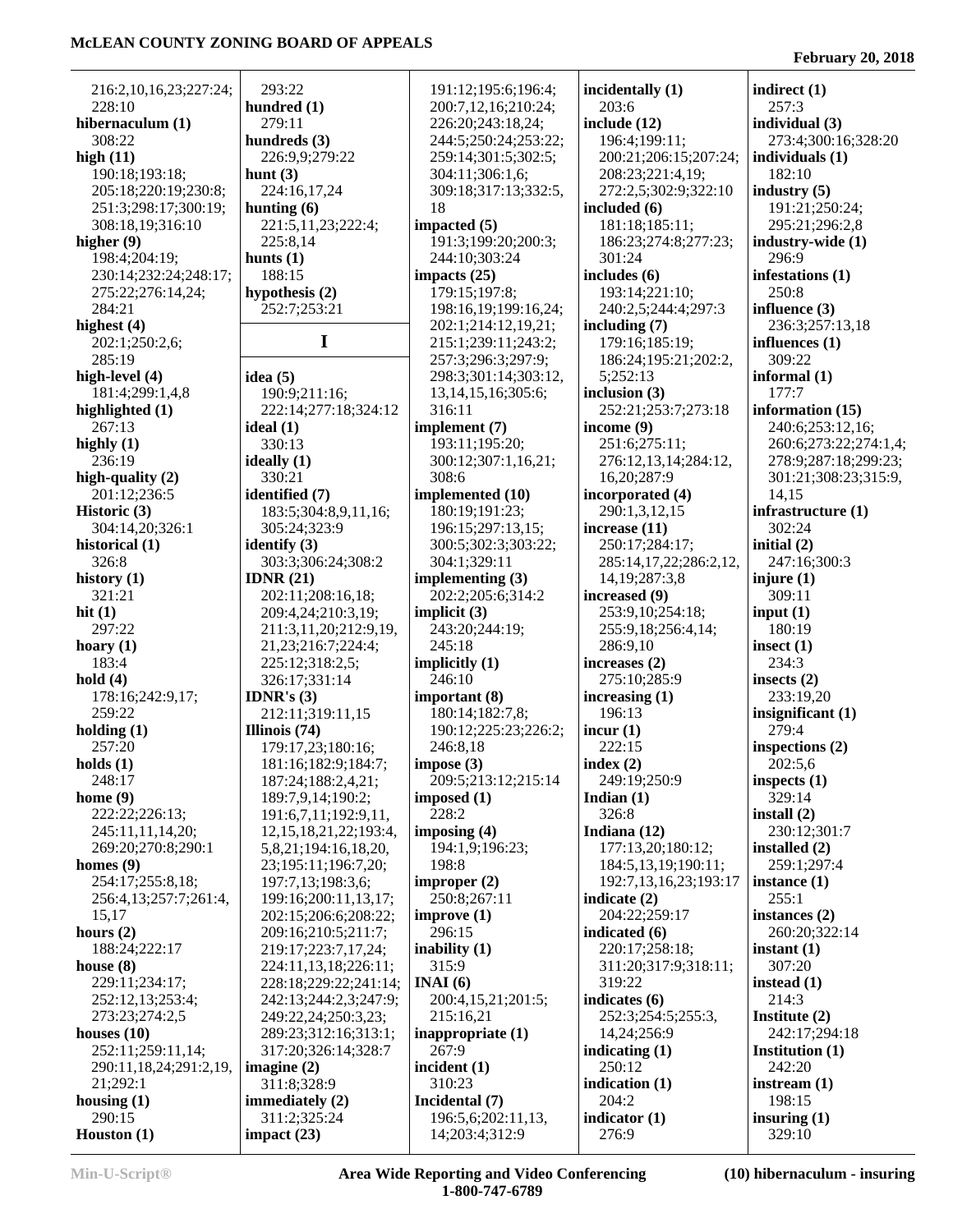216:2,10,16,23;227:24;
228:10
**hibernaculum (1)**
308:22
**high (11)**
190:18;193:18;
205:18;220:19;230:8;
251:3;298:17;300:19;
308:18,19;316:10
**higher (9)**
198:4;204:19;
230:14;232:24;248:17;
275:22;276:14,24;
284:21
**highest (4)**
202:1;250:2,6;
285:19
**high-level (4)**
181:4;299:1,4,8
**highlighted (1)**
267:13
**highly (1)**
236:19
**high-quality (2)**
201:12;236:5
**Historic (3)**
304:14,20;326:1
**historical (1)**
326:8
**history (1)**
321:21
**hit (1)**
297:22
**hoary (1)**
183:4
**hold (4)**
178:16;242:9,17;
259:22
**holding (1)**
257:20
**holds (1)**
248:17
**home (9)**
222:22;226:13;
245:11,11,14,20;
269:20;270:8;290:1
**homes (9)**
254:17;255:8,18;
256:4,13;257:7;261:4,
15,17
**hours (2)**
188:24;222:17
**house (8)**
229:11;234:17;
252:12,13;253:4;
273:23;274:2,5
**houses (10)**
252:11;259:11,14;
290:11,18,24;291:2,19,
21;292:1
**housing (1)**
290:15
**Houston (1)**
293:22
**hundred (1)**
279:11
**hundreds (3)**
226:9,9;279:22
**hunt (3)**
224:16,17,24
**hunting (6)**
221:5,11,23;222:4;
225:8,14
**hunts (1)**
188:15
**hypothesis (2)**
252:7;253:21

## I

**idea (5)**
190:9;211:16;
222:14;277:18;324:12
**ideal (1)**
330:13
**ideally (1)**
330:21
**identified (7)**
183:5;304:8,9,11,16;
305:24;323:9
**identify (3)**
303:3;306:24;308:2
**IDNR (21)**
202:11;208:16,18;
209:4,24;210:3,19;
211:3,11,20;212:9,19,
21,23;216:7;224:4;
225:12;318:2,5;
326:17;331:14
**IDNR's (3)**
212:11;319:11,15
**Illinois (74)**
179:17,23;180:16;
181:16;182:9;184:7;
187:24;188:2,4,21;
189:7,9,14;190:2;
191:6,7,11;192:9,11,
12,15,18,21,22;193:4,
5,8,21;194:16,18,20,
23;195:11;196:7,20;
197:7,13;198:3,6;
199:16;200:11,13,17;
202:15;206:6;208:22;
209:16;210:5;211:7;
219:17;223:7,17,24;
224:11,13,18;226:11;
228:18;229:22;241:14;
242:13;244:2,3;247:9;
249:22,24;250:3,23;
289:23;312:16;313:1;
317:20;326:14;328:7
**imagine (2)**
311:8;328:9
**immediately (2)**
311:2;325:24
**impact (23)**
191:12;195:6;196:4;
200:7,12,16;210:24;
226:20;243:18,24;
244:5;250:24;253:22;
259:14;301:5;302:5;
304:11;306:1,6;
309:18;317:13;332:5,
18
**impacted (5)**
191:3;199:20;200:3;
244:10;303:24
**impacts (25)**
179:15;197:8;
198:16,19;199:16,24;
202:1;214:12,19,21;
215:1;239:11;243:2;
257:3;296:3;297:9;
298:3;301:14;303:12,
13,14,15,16;305:6;
316:11
**implement (7)**
193:11;195:20;
300:12;307:1,16,21;
308:6
**implemented (10)**
180:19;191:23;
196:15;297:13,15;
300:5;302:3;303:22;
304:1;329:11
**implementing (3)**
202:2;205:6;314:2
**implicit (3)**
243:20;244:19;
245:18
**implicitly (1)**
246:10
**important (8)**
180:14;182:7,8;
190:12;225:23;226:2;
246:8,18
**impose (3)**
209:5;213:12;215:14
**imposed (1)**
228:2
**imposing (4)**
194:1,9;196:23;
198:8
**improper (2)**
250:8;267:11
**improve (1)**
296:15
**inability (1)**
315:9
**INAI (6)**
200:4,15,21;201:5;
215:16,21
**inappropriate (1)**
267:9
**incident (1)**
310:23
**Incidental (7)**
196:5,6;202:11,13,
14;203:4;312:9
**incidentally (1)**
203:6
**include (12)**
196:4;199:11;
200:21;206:15;207:24;
208:23;221:4,19;
272:2,5;302:9;322:10
**included (6)**
181:18;185:11;
186:23;274:8;277:23;
301:24
**includes (6)**
193:14;221:10;
240:2,5;244:4;297:3
**including (7)**
179:16;185:19;
186:24;195:21;202:2,
5;252:13
**inclusion (3)**
252:21;253:7;273:18
**income (9)**
251:6;275:11;
276:12,13,14;284:12,
16,20;287:9
**incorporated (4)**
290:1,3,12,15
**increase (11)**
250:17;284:17;
285:14,17,22;286:2,12,
14,19;287:3,8
**increased (9)**
253:9,10;254:18;
255:9,18;256:4,14;
286:9,10
**increases (2)**
275:10;285:9
**increasing (1)**
196:13
**incur (1)**
222:15
**index (2)**
249:19;250:9
**Indian (1)**
326:8
**Indiana (12)**
177:13,20;180:12;
184:5,13,19;190:11;
192:7,13,16,23;193:17
**indicate (2)**
204:22;259:17
**indicated (6)**
220:17;258:18;
311:20;317:9;318:11;
319:22
**indicates (6)**
252:3;254:5;255:3,
14,24;256:9
**indicating (1)**
250:12
**indication (1)**
204:2
**indicator (1)**
276:9
**indirect (1)**
257:3
**individual (3)**
273:4;300:16;328:20
**individuals (1)**
182:10
**industry (5)**
191:21;250:24;
295:21;296:2,8
**industry-wide (1)**
296:9
**infestations (1)**
250:8
**influence (3)**
236:3;257:13,18
**influences (1)**
309:22
**informal (1)**
177:7
**information (15)**
240:6;253:12,16;
260:6;273:22;274:1,4;
278:9;287:18;299:23;
301:21;308:23;315:9,
14,15
**infrastructure (1)**
302:24
**initial (2)**
247:16;300:3
**injure (1)**
309:11
**input (1)**
180:19
**insect (1)**
234:3
**insects (2)**
233:19,20
**insignificant (1)**
279:4
**inspections (2)**
202:5,6
**inspects (1)**
329:14
**install (2)**
230:12;301:7
**installed (2)**
259:1;297:4
**instance (1)**
255:1
**instances (2)**
260:20;322:14
**instant (1)**
307:20
**instead (1)**
214:3
**Institute (2)**
242:17;294:18
**Institution (1)**
242:20
**instream (1)**
198:15
**insuring (1)**
329:10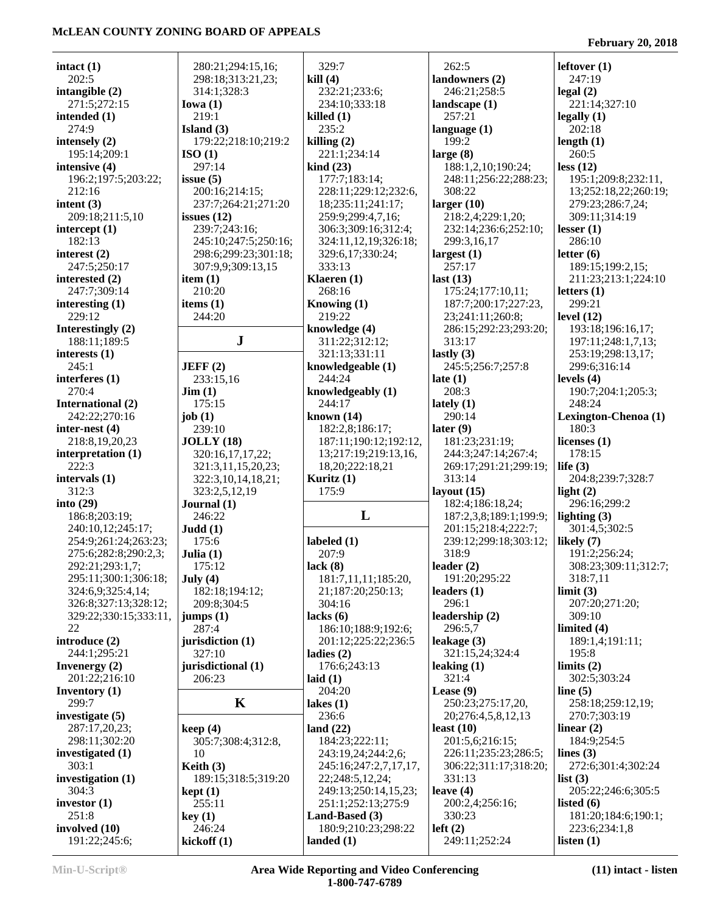**intact (1)**
202:5
**intangible (2)**
271:5;272:15
**intended (1)**
274:9
**intensely (2)**
195:14;209:1
**intensive (4)**
196:2;197:5;203:22;
212:16
**intent (3)**
209:18;211:5,10
**intercept (1)**
182:13
**interest (2)**
247:5;250:17
**interested (2)**
247:7;309:14
**interesting (1)**
229:12
**Interestingly (2)**
188:11;189:5
**interests (1)**
245:1
**interferes (1)**
270:4
**International (2)**
242:22;270:16
**inter-nest (4)**
218:8,19,20,23
**interpretation (1)**
222:3
**intervals (1)**
312:3
**into (29)**
186:8;203:19;
240:10,12;245:17;
254:9;261:24;263:23;
275:6;282:8;290:2,3;
292:21;293:1,7;
295:11;300:1;306:18;
324:6,9;325:4,14;
326:8;327:13;328:12;
329:22;330:15;333:11,
22
**introduce (2)**
244:1;295:21
**Invenergy (2)**
201:22;216:10
**Inventory (1)**
299:7
**investigate (5)**
287:17,20,23;
298:11;302:20
**investigated (1)**
303:1
**investigation (1)**
304:3
**investor (1)**
251:8
**involved (10)**
191:22;245:6;
280:21;294:15,16;
298:18;313:21,23;
314:1;328:3
**Iowa (1)**
219:1
**Island (3)**
179:22;218:10;219:2
**ISO (1)**
297:14
**issue (5)**
200:16;214:15;
237:7;264:21;271:20
**issues (12)**
239:7;243:16;
245:10;247:5;250:16;
298:6;299:23;301:18;
307:9,9;309:13,15
**item (1)**
210:20
**items (1)**
244:20

## J

**JEFF (2)**
233:15,16
**Jim (1)**
175:15
**job (1)**
239:10
**JOLLY (18)**
320:16,17,17,22;
321:3,11,15,20,23;
322:3,10,14,18,21;
323:2,5,12,19
**Journal (1)**
246:22
**Judd (1)**
175:6
**Julia (1)**
175:12
**July (4)**
182:18;194:12;
209:8;304:5
**jumps (1)**
287:4
**jurisdiction (1)**
327:10
**jurisdictional (1)**
206:23

## K

**keep (4)**
305:7;308:4;312:8,
10
**Keith (3)**
189:15;318:5;319:20
**kept (1)**
255:11
**key (1)**
246:24
**kickoff (1)**
329:7
**kill (4)**
232:21;233:6;
234:10;333:18
**killed (1)**
235:2
**killing (2)**
221:1;234:14
**kind (23)**
177:7;183:14;
228:11;229:12;232:6,
18;235:11;241:17;
259:9;299:4,7,16;
306:3;309:16;312:4;
324:11,12,19;326:18;
329:6,17;330:24;
333:13
**Klaeren (1)**
268:16
**Knowing (1)**
219:22
**knowledge (4)**
311:22;312:12;
321:13;331:11
**knowledgeable (1)**
244:24
**knowledgeably (1)**
244:17
**known (14)**
182:2,8;186:17;
187:11;190:12;192:12,
13;217:19;219:13,16,
18,20;222:18,21
**Kuritz (1)**
175:9

## L

**labeled (1)**
207:9
**lack (8)**
181:7,11,11;185:20,
21;187:20;250:13;
304:16
**lacks (6)**
186:10;188:9;192:6;
201:12;225:22;236:5
**ladies (2)**
176:6;243:13
**laid (1)**
204:20
**lakes (1)**
236:6
**land (22)**
184:23;222:11;
243:19,24;244:2,6;
245:16;247:2,7,17,17,
22;248:5,12,24;
249:13;250:14,15,23;
251:1;252:13;275:9
**Land-Based (3)**
180:9;210:23;298:22
**landed (1)**
262:5
**landowners (2)**
246:21;258:5
**landscape (1)**
257:21
**language (1)**
199:2
**large (8)**
188:1,2,10;190:24;
248:11;256:22;288:23;
308:22
**larger (10)**
218:2,4;229:1,20;
232:14;236:6;252:10;
299:3,16,17
**largest (1)**
257:17
**last (13)**
175:24;177:10,11;
187:7;200:17;227:23,
23;241:11;260:8;
286:15;292:23;293:20;
313:17
**lastly (3)**
245:5;256:7;257:8
**late (1)**
208:3
**lately (1)**
290:14
**later (9)**
181:23;231:19;
244:3;247:14;267:4;
269:17;291:21;299:19;
313:14
**layout (15)**
182:4;186:18,24;
187:2,3,8;189:1;199:9;
201:15;218:4;222:7;
239:12;299:18;303:12;
318:9
**leader (2)**
191:20;295:22
**leaders (1)**
296:1
**leadership (2)**
296:5,7
**leakage (3)**
321:15,24;324:4
**leaking (1)**
321:4
**Lease (9)**
250:23;275:17,20,
20;276:4,5,8,12,13
**least (10)**
201:5,6;216:15;
226:11;235:23;286:5;
306:22;311:17;318:20;
331:13
**leave (4)**
200:2,4;256:16;
330:23
**left (2)**
249:11;252:24
**leftover (1)**
247:19
**legal (2)**
221:14;327:10
**legally (1)**
202:18
**length (1)**
260:5
**less (12)**
195:1;209:8;232:11,
13;252:18,22;260:19;
279:23;286:7,24;
309:11;314:19
**lesser (1)**
286:10
**letter (6)**
189:15;199:2,15;
211:23;213:1;224:10
**letters (1)**
299:21
**level (12)**
193:18;196:16,17;
197:11;248:1,7,13;
253:19;298:13,17;
299:6;316:14
**levels (4)**
190:7;204:1;205:3;
248:24
**Lexington-Chenoa (1)**
180:3
**licenses (1)**
178:15
**life (3)**
204:8;239:7;328:7
**light (2)**
296:16;299:2
**lighting (3)**
301:4,5;302:5
**likely (7)**
191:2;256:24;
308:23;309:11;312:7;
318:7,11
**limit (3)**
207:20;271:20;
309:10
**limited (4)**
189:1,4;191:11;
195:8
**limits (2)**
302:5;303:24
**line (5)**
258:18;259:12,19;
270:7;303:19
**linear (2)**
184:9;254:5
**lines (3)**
272:6;301:4;302:24
**list (3)**
205:22;246:6;305:5
**listed (6)**
181:20;184:6;190:1;
223:6;234:1,8
**listen (1)**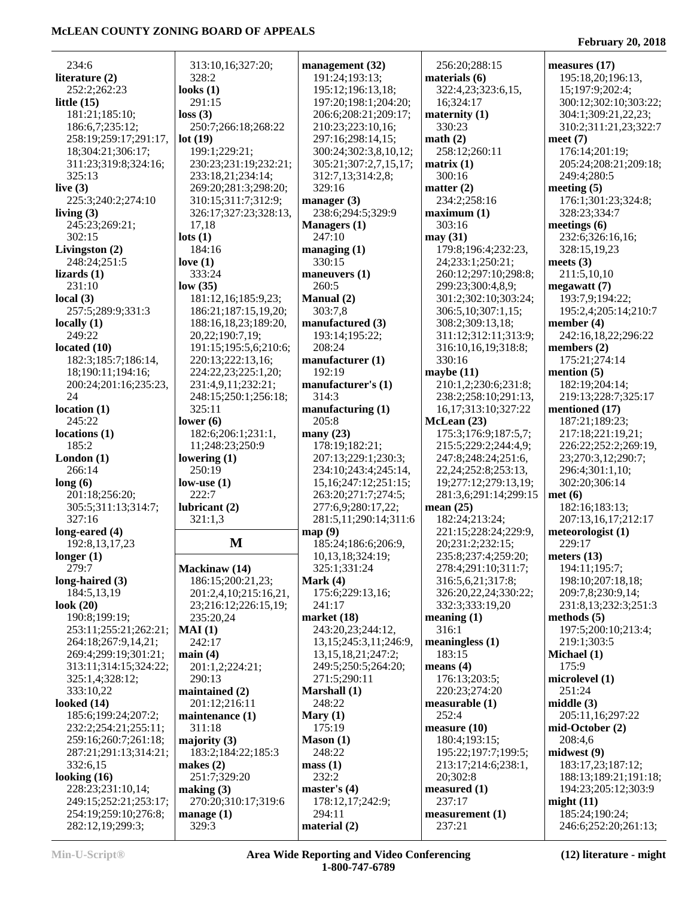234:6
**literature (2)**
252:2;262:23
**little (15)**
181:21;185:10;186:6,7;235:12;258:19;259:17;291:17,18;304:21;306:17;311:23;319:8;324:16;325:13
**live (3)**
225:3;240:2;274:10
**living (3)**
245:23;269:21;302:15
**Livingston (2)**
248:24;251:5
**lizards (1)**
231:10
**local (3)**
257:5;289:9;331:3
**locally (1)**
249:22
**located (10)**
182:3;185:7;186:14,18;190:11;194:16;200:24;201:16;235:23,24
**location (1)**
245:22
**locations (1)**
185:2
**London (1)**
266:14
**long (6)**
201:18;256:20;305:5;311:13;314:7;327:16
**long-eared (4)**
192:8,13,17,23
**longer (1)**
279:7
**long-haired (3)**
184:5,13,19
**look (20)**
190:8;199:19;253:11;255:21;262:21;264:18;267:9,14,21;269:4;299:19;301:21;313:11;314:15;324:22;325:1,4;328:12;333:10,22
**looked (14)**
185:6;199:24;207:2;232:2;254:21;255:11;259:16;260:7;261:18;287:21;291:13;314:21;332:6,15
**looking (16)**
228:23;231:10,14;249:15;252:21;253:17;254:19;259:10;276:8;282:12,19;299:3;313:10,16;327:20;328:2
**looks (1)**
291:15
**loss (3)**
250:7;266:18;268:22
**lot (19)**
199:1;229:21;230:23;231:19;232:21;233:18,21;234:14;269:20;281:3;298:20;310:15;311:7;312:9;326:17;327:23;328:13,17,18
**lots (1)**
184:16
**love (1)**
333:24
**low (35)**
181:12,16;185:9,23;186:21;187:15,19,20;188:16,18,23;189:20,20,22;190:7,19;191:15;195:5,6;210:6;220:13;222:13,16;224:22,23;225:1,20;231:4,9,11;232:21;248:15;250:1;256:18;325:11
**lower (6)**
182:6;206:1;231:1,11;248:23;250:9
**lowering (1)**
250:19
**low-use (1)**
222:7
**lubricant (2)**
321:1,3

## M

**Mackinaw (14)**
186:15;200:21,23;201:2,4,10;215:16,21,23;216:12;226:15,19;235:20,24
**MAI (1)**
242:17
**main (4)**
201:1,2;224:21;290:13
**maintained (2)**
201:12;216:11
**maintenance (1)**
311:18
**majority (3)**
183:2;184:22;185:3
**makes (2)**
251:7;329:20
**making (3)**
270:20;310:17;319:6
**manage (1)**
329:3
**management (32)**
191:24;193:13;195:12;196:13,18;197:20;198:1;204:20;206:6;208:21;209:17;210:23;223:10,16;297:16;298:14,15;300:24;302:3,8,10,12;305:21;307:2,7,15,17;312:7,13;314:2,8;329:16
**manager (3)**
238:6;294:5;329:9
**Managers (1)**
247:10
**managing (1)**
330:15
**maneuvers (1)**
260:5
**Manual (2)**
303:7,8
**manufactured (3)**
193:14;195:22;208:24
**manufacturer (1)**
192:19
**manufacturer's (1)**
314:3
**manufacturing (1)**
205:8
**many (23)**
178:19;182:21;207:13;229:1;230:3;234:10;243:4;245:14,15,16;247:12;251:15;263:20;271:7;274:5;277:6,9;280:17,22;281:5,11;290:14;311:6
**map (9)**
185:24;186:6;206:9,10,13,18;324:19;325:1;331:24
**Mark (4)**
175:6;229:13,16;241:17
**market (18)**
243:20,23;244:12,13,15;245:3,11;246:9,13,15,18,21;247:2;249:5;250:5;264:20;271:5;290:11
**Marshall (1)**
248:22
**Mary (1)**
175:19
**Mason (1)**
248:22
**mass (1)**
232:2
**master's (4)**
178:12,17;242:9;294:11
**material (2)**
256:20;288:15
**materials (6)**
322:4,23;323:6,15,16;324:17
**maternity (1)**
330:23
**math (2)**
258:12;260:11
**matrix (1)**
300:16
**matter (2)**
234:2;258:16
**maximum (1)**
303:16
**may (31)**
179:8;196:4;232:23,24;233:1;250:21;260:12;297:10;298:8;299:23;300:4,8,9;301:2;302:10;303:24;306:5,10;307:1,15;308:2;309:13,18;311:12;312:11;313:9;316:10,16,19;318:8;330:16
**maybe (11)**
210:1,2;230:6;231:8;238:2;258:10;291:13,16,17;313:10;327:22
**McLean (23)**
175:3;176:9;187:5,7;215:5;229:2;244:4,9;247:8;248:24;251:6,22,24;252:8;253:13,19;277:12;279:13,19;281:3,6;291:14;299:15
**mean (25)**
182:24;213:24;221:15;228:24;229:9,20;231:2;232:15;235:8;237:4;259:20;278:4;291:10;311:7;316:5,6,21;317:8;326:20,22,24;330:22;332:3;333:19,20
**meaning (1)**
316:1
**meaningless (1)**
183:15
**means (4)**
176:13;203:5;220:23;274:20
**measurable (1)**
252:4
**measure (10)**
180:4;193:15;195:22;197:7;199:5;213:17;214:6;238:1,20;302:8
**measured (1)**
237:17
**measurement (1)**
237:21
**measures (17)**
195:18,20;196:13,15;197:9;202:4;300:12;302:10;303:22;304:1;309:21,22,23;310:2;311:21,23;322:7
**meet (7)**
176:14;201:19;205:24;208:21;209:18;249:4;280:5
**meeting (5)**
176:1;301:23;324:8;328:23;334:7
**meetings (6)**
232:6;326:16,16;328:15,19,23
**meets (3)**
211:5,10,10
**megawatt (7)**
193:7,9;194:22;195:2,4;205:14;210:7
**member (4)**
242:16,18,22;296:22
**members (2)**
175:21;274:14
**mention (5)**
182:19;204:14;219:13;228:7;325:17
**mentioned (17)**
187:21;189:23;217:18;221:19,21;226:22;252:2;269:19,23;270:3,12;290:7;296:4;301:1,10;302:20;306:14
**met (6)**
182:16;183:13;207:13,16,17;212:17
**meteorologist (1)**
229:17
**meters (13)**
194:11;195:7;198:10;207:18,18;209:7,8;230:9,14;231:8,13;232:3;251:3
**methods (5)**
197:5;200:10;213:4;219:1;303:5
**Michael (1)**
175:9
**microlevel (1)**
251:24
**middle (3)**
205:11,16;297:22
**mid-October (2)**
208:4,6
**midwest (9)**
183:17,23;187:12;188:13;189:21;191:18;194:23;205:12;303:9
**might (11)**
185:24;190:24;246:6;252:20;261:13;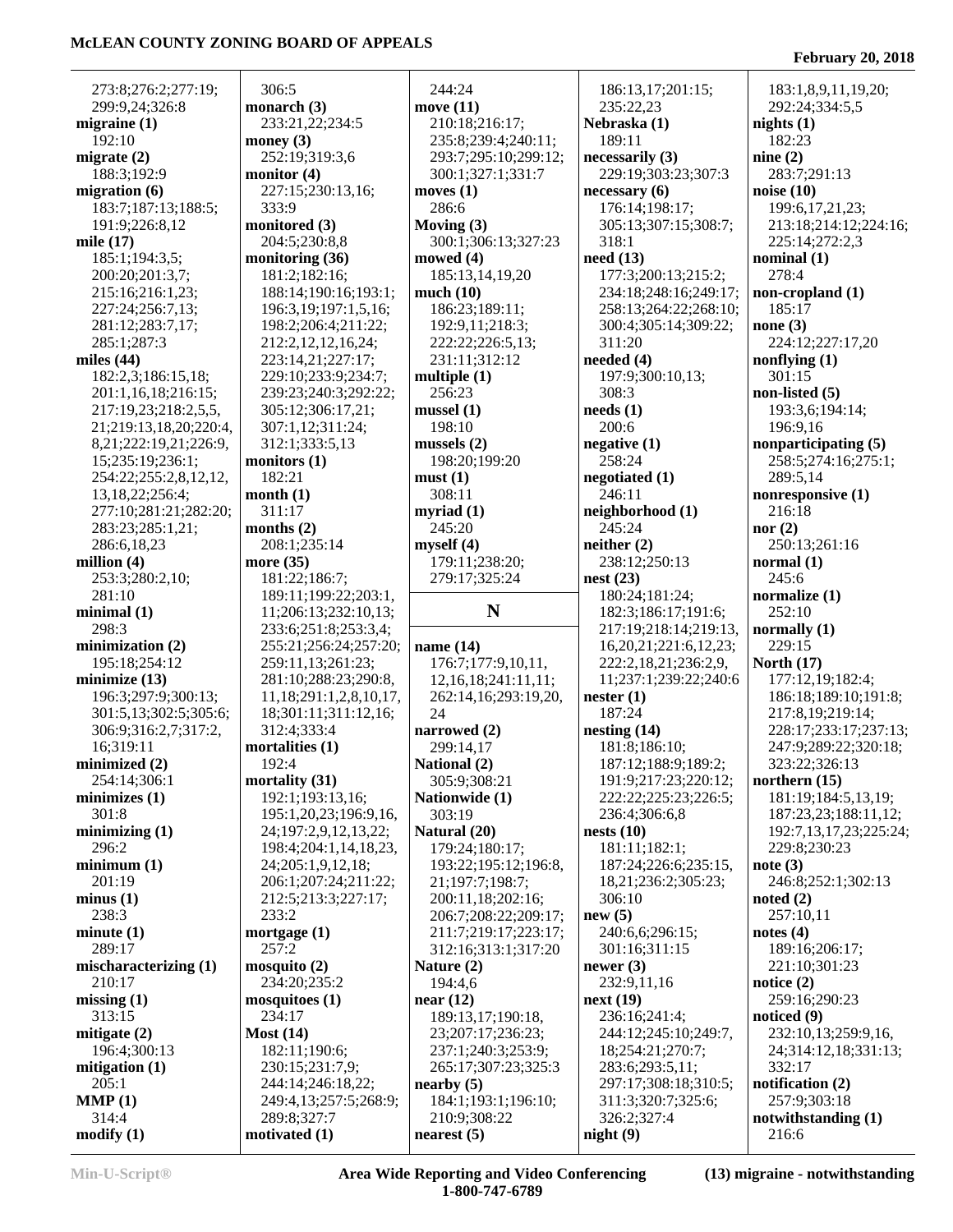273:8;276:2;277:19;
299:9,24;326:8
**migraine (1)**
192:10
**migrate (2)**
188:3;192:9
**migration (6)**
183:7;187:13;188:5;
191:9;226:8,12
**mile (17)**
185:1;194:3,5;
200:20;201:3,7;
215:16;216:1,23;
227:24;256:7,13;
281:12;283:7,17;
285:1;287:3
**miles (44)**
182:2,3;186:15,18;
201:1,16,18;216:15;
217:19,23;218:2,5,5,
21;219:13,18,20;220:4,
8,21;222:19,21;226:9,
15;235:19;236:1;
254:22;255:2,8,12,12,
13,18,22;256:4;
277:10;281:21;282:20;
283:23;285:1,21;
286:6,18,23
**million (4)**
253:3;280:2,10;
281:10
**minimal (1)**
298:3
**minimization (2)**
195:18;254:12
**minimize (13)**
196:3;297:9;300:13;
301:5,13;302:5;305:6;
306:9;316:2,7;317:2,
16;319:11
**minimized (2)**
254:14;306:1
**minimizes (1)**
301:8
**minimizing (1)**
296:2
**minimum (1)**
201:19
**minus (1)**
238:3
**minute (1)**
289:17
**mischaracterizing (1)**
210:17
**missing (1)**
313:15
**mitigate (2)**
196:4;300:13
**mitigation (1)**
205:1
**MMP (1)**
314:4
**modify (1)**
306:5
**monarch (3)**
233:21,22;234:5
**money (3)**
252:19;319:3,6
**monitor (4)**
227:15;230:13,16;
333:9
**monitored (3)**
204:5;230:8,8
**monitoring (36)**
181:2;182:16;
188:14;190:16;193:1;
196:3,19;197:1,5,16;
198:2;206:4;211:22;
212:2,12,12,16,24;
223:14,21;227:17;
229:10;233:9;234:7;
239:23;240:3;292:22;
305:12;306:17,21;
307:1,12;311:24;
312:1;333:5,13
**monitors (1)**
182:21
**month (1)**
311:17
**months (2)**
208:1;235:14
**more (35)**
181:22;186:7;
189:11;199:22;203:1,
11;206:13;232:10,13;
233:6;251:8;253:3,4;
255:21;256:24;257:20;
259:11,13;261:23;
281:10;288:23;290:8,
11,18;291:1,2,8,10,17,
18;301:11;311:12,16;
312:4;333:4
**mortalities (1)**
192:4
**mortality (31)**
192:1;193:13,16;
195:1,20,23;196:9,16,
24;197:2,9,12,13,22;
198:4;204:1,14,18,23,
24;205:1,9,12,18;
206:1;207:24;211:22;
212:5;213:3;227:17;
233:2
**mortgage (1)**
257:2
**mosquito (2)**
234:20;235:2
**mosquitoes (1)**
234:17
**Most (14)**
182:11;190:6;
230:15;231:7,9;
244:14;246:18,22;
249:4,13;257:5;268:9;
289:8;327:7
**motivated (1)**
244:24
**move (11)**
210:18;216:17;
235:8;239:4;240:11;
293:7;295:10;299:12;
300:1;327:1;331:7
**moves (1)**
286:6
**Moving (3)**
300:1;306:13;327:23
**mowed (4)**
185:13,14,19,20
**much (10)**
186:23;189:11;
192:9,11;218:3;
222:22;226:5,13;
231:11;312:12
**multiple (1)**
256:23
**mussel (1)**
198:10
**mussels (2)**
198:20;199:20
**must (1)**
308:11
**myriad (1)**
245:20
**myself (4)**
179:11;238:20;
279:17;325:24

## N

**name (14)**
176:7;177:9,10,11,
12,16,18;241:11,11;
262:14,16;293:19,20,
24
**narrowed (2)**
299:14,17
**National (2)**
305:9;308:21
**Nationwide (1)**
303:19
**Natural (20)**
179:24;180:17;
193:22;195:12;196:8,
21;197:7;198:7;
200:11,18;202:16;
206:7;208:22;209:17;
211:7;219:17;223:17;
312:16;313:1;317:20
**Nature (2)**
194:4,6
**near (12)**
189:13,17;190:18,
23;207:17;236:23;
237:1;240:3;253:9;
265:17;307:23;325:3
**nearby (5)**
184:1;193:1;196:10;
210:9;308:22
**nearest (5)**
186:13,17;201:15;
235:22,23
**Nebraska (1)**
189:11
**necessarily (3)**
229:19;303:23;307:3
**necessary (6)**
176:14;198:17;
305:13;307:15;308:7;
318:1
**need (13)**
177:3;200:13;215:2;
234:18;248:16;249:17;
258:13;264:22;268:10;
300:4;305:14;309:22;
311:20
**needed (4)**
197:9;300:10,13;
308:3
**needs (1)**
200:6
**negative (1)**
258:24
**negotiated (1)**
246:11
**neighborhood (1)**
245:24
**neither (2)**
238:12;250:13
**nest (23)**
180:24;181:24;
182:3;186:17;191:6;
217:19;218:14;219:13,
16,20,21;221:6,12,23;
222:2,18,21;236:2,9,
11;237:1;239:22;240:6
**nester (1)**
187:24
**nesting (14)**
181:8;186:10;
187:12;188:9;189:2;
191:9;217:23;220:12;
222:22;225:23;226:5;
236:4;306:6,8
**nests (10)**
181:11;182:1;
187:24;226:6;235:15,
18,21;236:2;305:23;
306:10
**new (5)**
240:6,6;296:15;
301:16;311:15
**newer (3)**
232:9,11,16
**next (19)**
236:16;241:4;
244:12;245:10;249:7,
18;254:21;270:7;
283:6;293:5,11;
297:17;308:18;310:5;
311:3;320:7;325:6;
326:2;327:4
**night (9)**
183:1,8,9,11,19,20;
292:24;334:5,5
**nights (1)**
182:23
**nine (2)**
283:7;291:13
**noise (10)**
199:6,17,21,23;
213:18;214:12;224:16;
225:14;272:2,3
**nominal (1)**
278:4
**non-cropland (1)**
185:17
**none (3)**
224:12;227:17,20
**nonflying (1)**
301:15
**non-listed (5)**
193:3,6;194:14;
196:9,16
**nonparticipating (5)**
258:5;274:16;275:1;
289:5,14
**nonresponsive (1)**
216:18
**nor (2)**
250:13;261:16
**normal (1)**
245:6
**normalize (1)**
252:10
**normally (1)**
229:15
**North (17)**
177:12,19;182:4;
186:18;189:10;191:8;
217:8,19;219:14;
228:17;233:17;237:13;
247:9;289:22;320:18;
323:22;326:13
**northern (15)**
181:19;184:5,13,19;
187:23,23;188:11,12;
192:7,13,17,23;225:24;
229:8;230:23
**note (3)**
246:8;252:1;302:13
**noted (2)**
257:10,11
**notes (4)**
189:16;206:17;
221:10;301:23
**notice (2)**
259:16;290:23
**noticed (9)**
232:10,13;259:9,16,
24;314:12,18;331:13;
332:17
**notification (2)**
257:9;303:18
**notwithstanding (1)**
216:6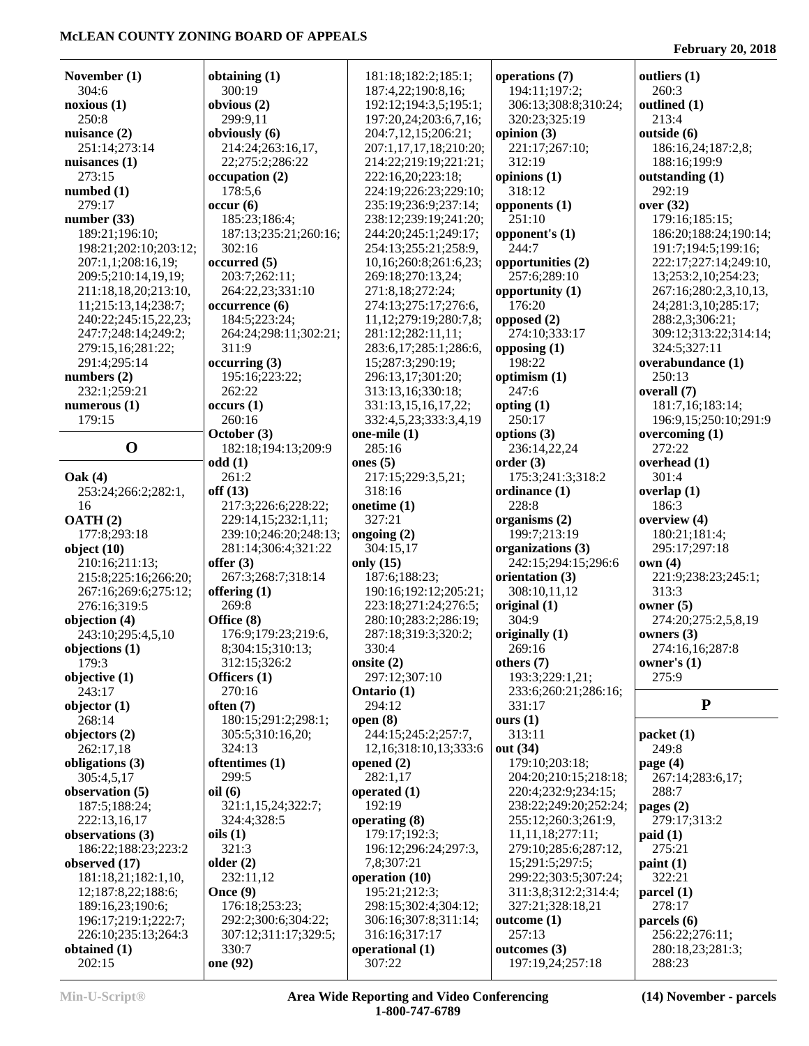**November (1)**
304:6
**noxious (1)**
250:8
**nuisance (2)**
251:14;273:14
**nuisances (1)**
273:15
**numbed (1)**
279:17
**number (33)**
189:21;196:10;
198:21;202:10;203:12;
207:1,1;208:16,19;
209:5;210:14,19,19;
211:18,18,20;213:10,
11;215:13,14;238:7;
240:22;245:15,22,23;
247:7;248:14;249:2;
279:15,16;281:22;
291:4;295:14
**numbers (2)**
232:1;259:21
**numerous (1)**
179:15

## O

**Oak (4)**
253:24;266:2;282:1,
16
**OATH (2)**
177:8;293:18
**object (10)**
210:16;211:13;
215:8;225:16;266:20;
267:16;269:6;275:12;
276:16;319:5
**objection (4)**
243:10;295:4,5,10
**objections (1)**
179:3
**objective (1)**
243:17
**objector (1)**
268:14
**objectors (2)**
262:17,18
**obligations (3)**
305:4,5,17
**observation (5)**
187:5;188:24;
222:13,16,17
**observations (3)**
186:22;188:23;223:2
**observed (17)**
181:18,21;182:1,10,
12;187:8,22;188:6;
189:16,23;190:6;
196:17;219:1;222:7;
226:10;235:13;264:3
**obtained (1)**
202:15
**obtaining (1)**
300:19
**obvious (2)**
299:9,11
**obviously (6)**
214:24;263:16,17,
22;275:2;286:22
**occupation (2)**
178:5,6
**occur (6)**
185:23;186:4;
187:13;235:21;260:16;
302:16
**occurred (5)**
203:7;262:11;
264:22,23;331:10
**occurrence (6)**
184:5;223:24;
264:24;298:11;302:21;
311:9
**occurring (3)**
195:16;223:22;
262:22
**occurs (1)**
260:16
**October (3)**
182:18;194:13;209:9
**odd (1)**
261:2
**off (13)**
217:3;226:6;228:22;
229:14,15;232:1,11;
239:10;246:20;248:13;
281:14;306:4;321:22
**offer (3)**
267:3;268:7;318:14
**offering (1)**
269:8
**Office (8)**
176:9;179:23;219:6,
8;304:15;310:13;
312:15;326:2
**Officers (1)**
270:16
**often (7)**
180:15;291:2;298:1;
305:5;310:16,20;
324:13
**oftentimes (1)**
299:5
**oil (6)**
321:1,15,24;322:7;
324:4;328:5
**oils (1)**
321:3
**older (2)**
232:11,12
**Once (9)**
176:18;253:23;
292:2;300:6;304:22;
307:12;311:17;329:5;
330:7
**one (92)**
181:18;182:2;185:1;
187:4,22;190:8,16;
192:12;194:3,5;195:1;
197:20,24;203:6,7,16;
204:7,12,15;206:21;
207:1,17,17,18;210:20;
214:22;219:19;221:21;
222:16,20;223:18;
224:19;226:23;229:10;
235:19;236:9;237:14;
238:12;239:19;241:20;
244:20;245:1;249:17;
254:13;255:21;258:9,
10,16;260:8;261:6,23;
269:18;270:13,24;
271:8,18;272:24;
274:13;275:17;276:6,
11,12;279:19;280:7,8;
281:12;282:11,11;
283:6,17;285:1;286:6,
15;287:3;290:19;
296:13,17;301:20;
313:13,16;330:18;
331:13,15,16,17,22;
332:4,5,23;333:3,4,19
**one-mile (1)**
285:16
**ones (5)**
217:15;229:3,5,21;
318:16
**onetime (1)**
327:21
**ongoing (2)**
304:15,17
**only (15)**
187:6;188:23;
190:16;192:12;205:21;
223:18;271:24;276:5;
280:10;283:2;286:19;
287:18;319:3;320:2;
330:4
**onsite (2)**
297:12;307:10
**Ontario (1)**
294:12
**open (8)**
244:15;245:2;257:7,
12,16;318:10,13;333:6
**opened (2)**
282:1,17
**operated (1)**
192:19
**operating (8)**
179:17;192:3;
196:12;296:24;297:3,
7,8;307:21
**operation (10)**
195:21;212:3;
298:15;302:4;304:12;
306:16;307:8;311:14;
316:16;317:17
**operational (1)**
307:22
**operations (7)**
194:11;197:2;
306:13;308:8;310:24;
320:23;325:19
**opinion (3)**
221:17;267:10;
312:19
**opinions (1)**
318:12
**opponents (1)**
251:10
**opponent's (1)**
244:7
**opportunities (2)**
257:6;289:10
**opportunity (1)**
176:20
**opposed (2)**
274:10;333:17
**opposing (1)**
198:22
**optimism (1)**
247:6
**opting (1)**
250:17
**options (3)**
236:14,22,24
**order (3)**
175:3;241:3;318:2
**ordinance (1)**
228:8
**organisms (2)**
199:7;213:19
**organizations (3)**
242:15;294:15;296:6
**orientation (3)**
308:10,11,12
**original (1)**
304:9
**originally (1)**
269:16
**others (7)**
193:3;229:1,21;
233:6;260:21;286:16;
331:17
**ours (1)**
313:11
**out (34)**
179:10;203:18;
204:20;210:15;218:18;
220:4;232:9;234:15;
238:22;249:20;252:24;
255:12;260:3;261:9,
11,11,18;277:11;
279:10;285:6;287:12,
15;291:5;297:5;
299:22;303:5;307:24;
311:3,8;312:2;314:4;
327:21;328:18,21
**outcome (1)**
257:13
**outcomes (3)**
197:19,24;257:18
**outliers (1)**
260:3
**outlined (1)**
213:4
**outside (6)**
186:16,24;187:2,8;
188:16;199:9
**outstanding (1)**
292:19
**over (32)**
179:16;185:15;
186:20;188:24;190:14;
191:7;194:5;199:16;
222:17;227:14;249:10,
13;253:2,10;254:23;
267:16;280:2,3,10,13,
24;281:3,10;285:17;
288:2,3;306:21;
309:12;313:22;314:14;
324:5;327:11
**overabundance (1)**
250:13
**overall (7)**
181:7,16;183:14;
196:9,15;250:10;291:9
**overcoming (1)**
272:22
**overhead (1)**
301:4
**overlap (1)**
186:3
**overview (4)**
180:21;181:4;
295:17;297:18
**own (4)**
221:9;238:23;245:1;
313:3
**owner (5)**
274:20;275:2,5,8,19
**owners (3)**
274:16,16;287:8
**owner's (1)**
275:9

## P

**packet (1)**
249:8
**page (4)**
267:14;283:6,17;
288:7
**pages (2)**
279:17;313:2
**paid (1)**
275:21
**paint (1)**
322:21
**parcel (1)**
278:17
**parcels (6)**
256:22;276:11;
280:18,23;281:3;
288:23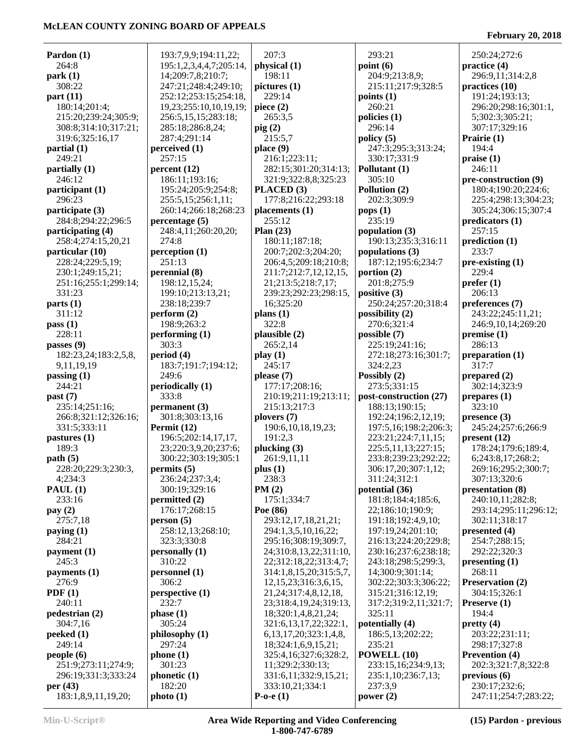**Pardon (1)**
264:8
**park (1)**
308:22
**part (11)**
180:14;201:4;
215:20;239:24;305:9;
308:8;314:10;317:21;
319:6;325:16,17
**partial (1)**
249:21
**partially (1)**
246:12
**participant (1)**
296:23
**participate (3)**
284:8;294:22;296:5
**participating (4)**
258:4;274:15,20,21
**particular (10)**
228:24;229:5,19;
230:1;249:15,21;
251:16;255:1;299:14;
331:23
**parts (1)**
311:12
**pass (1)**
228:11
**passes (9)**
182:23,24;183:2,5,8,
9,11,19,19
**passing (1)**
244:21
**past (7)**
235:14;251:16;
266:8;321:12;326:16;
331:5;333:11
**pastures (1)**
189:3
**path (5)**
228:20;229:3;230:3,
4;234:3
**PAUL (1)**
233:16
**pay (2)**
275:7,18
**paying (1)**
284:21
**payment (1)**
245:3
**payments (1)**
276:9
**PDF (1)**
240:11
**pedestrian (2)**
304:7,16
**peeked (1)**
249:14
**people (6)**
251:9;273:11;274:9;
296:19;331:3;333:24
**per (43)**
183:1,8,9,11,19,20;
193:7,9,9;194:11,22;
195:1,2,3,4,4,7;205:14,
14;209:7,8;210:7;
247:21;248:4;249:10;
252:12;253:15;254:18,
19,23;255:10,10,19,19;
256:5,15,15;283:18;
285:18;286:8,24;
287:4;291:14
**perceived (1)**
257:15
**percent (12)**
186:11;193:16;
195:24;205:9;254:8;
255:5,15;256:1,11;
260:14;266:18;268:23
**percentage (5)**
248:4,11;260:20,20;
274:8
**perception (1)**
251:13
**perennial (8)**
198:12,15,24;
199:10;213:13,21;
238:18;239:7
**perform (2)**
198:9;263:2
**performing (1)**
303:3
**period (4)**
183:7;191:7;194:12;
249:6
**periodically (1)**
333:8
**permanent (3)**
301:8;303:13,16
**Permit (12)**
196:5;202:14,17,17,
23;220:3,9,20;237:6;
300:22;303:19;305:1
**permits (5)**
236:24;237:3,4;
300:19;329:16
**permitted (2)**
176:17;268:15
**person (5)**
258:12,13;268:10;
323:3;330:8
**personally (1)**
310:22
**personnel (1)**
306:2
**perspective (1)**
232:7
**phase (1)**
305:24
**philosophy (1)**
297:24
**phone (1)**
301:23
**phonetic (1)**
182:20
**photo (1)**
207:3
**physical (1)**
198:11
**pictures (1)**
229:14
**piece (2)**
265:3,5
**pig (2)**
215:5,7
**place (9)**
216:1;223:11;
282:15;301:20;314:13;
321:9;322:8,8;325:23
**PLACED (3)**
177:8;216:22;293:18
**placements (1)**
255:12
**Plan (23)**
180:11;187:18;
200:7;202:3;204:20;
206:4,5;209:18;210:8;
211:7;212:7,12,12,15,
21;213:5;218:7,17;
239:23;292:23;298:15,
16;325:20
**plans (1)**
322:8
**plausible (2)**
265:2,14
**play (1)**
245:17
**please (7)**
177:17;208:16;
210:19;211:19;213:11;
215:13;217:3
**plovers (7)**
190:6,10,18,19,23;
191:2,3
**plucking (3)**
261:9,11,11
**plus (1)**
238:3
**PM (2)**
175:1;334:7
**Poe (86)**
293:12,17,18,21,21;
294:1,3,5,10,16,22;
295:16;308:19;309:7,
24;310:8,13,22;311:10,
22;312:18,22;313:4,7;
314:1,8,15,20;315:5,7,
12,15,23;316:3,6,15,
21,24;317:4,8,12,18,
23;318:4,19,24;319:13,
18;320:1,4,8,21,24;
321:6,13,17,22;322:1,
6,13,17,20;323:1,4,8,
18;324:1,6,9,15,21;
325:4,16;327:6;328:2,
11;329:2;330:13;
331:6,11;332:9,15,21;
333:10,21;334:1
**P-o-e (1)**
293:21
**point (6)**
204:9;213:8,9;
215:11;217:9;328:5
**points (1)**
260:21
**policies (1)**
296:14
**policy (5)**
247:3;295:3;313:24;
330:17;331:9
**Pollutant (1)**
305:10
**Pollution (2)**
202:3;309:9
**pops (1)**
235:19
**population (3)**
190:13;235:3;316:11
**populations (3)**
187:12;195:6;234:7
**portion (2)**
201:8;275:9
**positive (3)**
250:24;257:20;318:4
**possibility (2)**
270:6;321:4
**possible (7)**
225:19;241:16;
272:18;273:16;301:7;
324:2,23
**Possibly (2)**
273:5;331:15
**post-construction (27)**
188:13;190:15;
192:24;196:2,12,19;
197:5,16;198:2;206:3;
223:21;224:7,11,15;
225:5,11,13;227:15;
233:8;239:23;292:22;
306:17,20;307:1,12;
311:24;312:1
**potential (36)**
181:8;184:4;185:6,
22;186:10;190:9;
191:18;192:4,9,10;
197:19,24;201:10;
216:13;224:20;229:8;
230:16;237:6;238:18;
243:18;298:5;299:3,
14;300:9;301:14;
302:22;303:3;306:22;
315:21;316:12,19;
317:2;319:2,11;321:7;
325:11
**potentially (4)**
186:5,13;202:22;
235:21
**POWELL (10)**
233:15,16;234:9,13;
235:1,10;236:7,13;
237:3,9
**power (2)**
250:24;272:6
**practice (4)**
296:9,11;314:2,8
**practices (10)**
191:24;193:13;
296:20;298:16;301:1,
5;302:3;305:21;
307:17;329:16
**Prairie (1)**
194:4
**praise (1)**
246:11
**pre-construction (9)**
180:4;190:20;224:6;
225:4;298:13;304:23;
305:24;306:15;307:4
**predicators (1)**
257:15
**prediction (1)**
233:7
**pre-existing (1)**
229:4
**prefer (1)**
206:13
**preferences (7)**
243:22;245:11,21;
246:9,10,14;269:20
**premise (1)**
286:13
**preparation (1)**
317:7
**prepared (2)**
302:14;323:9
**prepares (1)**
323:10
**presence (3)**
245:24;257:6;266:9
**present (12)**
178:24;179:6;189:4,
6;243:8,17;268:2;
269:16;295:2;300:7;
307:13;320:6
**presentation (8)**
240:10,11;282:8;
293:14;295:11;296:12;
302:11;318:17
**presented (4)**
254:7;288:15;
292:22;320:3
**presenting (1)**
268:11
**Preservation (2)**
304:15;326:1
**Preserve (1)**
194:4
**pretty (4)**
203:22;231:11;
298:17;327:8
**Prevention (4)**
202:3;321:7,8;322:8
**previous (6)**
230:17;232:6;
247:11;254:7;283:22;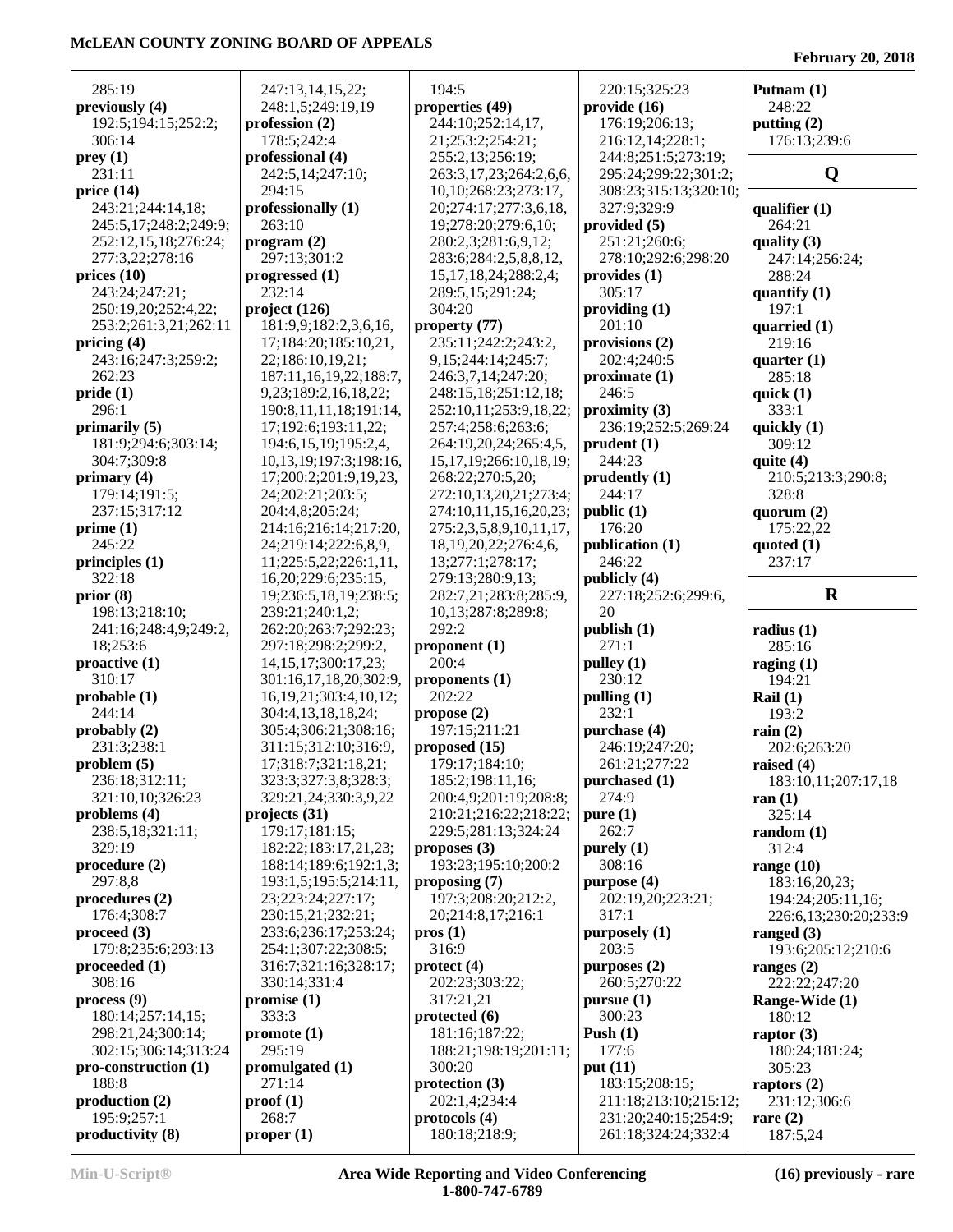285:19
**previously (4)**
192:5;194:15;252:2;
306:14
**prey (1)**
231:11
**price (14)**
243:21;244:14,18;
245:5,17;248:2;249:9;
252:12,15,18;276:24;
277:3,22;278:16
**prices (10)**
243:24;247:21;
250:19,20;252:4,22;
253:2;261:3,21;262:11
**pricing (4)**
243:16;247:3;259:2;
262:23
**pride (1)**
296:1
**primarily (5)**
181:9;294:6;303:14;
304:7;309:8
**primary (4)**
179:14;191:5;
237:15;317:12
**prime (1)**
245:22
**principles (1)**
322:18
**prior (8)**
198:13;218:10;
241:16;248:4,9;249:2,
18;253:6
**proactive (1)**
310:17
**probable (1)**
244:14
**probably (2)**
231:3;238:1
**problem (5)**
236:18;312:11;
321:10,10;326:23
**problems (4)**
238:5,18;321:11;
329:19
**procedure (2)**
297:8,8
**procedures (2)**
176:4;308:7
**proceed (3)**
179:8;235:6;293:13
**proceeded (1)**
308:16
**process (9)**
180:14;257:14,15;
298:21,24;300:14;
302:15;306:14;313:24
**pro-construction (1)**
188:8
**production (2)**
195:9;257:1
**productivity (8)**
247:13,14,15,22;
248:1,5;249:19,19
**profession (2)**
178:5;242:4
**professional (4)**
242:5,14;247:10;
294:15
**professionally (1)**
263:10
**program (2)**
297:13;301:2
**progressed (1)**
232:14
**project (126)**
181:9,9;182:2,3,6,16,
17;184:20;185:10,21,
22;186:10,19,21;
187:11,16,19,22;188:7,
9,23;189:2,16,18,22;
190:8,11,11,18;191:14,
17;192:6;193:11,22;
194:6,15,19;195:2,4,
10,13,19;197:3;198:16,
17;200:2;201:9,19,23,
24;202:21;203:5;
204:4,8;205:24;
214:16;216:14;217:20,
24;219:14;222:6,8,9,
11;225:5,22;226:1,11,
16,20;229:6;235:15,
19;236:5,18,19;238:5;
239:21;240:1,2;
262:20;263:7;292:23;
297:18;298:2;299:2,
14,15,17;300:17,23;
301:16,17,18,20;302:9,
16,19,21;303:4,10,12;
304:4,13,18,18,24;
305:4;306:21;308:16;
311:15;312:10;316:9,
17;318:7;321:18,21;
323:3;327:3,8;328:3;
329:21,24;330:3,9,22
**projects (31)**
179:17;181:15;
182:22;183:17,21,23;
188:14;189:6;192:1,3;
193:1,5;195:5;214:11,
23;223:24;227:17;
230:15,21;232:21;
233:6;236:17;253:24;
254:1;307:22;308:5;
316:7;321:16;328:17;
330:14;331:4
**promise (1)**
333:3
**promote (1)**
295:19
**promulgated (1)**
271:14
**proof (1)**
268:7
**proper (1)**
194:5
**properties (49)**
244:10;252:14,17,
21;253:2;254:21;
255:2,13;256:19;
263:3,17,23;264:2,6,6,
10,10;268:23;273:17,
20;274:17;277:3,6,18,
19;278:20;279:6,10;
280:2,3;281:6,9,12;
283:6;284:2,5,8,8,12,
15,17,18,24;288:2,4;
289:5,15;291:24;
304:20
**property (77)**
235:11;242:2;243:2,
9,15;244:14;245:7;
246:3,7,14;247:20;
248:15,18;251:12,18;
252:10,11;253:9,18,22;
257:4;258:6;263:6;
264:19,20,24;265:4,5,
15,17,19;266:10,18,19;
268:22;270:5,20;
272:10,13,20,21;273:4;
274:10,11,15,16,20,23;
275:2,3,5,8,9,10,11,17,
18,19,20,22;276:4,6,
13;277:1;278:17;
279:13;280:9,13;
282:7,21;283:8;285:9,
10,13;287:8;289:8;
292:2
**proponent (1)**
200:4
**proponents (1)**
202:22
**propose (2)**
197:15;211:21
**proposed (15)**
179:17;184:10;
185:2;198:11,16;
200:4,9;201:19;208:8;
210:21;216:22;218:22;
229:5;281:13;324:24
**proposes (3)**
193:23;195:10;200:2
**proposing (7)**
197:3;208:20;212:2,
20;214:8,17;216:1
**pros (1)**
316:9
**protect (4)**
202:23;303:22;
317:21,21
**protected (6)**
181:16;187:22;
188:21;198:19;201:11;
300:20
**protection (3)**
202:1,4;234:4
**protocols (4)**
180:18;218:9;
220:15;325:23
**provide (16)**
176:19;206:13;
216:12,14;228:1;
244:8;251:5;273:19;
295:24;299:22;301:2;
308:23;315:13;320:10;
327:9;329:9
**provided (5)**
251:21;260:6;
278:10;292:6;298:20
**provides (1)**
305:17
**providing (1)**
201:10
**provisions (2)**
202:4;240:5
**proximate (1)**
246:5
**proximity (3)**
236:19;252:5;269:24
**prudent (1)**
244:23
**prudently (1)**
244:17
**public (1)**
176:20
**publication (1)**
246:22
**publicly (4)**
227:18;252:6;299:6,
20
**publish (1)**
271:1
**pulley (1)**
230:12
**pulling (1)**
232:1
**purchase (4)**
246:19;247:20;
261:21;277:22
**purchased (1)**
274:9
**pure (1)**
262:7
**purely (1)**
308:16
**purpose (4)**
202:19,20;223:21;
317:1
**purposely (1)**
203:5
**purposes (2)**
260:5;270:22
**pursue (1)**
300:23
**Push (1)**
177:6
**put (11)**
183:15;208:15;
211:18;213:10;215:12;
231:20;240:15;254:9;
261:18;324:24;332:4
**Putnam (1)**
248:22
**putting (2)**
176:13;239:6

## Q

**qualifier (1)**
264:21
**quality (3)**
247:14;256:24;
288:24
**quantify (1)**
197:1
**quarried (1)**
219:16
**quarter (1)**
285:18
**quick (1)**
333:1
**quickly (1)**
309:12
**quite (4)**
210:5;213:3;290:8;
328:8
**quorum (2)**
175:22,22
**quoted (1)**
237:17

## R

**radius (1)**
285:16
**raging (1)**
194:21
**Rail (1)**
193:2
**rain (2)**
202:6;263:20
**raised (4)**
183:10,11;207:17,18
**ran (1)**
325:14
**random (1)**
312:4
**range (10)**
183:16,20,23;
194:24;205:11,16;
226:6,13;230:20;233:9
**ranged (3)**
193:6;205:12;210:6
**ranges (2)**
222:22;247:20
**Range-Wide (1)**
180:12
**raptor (3)**
180:24;181:24;
305:23
**raptors (2)**
231:12;306:6
**rare (2)**
187:5,24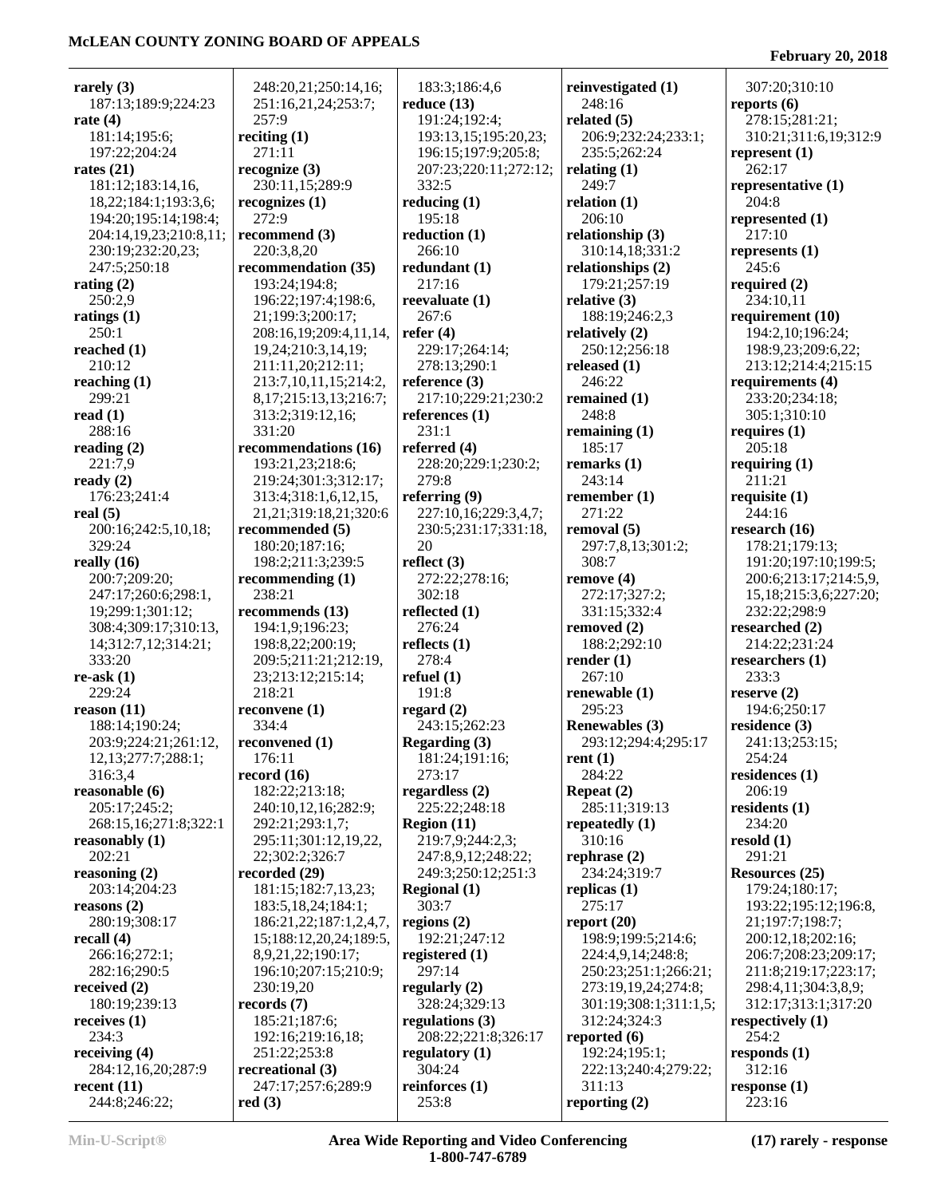**rarely (3)**
187:13;189:9;224:23
**rate (4)**
181:14;195:6;
197:22;204:24
**rates (21)**
181:12;183:14,16,
18,22;184:1;193:3,6;
194:20;195:14;198:4;
204:14,19,23;210:8,11;
230:19;232:20,23;
247:5;250:18
**rating (2)**
250:2,9
**ratings (1)**
250:1
**reached (1)**
210:12
**reaching (1)**
299:21
**read (1)**
288:16
**reading (2)**
221:7,9
**ready (2)**
176:23;241:4
**real (5)**
200:16;242:5,10,18;
329:24
**really (16)**
200:7;209:20;
247:17;260:6;298:1,
19;299:1;301:12;
308:4;309:17;310:13,
14;312:7,12;314:21;
333:20
**re-ask (1)**
229:24
**reason (11)**
188:14;190:24;
203:9;224:21;261:12,
12,13;277:7;288:1;
316:3,4
**reasonable (6)**
205:17;245:2;
268:15,16;271:8;322:1
**reasonably (1)**
202:21
**reasoning (2)**
203:14;204:23
**reasons (2)**
280:19;308:17
**recall (4)**
266:16;272:1;
282:16;290:5
**received (2)**
180:19;239:13
**receives (1)**
234:3
**receiving (4)**
284:12,16,20;287:9
**recent (11)**
244:8;246:22;
248:20,21;250:14,16;
251:16,21,24;253:7;
257:9
**reciting (1)**
271:11
**recognize (3)**
230:11,15;289:9
**recognizes (1)**
272:9
**recommend (3)**
220:3,8,20
**recommendation (35)**
193:24;194:8;
196:22;197:4;198:6,
21;199:3;200:17;
208:16,19;209:4,11,14,
19,24;210:3,14,19;
211:11,20;212:11;
213:7,10,11,15;214:2,
8,17;215:13,13;216:7;
313:2;319:12,16;
331:20
**recommendations (16)**
193:21,23;218:6;
219:24;301:3;312:17;
313:4;318:1,6,12,15,
21,21;319:18,21;320:6
**recommended (5)**
180:20;187:16;
198:2;211:3;239:5
**recommending (1)**
238:21
**recommends (13)**
194:1,9;196:23;
198:8,22;200:19;
209:5;211:21;212:19,
23;213:12;215:14;
218:21
**reconvene (1)**
334:4
**reconvened (1)**
176:11
**record (16)**
182:22;213:18;
240:10,12,16;282:9;
292:21;293:1,7;
295:11;301:12,19,22,
22;302:2;326:7
**recorded (29)**
181:15;182:7,13,23;
183:5,18,24;184:1;
186:21,22;187:1,2,4,7,
15;188:12,20,24;189:5,
8,9,21,22;190:17;
196:10;207:15;210:9;
230:19,20
**records (7)**
185:21;187:6;
192:16;219:16,18;
251:22;253:8
**recreational (3)**
247:17;257:6;289:9
**red (3)**
183:3;186:4,6
**reduce (13)**
191:24;192:4;
193:13,15;195:20,23;
196:15;197:9;205:8;
207:23;220:11;272:12;
332:5
**reducing (1)**
195:18
**reduction (1)**
266:10
**redundant (1)**
217:16
**reevaluate (1)**
267:6
**refer (4)**
229:17;264:14;
278:13;290:1
**reference (3)**
217:10;229:21;230:2
**references (1)**
231:1
**referred (4)**
228:20;229:1;230:2;
279:8
**referring (9)**
227:10,16;229:3,4,7;
230:5;231:17;331:18,
20
**reflect (3)**
272:22;278:16;
302:18
**reflected (1)**
276:24
**reflects (1)**
278:4
**refuel (1)**
191:8
**regard (2)**
243:15;262:23
**Regarding (3)**
181:24;191:16;
273:17
**regardless (2)**
225:22;248:18
**Region (11)**
219:7,9;244:2,3;
247:8,9,12;248:22;
249:3;250:12;251:3
**Regional (1)**
303:7
**regions (2)**
192:21;247:12
**registered (1)**
297:14
**regularly (2)**
328:24;329:13
**regulations (3)**
208:22;221:8;326:17
**regulatory (1)**
304:24
**reinforces (1)**
253:8
**reinvestigated (1)**
248:16
**related (5)**
206:9;232:24;233:1;
235:5;262:24
**relating (1)**
249:7
**relation (1)**
206:10
**relationship (3)**
310:14,18;331:2
**relationships (2)**
179:21;257:19
**relative (3)**
188:19;246:2,3
**relatively (2)**
250:12;256:18
**released (1)**
246:22
**remained (1)**
248:8
**remaining (1)**
185:17
**remarks (1)**
243:14
**remember (1)**
271:22
**removal (5)**
297:7,8,13;301:2;
308:7
**remove (4)**
272:17;327:2;
331:15;332:4
**removed (2)**
188:2;292:10
**render (1)**
267:10
**renewable (1)**
295:23
**Renewables (3)**
293:12;294:4;295:17
**rent (1)**
284:22
**Repeat (2)**
285:11;319:13
**repeatedly (1)**
310:16
**rephrase (2)**
234:24;319:7
**replicas (1)**
275:17
**report (20)**
198:9;199:5;214:6;
224:4,9,14;248:8;
250:23;251:1;266:21;
273:19,19,24;274:8;
301:19;308:1;311:1,5;
312:24;324:3
**reported (6)**
192:24;195:1;
222:13;240:4;279:22;
311:13
**reporting (2)**
307:20;310:10
**reports (6)**
278:15;281:21;
310:21;311:6,19;312:9
**represent (1)**
262:17
**representative (1)**
204:8
**represented (1)**
217:10
**represents (1)**
245:6
**required (2)**
234:10,11
**requirement (10)**
194:2,10;196:24;
198:9,23;209:6,22;
213:12;214:4;215:15
**requirements (4)**
233:20;234:18;
305:1;310:10
**requires (1)**
205:18
**requiring (1)**
211:21
**requisite (1)**
244:16
**research (16)**
178:21;179:13;
191:20;197:10;199:5;
200:6;213:17;214:5,9,
15,18;215:3,6;227:20;
232:22;298:9
**researched (2)**
214:22;231:24
**researchers (1)**
233:3
**reserve (2)**
194:6;250:17
**residence (3)**
241:13;253:15;
254:24
**residences (1)**
206:19
**residents (1)**
234:20
**resold (1)**
291:21
**Resources (25)**
179:24;180:17;
193:22;195:12;196:8,
21;197:7;198:7;
200:12,18;202:16;
206:7;208:23;209:17;
211:8;219:17;223:17;
298:4,11;304:3,8,9;
312:17;313:1;317:20
**respectively (1)**
254:2
**responds (1)**
312:16
**response (1)**
223:16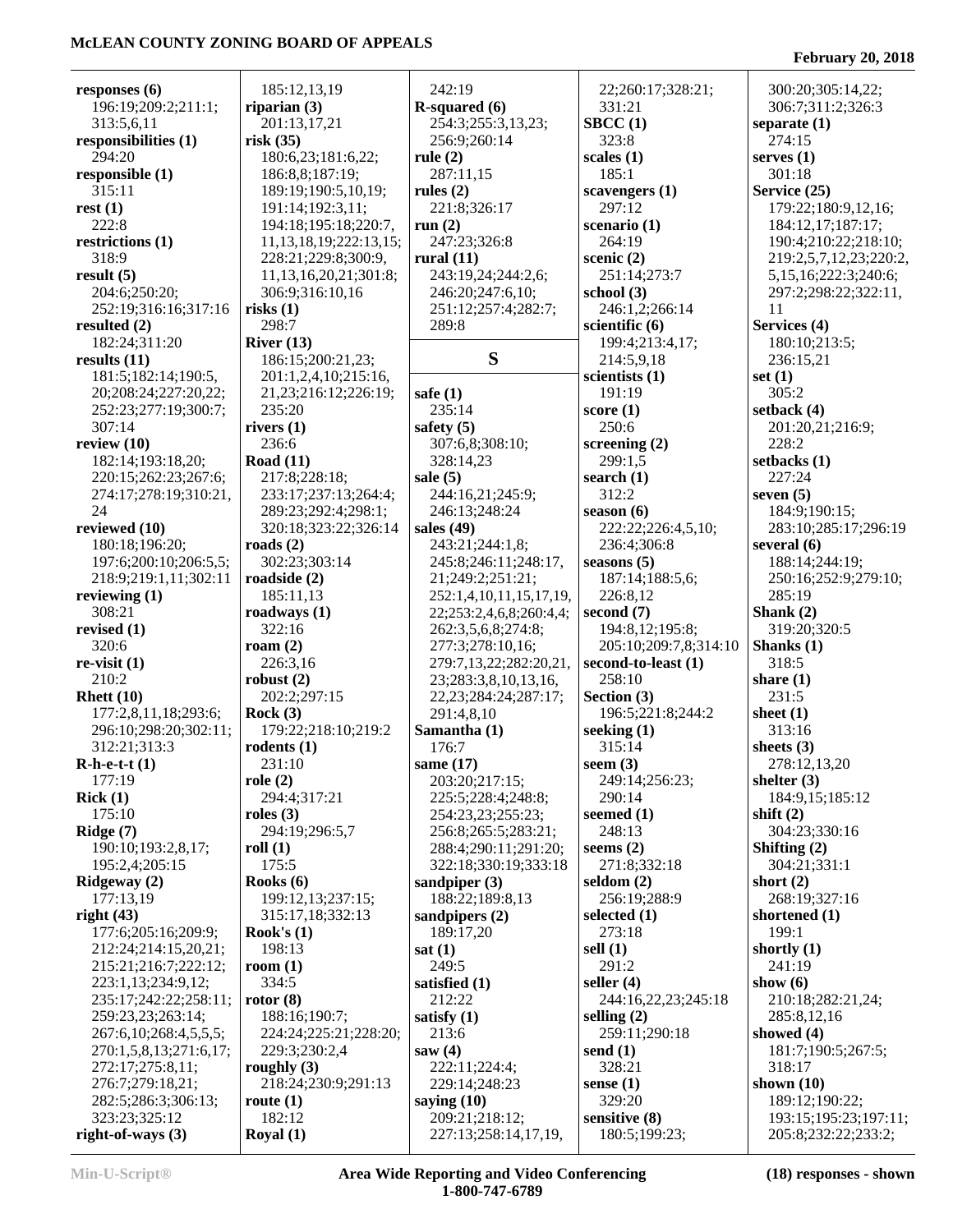**responses (6)**
196:19;209:2;211:1;
313:5,6,11
**responsibilities (1)**
294:20
**responsible (1)**
315:11
**rest (1)**
222:8
**restrictions (1)**
318:9
**result (5)**
204:6;250:20;
252:19;316:16;317:16
**resulted (2)**
182:24;311:20
**results (11)**
181:5;182:14;190:5,
20;208:24;227:20,22;
252:23;277:19;300:7;
307:14
**review (10)**
182:14;193:18,20;
220:15;262:23;267:6;
274:17;278:19;310:21,
24
**reviewed (10)**
180:18;196:20;
197:6;200:10;206:5,5;
218:9;219:1,11;302:11
**reviewing (1)**
308:21
**revised (1)**
320:6
**re-visit (1)**
210:2
**Rhett (10)**
177:2,8,11,18;293:6;
296:10;298:20;302:11;
312:21;313:3
**R-h-e-t-t (1)**
177:19
**Rick (1)**
175:10
**Ridge (7)**
190:10;193:2,8,17;
195:2,4;205:15
**Ridgeway (2)**
177:13,19
**right (43)**
177:6;205:16;209:9;
212:24;214:15,20,21;
215:21;216:7;222:12;
223:1,13;234:9,12;
235:17;242:22;258:11;
259:23,23;263:14;
267:6,10;268:4,5,5,5;
270:1,5,8,13;271:6,17;
272:17;275:8,11;
276:7;279:18,21;
282:5;286:3;306:13;
323:23;325:12
**right-of-ways (3)**
185:12,13,19
**riparian (3)**
201:13,17,21
**risk (35)**
180:6,23;181:6,22;
186:8,8;187:19;
189:19;190:5,10,19;
191:14;192:3,11;
194:18;195:18;220:7,
11,13,18,19;222:13,15;
228:21;229:8;300:9,
11,13,16,20,21;301:8;
306:9;316:10,16
**risks (1)**
298:7
**River (13)**
186:15;200:21,23;
201:1,2,4,10;215:16,
21,23;216:12;226:19;
235:20
**rivers (1)**
236:6
**Road (11)**
217:8;228:18;
233:17;237:13;264:4;
289:23;292:4;298:1;
320:18;323:22;326:14
**roads (2)**
302:23;303:14
**roadside (2)**
185:11,13
**roadways (1)**
322:16
**roam (2)**
226:3,16
**robust (2)**
202:2;297:15
**Rock (3)**
179:22;218:10;219:2
**rodents (1)**
231:10
**role (2)**
294:4;317:21
**roles (3)**
294:19;296:5,7
**roll (1)**
175:5
**Rooks (6)**
199:12,13;237:15;
315:17,18;332:13
**Rook's (1)**
198:13
**room (1)**
334:5
**rotor (8)**
188:16;190:7;
224:24;225:21;228:20;
229:3;230:2,4
**roughly (3)**
218:24;230:9;291:13
**route (1)**
182:12
**Royal (1)**
242:19
**R-squared (6)**
254:3;255:3,13,23;
256:9;260:14
**rule (2)**
287:11,15
**rules (2)**
221:8;326:17
**run (2)**
247:23;326:8
**rural (11)**
243:19,24;244:2,6;
246:20;247:6,10;
251:12;257:4;282:7;
289:8

## S

**safe (1)**
235:14
**safety (5)**
307:6,8;308:10;
328:14,23
**sale (5)**
244:16,21;245:9;
246:13;248:24
**sales (49)**
243:21;244:1,8;
245:8;246:11;248:17,
21;249:2;251:21;
252:1,4,10,11,15,17,19,
22;253:2,4,6,8;260:4,4;
262:3,5,6,8;274:8;
277:3;278:10,16;
279:7,13,22;282:20,21,
23;283:3,8,10,13,16,
22,23;284:24;287:17;
291:4,8,10
**Samantha (1)**
176:7
**same (17)**
203:20;217:15;
225:5;228:4;248:8;
254:23,23;255:23;
256:8;265:5;283:21;
288:4;290:11;291:20;
322:18;330:19;333:18
**sandpiper (3)**
188:22;189:8,13
**sandpipers (2)**
189:17,20
**sat (1)**
249:5
**satisfied (1)**
212:22
**satisfy (1)**
213:6
**saw (4)**
222:11;224:4;
229:14;248:23
**saying (10)**
209:21;218:12;
227:13;258:14,17,19,
22;260:17;328:21;
331:21
**SBCC (1)**
323:8
**scales (1)**
185:1
**scavengers (1)**
297:12
**scenario (1)**
264:19
**scenic (2)**
251:14;273:7
**school (3)**
246:1,2;266:14
**scientific (6)**
199:4;213:4,17;
214:5,9,18
**scientists (1)**
191:19
**score (1)**
250:6
**screening (2)**
299:1,5
**search (1)**
312:2
**season (6)**
222:22;226:4,5,10;
236:4;306:8
**seasons (5)**
187:14;188:5,6;
226:8,12
**second (7)**
194:8,12;195:8;
205:10;209:7,8;314:10
**second-to-least (1)**
258:10
**Section (3)**
196:5;221:8;244:2
**seeking (1)**
315:14
**seem (3)**
249:14;256:23;
290:14
**seemed (1)**
248:13
**seems (2)**
271:8;332:18
**seldom (2)**
256:19;288:9
**selected (1)**
273:18
**sell (1)**
291:2
**seller (4)**
244:16,22,23;245:18
**selling (2)**
259:11;290:18
**send (1)**
328:21
**sense (1)**
329:20
**sensitive (8)**
180:5;199:23;
300:20;305:14,22;
306:7;311:2;326:3
**separate (1)**
274:15
**serves (1)**
301:18
**Service (25)**
179:22;180:9,12,16;
184:12,17;187:17;
190:4;210:22;218:10;
219:2,5,7,12,23;220:2,
5,15,16;222:3;240:6;
297:2;298:22;322:11,
11
**Services (4)**
180:10;213:5;
236:15,21
**set (1)**
305:2
**setback (4)**
201:20,21;216:9;
228:2
**setbacks (1)**
227:24
**seven (5)**
184:9;190:15;
283:10;285:17;296:19
**several (6)**
188:14;244:19;
250:16;252:9;279:10;
285:19
**Shank (2)**
319:20;320:5
**Shanks (1)**
318:5
**share (1)**
231:5
**sheet (1)**
313:16
**sheets (3)**
278:12,13,20
**shelter (3)**
184:9,15;185:12
**shift (2)**
304:23;330:16
**Shifting (2)**
304:21;331:1
**short (2)**
268:19;327:16
**shortened (1)**
199:1
**shortly (1)**
241:19
**show (6)**
210:18;282:21,24;
285:8,12,16
**showed (4)**
181:7;190:5;267:5;
318:17
**shown (10)**
189:12;190:22;
193:15;195:23;197:11;
205:8;232:22;233:2;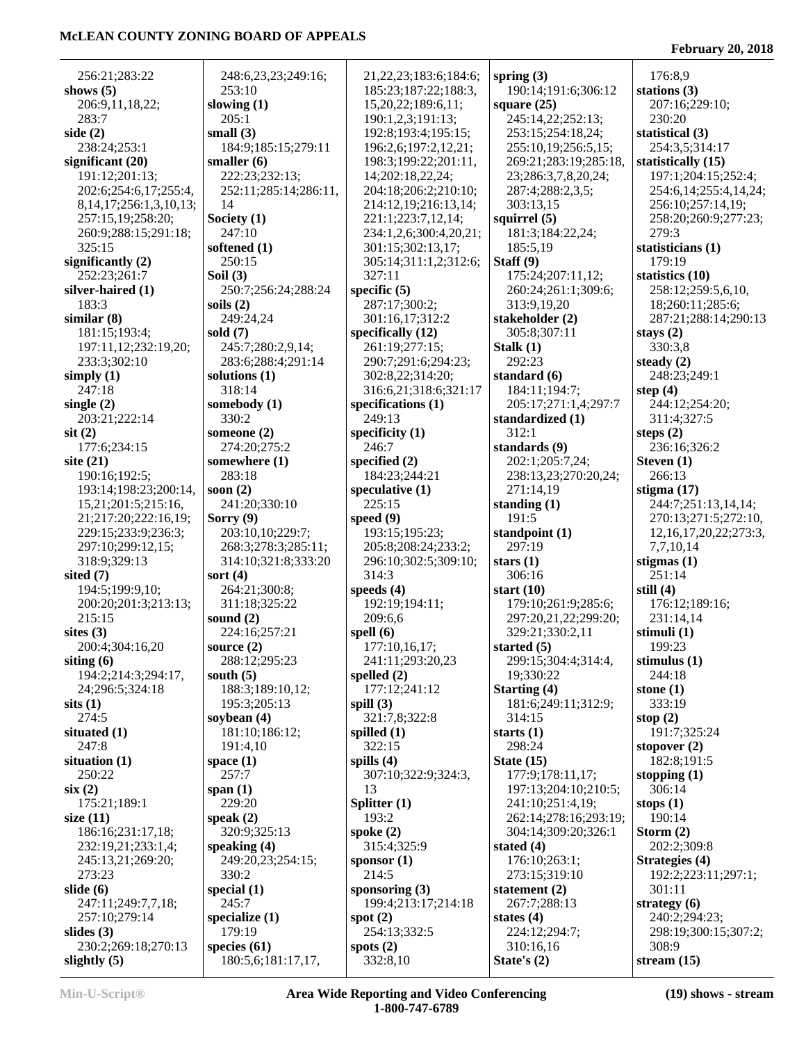256:21;283:22
**shows (5)**
206:9,11,18,22;
283:7
**side (2)**
238:24;253:1
**significant (20)**
191:12;201:13;
202:6;254:6,17;255:4,
8,14,17;256:1,3,10,13;
257:15,19;258:20;
260:9;288:15;291:18;
325:15
**significantly (2)**
252:23;261:7
**silver-haired (1)**
183:3
**similar (8)**
181:15;193:4;
197:11,12;232:19,20;
233:3;302:10
**simply (1)**
247:18
**single (2)**
203:21;222:14
**sit (2)**
177:6;234:15
**site (21)**
190:16;192:5;
193:14;198:23;200:14,
15,21;201:5;215:16,
21;217:20;222:16,19;
229:15;233:9;236:3;
297:10;299:12,15;
318:9;329:13
**sited (7)**
194:5;199:9,10;
200:20;201:3;213:13;
215:15
**sites (3)**
200:4;304:16,20
**siting (6)**
194:2;214:3;294:17,
24;296:5;324:18
**sits (1)**
274:5
**situated (1)**
247:8
**situation (1)**
250:22
**six (2)**
175:21;189:1
**size (11)**
186:16;231:17,18;
232:19,21;233:1,4;
245:13,21;269:20;
273:23
**slide (6)**
247:11;249:7,7,18;
257:10;279:14
**slides (3)**
230:2;269:18;270:13
**slightly (5)**
248:6,23,23;249:16;
253:10
**slowing (1)**
205:1
**small (3)**
184:9;185:15;279:11
**smaller (6)**
222:23;232:13;
252:11;285:14;286:11,
14
**Society (1)**
247:10
**softened (1)**
250:15
**Soil (3)**
250:7;256:24;288:24
**soils (2)**
249:24,24
**sold (7)**
245:7;280:2,9,14;
283:6;288:4;291:14
**solutions (1)**
318:14
**somebody (1)**
330:2
**someone (2)**
274:20;275:2
**somewhere (1)**
283:18
**soon (2)**
241:20;330:10
**Sorry (9)**
203:10,10;229:7;
268:3;278:3;285:11;
314:10;321:8;333:20
**sort (4)**
264:21;300:8;
311:18;325:22
**sound (2)**
224:16;257:21
**source (2)**
288:12;295:23
**south (5)**
188:3;189:10,12;
195:3;205:13
**soybean (4)**
181:10;186:12;
191:4,10
**space (1)**
257:7
**span (1)**
229:20
**speak (2)**
320:9;325:13
**speaking (4)**
249:20,23;254:15;
330:2
**special (1)**
245:7
**specialize (1)**
179:19
**species (61)**
180:5,6;181:17,17,
21,22,23;183:6;184:6;
185:23;187:22;188:3,
15,20,22;189:6,11;
190:1,2,3;191:13;
192:8;193:4;195:15;
196:2,6;197:2,12,21;
198:3;199:22;201:11,
14;202:18,22,24;
204:18;206:2;210:10;
214:12,19;216:13,14;
221:1;223:7,12,14;
234:1,2,6;300:4,20,21;
301:15;302:13,17;
305:14;311:1,2;312:6;
327:11
**specific (5)**
287:17;300:2;
301:16,17;312:2
**specifically (12)**
261:19;277:15;
290:7;291:6;294:23;
302:8,22;314:20;
316:6,21;318:6;321:17
**specifications (1)**
249:13
**specificity (1)**
246:7
**specified (2)**
184:23;244:21
**speculative (1)**
225:15
**speed (9)**
193:15;195:23;
205:8;208:24;233:2;
296:10;302:5;309:10;
314:3
**speeds (4)**
192:19;194:11;
209:6,6
**spell (6)**
177:10,16,17;
241:11;293:20,23
**spelled (2)**
177:12;241:12
**spill (3)**
321:7,8;322:8
**spilled (1)**
322:15
**spills (4)**
307:10;322:9;324:3,
13
**Splitter (1)**
193:2
**spoke (2)**
315:4;325:9
**sponsor (1)**
214:5
**sponsoring (3)**
199:4;213:17;214:18
**spot (2)**
254:13;332:5
**spots (2)**
332:8,10
**spring (3)**
190:14;191:6;306:12
**square (25)**
245:14,22;252:13;
253:15;254:18,24;
255:10,19;256:5,15;
269:21;283:19;285:18,
23;286:3,7,8,20,24;
287:4;288:2,3,5;
303:13,15
**squirrel (5)**
181:3;184:22,24;
185:5,19
**Staff (9)**
175:24;207:11,12;
260:24;261:1;309:6;
313:9,19,20
**stakeholder (2)**
305:8;307:11
**Stalk (1)**
292:23
**standard (6)**
184:11;194:7;
205:17;271:1,4;297:7
**standardized (1)**
312:1
**standards (9)**
202:1;205:7,24;
238:13,23;270:20,24;
271:14,19
**standing (1)**
191:5
**standpoint (1)**
297:19
**stars (1)**
306:16
**start (10)**
179:10;261:9;285:6;
297:20,21,22;299:20;
329:21;330:2,11
**started (5)**
299:15;304:4;314:4,
19;330:22
**Starting (4)**
181:6;249:11;312:9;
314:15
**starts (1)**
298:24
**State (15)**
177:9;178:11,17;
197:13;204:10;210:5;
241:10;251:4,19;
262:14;278:16;293:19;
304:14;309:20;326:1
**stated (4)**
176:10;263:1;
273:15;319:10
**statement (2)**
267:7;288:13
**states (4)**
224:12;294:7;
310:16,16
**State's (2)**
176:8,9
**stations (3)**
207:16;229:10;
230:20
**statistical (3)**
254:3,5;314:17
**statistically (15)**
197:1;204:15;252:4;
254:6,14;255:4,14,24;
256:10;257:14,19;
258:20;260:9;277:23;
279:3
**statisticians (1)**
179:19
**statistics (10)**
258:12;259:5,6,10,
18;260:11;285:6;
287:21;288:14;290:13
**stays (2)**
330:3,8
**steady (2)**
248:23;249:1
**step (4)**
244:12;254:20;
311:4;327:5
**steps (2)**
236:16;326:2
**Steven (1)**
266:13
**stigma (17)**
244:7;251:13,14,14;
270:13;271:5;272:10,
12,16,17,20,22;273:3,
7,7,10,14
**stigmas (1)**
251:14
**still (4)**
176:12;189:16;
231:14,14
**stimuli (1)**
199:23
**stimulus (1)**
244:18
**stone (1)**
333:19
**stop (2)**
191:7;325:24
**stopover (2)**
182:8;191:5
**stopping (1)**
306:14
**stops (1)**
190:14
**Storm (2)**
202:2;309:8
**Strategies (4)**
192:2;223:11;297:1;
301:11
**strategy (6)**
240:2;294:23;
298:19;300:15;307:2;
308:9
**stream (15)**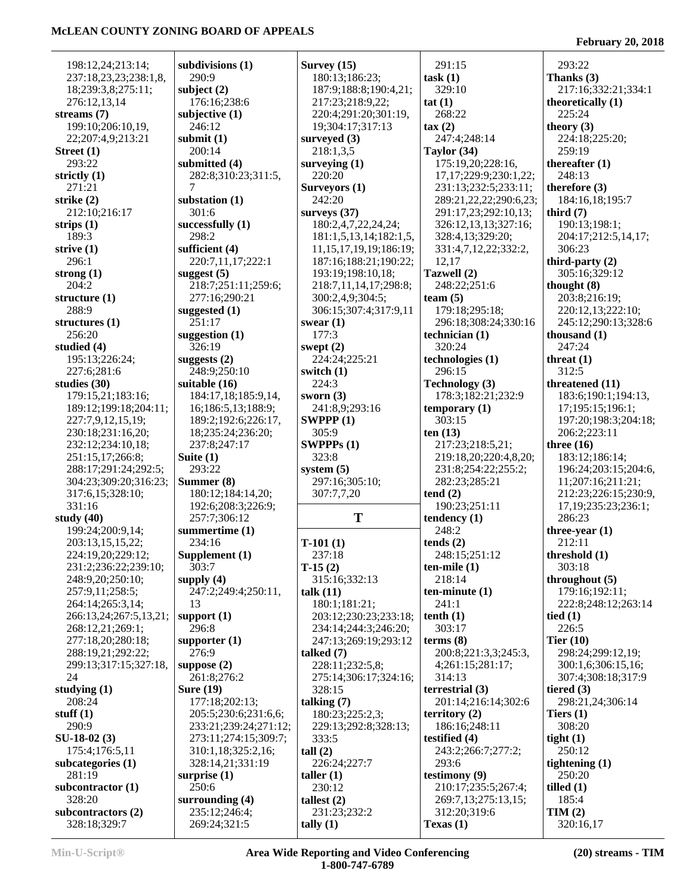198:12,24;213:14;
237:18,23,23;238:1,8,
18;239:3,8;275:11;
276:12,13,14

**streams (7)**
199:10;206:10,19,
22;207:4,9;213:21

**Street (1)**
293:22

**strictly (1)**
271:21

**strike (2)**
212:10;216:17

**strips (1)**
189:3

**strive (1)**
296:1

**strong (1)**
204:2

**structure (1)**
288:9

**structures (1)**
256:20

**studied (4)**
195:13;226:24;
227:6;281:6

**studies (30)**
179:15,21;183:16;
189:12;199:18;204:11;
227:7,9,12,15,19;
230:18;231:16,20;
232:12;234:10,18;
251:15,17;266:8;
288:17;291:24;292:5;
304:23;309:20;316:23;
317:6,15;328:10;
331:16

**study (40)**
199:24;200:9,14;
203:13,15,15,22;
224:19,20;229:12;
231:2;236:22;239:10;
248:9,20;250:10;
257:9,11;258:5;
264:14;265:3,14;
266:13,24;267:5,13,21;
268:12,21;269:1;
277:18,20;280:18;
288:19,21;292:22;
299:13;317:15;327:18,
24

**studying (1)**
208:24

**stuff (1)**
290:9

**SU-18-02 (3)**
175:4;176:5,11

**subcategories (1)**
281:19

**subcontractor (1)**
328:20

**subcontractors (2)**
328:18;329:7

**subdivisions (1)**
290:9

**subject (2)**
176:16;238:6

**subjective (1)**
246:12

**submit (1)**
200:14

**submitted (4)**
282:8;310:23;311:5,
7

**substation (1)**
301:6

**successfully (1)**
298:2

**sufficient (4)**
220:7,11,17;222:1

**suggest (5)**
218:7;251:11;259:6;
277:16;290:21

**suggested (1)**
251:17

**suggestion (1)**
326:19

**suggests (2)**
248:9;250:10

**suitable (16)**
184:17,18;185:9,14,
16;186:5,13;188:9;
189:2;192:6;226:17,
18;235:24;236:20;
237:8;247:17

**Suite (1)**
293:22

**Summer (8)**
180:12;184:14,20;
192:6;208:3;226:9;
257:7;306:12

**summertime (1)**
234:16

**Supplement (1)**
303:7

**supply (4)**
247:2;249:4;250:11,
13

**support (1)**
296:8

**supporter (1)**
276:9

**suppose (2)**
261:8;276:2

**Sure (19)**
177:18;202:13;
205:5;230:6;231:6,6;
233:21;239:24;271:12;
273:11;274:15;309:7;
310:1,18;325:2,16;
328:14,21;331:19

**surprise (1)**
250:6

**surrounding (4)**
235:12;246:4;
269:24;321:5

**Survey (15)**
180:13;186:23;
187:9;188:8;190:4,21;
217:23;218:9,22;
220:4;291:20;301:19,
19;304:17;317:13

**surveyed (3)**
218:1,3,5

**surveying (1)**
220:20

**Surveyors (1)**
242:20

**surveys (37)**
180:2,4,7,22,24,24;
181:1,5,13,14;182:1,5,
11,15,17,19,19;186:19;
187:16;188:21;190:22;
193:19;198:10,18;
218:7,11,14,17;298:8;
300:2,4,9;304:5;
306:15;307:4;317:9,11

**swear (1)**
177:3

**swept (2)**
224:24;225:21

**switch (1)**
224:3

**sworn (3)**
241:8,9;293:16

**SWPPP (1)**
305:9

**SWPPPs (1)**
323:8

**system (5)**
297:16;305:10;
307:7,7,20

## T

**T-101 (1)**
237:18

**T-15 (2)**
315:16;332:13

**talk (11)**
180:1;181:21;
203:12;230:23;233:18;
234:14;244:3;246:20;
247:13;269:19;293:12

**talked (7)**
228:11;232:5,8;
275:14;306:17;324:16;
328:15

**talking (7)**
180:23;225:2,3;
229:13;292:8;328:13;
333:5

**tall (2)**
226:24;227:7

**taller (1)**
230:12

**tallest (2)**
231:23;232:2

**tally (1)**
291:15

**task (1)**
329:10

**tat (1)**
268:22

**tax (2)**
247:4;248:14

**Taylor (34)**
175:19,20;228:16,
17,17;229:9;230:1,22;
231:13;232:5;233:11;
289:21,22,22;290:6,23;
291:17,23;292:10,13;
326:12,13,13;327:16;
328:4,13;329:20;
331:4,7,12,22;332:2,
12,17

**Tazwell (2)**
248:22;251:6

**team (5)**
179:18;295:18;
296:18;308:24;330:16

**technician (1)**
320:24

**technologies (1)**
296:15

**Technology (3)**
178:3;182:21;232:9

**temporary (1)**
303:15

**ten (13)**
217:23;218:5,21;
219:18,20;220:4,8,20;
231:8;254:22;255:2;
282:23;285:21

**tend (2)**
190:23;251:11

**tendency (1)**
248:2

**tends (2)**
248:15;251:12

**ten-mile (1)**
218:14

**ten-minute (1)**
241:1

**tenth (1)**
303:17

**terms (8)**
200:8;221:3,3;245:3,
4;261:15;281:17;
314:13

**terrestrial (3)**
201:14;216:14;302:6

**territory (2)**
186:16;248:11

**testified (4)**
243:2;266:7;277:2;
293:6

**testimony (9)**
210:17;235:5;267:4;
269:7,13;275:13,15;
312:20;319:6

**Texas (1)**
293:22

**Thanks (3)**
217:16;332:21;334:1

**theoretically (1)**
225:24

**theory (3)**
224:18;225:20;
259:19

**thereafter (1)**
248:13

**therefore (3)**
184:16,18;195:7

**third (7)**
190:13;198:1;
204:17;212:5,14,17;
306:23

**third-party (2)**
305:16;329:12

**thought (8)**
203:8;216:19;
220:12,13;222:10;
245:12;290:13;328:6

**thousand (1)**
247:24

**threat (1)**
312:5

**threatened (11)**
183:6;190:1;194:13,
17;195:15;196:1;
197:20;198:3;204:18;
206:2;223:11

**three (16)**
183:12;186:14;
196:24;203:15;204:6,
11;207:16;211:21;
212:23;226:15;230:9,
17,19;235:23;236:1;
286:23

**three-year (1)**
212:11

**threshold (1)**
303:18

**throughout (5)**
179:16;192:11;
222:8;248:12;263:14

**tied (1)**
226:5

**Tier (10)**
298:24;299:12,19;
300:1,6;306:15,16;
307:4;308:18;317:9

**tiered (3)**
298:21,24;306:14

**Tiers (1)**
308:20

**tight (1)**
250:12

**tightening (1)**
250:20

**tilled (1)**
185:4

**TIM (2)**
320:16,17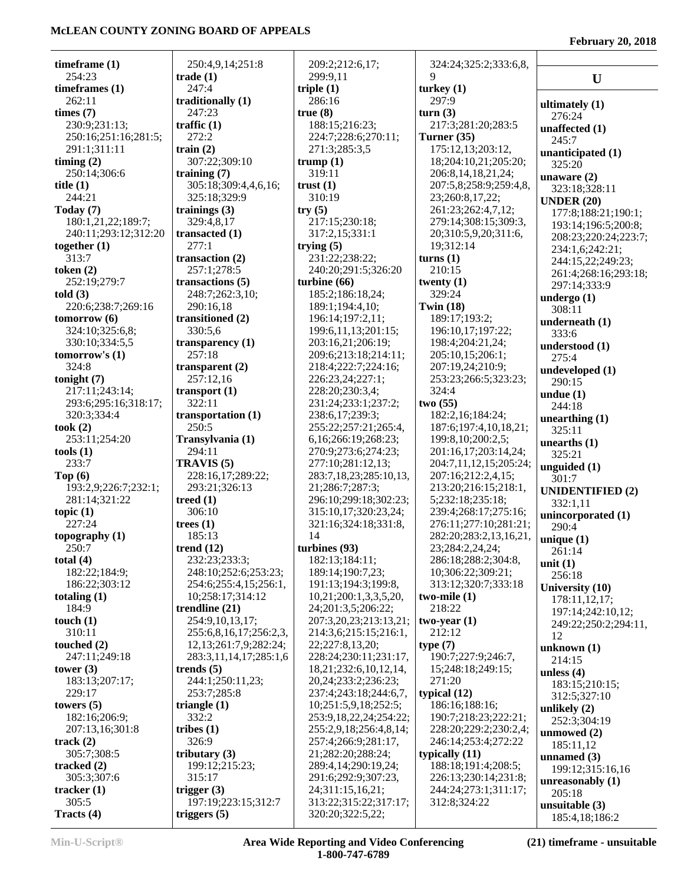**timeframe (1)**
254:23
**timeframes (1)**
262:11
**times (7)**
230:9;231:13;
250:16;251:16;281:5;
291:1;311:11
**timing (2)**
250:14;306:6
**title (1)**
244:21
**Today (7)**
180:1,21,22;189:7;
240:11;293:12;312:20
**together (1)**
313:7
**token (2)**
252:19;279:7
**told (3)**
220:6;238:7;269:16
**tomorrow (6)**
324:10;325:6,8;
330:10;334:5,5
**tomorrow's (1)**
324:8
**tonight (7)**
217:11;243:14;
293:6;295:16;318:17;
320:3;334:4
**took (2)**
253:11;254:20
**tools (1)**
233:7
**Top (6)**
193:2,9;226:7;232:1;
281:14;321:22
**topic (1)**
227:24
**topography (1)**
250:7
**total (4)**
182:22;184:9;
186:22;303:12
**totaling (1)**
184:9
**touch (1)**
310:11
**touched (2)**
247:11;249:18
**tower (3)**
183:13;207:17;
229:17
**towers (5)**
182:16;206:9;
207:13,16;301:8
**track (2)**
305:7;308:5
**tracked (2)**
305:3;307:6
**tracker (1)**
305:5
**Tracts (4)**
250:4,9,14;251:8
**trade (1)**
247:4
**traditionally (1)**
247:23
**traffic (1)**
272:2
**train (2)**
307:22;309:10
**training (7)**
305:18;309:4,4,6,16;
325:18;329:9
**trainings (3)**
329:4,8,17
**transacted (1)**
277:1
**transaction (2)**
257:1;278:5
**transactions (5)**
248:7;262:3,10;
290:16,18
**transitioned (2)**
330:5,6
**transparency (1)**
257:18
**transparent (2)**
257:12,16
**transport (1)**
322:11
**transportation (1)**
250:5
**Transylvania (1)**
294:11
**TRAVIS (5)**
228:16,17;289:22;
293:21;326:13
**treed (1)**
306:10
**trees (1)**
185:13
**trend (12)**
232:23;233:3;
248:10;252:6;253:23;
254:6;255:4,15;256:1,
10;258:17;314:12
**trendline (21)**
254:9,10,13,17;
255:6,8,16,17;256:2,3,
12,13;261:7,9;282:24;
283:3,11,14,17;285:1,6
**trends (5)**
244:1;250:11,23;
253:7;285:8
**triangle (1)**
332:2
**tribes (1)**
326:9
**tributary (3)**
199:12;215:23;
315:17
**trigger (3)**
197:19;223:15;312:7
**triggers (5)**
209:2;212:6,17;
299:9,11
**triple (1)**
286:16
**true (8)**
188:15;216:23;
224:7;228:6;270:11;
271:3;285:3,5
**trump (1)**
319:11
**trust (1)**
310:19
**try (5)**
217:15;230:18;
317:2,15;331:1
**trying (5)**
231:22;238:22;
240:20;291:5;326:20
**turbine (66)**
185:2;186:18,24;
189:1;194:4,10;
196:14;197:2,11;
199:6,11,13;201:15;
203:16,21;206:19;
209:6;213:18;214:11;
218:4;222:7;224:16;
226:23,24;227:1;
228:20;230:3,4;
231:24;233:1;237:2;
238:6,17;239:3;
255:22;257:21;265:4,
6,16;266:19;268:23;
270:9;273:6;274:23;
277:10;281:12,13;
283:7,18,23;285:10,13,
21;286:7;287:3;
296:10;299:18;302:23;
315:10,17;320:23,24;
321:16;324:18;331:8,
14
**turbines (93)**
182:13;184:11;
189:14;190:7,23;
191:13;194:3;199:8,
10,21;200:1,3,3,5,20,
24;201:3,5;206:22;
207:3,20,23;213:13,21;
214:3,6;215:15;216:1,
22;227:8,13,20;
228:24;230:11;231:17,
18,21;232:6,10,12,14,
20,24;233:2;236:23;
237:4;243:18;244:6,7,
10;251:5,9,18;252:5;
253:9,18,22,24;254:22;
255:2,9,18;256:4,8,14;
257:4;266:9;281:17,
21;282:20;288:24;
289:4,14;290:19,24;
291:6;292:9;307:23,
24;311:15,16,21;
313:22;315:22;317:17;
320:20;322:5,22;
324:24;325:2;333:6,8,
9
**turkey (1)**
297:9
**turn (3)**
217:3;281:20;283:5
**Turner (35)**
175:12,13;203:12,
18;204:10,21;205:20;
206:8,14,18,21,24;
207:5,8;258:9;259:4,8,
23;260:8,17,22;
261:23;262:4,7,12;
279:14;308:15;309:3,
20;310:5,9,20;311:6,
19;312:14
**turns (1)**
210:15
**twenty (1)**
329:24
**Twin (18)**
189:17;193:2;
196:10,17;197:22;
198:4;204:21,24;
205:10,15;206:1;
207:19,24;210:9;
253:23;266:5;323:23;
324:4
**two (55)**
182:2,16;184:24;
187:6;197:4,10,18,21;
199:8,10;200:2,5;
201:16,17;203:14,24;
204:7,11,12,15;205:24;
207:16;212:2,4,15;
213:20;216:15;218:1,
5;232:18;235:18;
239:4;268:17;275:16;
276:11;277:10;281:21;
282:20;283:2,13,16,21,
23;284:2,24,24;
286:18;288:2;304:8,
10;306:22;309:21;
313:12;320:7;333:18
**two-mile (1)**
218:22
**two-year (1)**
212:12
**type (7)**
190:7;227:9;246:7,
15;248:18;249:15;
271:20
**typical (12)**
186:16;188:16;
190:7;218:23;222:21;
228:20;229:2;230:2,4;
246:14;253:4;272:22
**typically (11)**
188:18;191:4;208:5;
226:13;230:14;231:8;
244:24;273:1;311:17;
312:8;324:22

## U

**ultimately (1)**
276:24
**unaffected (1)**
245:7
**unanticipated (1)**
325:20
**unaware (2)**
323:18;328:11
**UNDER (20)**
177:8;188:21;190:1;
193:14;196:5;200:8;
208:23;220:24;223:7;
234:1,6;242:21;
244:15,22;249:23;
261:4;268:16;293:18;
297:14;333:9
**undergo (1)**
308:11
**underneath (1)**
333:6
**understood (1)**
275:4
**undeveloped (1)**
290:15
**undue (1)**
244:18
**unearthing (1)**
325:11
**unearths (1)**
325:21
**unguided (1)**
301:7
**UNIDENTIFIED (2)**
332:1,11
**unincorporated (1)**
290:4
**unique (1)**
261:14
**unit (1)**
256:18
**University (10)**
178:11,12,17;
197:14;242:10,12;
249:22;250:2;294:11,
12
**unknown (1)**
214:15
**unless (4)**
183:15;210:15;
312:5;327:10
**unlikely (2)**
252:3;304:19
**unmowed (2)**
185:11,12
**unnamed (3)**
199:12;315:16,16
**unreasonably (1)**
205:18
**unsuitable (3)**
185:4,18;186:2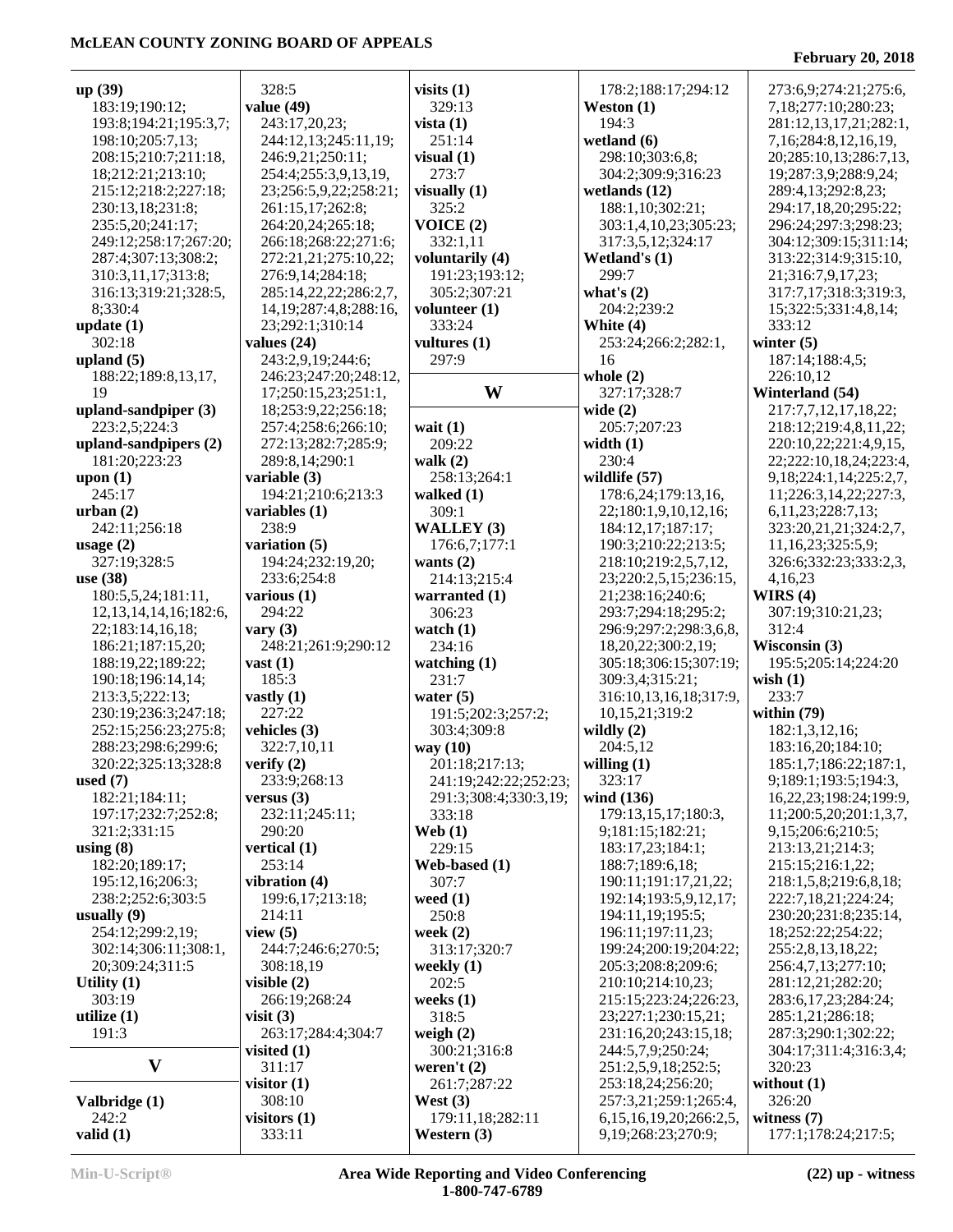**up (39)**
183:19;190:12;
193:8;194:21;195:3,7;
198:10;205:7,13;
208:15;210:7;211:18,
18;212:21;213:10;
215:12;218:2;227:18;
230:13,18;231:8;
235:5,20;241:17;
249:12;258:17;267:20;
287:4;307:13;308:2;
310:3,11,17;313:8;
316:13;319:21;328:5,
8;330:4
**update (1)**
302:18
**upland (5)**
188:22;189:8,13,17,
19
**upland-sandpiper (3)**
223:2,5;224:3
**upland-sandpipers (2)**
181:20;223:23
**upon (1)**
245:17
**urban (2)**
242:11;256:18
**usage (2)**
327:19;328:5
**use (38)**
180:5,5,24;181:11,
12,13,14,14,16;182:6,
22;183:14,16,18;
186:21;187:15,20;
188:19,22;189:22;
190:18;196:14,14;
213:3,5;222:13;
230:19;236:3;247:18;
252:15;256:23;275:8;
288:23;298:6;299:6;
320:22;325:13;328:8
**used (7)**
182:21;184:11;
197:17;232:7;252:8;
321:2;331:15
**using (8)**
182:20;189:17;
195:12,16;206:3;
238:2;252:6;303:5
**usually (9)**
254:12;299:2,19;
302:14;306:11;308:1,
20;309:24;311:5
**Utility (1)**
303:19
**utilize (1)**
191:3

## V

**Valbridge (1)**
242:2
**valid (1)**
328:5
**value (49)**
243:17,20,23;
244:12,13;245:11,19;
246:9,21;250:11;
254:4;255:3,9,13,19,
23;256:5,9,22;258:21;
261:15,17;262:8;
264:20,24;265:18;
266:18;268:22;271:6;
272:21,21;275:10,22;
276:9,14;284:18;
285:14,22,22;286:2,7,
14,19;287:4,8;288:16,
23;292:1;310:14
**values (24)**
243:2,9,19;244:6;
246:23;247:20;248:12,
17;250:15,23;251:1,
18;253:9,22;256:18;
257:4;258:6;266:10;
272:13;282:7;285:9;
289:8,14;290:1
**variable (3)**
194:21;210:6;213:3
**variables (1)**
238:9
**variation (5)**
194:24;232:19,20;
233:6;254:8
**various (1)**
294:22
**vary (3)**
248:21;261:9;290:12
**vast (1)**
185:3
**vastly (1)**
227:22
**vehicles (3)**
322:7,10,11
**verify (2)**
233:9;268:13
**versus (3)**
232:11;245:11;
290:20
**vertical (1)**
253:14
**vibration (4)**
199:6,17;213:18;
214:11
**view (5)**
244:7;246:6;270:5;
308:18,19
**visible (2)**
266:19;268:24
**visit (3)**
263:17;284:4;304:7
**visited (1)**
311:17
**visitor (1)**
308:10
**visitors (1)**
333:11
**visits (1)**
329:13
**vista (1)**
251:14
**visual (1)**
273:7
**visually (1)**
325:2
**VOICE (2)**
332:1,11
**voluntarily (4)**
191:23;193:12;
305:2;307:21
**volunteer (1)**
333:24
**vultures (1)**
297:9

## W

**wait (1)**
209:22
**walk (2)**
258:13;264:1
**walked (1)**
309:1
**WALLEY (3)**
176:6,7;177:1
**wants (2)**
214:13;215:4
**warranted (1)**
306:23
**watch (1)**
234:16
**watching (1)**
231:7
**water (5)**
191:5;202:3;257:2;
303:4;309:8
**way (10)**
201:18;217:13;
241:19;242:22;252:23;
291:3;308:4;330:3,19;
333:18
**Web (1)**
229:15
**Web-based (1)**
307:7
**weed (1)**
250:8
**week (2)**
313:17;320:7
**weekly (1)**
202:5
**weeks (1)**
318:5
**weigh (2)**
300:21;316:8
**weren't (2)**
261:7;287:22
**West (3)**
179:11,18;282:11
**Western (3)**
178:2;188:17;294:12
**Weston (1)**
194:3
**wetland (6)**
298:10;303:6,8;
304:2;309:9;316:23
**wetlands (12)**
188:1,10;302:21;
303:1,4,10,23;305:23;
317:3,5,12;324:17
**Wetland's (1)**
299:7
**what's (2)**
204:2;239:2
**White (4)**
253:24;266:2;282:1,
16
**whole (2)**
327:17;328:7
**wide (2)**
205:7;207:23
**width (1)**
230:4
**wildlife (57)**
178:6,24;179:13,16,
22;180:1,9,10,12,16;
184:12,17;187:17;
190:3;210:22;213:5;
218:10;219:2,5,7,12,
23;220:2,5,15;236:15,
21;238:16;240:6;
293:7;294:18;295:2;
296:9;297:2;298:3,6,8,
18,20,22;300:2,19;
305:18;306:15;307:19;
309:3,4;315:21;
316:10,13,16,18;317:9,
10,15,21;319:2
**wildly (2)**
204:5,12
**willing (1)**
323:17
**wind (136)**
179:13,15,17;180:3,
9;181:15;182:21;
183:17,23;184:1;
188:7;189:6,18;
190:11;191:17,21,22;
192:14;193:5,9,12,17;
194:11,19;195:5;
196:11;197:11,23;
199:24;200:19;204:22;
205:3;208:8;209:6;
210:10;214:10,23;
215:15;223:24;226:23,
23;227:1;230:15,21;
231:16,20;243:15,18;
244:5,7,9;250:24;
251:2,5,9,18;252:5;
253:18,24;256:20;
257:3,21;259:1;265:4,
6,15,16,19,20;266:2,5,
9,19;268:23;270:9;
273:6,9;274:21;275:6,
7,18;277:10;280:23;
281:12,13,17,21;282:1,
7,16;284:8,12,16,19,
20;285:10,13;286:7,13,
19;287:3,9;288:9,24;
289:4,13;292:8,23;
294:17,18,20;295:22;
296:24;297:3;298:23;
304:12;309:15;311:14;
313:22;314:9;315:10,
21;316:7,9,17,23;
317:7,17;318:3;319:3,
15;322:5;331:4,8,14;
333:12
**winter (5)**
187:14;188:4,5;
226:10,12
**Winterland (54)**
217:7,7,12,17,18,22;
218:12;219:4,8,11,22;
220:10,22;221:4,9,15,
22;222:10,18,24;223:4,
9,18;224:1,14;225:2,7,
11;226:3,14,22;227:3,
6,11,23;228:7,13;
323:20,21,21;324:2,7,
11,16,23;325:5,9;
326:6;332:23;333:2,3,
4,16,23
**WIRS (4)**
307:19;310:21,23;
312:4
**Wisconsin (3)**
195:5;205:14;224:20
**wish (1)**
233:7
**within (79)**
182:1,3,12,16;
183:16,20;184:10;
185:1,7;186:22;187:1,
9;189:1;193:5;194:3,
16,22,23;198:24;199:9,
11;200:5,20;201:1,3,7,
9,15;206:6;210:5;
213:13,21;214:3;
215:15;216:1,22;
218:1,5,8;219:6,8,18;
222:7,18,21;224:24;
230:20;231:8;235:14,
18;252:22;254:22;
255:2,8,13,18,22;
256:4,7,13;277:10;
281:12,21;282:20;
283:6,17,23;284:24;
285:1,21;286:18;
287:3;290:1;302:22;
304:17;311:4;316:3,4;
320:23
**without (1)**
326:20
**witness (7)**
177:1;178:24;217:5;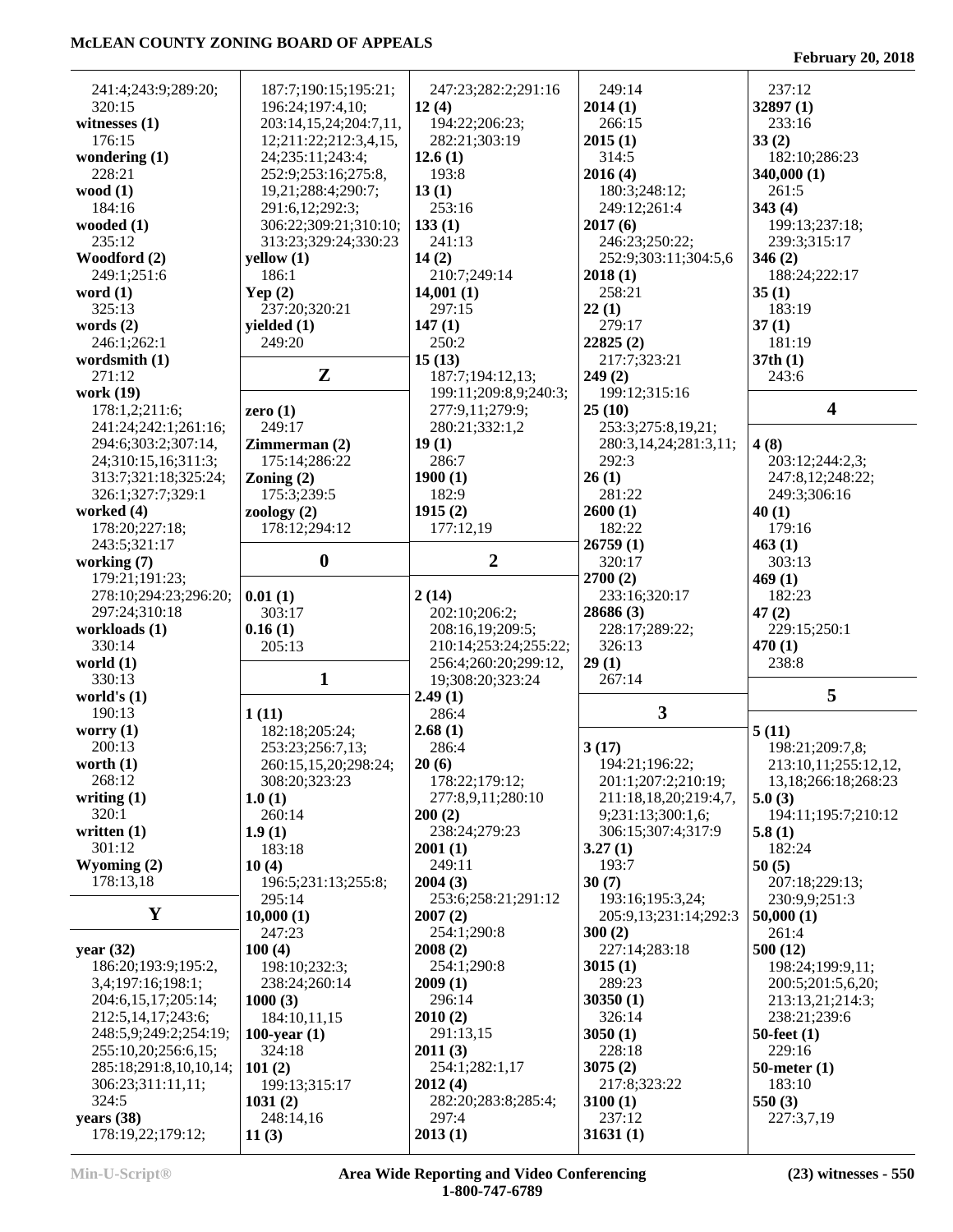241:4;243:9;289:20;
320:15

**witnesses (1)**
176:15

**wondering (1)**
228:21

**wood (1)**
184:16

**wooded (1)**
235:12

**Woodford (2)**
249:1;251:6

**word (1)**
325:13

**words (2)**
246:1;262:1

**wordsmith (1)**
271:12

**work (19)**
178:1,2;211:6;
241:24;242:1;261:16;
294:6;303:2;307:14,
24;310:15,16;311:3;
313:7;321:18;325:24;
326:1;327:7;329:1

**worked (4)**
178:20;227:18;
243:5;321:17

**working (7)**
179:21;191:23;
278:10;294:23;296:20;
297:24;310:18

**workloads (1)**
330:14

**world (1)**
330:13

**world's (1)**
190:13

**worry (1)**
200:13

**worth (1)**
268:12

**writing (1)**
320:1

**written (1)**
301:12

**Wyoming (2)**
178:13,18

## Y

**year (32)**
186:20;193:9;195:2,
3,4;197:16;198:1;
204:6,15,17;205:14;
212:5,14,17;243:6;
248:5,9;249:2;254:19;
255:10,20;256:6,15;
285:18;291:8,10,10,14;
306:23;311:11,11;
324:5

**years (38)**
178:19,22;179:12;
187:7;190:15;195:21;
196:24;197:4,10;
203:14,15,24;204:7,11,
12;211:22;212:3,4,15,
24;235:11;243:4;
252:9;253:16;275:8,
19,21;288:4;290:7;
291:6,12;292:3;
306:22;309:21;310:10;
313:23;329:24;330:23

**yellow (1)**
186:1

**Yep (2)**
237:20;320:21

**yielded (1)**
249:20

## Z

**zero (1)**
249:17

**Zimmerman (2)**
175:14;286:22

**Zoning (2)**
175:3;239:5

**zoology (2)**
178:12;294:12

## 0

**0.01 (1)**
303:17

**0.16 (1)**
205:13

## 1

**1 (11)**
182:18;205:24;
253:23;256:7,13;
260:15,15,20;298:24;
308:20;323:23

**1.0 (1)**
260:14

**1.9 (1)**
183:18

**10 (4)**
196:5;231:13;255:8;
295:14

**10,000 (1)**
247:23

**100 (4)**
198:10;232:3;
238:24;260:14

**1000 (3)**
184:10,11,15

**100-year (1)**
324:18

**101 (2)**
199:13;315:17

**1031 (2)**
248:14,16

**11 (3)**
247:23;282:2;291:16

**12 (4)**
194:22;206:23;
282:21;303:19

**12.6 (1)**
193:8

**13 (1)**
253:16

**133 (1)**
241:13

**14 (2)**
210:7;249:14

**14,001 (1)**
297:15

**147 (1)**
250:2

**15 (13)**
187:7;194:12,13;
199:11;209:8,9;240:3;
277:9,11;279:9;
280:21;332:1,2

**19 (1)**
286:7

**1900 (1)**
182:9

**1915 (2)**
177:12,19

## 2

**2 (14)**
202:10;206:2;
208:16,19;209:5;
210:14;253:24;255:22;
256:4;260:20;299:12,
19;308:20;323:24

**2.49 (1)**
286:4

**2.68 (1)**
286:4

**20 (6)**
178:22;179:12;
277:8,9,11;280:10

**200 (2)**
238:24;279:23

**2001 (1)**
249:11

**2004 (3)**
253:6;258:21;291:12

**2007 (2)**
254:1;290:8

**2008 (2)**
254:1;290:8

**2009 (1)**
296:14

**2010 (2)**
291:13,15

**2011 (3)**
254:1;282:1,17

**2012 (4)**
282:20;283:8;285:4;
297:4

**2013 (1)**
249:14

**2014 (1)**
266:15

**2015 (1)**
314:5

**2016 (4)**
180:3;248:12;
249:12;261:4

**2017 (6)**
246:23;250:22;
252:9;303:11;304:5,6

**2018 (1)**
258:21

**22 (1)**
279:17

**22825 (2)**
217:7;323:21

**249 (2)**
199:12;315:16

**25 (10)**
253:3;275:8,19,21;
280:3,14,24;281:3,11;
292:3

**26 (1)**
281:22

**2600 (1)**
182:22

**26759 (1)**
320:17

**2700 (2)**
233:16;320:17

**28686 (3)**
228:17;289:22;
326:13

**29 (1)**
267:14

## 3

**3 (17)**
194:21;196:22;
201:1;207:2;210:19;
211:18,18,20;219:4,7,
9;231:13;300:1,6;
306:15;307:4;317:9

**3.27 (1)**
193:7

**30 (7)**
193:16;195:3,24;
205:9,13;231:14;292:3

**300 (2)**
227:14;283:18

**3015 (1)**
289:23

**30350 (1)**
326:14

**3050 (1)**
228:18

**3075 (2)**
217:8;323:22

**3100 (1)**
237:12

**31631 (1)**
237:12

**32897 (1)**
233:16

**33 (2)**
182:10;286:23

**340,000 (1)**
261:5

**343 (4)**
199:13;237:18;
239:3;315:17

**346 (2)**
188:24;222:17

**35 (1)**
183:19

**37 (1)**
181:19

**37th (1)**
243:6

## 4

**4 (8)**
203:12;244:2,3;
247:8,12;248:22;
249:3;306:16

**40 (1)**
179:16

**463 (1)**
303:13

**469 (1)**
182:23

**47 (2)**
229:15;250:1

**470 (1)**
238:8

## 5

**5 (11)**
198:21;209:7,8;
213:10,11;255:12,12,
13,18;266:18;268:23

**5.0 (3)**
194:11;195:7;210:12

**5.8 (1)**
182:24

**50 (5)**
207:18;229:13;
230:9,9;251:3

**50,000 (1)**
261:4

**500 (12)**
198:24;199:9,11;
200:5;201:5,6,20;
213:13,21;214:3;
238:21;239:6

**50-feet (1)**
229:16

**50-meter (1)**
183:10

**550 (3)**
227:3,7,19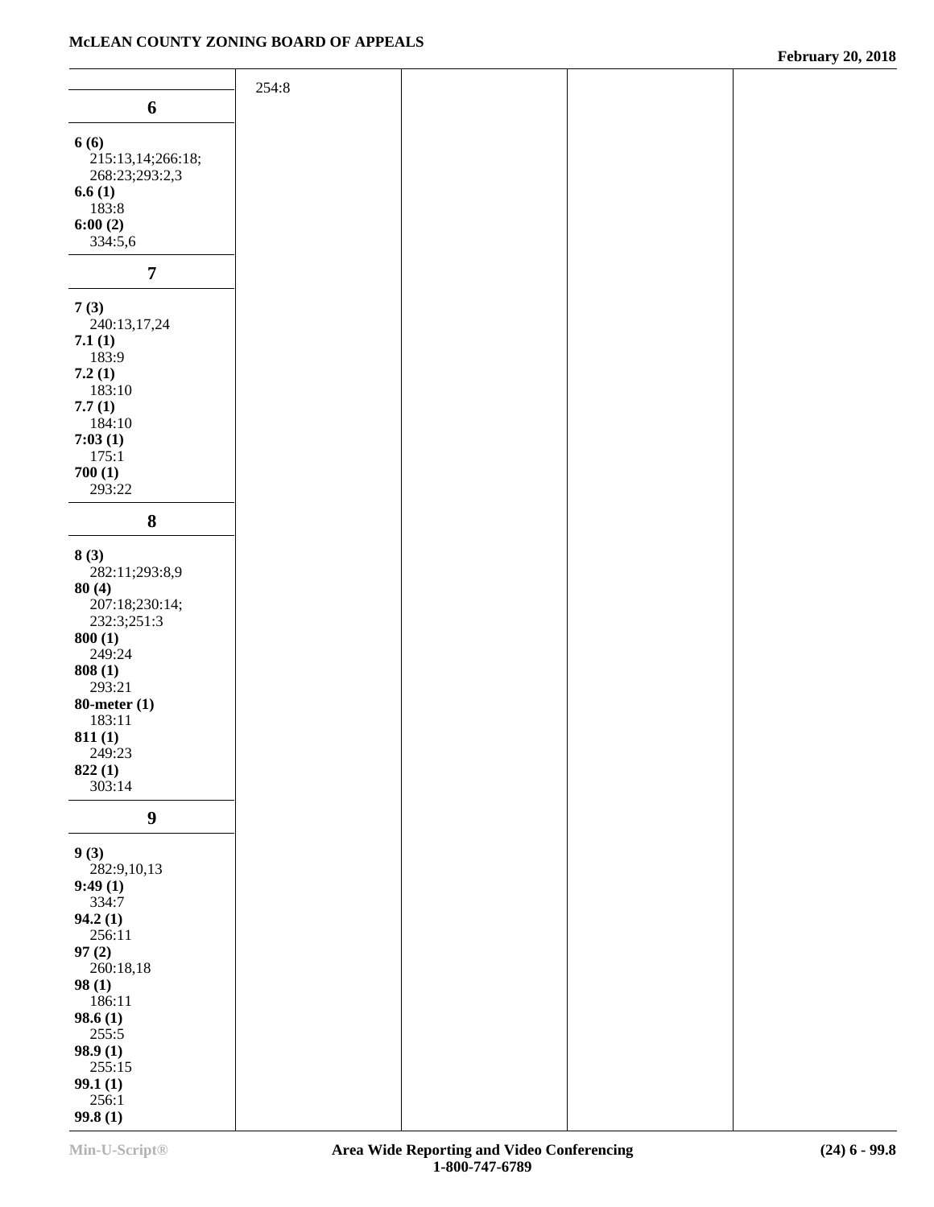## 6

**6 (6)**
215:13,14;266:18;
268:23;293:2,3

**6.6 (1)**
183:8

**6:00 (2)**
334:5,6

## 7

**7 (3)**
240:13,17,24

**7.1 (1)**
183:9

**7.2 (1)**
183:10

**7.7 (1)**
184:10

**7:03 (1)**
175:1

**700 (1)**
293:22

## 8

**8 (3)**
282:11;293:8,9

**80 (4)**
207:18;230:14;
232:3;251:3

**800 (1)**
249:24

**808 (1)**
293:21

**80-meter (1)**
183:11

**811 (1)**
249:23

**822 (1)**
303:14

## 9

**9 (3)**
282:9,10,13

**9:49 (1)**
334:7

**94.2 (1)**
256:11

**97 (2)**
260:18,18

**98 (1)**
186:11

**98.6 (1)**
255:5

**98.9 (1)**
255:15

**99.1 (1)**
256:1

**99.8 (1)**
254:8